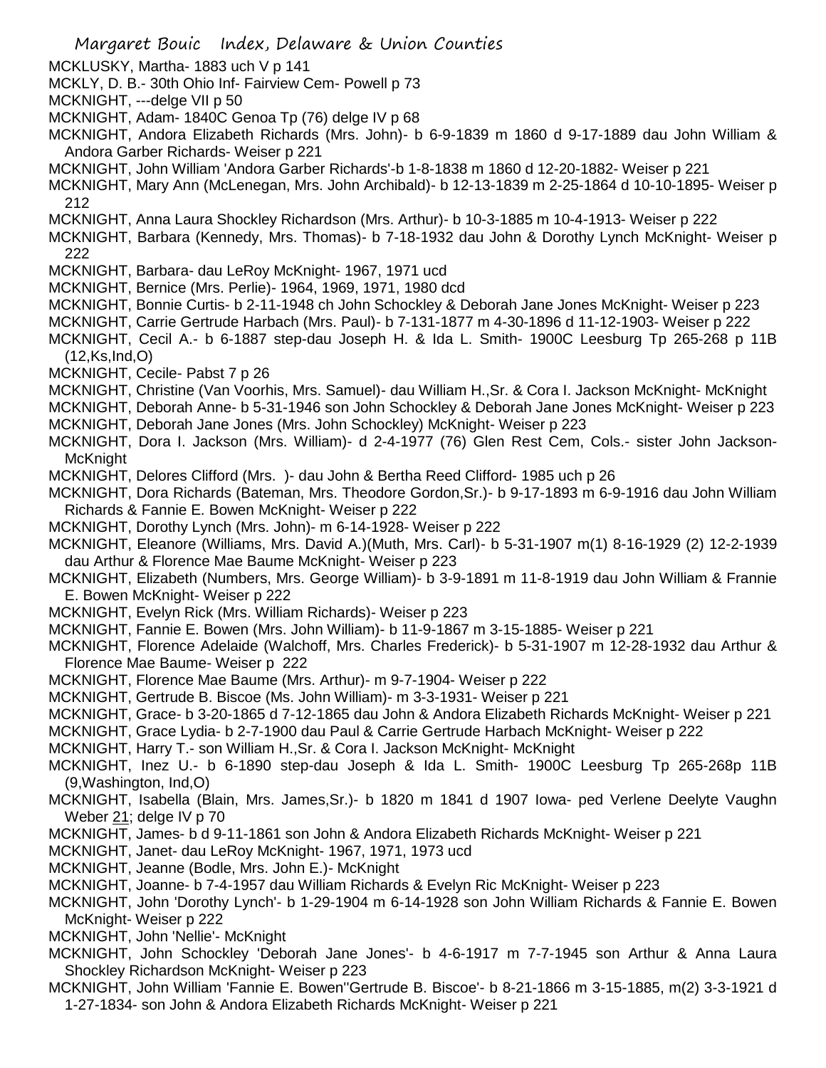MCKLUSKY, Martha- 1883 uch V p 141

MCKLY, D. B.- 30th Ohio Inf- Fairview Cem- Powell p 73

MCKNIGHT, ---delge VII p 50

MCKNIGHT, Adam- 1840C Genoa Tp (76) delge IV p 68

MCKNIGHT, Andora Elizabeth Richards (Mrs. John)- b 6-9-1839 m 1860 d 9-17-1889 dau John William & Andora Garber Richards- Weiser p 221

MCKNIGHT, John William 'Andora Garber Richards'-b 1-8-1838 m 1860 d 12-20-1882- Weiser p 221

MCKNIGHT, Mary Ann (McLenegan, Mrs. John Archibald)- b 12-13-1839 m 2-25-1864 d 10-10-1895- Weiser p 212

MCKNIGHT, Anna Laura Shockley Richardson (Mrs. Arthur)- b 10-3-1885 m 10-4-1913- Weiser p 222

MCKNIGHT, Barbara (Kennedy, Mrs. Thomas)- b 7-18-1932 dau John & Dorothy Lynch McKnight- Weiser p 222

MCKNIGHT, Barbara- dau LeRoy McKnight- 1967, 1971 ucd

MCKNIGHT, Bernice (Mrs. Perlie)- 1964, 1969, 1971, 1980 dcd

MCKNIGHT, Bonnie Curtis- b 2-11-1948 ch John Schockley & Deborah Jane Jones McKnight- Weiser p 223

MCKNIGHT, Carrie Gertrude Harbach (Mrs. Paul)- b 7-131-1877 m 4-30-1896 d 11-12-1903- Weiser p 222

MCKNIGHT, Cecil A.- b 6-1887 step-dau Joseph H. & Ida L. Smith- 1900C Leesburg Tp 265-268 p 11B (12,Ks,Ind,O)

MCKNIGHT, Cecile- Pabst 7 p 26

MCKNIGHT, Christine (Van Voorhis, Mrs. Samuel)- dau William H.,Sr. & Cora I. Jackson McKnight- McKnight

MCKNIGHT, Deborah Anne- b 5-31-1946 son John Schockley & Deborah Jane Jones McKnight- Weiser p 223

MCKNIGHT, Deborah Jane Jones (Mrs. John Schockley) McKnight- Weiser p 223

MCKNIGHT, Dora I. Jackson (Mrs. William)- d 2-4-1977 (76) Glen Rest Cem, Cols.- sister John Jackson- McKnight

MCKNIGHT, Delores Clifford (Mrs. )- dau John & Bertha Reed Clifford- 1985 uch p 26

MCKNIGHT, Dora Richards (Bateman, Mrs. Theodore Gordon,Sr.)- b 9-17-1893 m 6-9-1916 dau John William Richards & Fannie E. Bowen McKnight- Weiser p 222

MCKNIGHT, Dorothy Lynch (Mrs. John)- m 6-14-1928- Weiser p 222

MCKNIGHT, Eleanore (Williams, Mrs. David A.)(Muth, Mrs. Carl)- b 5-31-1907 m(1) 8-16-1929 (2) 12-2-1939 dau Arthur & Florence Mae Baume McKnight- Weiser p 223

MCKNIGHT, Elizabeth (Numbers, Mrs. George William)- b 3-9-1891 m 11-8-1919 dau John William & Frannie E. Bowen McKnight- Weiser p 222

MCKNIGHT, Evelyn Rick (Mrs. William Richards)- Weiser p 223

MCKNIGHT, Fannie E. Bowen (Mrs. John William)- b 11-9-1867 m 3-15-1885- Weiser p 221

MCKNIGHT, Florence Adelaide (Walchoff, Mrs. Charles Frederick)- b 5-31-1907 m 12-28-1932 dau Arthur & Florence Mae Baume- Weiser p 222

MCKNIGHT, Florence Mae Baume (Mrs. Arthur)- m 9-7-1904- Weiser p 222

MCKNIGHT, Gertrude B. Biscoe (Ms. John William)- m 3-3-1931- Weiser p 221

MCKNIGHT, Grace- b 3-20-1865 d 7-12-1865 dau John & Andora Elizabeth Richards McKnight- Weiser p 221

MCKNIGHT, Grace Lydia- b 2-7-1900 dau Paul & Carrie Gertrude Harbach McKnight- Weiser p 222

MCKNIGHT, Harry T.- son William H.,Sr. & Cora I. Jackson McKnight- McKnight

MCKNIGHT, Inez U.- b 6-1890 step-dau Joseph & Ida L. Smith- 1900C Leesburg Tp 265-268p 11B (9,Washington, Ind,O)

MCKNIGHT, Isabella (Blain, Mrs. James,Sr.)- b 1820 m 1841 d 1907 Iowa- ped Verlene Deelyte Vaughn Weber 21; delge IV p 70

MCKNIGHT, James- b d 9-11-1861 son John & Andora Elizabeth Richards McKnight- Weiser p 221

MCKNIGHT, Janet- dau LeRoy McKnight- 1967, 1971, 1973 ucd

MCKNIGHT, Jeanne (Bodle, Mrs. John E.)- McKnight

MCKNIGHT, Joanne- b 7-4-1957 dau William Richards & Evelyn Ric McKnight- Weiser p 223

MCKNIGHT, John 'Dorothy Lynch'- b 1-29-1904 m 6-14-1928 son John William Richards & Fannie E. Bowen McKnight- Weiser p 222

MCKNIGHT, John 'Nellie'- McKnight

MCKNIGHT, John Schockley 'Deborah Jane Jones'- b 4-6-1917 m 7-7-1945 son Arthur & Anna Laura Shockley Richardson McKnight- Weiser p 223

MCKNIGHT, John William 'Fannie E. Bowen''Gertrude B. Biscoe'- b 8-21-1866 m 3-15-1885, m(2) 3-3-1921 d 1-27-1834- son John & Andora Elizabeth Richards McKnight- Weiser p 221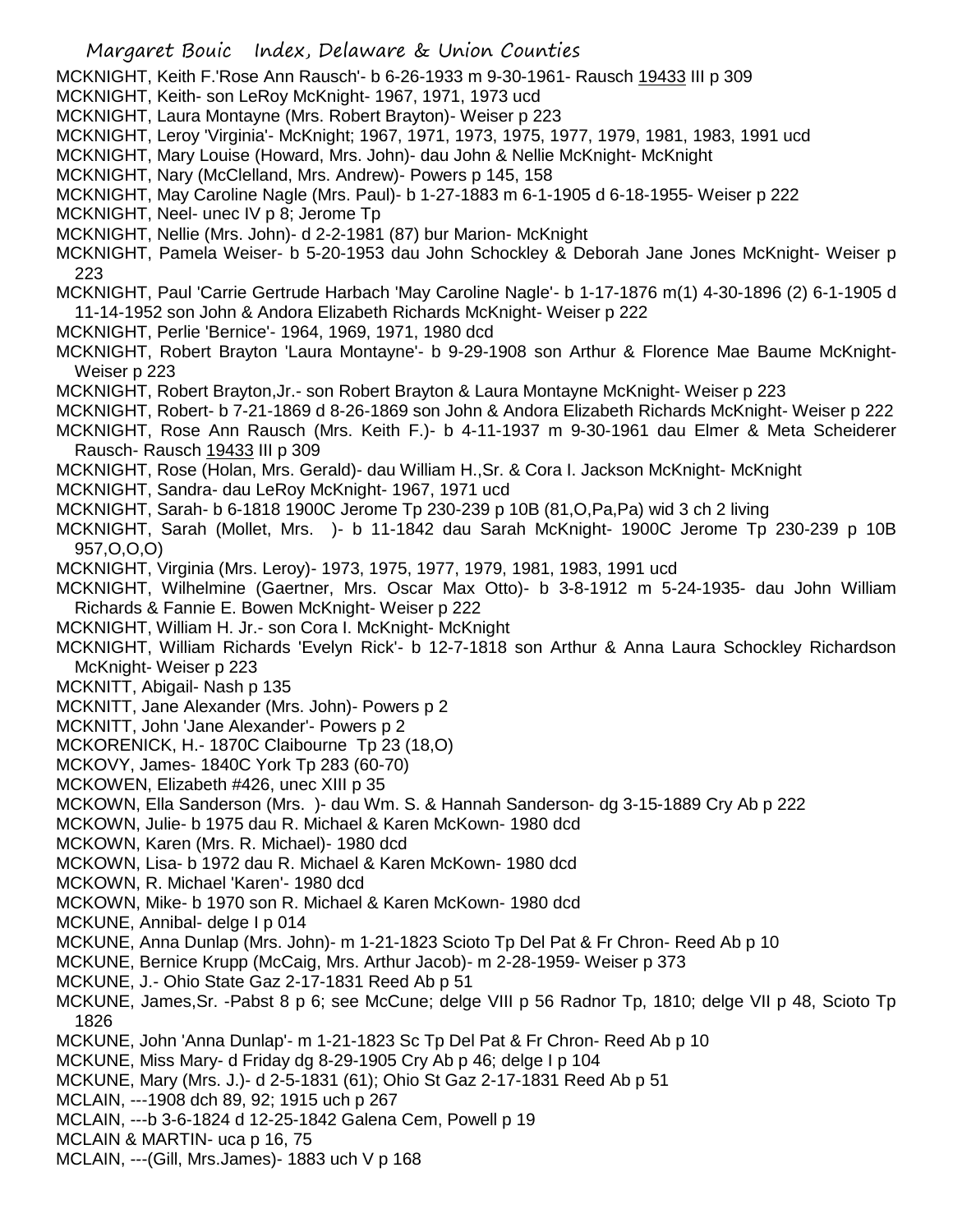MCKNIGHT, Keith F.'Rose Ann Rausch'- b 6-26-1933 m 9-30-1961- Rausch 19433 III p 309

MCKNIGHT, Keith- son LeRoy McKnight- 1967, 1971, 1973 ucd

MCKNIGHT, Laura Montayne (Mrs. Robert Brayton)- Weiser p 223

MCKNIGHT, Leroy 'Virginia'- McKnight; 1967, 1971, 1973, 1975, 1977, 1979, 1981, 1983, 1991 ucd

MCKNIGHT, Mary Louise (Howard, Mrs. John)- dau John & Nellie McKnight- McKnight

MCKNIGHT, Nary (McClelland, Mrs. Andrew)- Powers p 145, 158

MCKNIGHT, May Caroline Nagle (Mrs. Paul)- b 1-27-1883 m 6-1-1905 d 6-18-1955- Weiser p 222

MCKNIGHT, Neel- unec IV p 8; Jerome Tp

MCKNIGHT, Nellie (Mrs. John)- d 2-2-1981 (87) bur Marion- McKnight

MCKNIGHT, Pamela Weiser- b 5-20-1953 dau John Schockley & Deborah Jane Jones McKnight- Weiser p 223

MCKNIGHT, Paul 'Carrie Gertrude Harbach 'May Caroline Nagle'- b 1-17-1876 m(1) 4-30-1896 (2) 6-1-1905 d 11-14-1952 son John & Andora Elizabeth Richards McKnight- Weiser p 222

MCKNIGHT, Perlie 'Bernice'- 1964, 1969, 1971, 1980 dcd

MCKNIGHT, Robert Brayton 'Laura Montayne'- b 9-29-1908 son Arthur & Florence Mae Baume McKnight- Weiser p 223

MCKNIGHT, Robert Brayton,Jr.- son Robert Brayton & Laura Montayne McKnight- Weiser p 223

MCKNIGHT, Robert- b 7-21-1869 d 8-26-1869 son John & Andora Elizabeth Richards McKnight- Weiser p 222

MCKNIGHT, Rose Ann Rausch (Mrs. Keith F.)- b 4-11-1937 m 9-30-1961 dau Elmer & Meta Scheiderer Rausch- Rausch 19433 III p 309

MCKNIGHT, Rose (Holan, Mrs. Gerald)- dau William H.,Sr. & Cora I. Jackson McKnight- McKnight

MCKNIGHT, Sandra- dau LeRoy McKnight- 1967, 1971 ucd

MCKNIGHT, Sarah- b 6-1818 1900C Jerome Tp 230-239 p 10B (81,O,Pa,Pa) wid 3 ch 2 living

MCKNIGHT, Sarah (Mollet, Mrs. )- b 11-1842 dau Sarah McKnight- 1900C Jerome Tp 230-239 p 10B 957,O,O,O)

MCKNIGHT, Virginia (Mrs. Leroy)- 1973, 1975, 1977, 1979, 1981, 1983, 1991 ucd

MCKNIGHT, Wilhelmine (Gaertner, Mrs. Oscar Max Otto)- b 3-8-1912 m 5-24-1935- dau John William Richards & Fannie E. Bowen McKnight- Weiser p 222

MCKNIGHT, William H. Jr.- son Cora I. McKnight- McKnight

MCKNIGHT, William Richards 'Evelyn Rick'- b 12-7-1818 son Arthur & Anna Laura Schockley Richardson McKnight- Weiser p 223

MCKNITT, Abigail- Nash p 135

MCKNITT, Jane Alexander (Mrs. John)- Powers p 2

MCKNITT, John 'Jane Alexander'- Powers p 2

MCKORENICK, H.- 1870C Claibourne Tp 23 (18,O)

MCKOVY, James- 1840C York Tp 283 (60-70)

MCKOWEN, Elizabeth #426, unec XIII p 35

MCKOWN, Ella Sanderson (Mrs. )- dau Wm. S. & Hannah Sanderson- dg 3-15-1889 Cry Ab p 222

MCKOWN, Julie- b 1975 dau R. Michael & Karen McKown- 1980 dcd

MCKOWN, Karen (Mrs. R. Michael)- 1980 dcd

MCKOWN, Lisa- b 1972 dau R. Michael & Karen McKown- 1980 dcd

MCKOWN, R. Michael 'Karen'- 1980 dcd

MCKOWN, Mike- b 1970 son R. Michael & Karen McKown- 1980 dcd

MCKUNE, Annibal- delge I p 014

MCKUNE, Anna Dunlap (Mrs. John)- m 1-21-1823 Scioto Tp Del Pat & Fr Chron- Reed Ab p 10

MCKUNE, Bernice Krupp (McCaig, Mrs. Arthur Jacob)- m 2-28-1959- Weiser p 373

MCKUNE, J.- Ohio State Gaz 2-17-1831 Reed Ab p 51

MCKUNE, James,Sr. -Pabst 8 p 6; see McCune; delge VIII p 56 Radnor Tp, 1810; delge VII p 48, Scioto Tp 1826

MCKUNE, John 'Anna Dunlap'- m 1-21-1823 Sc Tp Del Pat & Fr Chron- Reed Ab p 10

MCKUNE, Miss Mary- d Friday dg 8-29-1905 Cry Ab p 46; delge I p 104

MCKUNE, Mary (Mrs. J.)- d 2-5-1831 (61); Ohio St Gaz 2-17-1831 Reed Ab p 51

MCLAIN, ---1908 dch 89, 92; 1915 uch p 267

MCLAIN, ---b 3-6-1824 d 12-25-1842 Galena Cem, Powell p 19

MCLAIN & MARTIN- uca p 16, 75

MCLAIN, ---(Gill, Mrs.James)- 1883 uch V p 168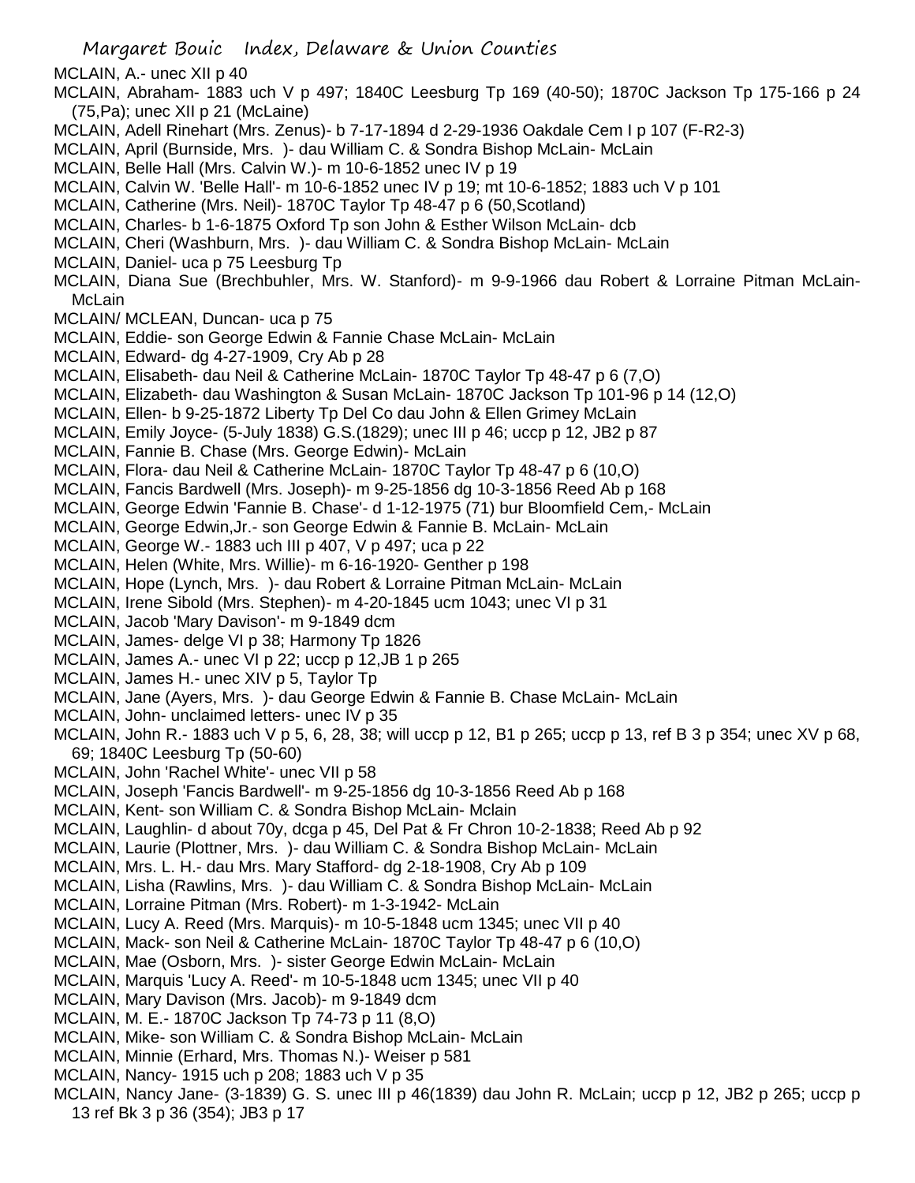MCLAIN, A.- unec XII p 40

MCLAIN, Abraham- 1883 uch V p 497; 1840C Leesburg Tp 169 (40-50); 1870C Jackson Tp 175-166 p 24 (75,Pa); unec XII p 21 (McLaine)

MCLAIN, Adell Rinehart (Mrs. Zenus)- b 7-17-1894 d 2-29-1936 Oakdale Cem I p 107 (F-R2-3)

MCLAIN, April (Burnside, Mrs. )- dau William C. & Sondra Bishop McLain- McLain

MCLAIN, Belle Hall (Mrs. Calvin W.)- m 10-6-1852 unec IV p 19

MCLAIN, Calvin W. 'Belle Hall'- m 10-6-1852 unec IV p 19; mt 10-6-1852; 1883 uch V p 101

MCLAIN, Catherine (Mrs. Neil)- 1870C Taylor Tp 48-47 p 6 (50,Scotland)

MCLAIN, Charles- b 1-6-1875 Oxford Tp son John & Esther Wilson McLain- dcb

MCLAIN, Cheri (Washburn, Mrs. )- dau William C. & Sondra Bishop McLain- McLain

MCLAIN, Daniel- uca p 75 Leesburg Tp

MCLAIN, Diana Sue (Brechbuhler, Mrs. W. Stanford)- m 9-9-1966 dau Robert & Lorraine Pitman McLain- McLain

MCLAIN/ MCLEAN, Duncan- uca p 75

MCLAIN, Eddie- son George Edwin & Fannie Chase McLain- McLain

MCLAIN, Edward- dg 4-27-1909, Cry Ab p 28

MCLAIN, Elisabeth- dau Neil & Catherine McLain- 1870C Taylor Tp 48-47 p 6 (7,O)

MCLAIN, Elizabeth- dau Washington & Susan McLain- 1870C Jackson Tp 101-96 p 14 (12,O)

MCLAIN, Ellen- b 9-25-1872 Liberty Tp Del Co dau John & Ellen Grimey McLain

MCLAIN, Emily Joyce- (5-July 1838) G.S.(1829); unec III p 46; uccp p 12, JB2 p 87

MCLAIN, Fannie B. Chase (Mrs. George Edwin)- McLain

MCLAIN, Flora- dau Neil & Catherine McLain- 1870C Taylor Tp 48-47 p 6 (10,O)

MCLAIN, Fancis Bardwell (Mrs. Joseph)- m 9-25-1856 dg 10-3-1856 Reed Ab p 168

MCLAIN, George Edwin 'Fannie B. Chase'- d 1-12-1975 (71) bur Bloomfield Cem,- McLain

MCLAIN, George Edwin,Jr.- son George Edwin & Fannie B. McLain- McLain

MCLAIN, George W.- 1883 uch III p 407, V p 497; uca p 22

MCLAIN, Helen (White, Mrs. Willie)- m 6-16-1920- Genther p 198

MCLAIN, Hope (Lynch, Mrs. )- dau Robert & Lorraine Pitman McLain- McLain

MCLAIN, Irene Sibold (Mrs. Stephen)- m 4-20-1845 ucm 1043; unec VI p 31

MCLAIN, Jacob 'Mary Davison'- m 9-1849 dcm

MCLAIN, James- delge VI p 38; Harmony Tp 1826

MCLAIN, James A.- unec VI p 22; uccp p 12,JB 1 p 265

MCLAIN, James H.- unec XIV p 5, Taylor Tp

MCLAIN, Jane (Ayers, Mrs. )- dau George Edwin & Fannie B. Chase McLain- McLain

MCLAIN, John- unclaimed letters- unec IV p 35

MCLAIN, John R.- 1883 uch V p 5, 6, 28, 38; will uccp p 12, B1 p 265; uccp p 13, ref B 3 p 354; unec XV p 68, 69; 1840C Leesburg Tp (50-60)

MCLAIN, John 'Rachel White'- unec VII p 58

MCLAIN, Joseph 'Fancis Bardwell'- m 9-25-1856 dg 10-3-1856 Reed Ab p 168

MCLAIN, Kent- son William C. & Sondra Bishop McLain- Mclain

MCLAIN, Laughlin- d about 70y, dcga p 45, Del Pat & Fr Chron 10-2-1838; Reed Ab p 92

MCLAIN, Laurie (Plottner, Mrs. )- dau William C. & Sondra Bishop McLain- McLain

MCLAIN, Mrs. L. H.- dau Mrs. Mary Stafford- dg 2-18-1908, Cry Ab p 109

MCLAIN, Lisha (Rawlins, Mrs. )- dau William C. & Sondra Bishop McLain- McLain

MCLAIN, Lorraine Pitman (Mrs. Robert)- m 1-3-1942- McLain

MCLAIN, Lucy A. Reed (Mrs. Marquis)- m 10-5-1848 ucm 1345; unec VII p 40

MCLAIN, Mack- son Neil & Catherine McLain- 1870C Taylor Tp 48-47 p 6 (10,O)

MCLAIN, Mae (Osborn, Mrs. )- sister George Edwin McLain- McLain

MCLAIN, Marquis 'Lucy A. Reed'- m 10-5-1848 ucm 1345; unec VII p 40

MCLAIN, Mary Davison (Mrs. Jacob)- m 9-1849 dcm

MCLAIN, M. E.- 1870C Jackson Tp 74-73 p 11 (8,O)

MCLAIN, Mike- son William C. & Sondra Bishop McLain- McLain

MCLAIN, Minnie (Erhard, Mrs. Thomas N.)- Weiser p 581

MCLAIN, Nancy- 1915 uch p 208; 1883 uch V p 35

MCLAIN, Nancy Jane- (3-1839) G. S. unec III p 46(1839) dau John R. McLain; uccp p 12, JB2 p 265; uccp p 13 ref Bk 3 p 36 (354); JB3 p 17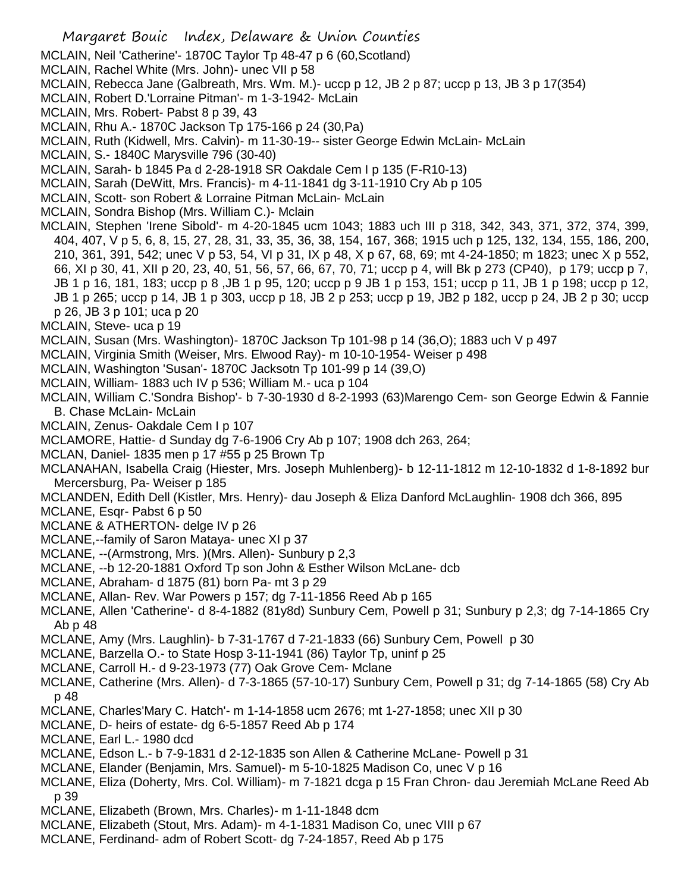MCLAIN, Neil 'Catherine'- 1870C Taylor Tp 48-47 p 6 (60,Scotland)

MCLAIN, Rachel White (Mrs. John)- unec VII p 58

MCLAIN, Rebecca Jane (Galbreath, Mrs. Wm. M.)- uccp p 12, JB 2 p 87; uccp p 13, JB 3 p 17(354)

MCLAIN, Robert D.'Lorraine Pitman'- m 1-3-1942- McLain

MCLAIN, Mrs. Robert- Pabst 8 p 39, 43

MCLAIN, Rhu A.- 1870C Jackson Tp 175-166 p 24 (30,Pa)

MCLAIN, Ruth (Kidwell, Mrs. Calvin)- m 11-30-19-- sister George Edwin McLain- McLain

MCLAIN, S.- 1840C Marysville 796 (30-40)

MCLAIN, Sarah- b 1845 Pa d 2-28-1918 SR Oakdale Cem I p 135 (F-R10-13)

MCLAIN, Sarah (DeWitt, Mrs. Francis)- m 4-11-1841 dg 3-11-1910 Cry Ab p 105

MCLAIN, Scott- son Robert & Lorraine Pitman McLain- McLain

MCLAIN, Sondra Bishop (Mrs. William C.)- Mclain

MCLAIN, Stephen 'Irene Sibold'- m 4-20-1845 ucm 1043; 1883 uch III p 318, 342, 343, 371, 372, 374, 399, 404, 407, V p 5, 6, 8, 15, 27, 28, 31, 33, 35, 36, 38, 154, 167, 368; 1915 uch p 125, 132, 134, 155, 186, 200, 210, 361, 391, 542; unec V p 53, 54, VI p 31, IX p 48, X p 67, 68, 69; mt 4-24-1850; m 1823; unec X p 552, 66, XI p 30, 41, XII p 20, 23, 40, 51, 56, 57, 66, 67, 70, 71; uccp p 4, will Bk p 273 (CP40), p 179; uccp p 7, JB 1 p 16, 181, 183; uccp p 8 ,JB 1 p 95, 120; uccp p 9 JB 1 p 153, 151; uccp p 11, JB 1 p 198; uccp p 12, JB 1 p 265; uccp p 14, JB 1 p 303, uccp p 18, JB 2 p 253; uccp p 19, JB2 p 182, uccp p 24, JB 2 p 30; uccp p 26, JB 3 p 101; uca p 20

MCLAIN, Steve- uca p 19

MCLAIN, Susan (Mrs. Washington)- 1870C Jackson Tp 101-98 p 14 (36,O); 1883 uch V p 497

MCLAIN, Virginia Smith (Weiser, Mrs. Elwood Ray)- m 10-10-1954- Weiser p 498

MCLAIN, Washington 'Susan'- 1870C Jacksotn Tp 101-99 p 14 (39,O)

MCLAIN, William- 1883 uch IV p 536; William M.- uca p 104

MCLAIN, William C.'Sondra Bishop'- b 7-30-1930 d 8-2-1993 (63)Marengo Cem- son George Edwin & Fannie B. Chase McLain- McLain

MCLAIN, Zenus- Oakdale Cem I p 107

MCLAMORE, Hattie- d Sunday dg 7-6-1906 Cry Ab p 107; 1908 dch 263, 264;

MCLAN, Daniel- 1835 men p 17 #55 p 25 Brown Tp

MCLANAHAN, Isabella Craig (Hiester, Mrs. Joseph Muhlenberg)- b 12-11-1812 m 12-10-1832 d 1-8-1892 bur Mercersburg, Pa- Weiser p 185

MCLANDEN, Edith Dell (Kistler, Mrs. Henry)- dau Joseph & Eliza Danford McLaughlin- 1908 dch 366, 895

MCLANE, Esqr- Pabst 6 p 50

MCLANE & ATHERTON- delge IV p 26

MCLANE,--family of Saron Mataya- unec XI p 37

MCLANE, --(Armstrong, Mrs. )(Mrs. Allen)- Sunbury p 2,3

MCLANE, --b 12-20-1881 Oxford Tp son John & Esther Wilson McLane- dcb

MCLANE, Abraham- d 1875 (81) born Pa- mt 3 p 29

MCLANE, Allan- Rev. War Powers p 157; dg 7-11-1856 Reed Ab p 165

MCLANE, Allen 'Catherine'- d 8-4-1882 (81y8d) Sunbury Cem, Powell p 31; Sunbury p 2,3; dg 7-14-1865 Cry Ab p 48

MCLANE, Amy (Mrs. Laughlin)- b 7-31-1767 d 7-21-1833 (66) Sunbury Cem, Powell p 30

MCLANE, Barzella O.- to State Hosp 3-11-1941 (86) Taylor Tp, uninf p 25

MCLANE, Carroll H.- d 9-23-1973 (77) Oak Grove Cem- Mclane

MCLANE, Catherine (Mrs. Allen)- d 7-3-1865 (57-10-17) Sunbury Cem, Powell p 31; dg 7-14-1865 (58) Cry Ab p 48

MCLANE, Charles'Mary C. Hatch'- m 1-14-1858 ucm 2676; mt 1-27-1858; unec XII p 30

MCLANE, D- heirs of estate- dg 6-5-1857 Reed Ab p 174

MCLANE, Earl L.- 1980 dcd

MCLANE, Edson L.- b 7-9-1831 d 2-12-1835 son Allen & Catherine McLane- Powell p 31

MCLANE, Elander (Benjamin, Mrs. Samuel)- m 5-10-1825 Madison Co, unec V p 16

MCLANE, Eliza (Doherty, Mrs. Col. William)- m 7-1821 dcga p 15 Fran Chron- dau Jeremiah McLane Reed Ab p 39

MCLANE, Elizabeth (Brown, Mrs. Charles)- m 1-11-1848 dcm

MCLANE, Elizabeth (Stout, Mrs. Adam)- m 4-1-1831 Madison Co, unec VIII p 67

MCLANE, Ferdinand- adm of Robert Scott- dg 7-24-1857, Reed Ab p 175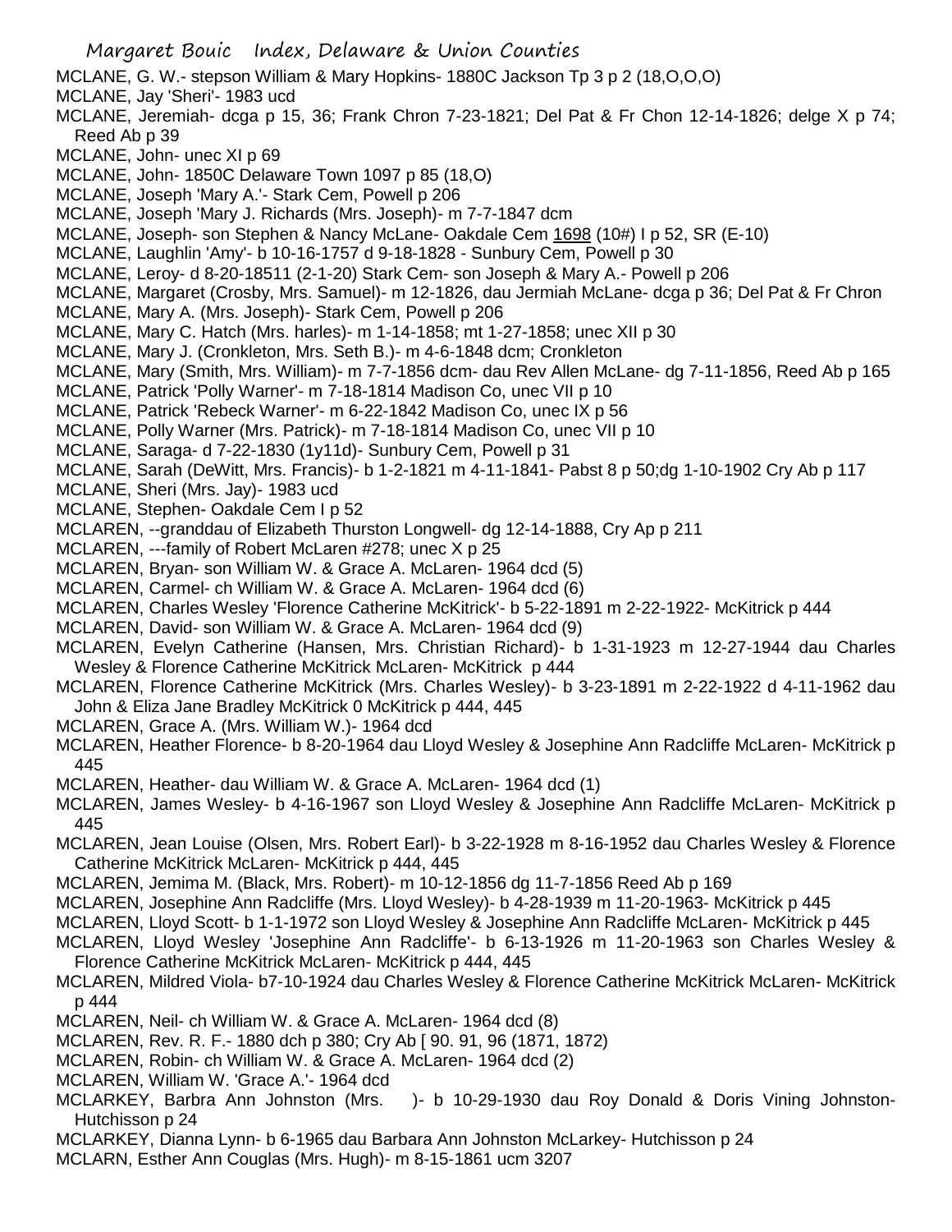MCLANE, G. W.- stepson William & Mary Hopkins- 1880C Jackson Tp 3 p 2 (18,O,O,O)
MCLANE, Jay 'Sheri'- 1983 ucd
MCLANE, Jeremiah- dcga p 15, 36; Frank Chron 7-23-1821; Del Pat & Fr Chon 12-14-1826; delge X p 74; Reed Ab p 39
MCLANE, John- unec XI p 69
MCLANE, John- 1850C Delaware Town 1097 p 85 (18,O)
MCLANE, Joseph 'Mary A.'- Stark Cem, Powell p 206
MCLANE, Joseph 'Mary J. Richards (Mrs. Joseph)- m 7-7-1847 dcm
MCLANE, Joseph- son Stephen & Nancy McLane- Oakdale Cem 1698 (10#) I p 52, SR (E-10)
MCLANE, Laughlin 'Amy'- b 10-16-1757 d 9-18-1828 - Sunbury Cem, Powell p 30
MCLANE, Leroy- d 8-20-18511 (2-1-20) Stark Cem- son Joseph & Mary A.- Powell p 206
MCLANE, Margaret (Crosby, Mrs. Samuel)- m 12-1826, dau Jermiah McLane- dcga p 36; Del Pat & Fr Chron
MCLANE, Mary A. (Mrs. Joseph)- Stark Cem, Powell p 206
MCLANE, Mary C. Hatch (Mrs. harles)- m 1-14-1858; mt 1-27-1858; unec XII p 30
MCLANE, Mary J. (Cronkleton, Mrs. Seth B.)- m 4-6-1848 dcm; Cronkleton
MCLANE, Mary (Smith, Mrs. William)- m 7-7-1856 dcm- dau Rev Allen McLane- dg 7-11-1856, Reed Ab p 165
MCLANE, Patrick 'Polly Warner'- m 7-18-1814 Madison Co, unec VII p 10
MCLANE, Patrick 'Rebeck Warner'- m 6-22-1842 Madison Co, unec IX p 56
MCLANE, Polly Warner (Mrs. Patrick)- m 7-18-1814 Madison Co, unec VII p 10
MCLANE, Saraga- d 7-22-1830 (1y11d)- Sunbury Cem, Powell p 31
MCLANE, Sarah (DeWitt, Mrs. Francis)- b 1-2-1821 m 4-11-1841- Pabst 8 p 50;dg 1-10-1902 Cry Ab p 117
MCLANE, Sheri (Mrs. Jay)- 1983 ucd
MCLANE, Stephen- Oakdale Cem I p 52
MCLAREN, --granddau of Elizabeth Thurston Longwell- dg 12-14-1888, Cry Ap p 211
MCLAREN, ---family of Robert McLaren #278; unec X p 25
MCLAREN, Bryan- son William W. & Grace A. McLaren- 1964 dcd (5)
MCLAREN, Carmel- ch William W. & Grace A. McLaren- 1964 dcd (6)
MCLAREN, Charles Wesley 'Florence Catherine McKitrick'- b 5-22-1891 m 2-22-1922- McKitrick p 444
MCLAREN, David- son William W. & Grace A. McLaren- 1964 dcd (9)
MCLAREN, Evelyn Catherine (Hansen, Mrs. Christian Richard)- b 1-31-1923 m 12-27-1944 dau Charles Wesley & Florence Catherine McKitrick McLaren- McKitrick p 444
MCLAREN, Florence Catherine McKitrick (Mrs. Charles Wesley)- b 3-23-1891 m 2-22-1922 d 4-11-1962 dau John & Eliza Jane Bradley McKitrick 0 McKitrick p 444, 445
MCLAREN, Grace A. (Mrs. William W.)- 1964 dcd
MCLAREN, Heather Florence- b 8-20-1964 dau Lloyd Wesley & Josephine Ann Radcliffe McLaren- McKitrick p 445
MCLAREN, Heather- dau William W. & Grace A. McLaren- 1964 dcd (1)
MCLAREN, James Wesley- b 4-16-1967 son Lloyd Wesley & Josephine Ann Radcliffe McLaren- McKitrick p 445
MCLAREN, Jean Louise (Olsen, Mrs. Robert Earl)- b 3-22-1928 m 8-16-1952 dau Charles Wesley & Florence Catherine McKitrick McLaren- McKitrick p 444, 445
MCLAREN, Jemima M. (Black, Mrs. Robert)- m 10-12-1856 dg 11-7-1856 Reed Ab p 169
MCLAREN, Josephine Ann Radcliffe (Mrs. Lloyd Wesley)- b 4-28-1939 m 11-20-1963- McKitrick p 445
MCLAREN, Lloyd Scott- b 1-1-1972 son Lloyd Wesley & Josephine Ann Radcliffe McLaren- McKitrick p 445
MCLAREN, Lloyd Wesley 'Josephine Ann Radcliffe'- b 6-13-1926 m 11-20-1963 son Charles Wesley & Florence Catherine McKitrick McLaren- McKitrick p 444, 445
MCLAREN, Mildred Viola- b7-10-1924 dau Charles Wesley & Florence Catherine McKitrick McLaren- McKitrick p 444
MCLAREN, Neil- ch William W. & Grace A. McLaren- 1964 dcd (8)
MCLAREN, Rev. R. F.- 1880 dch p 380; Cry Ab [ 90. 91, 96 (1871, 1872)
MCLAREN, Robin- ch William W. & Grace A. McLaren- 1964 dcd (2)
MCLAREN, William W. 'Grace A.'- 1964 dcd
MCLARKEY, Barbra Ann Johnston (Mrs. )- b 10-29-1930 dau Roy Donald & Doris Vining Johnston- Hutchisson p 24
MCLARKEY, Dianna Lynn- b 6-1965 dau Barbara Ann Johnston McLarkey- Hutchisson p 24
MCLARN, Esther Ann Couglas (Mrs. Hugh)- m 8-15-1861 ucm 3207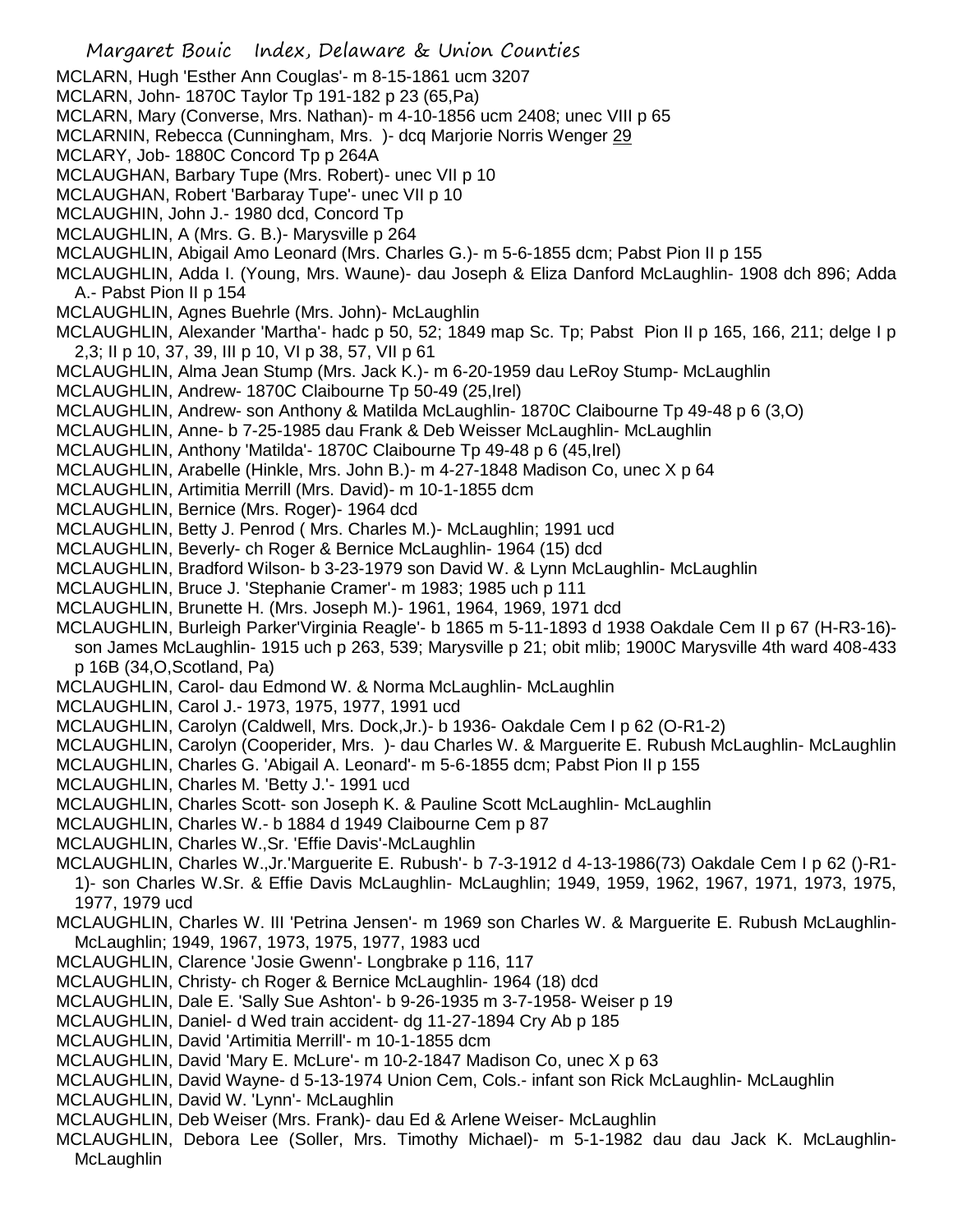MCLARN, Hugh 'Esther Ann Couglas'- m 8-15-1861 ucm 3207

MCLARN, John- 1870C Taylor Tp 191-182 p 23 (65,Pa)

MCLARN, Mary (Converse, Mrs. Nathan)- m 4-10-1856 ucm 2408; unec VIII p 65

MCLARNIN, Rebecca (Cunningham, Mrs. )- dcq Marjorie Norris Wenger 29

MCLARY, Job- 1880C Concord Tp p 264A

MCLAUGHAN, Barbary Tupe (Mrs. Robert)- unec VII p 10

MCLAUGHAN, Robert 'Barbaray Tupe'- unec VII p 10

MCLAUGHIN, John J.- 1980 dcd, Concord Tp

MCLAUGHLIN, A (Mrs. G. B.)- Marysville p 264

MCLAUGHLIN, Abigail Amo Leonard (Mrs. Charles G.)- m 5-6-1855 dcm; Pabst Pion II p 155

MCLAUGHLIN, Adda I. (Young, Mrs. Waune)- dau Joseph & Eliza Danford McLaughlin- 1908 dch 896; Adda A.- Pabst Pion II p 154

MCLAUGHLIN, Agnes Buehrle (Mrs. John)- McLaughlin

MCLAUGHLIN, Alexander 'Martha'- hadc p 50, 52; 1849 map Sc. Tp; Pabst Pion II p 165, 166, 211; delge I p 2,3; II p 10, 37, 39, III p 10, VI p 38, 57, VII p 61

MCLAUGHLIN, Alma Jean Stump (Mrs. Jack K.)- m 6-20-1959 dau LeRoy Stump- McLaughlin

MCLAUGHLIN, Andrew- 1870C Claibourne Tp 50-49 (25,Irel)

MCLAUGHLIN, Andrew- son Anthony & Matilda McLaughlin- 1870C Claibourne Tp 49-48 p 6 (3,O)

MCLAUGHLIN, Anne- b 7-25-1985 dau Frank & Deb Weisser McLaughlin- McLaughlin

MCLAUGHLIN, Anthony 'Matilda'- 1870C Claibourne Tp 49-48 p 6 (45,Irel)

MCLAUGHLIN, Arabelle (Hinkle, Mrs. John B.)- m 4-27-1848 Madison Co, unec X p 64

MCLAUGHLIN, Artimitia Merrill (Mrs. David)- m 10-1-1855 dcm

MCLAUGHLIN, Bernice (Mrs. Roger)- 1964 dcd

MCLAUGHLIN, Betty J. Penrod ( Mrs. Charles M.)- McLaughlin; 1991 ucd

MCLAUGHLIN, Beverly- ch Roger & Bernice McLaughlin- 1964 (15) dcd

MCLAUGHLIN, Bradford Wilson- b 3-23-1979 son David W. & Lynn McLaughlin- McLaughlin

MCLAUGHLIN, Bruce J. 'Stephanie Cramer'- m 1983; 1985 uch p 111

MCLAUGHLIN, Brunette H. (Mrs. Joseph M.)- 1961, 1964, 1969, 1971 dcd

MCLAUGHLIN, Burleigh Parker'Virginia Reagle'- b 1865 m 5-11-1893 d 1938 Oakdale Cem II p 67 (H-R3-16)- son James McLaughlin- 1915 uch p 263, 539; Marysville p 21; obit mlib; 1900C Marysville 4th ward 408-433 p 16B (34,O,Scotland, Pa)

MCLAUGHLIN, Carol- dau Edmond W. & Norma McLaughlin- McLaughlin

MCLAUGHLIN, Carol J.- 1973, 1975, 1977, 1991 ucd

MCLAUGHLIN, Carolyn (Caldwell, Mrs. Dock,Jr.)- b 1936- Oakdale Cem I p 62 (O-R1-2)

MCLAUGHLIN, Carolyn (Cooperider, Mrs. )- dau Charles W. & Marguerite E. Rubush McLaughlin- McLaughlin

MCLAUGHLIN, Charles G. 'Abigail A. Leonard'- m 5-6-1855 dcm; Pabst Pion II p 155

MCLAUGHLIN, Charles M. 'Betty J.'- 1991 ucd

MCLAUGHLIN, Charles Scott- son Joseph K. & Pauline Scott McLaughlin- McLaughlin

MCLAUGHLIN, Charles W.- b 1884 d 1949 Claibourne Cem p 87

MCLAUGHLIN, Charles W.,Sr. 'Effie Davis'-McLaughlin

MCLAUGHLIN, Charles W.,Jr.'Marguerite E. Rubush'- b 7-3-1912 d 4-13-1986(73) Oakdale Cem I p 62 ()-R1-1)- son Charles W.Sr. & Effie Davis McLaughlin- McLaughlin; 1949, 1959, 1962, 1967, 1971, 1973, 1975, 1977, 1979 ucd

MCLAUGHLIN, Charles W. III 'Petrina Jensen'- m 1969 son Charles W. & Marguerite E. Rubush McLaughlin- McLaughlin; 1949, 1967, 1973, 1975, 1977, 1983 ucd

MCLAUGHLIN, Clarence 'Josie Gwenn'- Longbrake p 116, 117

MCLAUGHLIN, Christy- ch Roger & Bernice McLaughlin- 1964 (18) dcd

MCLAUGHLIN, Dale E. 'Sally Sue Ashton'- b 9-26-1935 m 3-7-1958- Weiser p 19

MCLAUGHLIN, Daniel- d Wed train accident- dg 11-27-1894 Cry Ab p 185

MCLAUGHLIN, David 'Artimitia Merrill'- m 10-1-1855 dcm

MCLAUGHLIN, David 'Mary E. McLure'- m 10-2-1847 Madison Co, unec X p 63

MCLAUGHLIN, David Wayne- d 5-13-1974 Union Cem, Cols.- infant son Rick McLaughlin- McLaughlin

MCLAUGHLIN, David W. 'Lynn'- McLaughlin

MCLAUGHLIN, Deb Weiser (Mrs. Frank)- dau Ed & Arlene Weiser- McLaughlin

MCLAUGHLIN, Debora Lee (Soller, Mrs. Timothy Michael)- m 5-1-1982 dau dau Jack K. McLaughlin- McLaughlin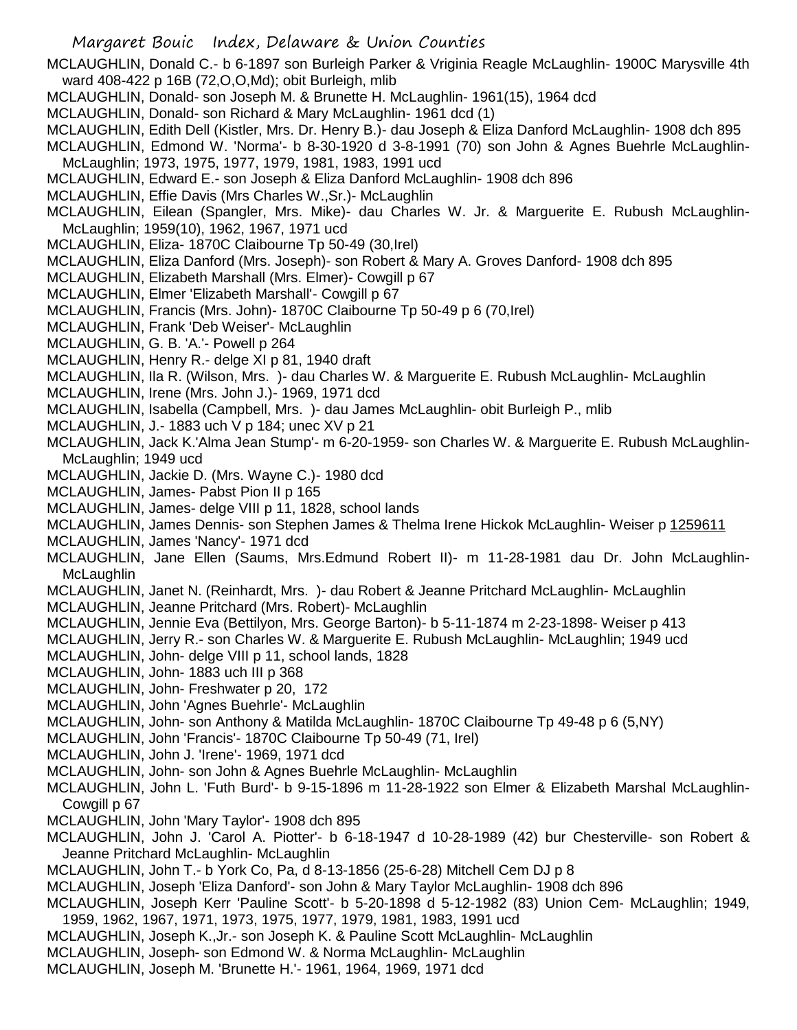MCLAUGHLIN, Donald C.- b 6-1897 son Burleigh Parker & Vriginia Reagle McLaughlin- 1900C Marysville 4th ward 408-422 p 16B (72,O,O,Md); obit Burleigh, mlib

MCLAUGHLIN, Donald- son Joseph M. & Brunette H. McLaughlin- 1961(15), 1964 dcd

MCLAUGHLIN, Donald- son Richard & Mary McLaughlin- 1961 dcd (1)

MCLAUGHLIN, Edith Dell (Kistler, Mrs. Dr. Henry B.)- dau Joseph & Eliza Danford McLaughlin- 1908 dch 895

MCLAUGHLIN, Edmond W. 'Norma'- b 8-30-1920 d 3-8-1991 (70) son John & Agnes Buehrle McLaughlin- McLaughlin; 1973, 1975, 1977, 1979, 1981, 1983, 1991 ucd

MCLAUGHLIN, Edward E.- son Joseph & Eliza Danford McLaughlin- 1908 dch 896

MCLAUGHLIN, Effie Davis (Mrs Charles W.,Sr.)- McLaughlin

MCLAUGHLIN, Eilean (Spangler, Mrs. Mike)- dau Charles W. Jr. & Marguerite E. Rubush McLaughlin- McLaughlin; 1959(10), 1962, 1967, 1971 ucd

MCLAUGHLIN, Eliza- 1870C Claibourne Tp 50-49 (30,Irel)

MCLAUGHLIN, Eliza Danford (Mrs. Joseph)- son Robert & Mary A. Groves Danford- 1908 dch 895

MCLAUGHLIN, Elizabeth Marshall (Mrs. Elmer)- Cowgill p 67

MCLAUGHLIN, Elmer 'Elizabeth Marshall'- Cowgill p 67

MCLAUGHLIN, Francis (Mrs. John)- 1870C Claibourne Tp 50-49 p 6 (70,Irel)

MCLAUGHLIN, Frank 'Deb Weiser'- McLaughlin

MCLAUGHLIN, G. B. 'A.'- Powell p 264

MCLAUGHLIN, Henry R.- delge XI p 81, 1940 draft

MCLAUGHLIN, Ila R. (Wilson, Mrs. )- dau Charles W. & Marguerite E. Rubush McLaughlin- McLaughlin

MCLAUGHLIN, Irene (Mrs. John J.)- 1969, 1971 dcd

MCLAUGHLIN, Isabella (Campbell, Mrs. )- dau James McLaughlin- obit Burleigh P., mlib

MCLAUGHLIN, J.- 1883 uch V p 184; unec XV p 21

MCLAUGHLIN, Jack K.'Alma Jean Stump'- m 6-20-1959- son Charles W. & Marguerite E. Rubush McLaughlin- McLaughlin; 1949 ucd

MCLAUGHLIN, Jackie D. (Mrs. Wayne C.)- 1980 dcd

MCLAUGHLIN, James- Pabst Pion II p 165

MCLAUGHLIN, James- delge VIII p 11, 1828, school lands

MCLAUGHLIN, James Dennis- son Stephen James & Thelma Irene Hickok McLaughlin- Weiser p 1259611

MCLAUGHLIN, James 'Nancy'- 1971 dcd

MCLAUGHLIN, Jane Ellen (Saums, Mrs.Edmund Robert II)- m 11-28-1981 dau Dr. John McLaughlin- McLaughlin

MCLAUGHLIN, Janet N. (Reinhardt, Mrs. )- dau Robert & Jeanne Pritchard McLaughlin- McLaughlin

MCLAUGHLIN, Jeanne Pritchard (Mrs. Robert)- McLaughlin

MCLAUGHLIN, Jennie Eva (Bettilyon, Mrs. George Barton)- b 5-11-1874 m 2-23-1898- Weiser p 413

MCLAUGHLIN, Jerry R.- son Charles W. & Marguerite E. Rubush McLaughlin- McLaughlin; 1949 ucd

MCLAUGHLIN, John- delge VIII p 11, school lands, 1828

MCLAUGHLIN, John- 1883 uch III p 368

MCLAUGHLIN, John- Freshwater p 20, 172

MCLAUGHLIN, John 'Agnes Buehrle'- McLaughlin

MCLAUGHLIN, John- son Anthony & Matilda McLaughlin- 1870C Claibourne Tp 49-48 p 6 (5,NY)

MCLAUGHLIN, John 'Francis'- 1870C Claibourne Tp 50-49 (71, Irel)

MCLAUGHLIN, John J. 'Irene'- 1969, 1971 dcd

MCLAUGHLIN, John- son John & Agnes Buehrle McLaughlin- McLaughlin

MCLAUGHLIN, John L. 'Futh Burd'- b 9-15-1896 m 11-28-1922 son Elmer & Elizabeth Marshal McLaughlin- Cowgill p 67

MCLAUGHLIN, John 'Mary Taylor'- 1908 dch 895

MCLAUGHLIN, John J. 'Carol A. Piotter'- b 6-18-1947 d 10-28-1989 (42) bur Chesterville- son Robert & Jeanne Pritchard McLaughlin- McLaughlin

MCLAUGHLIN, John T.- b York Co, Pa, d 8-13-1856 (25-6-28) Mitchell Cem DJ p 8

MCLAUGHLIN, Joseph 'Eliza Danford'- son John & Mary Taylor McLaughlin- 1908 dch 896

MCLAUGHLIN, Joseph Kerr 'Pauline Scott'- b 5-20-1898 d 5-12-1982 (83) Union Cem- McLaughlin; 1949, 1959, 1962, 1967, 1971, 1973, 1975, 1977, 1979, 1981, 1983, 1991 ucd

MCLAUGHLIN, Joseph K.,Jr.- son Joseph K. & Pauline Scott McLaughlin- McLaughlin

MCLAUGHLIN, Joseph- son Edmond W. & Norma McLaughlin- McLaughlin

MCLAUGHLIN, Joseph M. 'Brunette H.'- 1961, 1964, 1969, 1971 dcd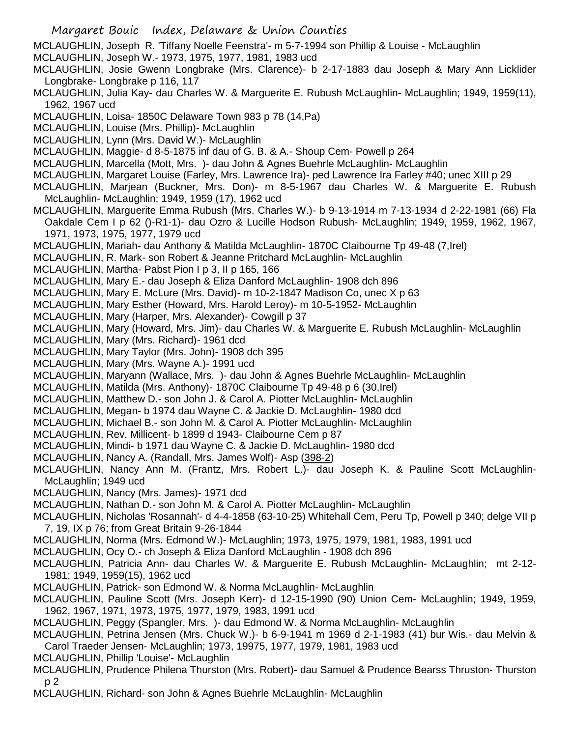MCLAUGHLIN, Joseph R. 'Tiffany Noelle Feenstra'- m 5-7-1994 son Phillip & Louise - McLaughlin

MCLAUGHLIN, Joseph W.- 1973, 1975, 1977, 1981, 1983 ucd

MCLAUGHLIN, Josie Gwenn Longbrake (Mrs. Clarence)- b 2-17-1883 dau Joseph & Mary Ann Licklider Longbrake- Longbrake p 116, 117

MCLAUGHLIN, Julia Kay- dau Charles W. & Marguerite E. Rubush McLaughlin- McLaughlin; 1949, 1959(11), 1962, 1967 ucd

MCLAUGHLIN, Loisa- 1850C Delaware Town 983 p 78 (14,Pa)

MCLAUGHLIN, Louise (Mrs. Phillip)- McLaughlin

MCLAUGHLIN, Lynn (Mrs. David W.)- McLaughlin

MCLAUGHLIN, Maggie- d 8-5-1875 inf dau of G. B. & A.- Shoup Cem- Powell p 264

MCLAUGHLIN, Marcella (Mott, Mrs. )- dau John & Agnes Buehrle McLaughlin- McLaughlin

MCLAUGHLIN, Margaret Louise (Farley, Mrs. Lawrence Ira)- ped Lawrence Ira Farley #40; unec XIII p 29

MCLAUGHLIN, Marjean (Buckner, Mrs. Don)- m 8-5-1967 dau Charles W. & Marguerite E. Rubush McLaughlin- McLaughlin; 1949, 1959 (17), 1962 ucd

MCLAUGHLIN, Marguerite Emma Rubush (Mrs. Charles W.)- b 9-13-1914 m 7-13-1934 d 2-22-1981 (66) Fla Oakdale Cem I p 62 ()-R1-1)- dau Ozro & Lucille Hodson Rubush- McLaughlin; 1949, 1959, 1962, 1967, 1971, 1973, 1975, 1977, 1979 ucd

MCLAUGHLIN, Mariah- dau Anthony & Matilda McLaughlin- 1870C Claibourne Tp 49-48 (7,Irel)

MCLAUGHLIN, R. Mark- son Robert & Jeanne Pritchard McLaughlin- McLaughlin

MCLAUGHLIN, Martha- Pabst Pion I p 3, II p 165, 166

MCLAUGHLIN, Mary E.- dau Joseph & Eliza Danford McLaughlin- 1908 dch 896

MCLAUGHLIN, Mary E. McLure (Mrs. David)- m 10-2-1847 Madison Co, unec X p 63

MCLAUGHLIN, Mary Esther (Howard, Mrs. Harold Leroy)- m 10-5-1952- McLaughlin

MCLAUGHLIN, Mary (Harper, Mrs. Alexander)- Cowgill p 37

MCLAUGHLIN, Mary (Howard, Mrs. Jim)- dau Charles W. & Marguerite E. Rubush McLaughlin- McLaughlin

MCLAUGHLIN, Mary (Mrs. Richard)- 1961 dcd

MCLAUGHLIN, Mary Taylor (Mrs. John)- 1908 dch 395

MCLAUGHLIN, Mary (Mrs. Wayne A.)- 1991 ucd

MCLAUGHLIN, Maryann (Wallace, Mrs. )- dau John & Agnes Buehrle McLaughlin- McLaughlin

MCLAUGHLIN, Matilda (Mrs. Anthony)- 1870C Claibourne Tp 49-48 p 6 (30,Irel)

MCLAUGHLIN, Matthew D.- son John J. & Carol A. Piotter McLaughlin- McLaughlin

MCLAUGHLIN, Megan- b 1974 dau Wayne C. & Jackie D. McLaughlin- 1980 dcd

MCLAUGHLIN, Michael B.- son John M. & Carol A. Piotter McLaughlin- McLaughlin

MCLAUGHLIN, Rev. Millicent- b 1899 d 1943- Claibourne Cem p 87

MCLAUGHLIN, Mindi- b 1971 dau Wayne C. & Jackie D. McLaughlin- 1980 dcd

MCLAUGHLIN, Nancy A. (Randall, Mrs. James Wolf)- Asp (398-2)

MCLAUGHLIN, Nancy Ann M. (Frantz, Mrs. Robert L.)- dau Joseph K. & Pauline Scott McLaughlin- McLaughlin; 1949 ucd

MCLAUGHLIN, Nancy (Mrs. James)- 1971 dcd

MCLAUGHLIN, Nathan D.- son John M. & Carol A. Piotter McLaughlin- McLaughlin

MCLAUGHLIN, Nicholas 'Rosannah'- d 4-4-1858 (63-10-25) Whitehall Cem, Peru Tp, Powell p 340; delge VII p 7, 19, IX p 76; from Great Britain 9-26-1844

MCLAUGHLIN, Norma (Mrs. Edmond W.)- McLaughlin; 1973, 1975, 1979, 1981, 1983, 1991 ucd

MCLAUGHLIN, Ocy O.- ch Joseph & Eliza Danford McLaughlin - 1908 dch 896

MCLAUGHLIN, Patricia Ann- dau Charles W. & Marguerite E. Rubush McLaughlin- McLaughlin; mt 2-12-1981; 1949, 1959(15), 1962 ucd

MCLAUGHLIN, Patrick- son Edmond W. & Norma McLaughlin- McLaughlin

MCLAUGHLIN, Pauline Scott (Mrs. Joseph Kerr)- d 12-15-1990 (90) Union Cem- McLaughlin; 1949, 1959, 1962, 1967, 1971, 1973, 1975, 1977, 1979, 1983, 1991 ucd

MCLAUGHLIN, Peggy (Spangler, Mrs. )- dau Edmond W. & Norma McLaughlin- McLaughlin

MCLAUGHLIN, Petrina Jensen (Mrs. Chuck W.)- b 6-9-1941 m 1969 d 2-1-1983 (41) bur Wis.- dau Melvin & Carol Traeder Jensen- McLaughlin; 1973, 19975, 1977, 1979, 1981, 1983 ucd

MCLAUGHLIN, Phillip 'Louise'- McLaughlin

MCLAUGHLIN, Prudence Philena Thurston (Mrs. Robert)- dau Samuel & Prudence Bearss Thruston- Thurston p 2

MCLAUGHLIN, Richard- son John & Agnes Buehrle McLaughlin- McLaughlin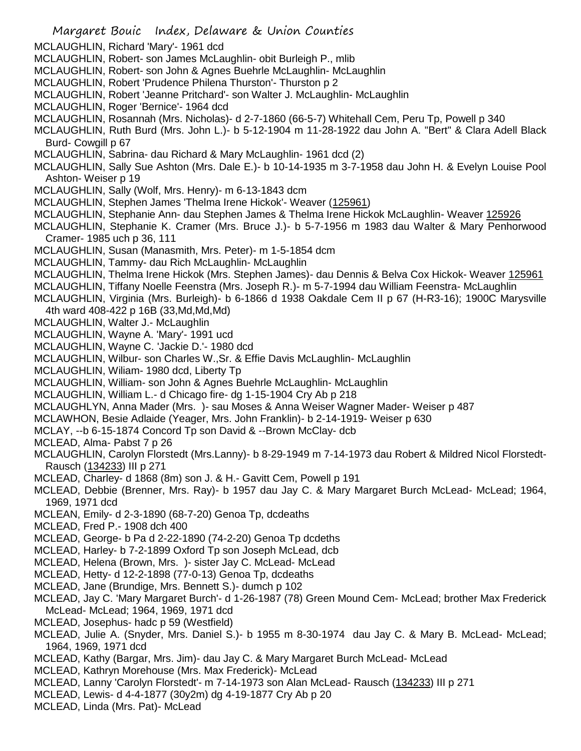MCLAUGHLIN, Richard 'Mary'- 1961 dcd
MCLAUGHLIN, Robert- son James McLaughlin- obit Burleigh P., mlib
MCLAUGHLIN, Robert- son John & Agnes Buehrle McLaughlin- McLaughlin
MCLAUGHLIN, Robert 'Prudence Philena Thurston'- Thurston p 2
MCLAUGHLIN, Robert 'Jeanne Pritchard'- son Walter J. McLaughlin- McLaughlin
MCLAUGHLIN, Roger 'Bernice'- 1964 dcd
MCLAUGHLIN, Rosannah (Mrs. Nicholas)- d 2-7-1860 (66-5-7) Whitehall Cem, Peru Tp, Powell p 340
MCLAUGHLIN, Ruth Burd (Mrs. John L.)- b 5-12-1904 m 11-28-1922 dau John A. "Bert" & Clara Adell Black Burd- Cowgill p 67
MCLAUGHLIN, Sabrina- dau Richard & Mary McLaughlin- 1961 dcd (2)
MCLAUGHLIN, Sally Sue Ashton (Mrs. Dale E.)- b 10-14-1935 m 3-7-1958 dau John H. & Evelyn Louise Pool Ashton- Weiser p 19
MCLAUGHLIN, Sally (Wolf, Mrs. Henry)- m 6-13-1843 dcm
MCLAUGHLIN, Stephen James 'Thelma Irene Hickok'- Weaver (125961)
MCLAUGHLIN, Stephanie Ann- dau Stephen James & Thelma Irene Hickok McLaughlin- Weaver 125926
MCLAUGHLIN, Stephanie K. Cramer (Mrs. Bruce J.)- b 5-7-1956 m 1983 dau Walter & Mary Penhorwood Cramer- 1985 uch p 36, 111
MCLAUGHLIN, Susan (Manasmith, Mrs. Peter)- m 1-5-1854 dcm
MCLAUGHLIN, Tammy- dau Rich McLaughlin- McLaughlin
MCLAUGHLIN, Thelma Irene Hickok (Mrs. Stephen James)- dau Dennis & Belva Cox Hickok- Weaver 125961
MCLAUGHLIN, Tiffany Noelle Feenstra (Mrs. Joseph R.)- m 5-7-1994 dau William Feenstra- McLaughlin
MCLAUGHLIN, Virginia (Mrs. Burleigh)- b 6-1866 d 1938 Oakdale Cem II p 67 (H-R3-16); 1900C Marysville 4th ward 408-422 p 16B (33,Md,Md,Md)
MCLAUGHLIN, Walter J.- McLaughlin
MCLAUGHLIN, Wayne A. 'Mary'- 1991 ucd
MCLAUGHLIN, Wayne C. 'Jackie D.'- 1980 dcd
MCLAUGHLIN, Wilbur- son Charles W.,Sr. & Effie Davis McLaughlin- McLaughlin
MCLAUGHLIN, Wiliam- 1980 dcd, Liberty Tp
MCLAUGHLIN, William- son John & Agnes Buehrle McLaughlin- McLaughlin
MCLAUGHLIN, William L.- d Chicago fire- dg 1-15-1904 Cry Ab p 218
MCLAUGHLYN, Anna Mader (Mrs. )- sau Moses & Anna Weiser Wagner Mader- Weiser p 487
MCLAWHON, Besie Adlaide (Yeager, Mrs. John Franklin)- b 2-14-1919- Weiser p 630
MCLAY, --b 6-15-1874 Concord Tp son David & --Brown McClay- dcb
MCLEAD, Alma- Pabst 7 p 26
MCLAUGHLIN, Carolyn Florstedt (Mrs.Lanny)- b 8-29-1949 m 7-14-1973 dau Robert & Mildred Nicol Florstedt-Rausch (134233) III p 271
MCLEAD, Charley- d 1868 (8m) son J. & H.- Gavitt Cem, Powell p 191
MCLEAD, Debbie (Brenner, Mrs. Ray)- b 1957 dau Jay C. & Mary Margaret Burch McLead- McLead; 1964, 1969, 1971 dcd
MCLEAN, Emily- d 2-3-1890 (68-7-20) Genoa Tp, dcdeaths
MCLEAD, Fred P.- 1908 dch 400
MCLEAD, George- b Pa d 2-22-1890 (74-2-20) Genoa Tp dcdeths
MCLEAD, Harley- b 7-2-1899 Oxford Tp son Joseph McLead, dcb
MCLEAD, Helena (Brown, Mrs. )- sister Jay C. McLead- McLead
MCLEAD, Hetty- d 12-2-1898 (77-0-13) Genoa Tp, dcdeaths
MCLEAD, Jane (Brundige, Mrs. Bennett S.)- dumch p 102
MCLEAD, Jay C. 'Mary Margaret Burch'- d 1-26-1987 (78) Green Mound Cem- McLead; brother Max Frederick McLead- McLead; 1964, 1969, 1971 dcd
MCLEAD, Josephus- hadc p 59 (Westfield)
MCLEAD, Julie A. (Snyder, Mrs. Daniel S.)- b 1955 m 8-30-1974 dau Jay C. & Mary B. McLead- McLead; 1964, 1969, 1971 dcd
MCLEAD, Kathy (Bargar, Mrs. Jim)- dau Jay C. & Mary Margaret Burch McLead- McLead
MCLEAD, Kathryn Morehouse (Mrs. Max Frederick)- McLead
MCLEAD, Lanny 'Carolyn Florstedt'- m 7-14-1973 son Alan McLead- Rausch (134233) III p 271
MCLEAD, Lewis- d 4-4-1877 (30y2m) dg 4-19-1877 Cry Ab p 20
MCLEAD, Linda (Mrs. Pat)- McLead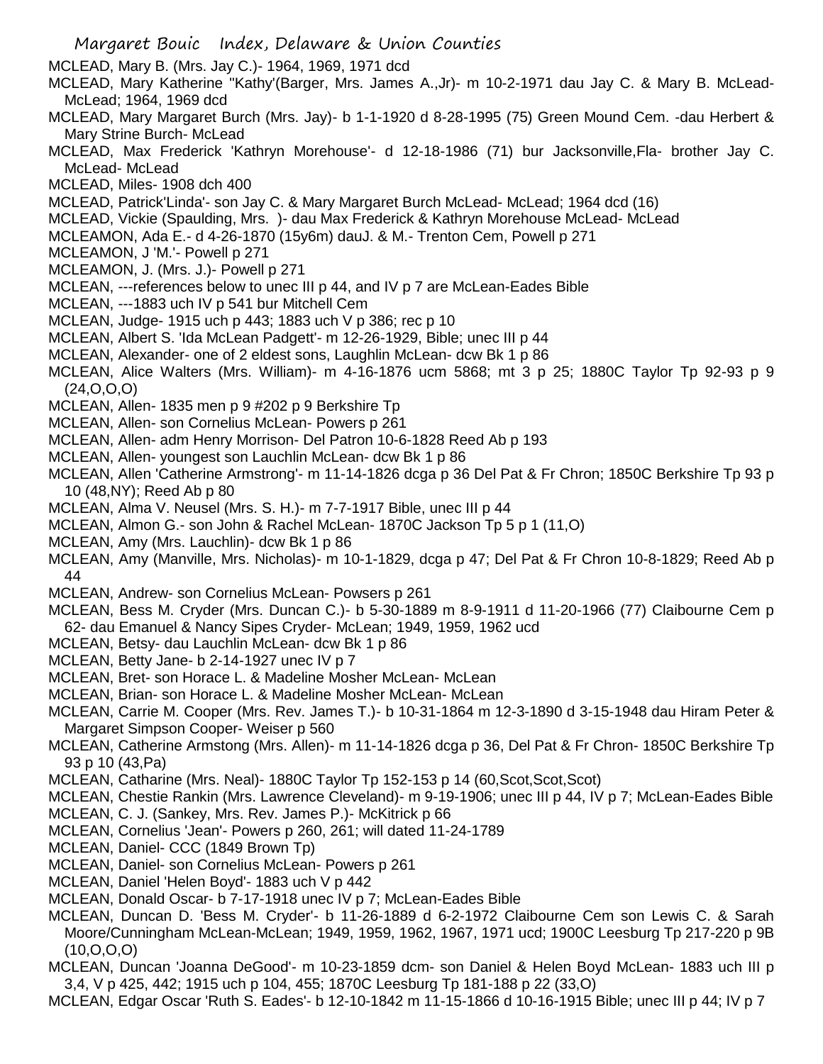MCLEAD, Mary B. (Mrs. Jay C.)- 1964, 1969, 1971 dcd

MCLEAD, Mary Katherine "Kathy'(Barger, Mrs. James A.,Jr)- m 10-2-1971 dau Jay C. & Mary B. McLead-McLead; 1964, 1969 dcd

MCLEAD, Mary Margaret Burch (Mrs. Jay)- b 1-1-1920 d 8-28-1995 (75) Green Mound Cem. -dau Herbert & Mary Strine Burch- McLead

MCLEAD, Max Frederick 'Kathryn Morehouse'- d 12-18-1986 (71) bur Jacksonville,Fla- brother Jay C. McLead- McLead

MCLEAD, Miles- 1908 dch 400

MCLEAD, Patrick'Linda'- son Jay C. & Mary Margaret Burch McLead- McLead; 1964 dcd (16)

MCLEAD, Vickie (Spaulding, Mrs. )- dau Max Frederick & Kathryn Morehouse McLead- McLead

MCLEAMON, Ada E.- d 4-26-1870 (15y6m) dauJ. & M.- Trenton Cem, Powell p 271

MCLEAMON, J 'M.'- Powell p 271

MCLEAMON, J. (Mrs. J.)- Powell p 271

MCLEAN, ---references below to unec III p 44, and IV p 7 are McLean-Eades Bible

MCLEAN, ---1883 uch IV p 541 bur Mitchell Cem

MCLEAN, Judge- 1915 uch p 443; 1883 uch V p 386; rec p 10

MCLEAN, Albert S. 'Ida McLean Padgett'- m 12-26-1929, Bible; unec III p 44

MCLEAN, Alexander- one of 2 eldest sons, Laughlin McLean- dcw Bk 1 p 86

MCLEAN, Alice Walters (Mrs. William)- m 4-16-1876 ucm 5868; mt 3 p 25; 1880C Taylor Tp 92-93 p 9 (24,O,O,O)

MCLEAN, Allen- 1835 men p 9 #202 p 9 Berkshire Tp

MCLEAN, Allen- son Cornelius McLean- Powers p 261

MCLEAN, Allen- adm Henry Morrison- Del Patron 10-6-1828 Reed Ab p 193

MCLEAN, Allen- youngest son Lauchlin McLean- dcw Bk 1 p 86

MCLEAN, Allen 'Catherine Armstrong'- m 11-14-1826 dcga p 36 Del Pat & Fr Chron; 1850C Berkshire Tp 93 p 10 (48,NY); Reed Ab p 80

MCLEAN, Alma V. Neusel (Mrs. S. H.)- m 7-7-1917 Bible, unec III p 44

MCLEAN, Almon G.- son John & Rachel McLean- 1870C Jackson Tp 5 p 1 (11,O)

MCLEAN, Amy (Mrs. Lauchlin)- dcw Bk 1 p 86

MCLEAN, Amy (Manville, Mrs. Nicholas)- m 10-1-1829, dcga p 47; Del Pat & Fr Chron 10-8-1829; Reed Ab p 44

MCLEAN, Andrew- son Cornelius McLean- Powsers p 261

MCLEAN, Bess M. Cryder (Mrs. Duncan C.)- b 5-30-1889 m 8-9-1911 d 11-20-1966 (77) Claibourne Cem p 62- dau Emanuel & Nancy Sipes Cryder- McLean; 1949, 1959, 1962 ucd

MCLEAN, Betsy- dau Lauchlin McLean- dcw Bk 1 p 86

MCLEAN, Betty Jane- b 2-14-1927 unec IV p 7

MCLEAN, Bret- son Horace L. & Madeline Mosher McLean- McLean

MCLEAN, Brian- son Horace L. & Madeline Mosher McLean- McLean

MCLEAN, Carrie M. Cooper (Mrs. Rev. James T.)- b 10-31-1864 m 12-3-1890 d 3-15-1948 dau Hiram Peter & Margaret Simpson Cooper- Weiser p 560

MCLEAN, Catherine Armstong (Mrs. Allen)- m 11-14-1826 dcga p 36, Del Pat & Fr Chron- 1850C Berkshire Tp 93 p 10 (43,Pa)

MCLEAN, Catharine (Mrs. Neal)- 1880C Taylor Tp 152-153 p 14 (60,Scot,Scot,Scot)

MCLEAN, Chestie Rankin (Mrs. Lawrence Cleveland)- m 9-19-1906; unec III p 44, IV p 7; McLean-Eades Bible

MCLEAN, C. J. (Sankey, Mrs. Rev. James P.)- McKitrick p 66

MCLEAN, Cornelius 'Jean'- Powers p 260, 261; will dated 11-24-1789

MCLEAN, Daniel- CCC (1849 Brown Tp)

MCLEAN, Daniel- son Cornelius McLean- Powers p 261

MCLEAN, Daniel 'Helen Boyd'- 1883 uch V p 442

MCLEAN, Donald Oscar- b 7-17-1918 unec IV p 7; McLean-Eades Bible

MCLEAN, Duncan D. 'Bess M. Cryder'- b 11-26-1889 d 6-2-1972 Claibourne Cem son Lewis C. & Sarah Moore/Cunningham McLean-McLean; 1949, 1959, 1962, 1967, 1971 ucd; 1900C Leesburg Tp 217-220 p 9B (10,O,O,O)

MCLEAN, Duncan 'Joanna DeGood'- m 10-23-1859 dcm- son Daniel & Helen Boyd McLean- 1883 uch III p 3,4, V p 425, 442; 1915 uch p 104, 455; 1870C Leesburg Tp 181-188 p 22 (33,O)

MCLEAN, Edgar Oscar 'Ruth S. Eades'- b 12-10-1842 m 11-15-1866 d 10-16-1915 Bible; unec III p 44; IV p 7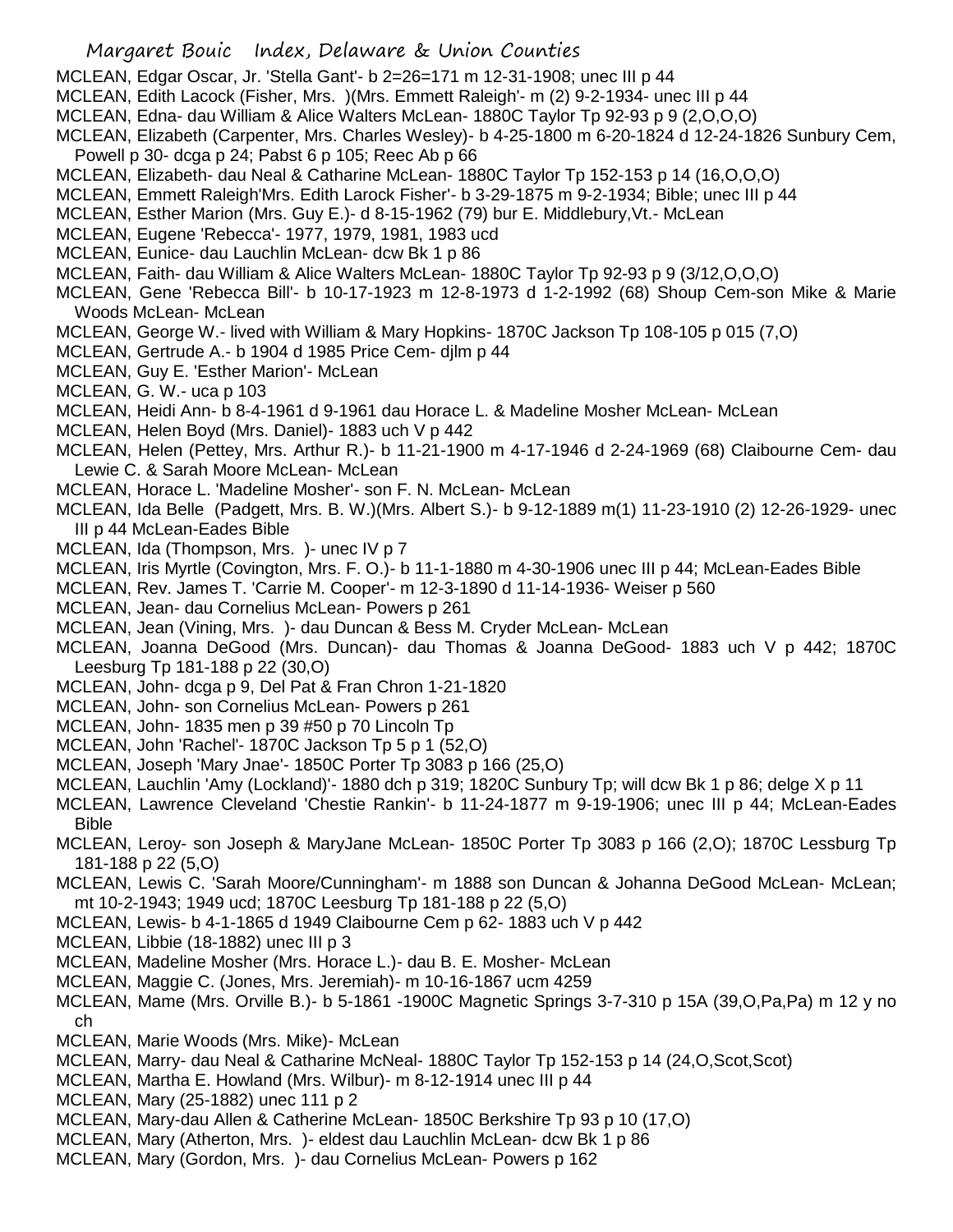MCLEAN, Edgar Oscar, Jr. 'Stella Gant'- b 2=26=171 m 12-31-1908; unec III p 44
MCLEAN, Edith Lacock (Fisher, Mrs. )(Mrs. Emmett Raleigh'- m (2) 9-2-1934- unec III p 44
MCLEAN, Edna- dau William & Alice Walters McLean- 1880C Taylor Tp 92-93 p 9 (2,O,O,O)
MCLEAN, Elizabeth (Carpenter, Mrs. Charles Wesley)- b 4-25-1800 m 6-20-1824 d 12-24-1826 Sunbury Cem, Powell p 30- dcga p 24; Pabst 6 p 105; Reec Ab p 66
MCLEAN, Elizabeth- dau Neal & Catharine McLean- 1880C Taylor Tp 152-153 p 14 (16,O,O,O)
MCLEAN, Emmett Raleigh'Mrs. Edith Larock Fisher'- b 3-29-1875 m 9-2-1934; Bible; unec III p 44
MCLEAN, Esther Marion (Mrs. Guy E.)- d 8-15-1962 (79) bur E. Middlebury,Vt.- McLean
MCLEAN, Eugene 'Rebecca'- 1977, 1979, 1981, 1983 ucd
MCLEAN, Eunice- dau Lauchlin McLean- dcw Bk 1 p 86
MCLEAN, Faith- dau William & Alice Walters McLean- 1880C Taylor Tp 92-93 p 9 (3/12,O,O,O)
MCLEAN, Gene 'Rebecca Bill'- b 10-17-1923 m 12-8-1973 d 1-2-1992 (68) Shoup Cem-son Mike & Marie Woods McLean- McLean
MCLEAN, George W.- lived with William & Mary Hopkins- 1870C Jackson Tp 108-105 p 015 (7,O)
MCLEAN, Gertrude A.- b 1904 d 1985 Price Cem- djlm p 44
MCLEAN, Guy E. 'Esther Marion'- McLean
MCLEAN, G. W.- uca p 103
MCLEAN, Heidi Ann- b 8-4-1961 d 9-1961 dau Horace L. & Madeline Mosher McLean- McLean
MCLEAN, Helen Boyd (Mrs. Daniel)- 1883 uch V p 442
MCLEAN, Helen (Pettey, Mrs. Arthur R.)- b 11-21-1900 m 4-17-1946 d 2-24-1969 (68) Claibourne Cem- dau Lewie C. & Sarah Moore McLean- McLean
MCLEAN, Horace L. 'Madeline Mosher'- son F. N. McLean- McLean
MCLEAN, Ida Belle (Padgett, Mrs. B. W.)(Mrs. Albert S.)- b 9-12-1889 m(1) 11-23-1910 (2) 12-26-1929- unec III p 44 McLean-Eades Bible
MCLEAN, Ida (Thompson, Mrs. )- unec IV p 7
MCLEAN, Iris Myrtle (Covington, Mrs. F. O.)- b 11-1-1880 m 4-30-1906 unec III p 44; McLean-Eades Bible
MCLEAN, Rev. James T. 'Carrie M. Cooper'- m 12-3-1890 d 11-14-1936- Weiser p 560
MCLEAN, Jean- dau Cornelius McLean- Powers p 261
MCLEAN, Jean (Vining, Mrs. )- dau Duncan & Bess M. Cryder McLean- McLean
MCLEAN, Joanna DeGood (Mrs. Duncan)- dau Thomas & Joanna DeGood- 1883 uch V p 442; 1870C Leesburg Tp 181-188 p 22 (30,O)
MCLEAN, John- dcga p 9, Del Pat & Fran Chron 1-21-1820
MCLEAN, John- son Cornelius McLean- Powers p 261
MCLEAN, John- 1835 men p 39 #50 p 70 Lincoln Tp
MCLEAN, John 'Rachel'- 1870C Jackson Tp 5 p 1 (52,O)
MCLEAN, Joseph 'Mary Jnae'- 1850C Porter Tp 3083 p 166 (25,O)
MCLEAN, Lauchlin 'Amy (Lockland)'- 1880 dch p 319; 1820C Sunbury Tp; will dcw Bk 1 p 86; delge X p 11
MCLEAN, Lawrence Cleveland 'Chestie Rankin'- b 11-24-1877 m 9-19-1906; unec III p 44; McLean-Eades Bible
MCLEAN, Leroy- son Joseph & MaryJane McLean- 1850C Porter Tp 3083 p 166 (2,O); 1870C Lessburg Tp 181-188 p 22 (5,O)
MCLEAN, Lewis C. 'Sarah Moore/Cunningham'- m 1888 son Duncan & Johanna DeGood McLean- McLean; mt 10-2-1943; 1949 ucd; 1870C Leesburg Tp 181-188 p 22 (5,O)
MCLEAN, Lewis- b 4-1-1865 d 1949 Claibourne Cem p 62- 1883 uch V p 442
MCLEAN, Libbie (18-1882) unec III p 3
MCLEAN, Madeline Mosher (Mrs. Horace L.)- dau B. E. Mosher- McLean
MCLEAN, Maggie C. (Jones, Mrs. Jeremiah)- m 10-16-1867 ucm 4259
MCLEAN, Mame (Mrs. Orville B.)- b 5-1861 -1900C Magnetic Springs 3-7-310 p 15A (39,O,Pa,Pa) m 12 y no ch
MCLEAN, Marie Woods (Mrs. Mike)- McLean
MCLEAN, Marry- dau Neal & Catharine McNeal- 1880C Taylor Tp 152-153 p 14 (24,O,Scot,Scot)
MCLEAN, Martha E. Howland (Mrs. Wilbur)- m 8-12-1914 unec III p 44
MCLEAN, Mary (25-1882) unec 111 p 2
MCLEAN, Mary-dau Allen & Catherine McLean- 1850C Berkshire Tp 93 p 10 (17,O)
MCLEAN, Mary (Atherton, Mrs. )- eldest dau Lauchlin McLean- dcw Bk 1 p 86
MCLEAN, Mary (Gordon, Mrs. )- dau Cornelius McLean- Powers p 162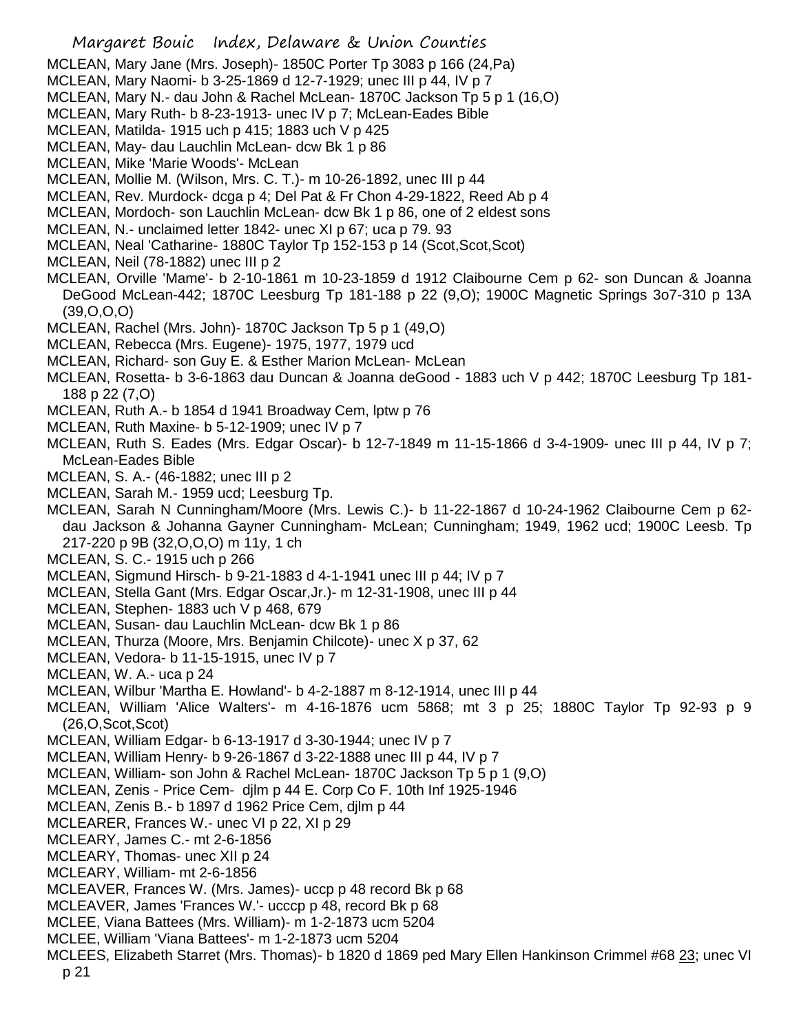MCLEAN, Mary Jane (Mrs. Joseph)- 1850C Porter Tp 3083 p 166 (24,Pa)

MCLEAN, Mary Naomi- b 3-25-1869 d 12-7-1929; unec III p 44, IV p 7

MCLEAN, Mary N.- dau John & Rachel McLean- 1870C Jackson Tp 5 p 1 (16,O)

MCLEAN, Mary Ruth- b 8-23-1913- unec IV p 7; McLean-Eades Bible

MCLEAN, Matilda- 1915 uch p 415; 1883 uch V p 425

MCLEAN, May- dau Lauchlin McLean- dcw Bk 1 p 86

MCLEAN, Mike 'Marie Woods'- McLean

MCLEAN, Mollie M. (Wilson, Mrs. C. T.)- m 10-26-1892, unec III p 44

MCLEAN, Rev. Murdock- dcga p 4; Del Pat & Fr Chon 4-29-1822, Reed Ab p 4

MCLEAN, Mordoch- son Lauchlin McLean- dcw Bk 1 p 86, one of 2 eldest sons

MCLEAN, N.- unclaimed letter 1842- unec XI p 67; uca p 79. 93

MCLEAN, Neal 'Catharine- 1880C Taylor Tp 152-153 p 14 (Scot,Scot,Scot)

MCLEAN, Neil (78-1882) unec III p 2

MCLEAN, Orville 'Mame'- b 2-10-1861 m 10-23-1859 d 1912 Claibourne Cem p 62- son Duncan & Joanna DeGood McLean-442; 1870C Leesburg Tp 181-188 p 22 (9,O); 1900C Magnetic Springs 3o7-310 p 13A (39,O,O,O)

MCLEAN, Rachel (Mrs. John)- 1870C Jackson Tp 5 p 1 (49,O)

MCLEAN, Rebecca (Mrs. Eugene)- 1975, 1977, 1979 ucd

MCLEAN, Richard- son Guy E. & Esther Marion McLean- McLean

MCLEAN, Rosetta- b 3-6-1863 dau Duncan & Joanna deGood - 1883 uch V p 442; 1870C Leesburg Tp 181-188 p 22 (7,O)

MCLEAN, Ruth A.- b 1854 d 1941 Broadway Cem, lptw p 76

MCLEAN, Ruth Maxine- b 5-12-1909; unec IV p 7

MCLEAN, Ruth S. Eades (Mrs. Edgar Oscar)- b 12-7-1849 m 11-15-1866 d 3-4-1909- unec III p 44, IV p 7; McLean-Eades Bible

MCLEAN, S. A.- (46-1882; unec III p 2

MCLEAN, Sarah M.- 1959 ucd; Leesburg Tp.

MCLEAN, Sarah N Cunningham/Moore (Mrs. Lewis C.)- b 11-22-1867 d 10-24-1962 Claibourne Cem p 62- dau Jackson & Johanna Gayner Cunningham- McLean; Cunningham; 1949, 1962 ucd; 1900C Leesb. Tp 217-220 p 9B (32,O,O,O) m 11y, 1 ch

MCLEAN, S. C.- 1915 uch p 266

MCLEAN, Sigmund Hirsch- b 9-21-1883 d 4-1-1941 unec III p 44; IV p 7

MCLEAN, Stella Gant (Mrs. Edgar Oscar,Jr.)- m 12-31-1908, unec III p 44

MCLEAN, Stephen- 1883 uch V p 468, 679

MCLEAN, Susan- dau Lauchlin McLean- dcw Bk 1 p 86

MCLEAN, Thurza (Moore, Mrs. Benjamin Chilcote)- unec X p 37, 62

MCLEAN, Vedora- b 11-15-1915, unec IV p 7

MCLEAN, W. A.- uca p 24

MCLEAN, Wilbur 'Martha E. Howland'- b 4-2-1887 m 8-12-1914, unec III p 44

MCLEAN, William 'Alice Walters'- m 4-16-1876 ucm 5868; mt 3 p 25; 1880C Taylor Tp 92-93 p 9 (26,O,Scot,Scot)

MCLEAN, William Edgar- b 6-13-1917 d 3-30-1944; unec IV p 7

MCLEAN, William Henry- b 9-26-1867 d 3-22-1888 unec III p 44, IV p 7

MCLEAN, William- son John & Rachel McLean- 1870C Jackson Tp 5 p 1 (9,O)

MCLEAN, Zenis - Price Cem- djlm p 44 E. Corp Co F. 10th Inf 1925-1946

MCLEAN, Zenis B.- b 1897 d 1962 Price Cem, djlm p 44

MCLEARER, Frances W.- unec VI p 22, XI p 29

MCLEARY, James C.- mt 2-6-1856

MCLEARY, Thomas- unec XII p 24

MCLEARY, William- mt 2-6-1856

MCLEAVER, Frances W. (Mrs. James)- uccp p 48 record Bk p 68

MCLEAVER, James 'Frances W.'- ucccp p 48, record Bk p 68

MCLEE, Viana Battees (Mrs. William)- m 1-2-1873 ucm 5204

MCLEE, William 'Viana Battees'- m 1-2-1873 ucm 5204

MCLEES, Elizabeth Starret (Mrs. Thomas)- b 1820 d 1869 ped Mary Ellen Hankinson Crimmel #68 23; unec VI p 21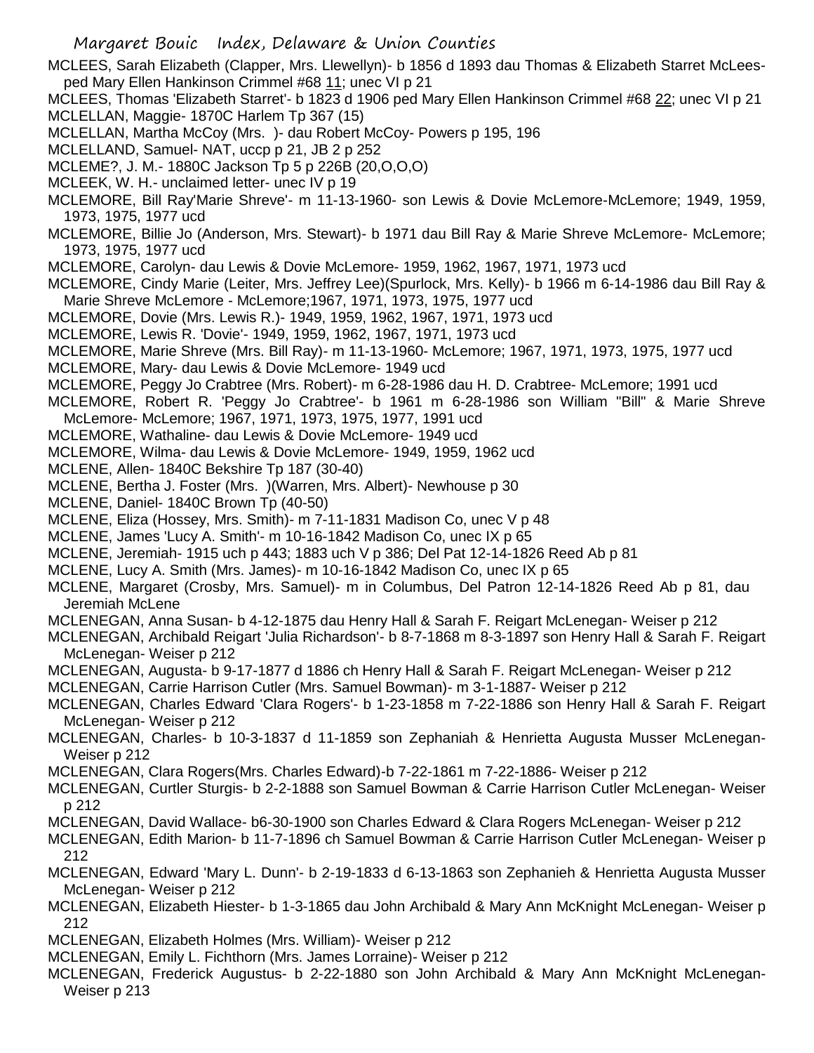MCLEES, Sarah Elizabeth (Clapper, Mrs. Llewellyn)- b 1856 d 1893 dau Thomas & Elizabeth Starret McLees- ped Mary Ellen Hankinson Crimmel #68 11; unec VI p 21

MCLEES, Thomas 'Elizabeth Starret'- b 1823 d 1906 ped Mary Ellen Hankinson Crimmel #68 22; unec VI p 21

MCLELLAN, Maggie- 1870C Harlem Tp 367 (15)

MCLELLAN, Martha McCoy (Mrs. )- dau Robert McCoy- Powers p 195, 196

MCLELLAND, Samuel- NAT, uccp p 21, JB 2 p 252

MCLEME?, J. M.- 1880C Jackson Tp 5 p 226B (20,O,O,O)

MCLEEK, W. H.- unclaimed letter- unec IV p 19

MCLEMORE, Bill Ray'Marie Shreve'- m 11-13-1960- son Lewis & Dovie McLemore-McLemore; 1949, 1959, 1973, 1975, 1977 ucd

MCLEMORE, Billie Jo (Anderson, Mrs. Stewart)- b 1971 dau Bill Ray & Marie Shreve McLemore- McLemore; 1973, 1975, 1977 ucd

MCLEMORE, Carolyn- dau Lewis & Dovie McLemore- 1959, 1962, 1967, 1971, 1973 ucd

MCLEMORE, Cindy Marie (Leiter, Mrs. Jeffrey Lee)(Spurlock, Mrs. Kelly)- b 1966 m 6-14-1986 dau Bill Ray & Marie Shreve McLemore - McLemore;1967, 1971, 1973, 1975, 1977 ucd

MCLEMORE, Dovie (Mrs. Lewis R.)- 1949, 1959, 1962, 1967, 1971, 1973 ucd

MCLEMORE, Lewis R. 'Dovie'- 1949, 1959, 1962, 1967, 1971, 1973 ucd

MCLEMORE, Marie Shreve (Mrs. Bill Ray)- m 11-13-1960- McLemore; 1967, 1971, 1973, 1975, 1977 ucd

MCLEMORE, Mary- dau Lewis & Dovie McLemore- 1949 ucd

MCLEMORE, Peggy Jo Crabtree (Mrs. Robert)- m 6-28-1986 dau H. D. Crabtree- McLemore; 1991 ucd

MCLEMORE, Robert R. 'Peggy Jo Crabtree'- b 1961 m 6-28-1986 son William "Bill" & Marie Shreve McLemore- McLemore; 1967, 1971, 1973, 1975, 1977, 1991 ucd

MCLEMORE, Wathaline- dau Lewis & Dovie McLemore- 1949 ucd

MCLEMORE, Wilma- dau Lewis & Dovie McLemore- 1949, 1959, 1962 ucd

MCLENE, Allen- 1840C Bekshire Tp 187 (30-40)

MCLENE, Bertha J. Foster (Mrs. )(Warren, Mrs. Albert)- Newhouse p 30

MCLENE, Daniel- 1840C Brown Tp (40-50)

MCLENE, Eliza (Hossey, Mrs. Smith)- m 7-11-1831 Madison Co, unec V p 48

MCLENE, James 'Lucy A. Smith'- m 10-16-1842 Madison Co, unec IX p 65

MCLENE, Jeremiah- 1915 uch p 443; 1883 uch V p 386; Del Pat 12-14-1826 Reed Ab p 81

MCLENE, Lucy A. Smith (Mrs. James)- m 10-16-1842 Madison Co, unec IX p 65

MCLENE, Margaret (Crosby, Mrs. Samuel)- m in Columbus, Del Patron 12-14-1826 Reed Ab p 81, dau Jeremiah McLene

MCLENEGAN, Anna Susan- b 4-12-1875 dau Henry Hall & Sarah F. Reigart McLenegan- Weiser p 212

MCLENEGAN, Archibald Reigart 'Julia Richardson'- b 8-7-1868 m 8-3-1897 son Henry Hall & Sarah F. Reigart McLenegan- Weiser p 212

MCLENEGAN, Augusta- b 9-17-1877 d 1886 ch Henry Hall & Sarah F. Reigart McLenegan- Weiser p 212

MCLENEGAN, Carrie Harrison Cutler (Mrs. Samuel Bowman)- m 3-1-1887- Weiser p 212

MCLENEGAN, Charles Edward 'Clara Rogers'- b 1-23-1858 m 7-22-1886 son Henry Hall & Sarah F. Reigart McLenegan- Weiser p 212

MCLENEGAN, Charles- b 10-3-1837 d 11-1859 son Zephaniah & Henrietta Augusta Musser McLenegan- Weiser p 212

MCLENEGAN, Clara Rogers(Mrs. Charles Edward)-b 7-22-1861 m 7-22-1886- Weiser p 212

MCLENEGAN, Curtler Sturgis- b 2-2-1888 son Samuel Bowman & Carrie Harrison Cutler McLenegan- Weiser p 212

MCLENEGAN, David Wallace- b6-30-1900 son Charles Edward & Clara Rogers McLenegan- Weiser p 212

MCLENEGAN, Edith Marion- b 11-7-1896 ch Samuel Bowman & Carrie Harrison Cutler McLenegan- Weiser p 212

MCLENEGAN, Edward 'Mary L. Dunn'- b 2-19-1833 d 6-13-1863 son Zephanieh & Henrietta Augusta Musser McLenegan- Weiser p 212

MCLENEGAN, Elizabeth Hiester- b 1-3-1865 dau John Archibald & Mary Ann McKnight McLenegan- Weiser p 212

MCLENEGAN, Elizabeth Holmes (Mrs. William)- Weiser p 212

MCLENEGAN, Emily L. Fichthorn (Mrs. James Lorraine)- Weiser p 212

MCLENEGAN, Frederick Augustus- b 2-22-1880 son John Archibald & Mary Ann McKnight McLenegan- Weiser p 213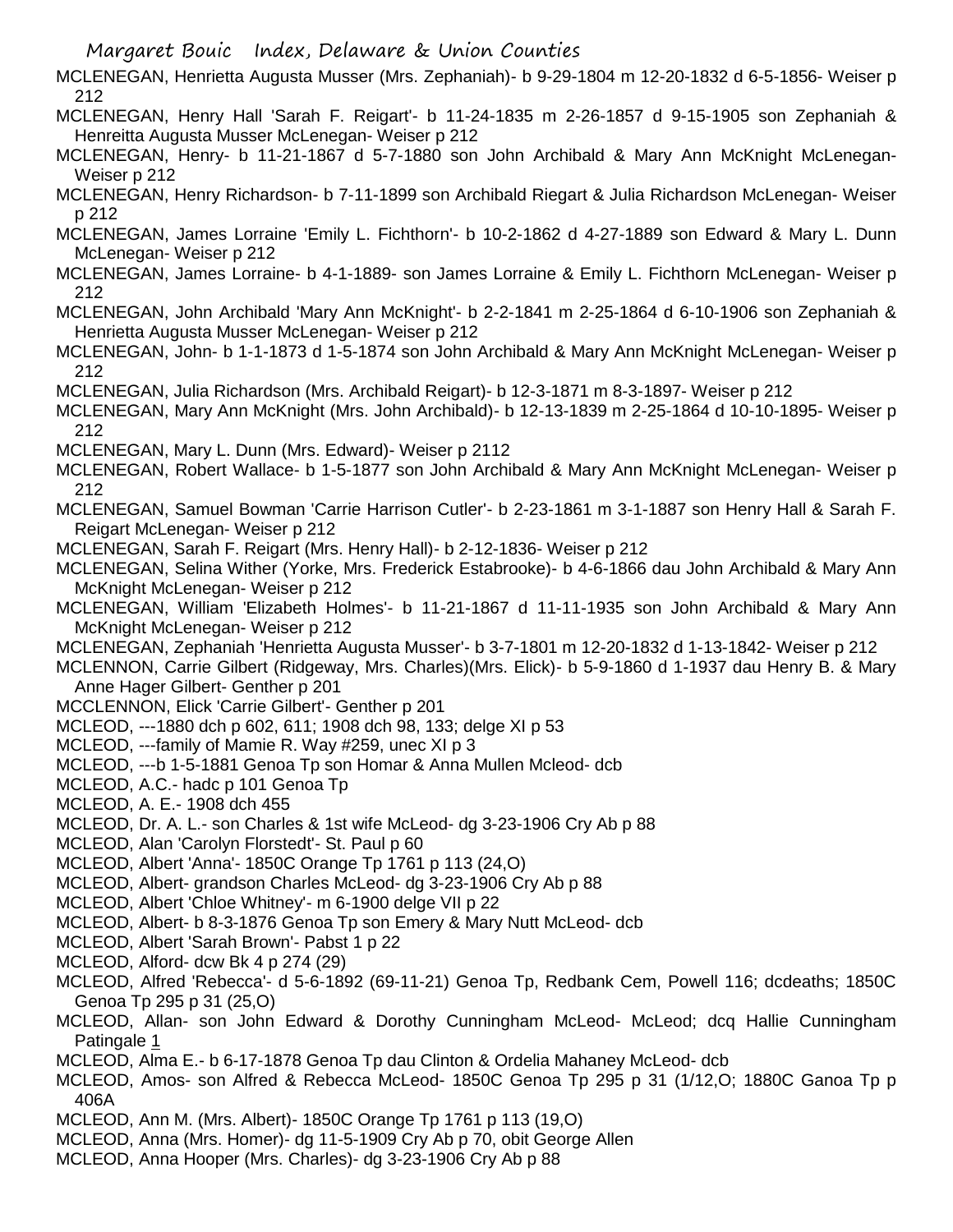MCLENEGAN, Henrietta Augusta Musser (Mrs. Zephaniah)- b 9-29-1804 m 12-20-1832 d 6-5-1856- Weiser p 212

MCLENEGAN, Henry Hall 'Sarah F. Reigart'- b 11-24-1835 m 2-26-1857 d 9-15-1905 son Zephaniah & Henreitta Augusta Musser McLenegan- Weiser p 212

MCLENEGAN, Henry- b 11-21-1867 d 5-7-1880 son John Archibald & Mary Ann McKnight McLenegan- Weiser p 212

MCLENEGAN, Henry Richardson- b 7-11-1899 son Archibald Riegart & Julia Richardson McLenegan- Weiser p 212

MCLENEGAN, James Lorraine 'Emily L. Fichthorn'- b 10-2-1862 d 4-27-1889 son Edward & Mary L. Dunn McLenegan- Weiser p 212

MCLENEGAN, James Lorraine- b 4-1-1889- son James Lorraine & Emily L. Fichthorn McLenegan- Weiser p 212

MCLENEGAN, John Archibald 'Mary Ann McKnight'- b 2-2-1841 m 2-25-1864 d 6-10-1906 son Zephaniah & Henrietta Augusta Musser McLenegan- Weiser p 212

MCLENEGAN, John- b 1-1-1873 d 1-5-1874 son John Archibald & Mary Ann McKnight McLenegan- Weiser p 212

MCLENEGAN, Julia Richardson (Mrs. Archibald Reigart)- b 12-3-1871 m 8-3-1897- Weiser p 212

MCLENEGAN, Mary Ann McKnight (Mrs. John Archibald)- b 12-13-1839 m 2-25-1864 d 10-10-1895- Weiser p 212

MCLENEGAN, Mary L. Dunn (Mrs. Edward)- Weiser p 2112

MCLENEGAN, Robert Wallace- b 1-5-1877 son John Archibald & Mary Ann McKnight McLenegan- Weiser p 212

MCLENEGAN, Samuel Bowman 'Carrie Harrison Cutler'- b 2-23-1861 m 3-1-1887 son Henry Hall & Sarah F. Reigart McLenegan- Weiser p 212

MCLENEGAN, Sarah F. Reigart (Mrs. Henry Hall)- b 2-12-1836- Weiser p 212

MCLENEGAN, Selina Wither (Yorke, Mrs. Frederick Estabrooke)- b 4-6-1866 dau John Archibald & Mary Ann McKnight McLenegan- Weiser p 212

MCLENEGAN, William 'Elizabeth Holmes'- b 11-21-1867 d 11-11-1935 son John Archibald & Mary Ann McKnight McLenegan- Weiser p 212

MCLENEGAN, Zephaniah 'Henrietta Augusta Musser'- b 3-7-1801 m 12-20-1832 d 1-13-1842- Weiser p 212

MCLENNON, Carrie Gilbert (Ridgeway, Mrs. Charles)(Mrs. Elick)- b 5-9-1860 d 1-1937 dau Henry B. & Mary Anne Hager Gilbert- Genther p 201

MCCLENNON, Elick 'Carrie Gilbert'- Genther p 201

MCLEOD, ---1880 dch p 602, 611; 1908 dch 98, 133; delge XI p 53

MCLEOD, ---family of Mamie R. Way #259, unec XI p 3

MCLEOD, ---b 1-5-1881 Genoa Tp son Homar & Anna Mullen Mcleod- dcb

MCLEOD, A.C.- hadc p 101 Genoa Tp

MCLEOD, A. E.- 1908 dch 455

MCLEOD, Dr. A. L.- son Charles & 1st wife McLeod- dg 3-23-1906 Cry Ab p 88

MCLEOD, Alan 'Carolyn Florstedt'- St. Paul p 60

MCLEOD, Albert 'Anna'- 1850C Orange Tp 1761 p 113 (24,O)

MCLEOD, Albert- grandson Charles McLeod- dg 3-23-1906 Cry Ab p 88

MCLEOD, Albert 'Chloe Whitney'- m 6-1900 delge VII p 22

MCLEOD, Albert- b 8-3-1876 Genoa Tp son Emery & Mary Nutt McLeod- dcb

MCLEOD, Albert 'Sarah Brown'- Pabst 1 p 22

MCLEOD, Alford- dcw Bk 4 p 274 (29)

MCLEOD, Alfred 'Rebecca'- d 5-6-1892 (69-11-21) Genoa Tp, Redbank Cem, Powell 116; dcdeaths; 1850C Genoa Tp 295 p 31 (25,O)

MCLEOD, Allan- son John Edward & Dorothy Cunningham McLeod- McLeod; dcq Hallie Cunningham Patingale 1

MCLEOD, Alma E.- b 6-17-1878 Genoa Tp dau Clinton & Ordelia Mahaney McLeod- dcb

MCLEOD, Amos- son Alfred & Rebecca McLeod- 1850C Genoa Tp 295 p 31 (1/12,O; 1880C Ganoa Tp p 406A

MCLEOD, Ann M. (Mrs. Albert)- 1850C Orange Tp 1761 p 113 (19,O)

MCLEOD, Anna (Mrs. Homer)- dg 11-5-1909 Cry Ab p 70, obit George Allen

MCLEOD, Anna Hooper (Mrs. Charles)- dg 3-23-1906 Cry Ab p 88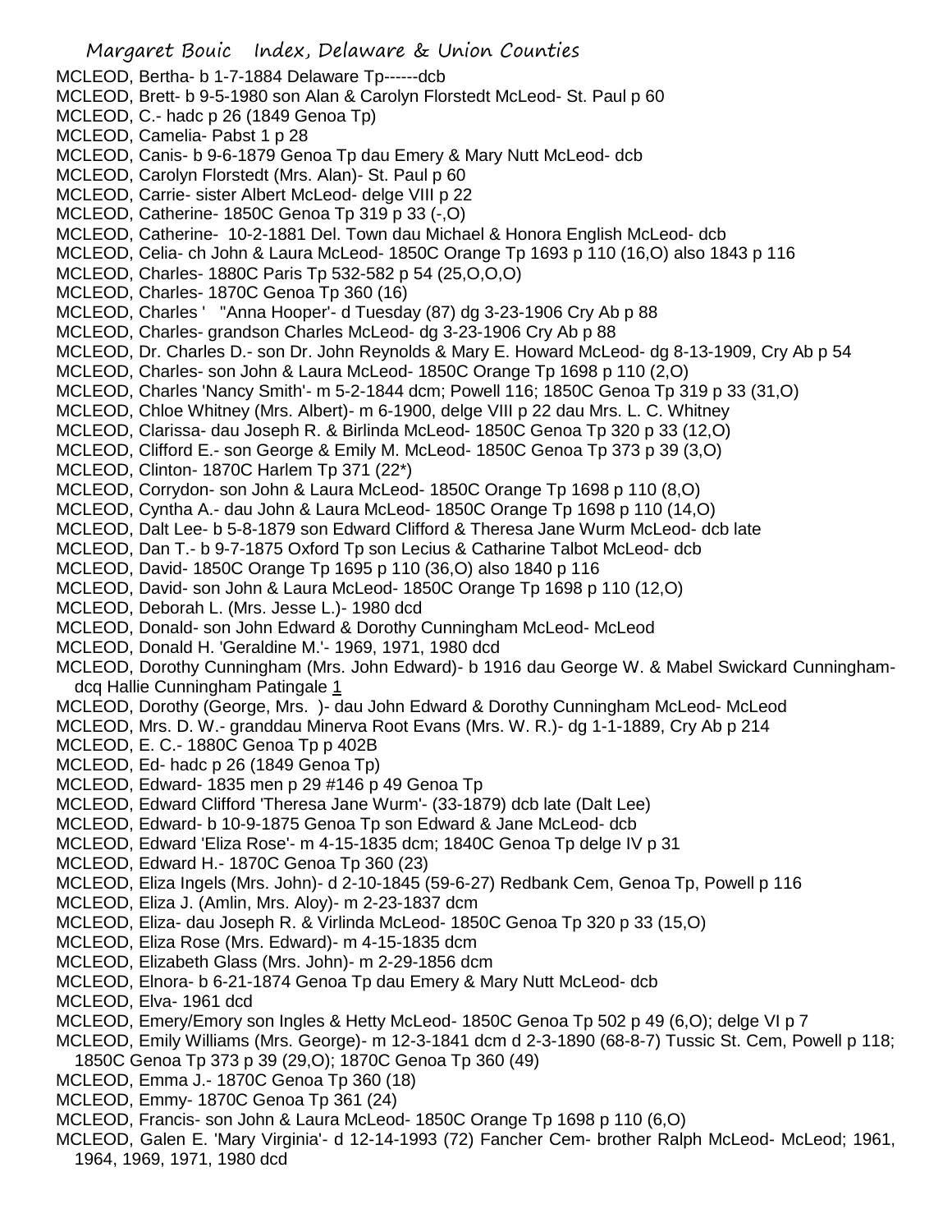MCLEOD, Bertha- b 1-7-1884 Delaware Tp------dcb
MCLEOD, Brett- b 9-5-1980 son Alan & Carolyn Florstedt McLeod- St. Paul p 60
MCLEOD, C.- hadc p 26 (1849 Genoa Tp)
MCLEOD, Camelia- Pabst 1 p 28
MCLEOD, Canis- b 9-6-1879 Genoa Tp dau Emery & Mary Nutt McLeod- dcb
MCLEOD, Carolyn Florstedt (Mrs. Alan)- St. Paul p 60
MCLEOD, Carrie- sister Albert McLeod- delge VIII p 22
MCLEOD, Catherine- 1850C Genoa Tp 319 p 33 (-,O)
MCLEOD, Catherine- 10-2-1881 Del. Town dau Michael & Honora English McLeod- dcb
MCLEOD, Celia- ch John & Laura McLeod- 1850C Orange Tp 1693 p 110 (16,O) also 1843 p 116
MCLEOD, Charles- 1880C Paris Tp 532-582 p 54 (25,O,O,O)
MCLEOD, Charles- 1870C Genoa Tp 360 (16)
MCLEOD, Charles ' "Anna Hooper'- d Tuesday (87) dg 3-23-1906 Cry Ab p 88
MCLEOD, Charles- grandson Charles McLeod- dg 3-23-1906 Cry Ab p 88
MCLEOD, Dr. Charles D.- son Dr. John Reynolds & Mary E. Howard McLeod- dg 8-13-1909, Cry Ab p 54
MCLEOD, Charles- son John & Laura McLeod- 1850C Orange Tp 1698 p 110 (2,O)
MCLEOD, Charles 'Nancy Smith'- m 5-2-1844 dcm; Powell 116; 1850C Genoa Tp 319 p 33 (31,O)
MCLEOD, Chloe Whitney (Mrs. Albert)- m 6-1900, delge VIII p 22 dau Mrs. L. C. Whitney
MCLEOD, Clarissa- dau Joseph R. & Birlinda McLeod- 1850C Genoa Tp 320 p 33 (12,O)
MCLEOD, Clifford E.- son George & Emily M. McLeod- 1850C Genoa Tp 373 p 39 (3,O)
MCLEOD, Clinton- 1870C Harlem Tp 371 (22*)
MCLEOD, Corrydon- son John & Laura McLeod- 1850C Orange Tp 1698 p 110 (8,O)
MCLEOD, Cyntha A.- dau John & Laura McLeod- 1850C Orange Tp 1698 p 110 (14,O)
MCLEOD, Dalt Lee- b 5-8-1879 son Edward Clifford & Theresa Jane Wurm McLeod- dcb late
MCLEOD, Dan T.- b 9-7-1875 Oxford Tp son Lecius & Catharine Talbot McLeod- dcb
MCLEOD, David- 1850C Orange Tp 1695 p 110 (36,O) also 1840 p 116
MCLEOD, David- son John & Laura McLeod- 1850C Orange Tp 1698 p 110 (12,O)
MCLEOD, Deborah L. (Mrs. Jesse L.)- 1980 dcd
MCLEOD, Donald- son John Edward & Dorothy Cunningham McLeod- McLeod
MCLEOD, Donald H. 'Geraldine M.'- 1969, 1971, 1980 dcd
MCLEOD, Dorothy Cunningham (Mrs. John Edward)- b 1916 dau George W. & Mabel Swickard Cunningham- dcq Hallie Cunningham Patingale 1
MCLEOD, Dorothy (George, Mrs. )- dau John Edward & Dorothy Cunningham McLeod- McLeod
MCLEOD, Mrs. D. W.- granddau Minerva Root Evans (Mrs. W. R.)- dg 1-1-1889, Cry Ab p 214
MCLEOD, E. C.- 1880C Genoa Tp p 402B
MCLEOD, Ed- hadc p 26 (1849 Genoa Tp)
MCLEOD, Edward- 1835 men p 29 #146 p 49 Genoa Tp
MCLEOD, Edward Clifford 'Theresa Jane Wurm'- (33-1879) dcb late (Dalt Lee)
MCLEOD, Edward- b 10-9-1875 Genoa Tp son Edward & Jane McLeod- dcb
MCLEOD, Edward 'Eliza Rose'- m 4-15-1835 dcm; 1840C Genoa Tp delge IV p 31
MCLEOD, Edward H.- 1870C Genoa Tp 360 (23)
MCLEOD, Eliza Ingels (Mrs. John)- d 2-10-1845 (59-6-27) Redbank Cem, Genoa Tp, Powell p 116
MCLEOD, Eliza J. (Amlin, Mrs. Aloy)- m 2-23-1837 dcm
MCLEOD, Eliza- dau Joseph R. & Virlinda McLeod- 1850C Genoa Tp 320 p 33 (15,O)
MCLEOD, Eliza Rose (Mrs. Edward)- m 4-15-1835 dcm
MCLEOD, Elizabeth Glass (Mrs. John)- m 2-29-1856 dcm
MCLEOD, Elnora- b 6-21-1874 Genoa Tp dau Emery & Mary Nutt McLeod- dcb
MCLEOD, Elva- 1961 dcd
MCLEOD, Emery/Emory son Ingles & Hetty McLeod- 1850C Genoa Tp 502 p 49 (6,O); delge VI p 7
MCLEOD, Emily Williams (Mrs. George)- m 12-3-1841 dcm d 2-3-1890 (68-8-7) Tussic St. Cem, Powell p 118; 1850C Genoa Tp 373 p 39 (29,O); 1870C Genoa Tp 360 (49)
MCLEOD, Emma J.- 1870C Genoa Tp 360 (18)
MCLEOD, Emmy- 1870C Genoa Tp 361 (24)
MCLEOD, Francis- son John & Laura McLeod- 1850C Orange Tp 1698 p 110 (6,O)
MCLEOD, Galen E. 'Mary Virginia'- d 12-14-1993 (72) Fancher Cem- brother Ralph McLeod- McLeod; 1961, 1964, 1969, 1971, 1980 dcd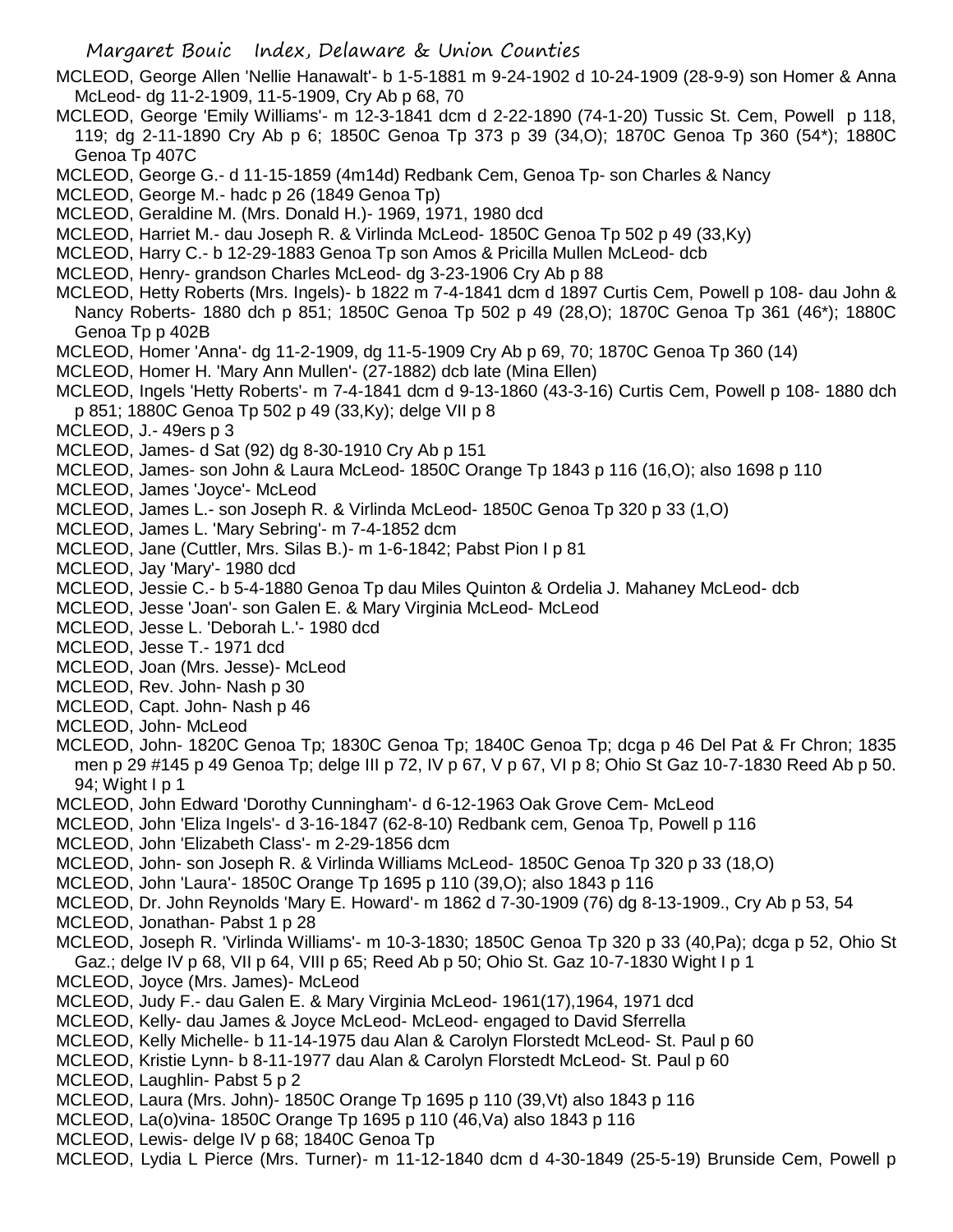MCLEOD, George Allen 'Nellie Hanawalt'- b 1-5-1881 m 9-24-1902 d 10-24-1909 (28-9-9) son Homer & Anna McLeod- dg 11-2-1909, 11-5-1909, Cry Ab p 68, 70

MCLEOD, George 'Emily Williams'- m 12-3-1841 dcm d 2-22-1890 (74-1-20) Tussic St. Cem, Powell p 118, 119; dg 2-11-1890 Cry Ab p 6; 1850C Genoa Tp 373 p 39 (34,O); 1870C Genoa Tp 360 (54*); 1880C Genoa Tp 407C

MCLEOD, George G.- d 11-15-1859 (4m14d) Redbank Cem, Genoa Tp- son Charles & Nancy

MCLEOD, George M.- hadc p 26 (1849 Genoa Tp)

MCLEOD, Geraldine M. (Mrs. Donald H.)- 1969, 1971, 1980 dcd

MCLEOD, Harriet M.- dau Joseph R. & Virlinda McLeod- 1850C Genoa Tp 502 p 49 (33,Ky)

MCLEOD, Harry C.- b 12-29-1883 Genoa Tp son Amos & Pricilla Mullen McLeod- dcb

MCLEOD, Henry- grandson Charles McLeod- dg 3-23-1906 Cry Ab p 88

MCLEOD, Hetty Roberts (Mrs. Ingels)- b 1822 m 7-4-1841 dcm d 1897 Curtis Cem, Powell p 108- dau John & Nancy Roberts- 1880 dch p 851; 1850C Genoa Tp 502 p 49 (28,O); 1870C Genoa Tp 361 (46*); 1880C Genoa Tp p 402B

MCLEOD, Homer 'Anna'- dg 11-2-1909, dg 11-5-1909 Cry Ab p 69, 70; 1870C Genoa Tp 360 (14)

MCLEOD, Homer H. 'Mary Ann Mullen'- (27-1882) dcb late (Mina Ellen)

MCLEOD, Ingels 'Hetty Roberts'- m 7-4-1841 dcm d 9-13-1860 (43-3-16) Curtis Cem, Powell p 108- 1880 dch p 851; 1880C Genoa Tp 502 p 49 (33,Ky); delge VII p 8

MCLEOD, J.- 49ers p 3

MCLEOD, James- d Sat (92) dg 8-30-1910 Cry Ab p 151

MCLEOD, James- son John & Laura McLeod- 1850C Orange Tp 1843 p 116 (16,O); also 1698 p 110

MCLEOD, James 'Joyce'- McLeod

MCLEOD, James L.- son Joseph R. & Virlinda McLeod- 1850C Genoa Tp 320 p 33 (1,O)

MCLEOD, James L. 'Mary Sebring'- m 7-4-1852 dcm

MCLEOD, Jane (Cuttler, Mrs. Silas B.)- m 1-6-1842; Pabst Pion I p 81

MCLEOD, Jay 'Mary'- 1980 dcd

MCLEOD, Jessie C.- b 5-4-1880 Genoa Tp dau Miles Quinton & Ordelia J. Mahaney McLeod- dcb

MCLEOD, Jesse 'Joan'- son Galen E. & Mary Virginia McLeod- McLeod

MCLEOD, Jesse L. 'Deborah L.'- 1980 dcd

MCLEOD, Jesse T.- 1971 dcd

MCLEOD, Joan (Mrs. Jesse)- McLeod

MCLEOD, Rev. John- Nash p 30

MCLEOD, Capt. John- Nash p 46

MCLEOD, John- McLeod

MCLEOD, John- 1820C Genoa Tp; 1830C Genoa Tp; 1840C Genoa Tp; dcga p 46 Del Pat & Fr Chron; 1835 men p 29 #145 p 49 Genoa Tp; delge III p 72, IV p 67, V p 67, VI p 8; Ohio St Gaz 10-7-1830 Reed Ab p 50. 94; Wight I p 1

MCLEOD, John Edward 'Dorothy Cunningham'- d 6-12-1963 Oak Grove Cem- McLeod

MCLEOD, John 'Eliza Ingels'- d 3-16-1847 (62-8-10) Redbank cem, Genoa Tp, Powell p 116

MCLEOD, John 'Elizabeth Class'- m 2-29-1856 dcm

MCLEOD, John- son Joseph R. & Virlinda Williams McLeod- 1850C Genoa Tp 320 p 33 (18,O)

MCLEOD, John 'Laura'- 1850C Orange Tp 1695 p 110 (39,O); also 1843 p 116

MCLEOD, Dr. John Reynolds 'Mary E. Howard'- m 1862 d 7-30-1909 (76) dg 8-13-1909., Cry Ab p 53, 54

MCLEOD, Jonathan- Pabst 1 p 28

MCLEOD, Joseph R. 'Virlinda Williams'- m 10-3-1830; 1850C Genoa Tp 320 p 33 (40,Pa); dcga p 52, Ohio St Gaz.; delge IV p 68, VII p 64, VIII p 65; Reed Ab p 50; Ohio St. Gaz 10-7-1830 Wight I p 1

MCLEOD, Joyce (Mrs. James)- McLeod

MCLEOD, Judy F.- dau Galen E. & Mary Virginia McLeod- 1961(17),1964, 1971 dcd

MCLEOD, Kelly- dau James & Joyce McLeod- McLeod- engaged to David Sferrella

MCLEOD, Kelly Michelle- b 11-14-1975 dau Alan & Carolyn Florstedt McLeod- St. Paul p 60

MCLEOD, Kristie Lynn- b 8-11-1977 dau Alan & Carolyn Florstedt McLeod- St. Paul p 60

MCLEOD, Laughlin- Pabst 5 p 2

MCLEOD, Laura (Mrs. John)- 1850C Orange Tp 1695 p 110 (39,Vt) also 1843 p 116

MCLEOD, La(o)vina- 1850C Orange Tp 1695 p 110 (46,Va) also 1843 p 116

MCLEOD, Lewis- delge IV p 68; 1840C Genoa Tp

MCLEOD, Lydia L Pierce (Mrs. Turner)- m 11-12-1840 dcm d 4-30-1849 (25-5-19) Brunside Cem, Powell p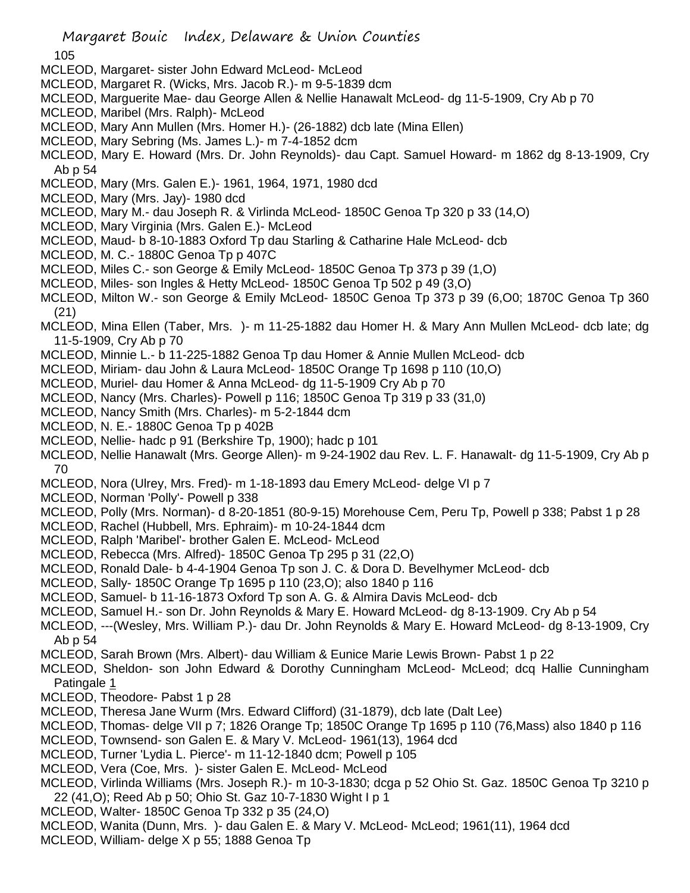MCLEOD, Margaret- sister John Edward McLeod- McLeod
MCLEOD, Margaret R. (Wicks, Mrs. Jacob R.)- m 9-5-1839 dcm
MCLEOD, Marguerite Mae- dau George Allen & Nellie Hanawalt McLeod- dg 11-5-1909, Cry Ab p 70
MCLEOD, Maribel (Mrs. Ralph)- McLeod
MCLEOD, Mary Ann Mullen (Mrs. Homer H.)- (26-1882) dcb late (Mina Ellen)
MCLEOD, Mary Sebring (Ms. James L.)- m 7-4-1852 dcm
MCLEOD, Mary E. Howard (Mrs. Dr. John Reynolds)- dau Capt. Samuel Howard- m 1862 dg 8-13-1909, Cry Ab p 54
MCLEOD, Mary (Mrs. Galen E.)- 1961, 1964, 1971, 1980 dcd
MCLEOD, Mary (Mrs. Jay)- 1980 dcd
MCLEOD, Mary M.- dau Joseph R. & Virlinda McLeod- 1850C Genoa Tp 320 p 33 (14,O)
MCLEOD, Mary Virginia (Mrs. Galen E.)- McLeod
MCLEOD, Maud- b 8-10-1883 Oxford Tp dau Starling & Catharine Hale McLeod- dcb
MCLEOD, M. C.- 1880C Genoa Tp p 407C
MCLEOD, Miles C.- son George & Emily McLeod- 1850C Genoa Tp 373 p 39 (1,O)
MCLEOD, Miles- son Ingles & Hetty McLeod- 1850C Genoa Tp 502 p 49 (3,O)
MCLEOD, Milton W.- son George & Emily McLeod- 1850C Genoa Tp 373 p 39 (6,O0; 1870C Genoa Tp 360 (21)
MCLEOD, Mina Ellen (Taber, Mrs. )- m 11-25-1882 dau Homer H. & Mary Ann Mullen McLeod- dcb late; dg 11-5-1909, Cry Ab p 70
MCLEOD, Minnie L.- b 11-225-1882 Genoa Tp dau Homer & Annie Mullen McLeod- dcb
MCLEOD, Miriam- dau John & Laura McLeod- 1850C Orange Tp 1698 p 110 (10,O)
MCLEOD, Muriel- dau Homer & Anna McLeod- dg 11-5-1909 Cry Ab p 70
MCLEOD, Nancy (Mrs. Charles)- Powell p 116; 1850C Genoa Tp 319 p 33 (31,0)
MCLEOD, Nancy Smith (Mrs. Charles)- m 5-2-1844 dcm
MCLEOD, N. E.- 1880C Genoa Tp p 402B
MCLEOD, Nellie- hadc p 91 (Berkshire Tp, 1900); hadc p 101
MCLEOD, Nellie Hanawalt (Mrs. George Allen)- m 9-24-1902 dau Rev. L. F. Hanawalt- dg 11-5-1909, Cry Ab p 70
MCLEOD, Nora (Ulrey, Mrs. Fred)- m 1-18-1893 dau Emery McLeod- delge VI p 7
MCLEOD, Norman 'Polly'- Powell p 338
MCLEOD, Polly (Mrs. Norman)- d 8-20-1851 (80-9-15) Morehouse Cem, Peru Tp, Powell p 338; Pabst 1 p 28
MCLEOD, Rachel (Hubbell, Mrs. Ephraim)- m 10-24-1844 dcm
MCLEOD, Ralph 'Maribel'- brother Galen E. McLeod- McLeod
MCLEOD, Rebecca (Mrs. Alfred)- 1850C Genoa Tp 295 p 31 (22,O)
MCLEOD, Ronald Dale- b 4-4-1904 Genoa Tp son J. C. & Dora D. Bevelhymer McLeod- dcb
MCLEOD, Sally- 1850C Orange Tp 1695 p 110 (23,O); also 1840 p 116
MCLEOD, Samuel- b 11-16-1873 Oxford Tp son A. G. & Almira Davis McLeod- dcb
MCLEOD, Samuel H.- son Dr. John Reynolds & Mary E. Howard McLeod- dg 8-13-1909. Cry Ab p 54
MCLEOD, ---(Wesley, Mrs. William P.)- dau Dr. John Reynolds & Mary E. Howard McLeod- dg 8-13-1909, Cry Ab p 54
MCLEOD, Sarah Brown (Mrs. Albert)- dau William & Eunice Marie Lewis Brown- Pabst 1 p 22
MCLEOD, Sheldon- son John Edward & Dorothy Cunningham McLeod- McLeod; dcq Hallie Cunningham Patingale 1
MCLEOD, Theodore- Pabst 1 p 28
MCLEOD, Theresa Jane Wurm (Mrs. Edward Clifford) (31-1879), dcb late (Dalt Lee)
MCLEOD, Thomas- delge VII p 7; 1826 Orange Tp; 1850C Orange Tp 1695 p 110 (76,Mass) also 1840 p 116
MCLEOD, Townsend- son Galen E. & Mary V. McLeod- 1961(13), 1964 dcd
MCLEOD, Turner 'Lydia L. Pierce'- m 11-12-1840 dcm; Powell p 105
MCLEOD, Vera (Coe, Mrs. )- sister Galen E. McLeod- McLeod
MCLEOD, Virlinda Williams (Mrs. Joseph R.)- m 10-3-1830; dcga p 52 Ohio St. Gaz. 1850C Genoa Tp 3210 p 22 (41,O); Reed Ab p 50; Ohio St. Gaz 10-7-1830 Wight I p 1
MCLEOD, Walter- 1850C Genoa Tp 332 p 35 (24,O)
MCLEOD, Wanita (Dunn, Mrs. )- dau Galen E. & Mary V. McLeod- McLeod; 1961(11), 1964 dcd
MCLEOD, William- delge X p 55; 1888 Genoa Tp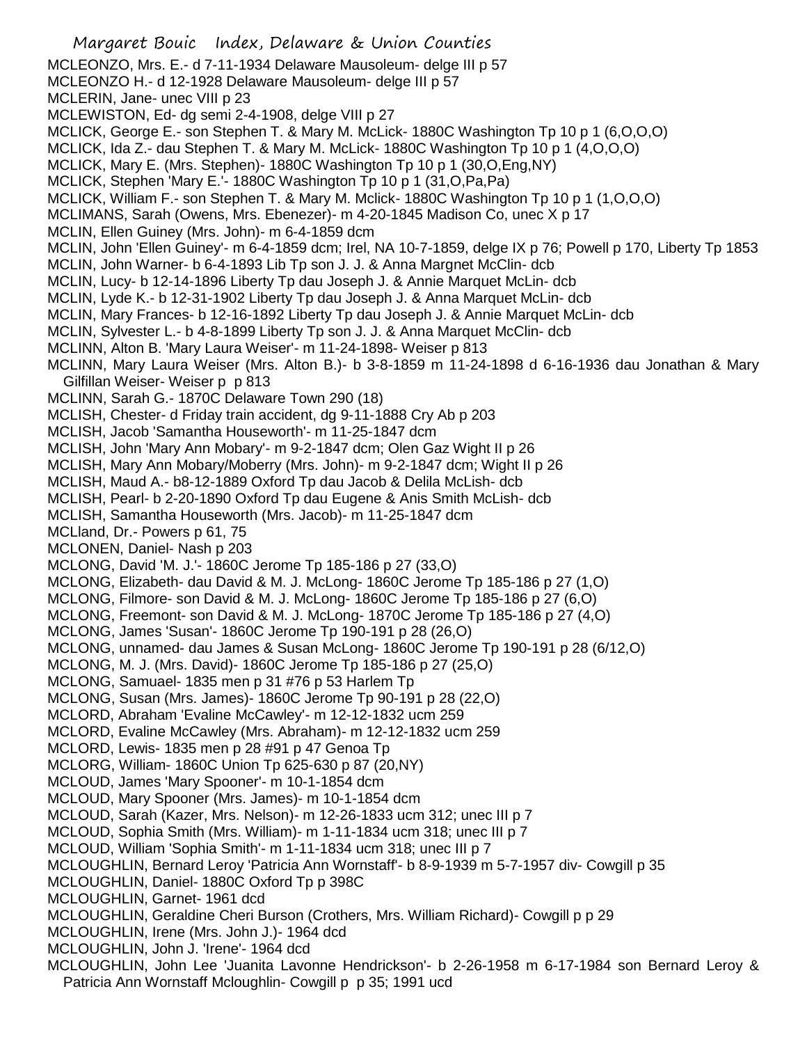MCLEONZO, Mrs. E.- d 7-11-1934 Delaware Mausoleum- delge III p 57
MCLEONZO H.- d 12-1928 Delaware Mausoleum- delge III p 57
MCLERIN, Jane- unec VIII p 23
MCLEWISTON, Ed- dg semi 2-4-1908, delge VIII p 27
MCLICK, George E.- son Stephen T. & Mary M. McLick- 1880C Washington Tp 10 p 1 (6,O,O,O)
MCLICK, Ida Z.- dau Stephen T. & Mary M. McLick- 1880C Washington Tp 10 p 1 (4,O,O,O)
MCLICK, Mary E. (Mrs. Stephen)- 1880C Washington Tp 10 p 1 (30,O,Eng,NY)
MCLICK, Stephen 'Mary E.'- 1880C Washington Tp 10 p 1 (31,O,Pa,Pa)
MCLICK, William F.- son Stephen T. & Mary M. Mclick- 1880C Washington Tp 10 p 1 (1,O,O,O)
MCLIMANS, Sarah (Owens, Mrs. Ebenezer)- m 4-20-1845 Madison Co, unec X p 17
MCLIN, Ellen Guiney (Mrs. John)- m 6-4-1859 dcm
MCLIN, John 'Ellen Guiney'- m 6-4-1859 dcm; Irel, NA 10-7-1859, delge IX p 76; Powell p 170, Liberty Tp 1853
MCLIN, John Warner- b 6-4-1893 Lib Tp son J. J. & Anna Margnet McClin- dcb
MCLIN, Lucy- b 12-14-1896 Liberty Tp dau Joseph J. & Annie Marquet McLin- dcb
MCLIN, Lyde K.- b 12-31-1902 Liberty Tp dau Joseph J. & Anna Marquet McLin- dcb
MCLIN, Mary Frances- b 12-16-1892 Liberty Tp dau Joseph J. & Annie Marquet McLin- dcb
MCLIN, Sylvester L.- b 4-8-1899 Liberty Tp son J. J. & Anna Marquet McClin- dcb
MCLINN, Alton B. 'Mary Laura Weiser'- m 11-24-1898- Weiser p 813
MCLINN, Mary Laura Weiser (Mrs. Alton B.)- b 3-8-1859 m 11-24-1898 d 6-16-1936 dau Jonathan & Mary Gilfillan Weiser- Weiser p p 813
MCLINN, Sarah G.- 1870C Delaware Town 290 (18)
MCLISH, Chester- d Friday train accident, dg 9-11-1888 Cry Ab p 203
MCLISH, Jacob 'Samantha Houseworth'- m 11-25-1847 dcm
MCLISH, John 'Mary Ann Mobary'- m 9-2-1847 dcm; Olen Gaz Wight II p 26
MCLISH, Mary Ann Mobary/Moberry (Mrs. John)- m 9-2-1847 dcm; Wight II p 26
MCLISH, Maud A.- b8-12-1889 Oxford Tp dau Jacob & Delila McLish- dcb
MCLISH, Pearl- b 2-20-1890 Oxford Tp dau Eugene & Anis Smith McLish- dcb
MCLISH, Samantha Houseworth (Mrs. Jacob)- m 11-25-1847 dcm
MCLland, Dr.- Powers p 61, 75
MCLONEN, Daniel- Nash p 203
MCLONG, David 'M. J.'- 1860C Jerome Tp 185-186 p 27 (33,O)
MCLONG, Elizabeth- dau David & M. J. McLong- 1860C Jerome Tp 185-186 p 27 (1,O)
MCLONG, Filmore- son David & M. J. McLong- 1860C Jerome Tp 185-186 p 27 (6,O)
MCLONG, Freemont- son David & M. J. McLong- 1870C Jerome Tp 185-186 p 27 (4,O)
MCLONG, James 'Susan'- 1860C Jerome Tp 190-191 p 28 (26,O)
MCLONG, unnamed- dau James & Susan McLong- 1860C Jerome Tp 190-191 p 28 (6/12,O)
MCLONG, M. J. (Mrs. David)- 1860C Jerome Tp 185-186 p 27 (25,O)
MCLONG, Samuael- 1835 men p 31 #76 p 53 Harlem Tp
MCLONG, Susan (Mrs. James)- 1860C Jerome Tp 90-191 p 28 (22,O)
MCLORD, Abraham 'Evaline McCawley'- m 12-12-1832 ucm 259
MCLORD, Evaline McCawley (Mrs. Abraham)- m 12-12-1832 ucm 259
MCLORD, Lewis- 1835 men p 28 #91 p 47 Genoa Tp
MCLORG, William- 1860C Union Tp 625-630 p 87 (20,NY)
MCLOUD, James 'Mary Spooner'- m 10-1-1854 dcm
MCLOUD, Mary Spooner (Mrs. James)- m 10-1-1854 dcm
MCLOUD, Sarah (Kazer, Mrs. Nelson)- m 12-26-1833 ucm 312; unec III p 7
MCLOUD, Sophia Smith (Mrs. William)- m 1-11-1834 ucm 318; unec III p 7
MCLOUD, William 'Sophia Smith'- m 1-11-1834 ucm 318; unec III p 7
MCLOUGHLIN, Bernard Leroy 'Patricia Ann Wornstaff'- b 8-9-1939 m 5-7-1957 div- Cowgill p 35
MCLOUGHLIN, Daniel- 1880C Oxford Tp p 398C
MCLOUGHLIN, Garnet- 1961 dcd
MCLOUGHLIN, Geraldine Cheri Burson (Crothers, Mrs. William Richard)- Cowgill p p 29
MCLOUGHLIN, Irene (Mrs. John J.)- 1964 dcd
MCLOUGHLIN, John J. 'Irene'- 1964 dcd
MCLOUGHLIN, John Lee 'Juanita Lavonne Hendrickson'- b 2-26-1958 m 6-17-1984 son Bernard Leroy & Patricia Ann Wornstaff Mcloughlin- Cowgill p p 35; 1991 ucd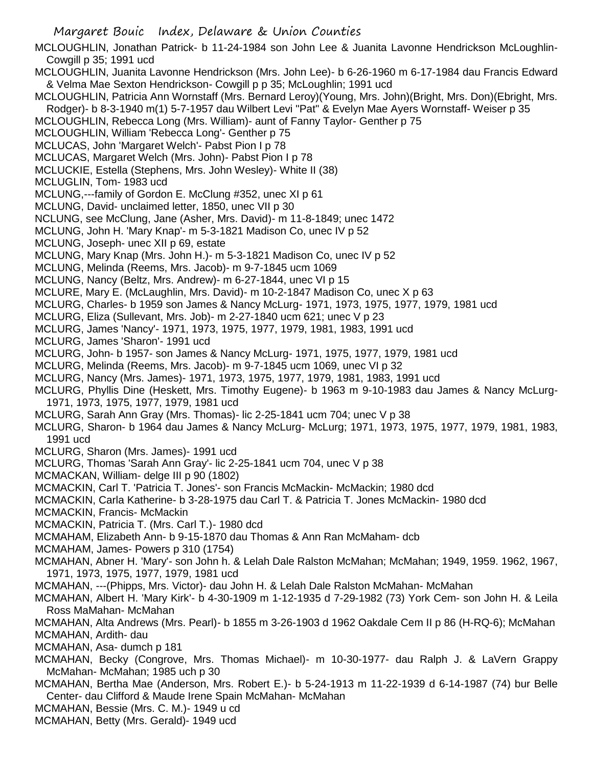MCLOUGHLIN, Jonathan Patrick- b 11-24-1984 son John Lee & Juanita Lavonne Hendrickson McLoughlin- Cowgill p 35; 1991 ucd

MCLOUGHLIN, Juanita Lavonne Hendrickson (Mrs. John Lee)- b 6-26-1960 m 6-17-1984 dau Francis Edward & Velma Mae Sexton Hendrickson- Cowgill p p 35; McLoughlin; 1991 ucd

MCLOUGHLIN, Patricia Ann Wornstaff (Mrs. Bernard Leroy)(Young, Mrs. John)(Bright, Mrs. Don)(Ebright, Mrs. Rodger)- b 8-3-1940 m(1) 5-7-1957 dau Wilbert Levi "Pat" & Evelyn Mae Ayers Wornstaff- Weiser p 35

MCLOUGHLIN, Rebecca Long (Mrs. William)- aunt of Fanny Taylor- Genther p 75

MCLOUGHLIN, William 'Rebecca Long'- Genther p 75

MCLUCAS, John 'Margaret Welch'- Pabst Pion I p 78

MCLUCAS, Margaret Welch (Mrs. John)- Pabst Pion I p 78

MCLUCKIE, Estella (Stephens, Mrs. John Wesley)- White II (38)

MCLUGLIN, Tom- 1983 ucd

MCLUNG,---family of Gordon E. McClung #352, unec XI p 61

MCLUNG, David- unclaimed letter, 1850, unec VII p 30

NCLUNG, see McClung, Jane (Asher, Mrs. David)- m 11-8-1849; unec 1472

MCLUNG, John H. 'Mary Knap'- m 5-3-1821 Madison Co, unec IV p 52

MCLUNG, Joseph- unec XII p 69, estate

MCLUNG, Mary Knap (Mrs. John H.)- m 5-3-1821 Madison Co, unec IV p 52

MCLUNG, Melinda (Reems, Mrs. Jacob)- m 9-7-1845 ucm 1069

MCLUNG, Nancy (Beltz, Mrs. Andrew)- m 6-27-1844, unec VI p 15

MCLURE, Mary E. (McLaughlin, Mrs. David)- m 10-2-1847 Madison Co, unec X p 63

MCLURG, Charles- b 1959 son James & Nancy McLurg- 1971, 1973, 1975, 1977, 1979, 1981 ucd

MCLURG, Eliza (Sullevant, Mrs. Job)- m 2-27-1840 ucm 621; unec V p 23

MCLURG, James 'Nancy'- 1971, 1973, 1975, 1977, 1979, 1981, 1983, 1991 ucd

MCLURG, James 'Sharon'- 1991 ucd

MCLURG, John- b 1957- son James & Nancy McLurg- 1971, 1975, 1977, 1979, 1981 ucd

MCLURG, Melinda (Reems, Mrs. Jacob)- m 9-7-1845 ucm 1069, unec VI p 32

MCLURG, Nancy (Mrs. James)- 1971, 1973, 1975, 1977, 1979, 1981, 1983, 1991 ucd

MCLURG, Phyllis Dine (Heskett, Mrs. Timothy Eugene)- b 1963 m 9-10-1983 dau James & Nancy McLurg- 1971, 1973, 1975, 1977, 1979, 1981 ucd

MCLURG, Sarah Ann Gray (Mrs. Thomas)- lic 2-25-1841 ucm 704; unec V p 38

MCLURG, Sharon- b 1964 dau James & Nancy McLurg- McLurg; 1971, 1973, 1975, 1977, 1979, 1981, 1983, 1991 ucd

MCLURG, Sharon (Mrs. James)- 1991 ucd

MCLURG, Thomas 'Sarah Ann Gray'- lic 2-25-1841 ucm 704, unec V p 38

MCMACKAN, William- delge III p 90 (1802)

MCMACKIN, Carl T. 'Patricia T. Jones'- son Francis McMackin- McMackin; 1980 dcd

MCMACKIN, Carla Katherine- b 3-28-1975 dau Carl T. & Patricia T. Jones McMackin- 1980 dcd

MCMACKIN, Francis- McMackin

MCMACKIN, Patricia T. (Mrs. Carl T.)- 1980 dcd

MCMAHAM, Elizabeth Ann- b 9-15-1870 dau Thomas & Ann Ran McMaham- dcb

MCMAHAM, James- Powers p 310 (1754)

MCMAHAN, Abner H. 'Mary'- son John h. & Lelah Dale Ralston McMahan; McMahan; 1949, 1959. 1962, 1967, 1971, 1973, 1975, 1977, 1979, 1981 ucd

MCMAHAN, ---(Phipps, Mrs. Victor)- dau John H. & Lelah Dale Ralston McMahan- McMahan

MCMAHAN, Albert H. 'Mary Kirk'- b 4-30-1909 m 1-12-1935 d 7-29-1982 (73) York Cem- son John H. & Leila Ross MaMahan- McMahan

MCMAHAN, Alta Andrews (Mrs. Pearl)- b 1855 m 3-26-1903 d 1962 Oakdale Cem II p 86 (H-RQ-6); McMahan

MCMAHAN, Ardith- dau

MCMAHAN, Asa- dumch p 181

MCMAHAN, Becky (Congrove, Mrs. Thomas Michael)- m 10-30-1977- dau Ralph J. & LaVern Grappy McMahan- McMahan; 1985 uch p 30

MCMAHAN, Bertha Mae (Anderson, Mrs. Robert E.)- b 5-24-1913 m 11-22-1939 d 6-14-1987 (74) bur Belle Center- dau Clifford & Maude Irene Spain McMahan- McMahan

MCMAHAN, Bessie (Mrs. C. M.)- 1949 u cd

MCMAHAN, Betty (Mrs. Gerald)- 1949 ucd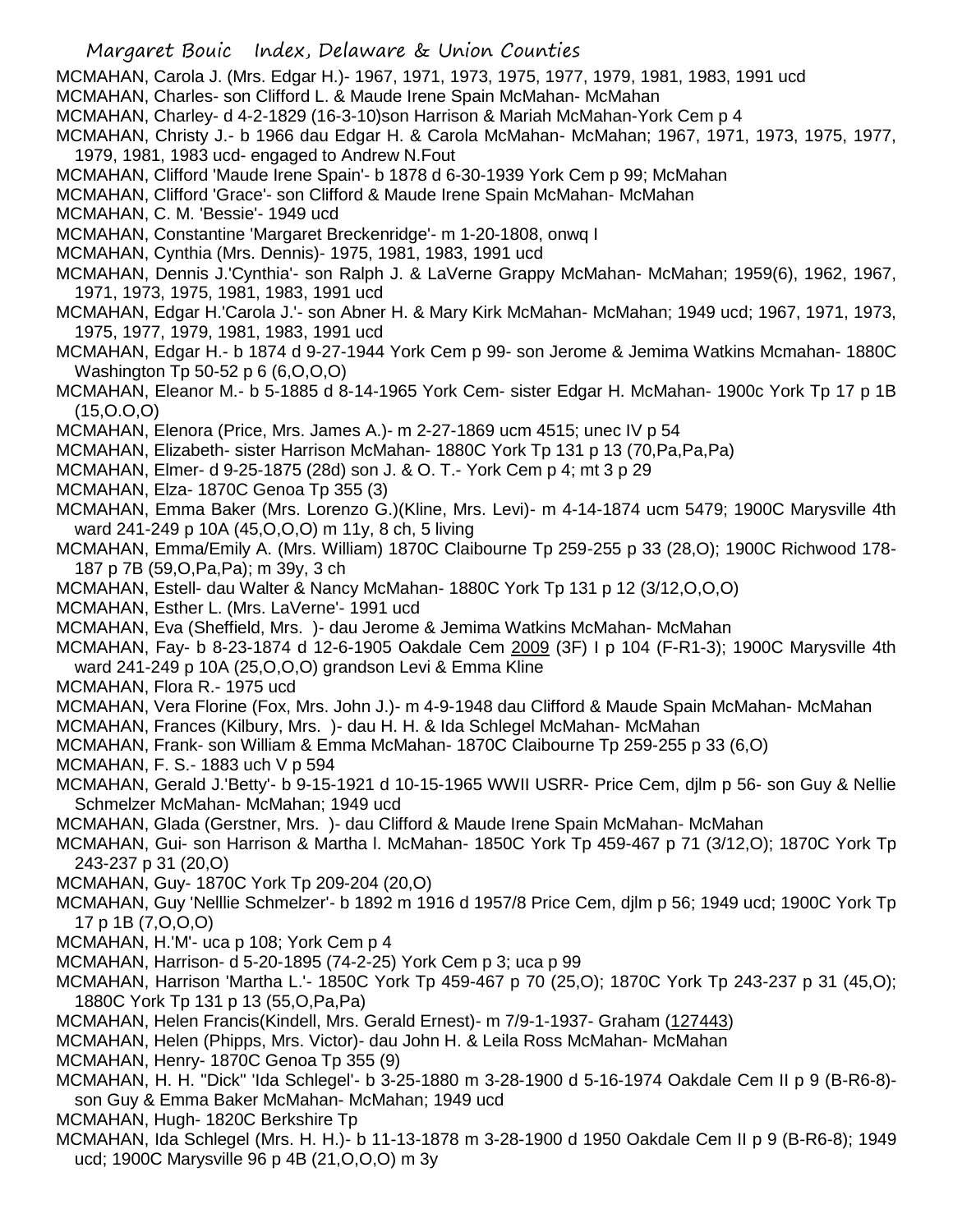MCMAHAN, Carola J. (Mrs. Edgar H.)- 1967, 1971, 1973, 1975, 1977, 1979, 1981, 1983, 1991 ucd

MCMAHAN, Charles- son Clifford L. & Maude Irene Spain McMahan- McMahan

MCMAHAN, Charley- d 4-2-1829 (16-3-10)son Harrison & Mariah McMahan-York Cem p 4

MCMAHAN, Christy J.- b 1966 dau Edgar H. & Carola McMahan- McMahan; 1967, 1971, 1973, 1975, 1977, 1979, 1981, 1983 ucd- engaged to Andrew N.Fout

MCMAHAN, Clifford 'Maude Irene Spain'- b 1878 d 6-30-1939 York Cem p 99; McMahan

MCMAHAN, Clifford 'Grace'- son Clifford & Maude Irene Spain McMahan- McMahan

MCMAHAN, C. M. 'Bessie'- 1949 ucd

MCMAHAN, Constantine 'Margaret Breckenridge'- m 1-20-1808, onwq I

MCMAHAN, Cynthia (Mrs. Dennis)- 1975, 1981, 1983, 1991 ucd

MCMAHAN, Dennis J.'Cynthia'- son Ralph J. & LaVerne Grappy McMahan- McMahan; 1959(6), 1962, 1967, 1971, 1973, 1975, 1981, 1983, 1991 ucd

MCMAHAN, Edgar H.'Carola J.'- son Abner H. & Mary Kirk McMahan- McMahan; 1949 ucd; 1967, 1971, 1973, 1975, 1977, 1979, 1981, 1983, 1991 ucd

MCMAHAN, Edgar H.- b 1874 d 9-27-1944 York Cem p 99- son Jerome & Jemima Watkins Mcmahan- 1880C Washington Tp 50-52 p 6 (6,O,O,O)

MCMAHAN, Eleanor M.- b 5-1885 d 8-14-1965 York Cem- sister Edgar H. McMahan- 1900c York Tp 17 p 1B (15,O.O,O)

MCMAHAN, Elenora (Price, Mrs. James A.)- m 2-27-1869 ucm 4515; unec IV p 54

MCMAHAN, Elizabeth- sister Harrison McMahan- 1880C York Tp 131 p 13 (70,Pa,Pa,Pa)

MCMAHAN, Elmer- d 9-25-1875 (28d) son J. & O. T.- York Cem p 4; mt 3 p 29

MCMAHAN, Elza- 1870C Genoa Tp 355 (3)

MCMAHAN, Emma Baker (Mrs. Lorenzo G.)(Kline, Mrs. Levi)- m 4-14-1874 ucm 5479; 1900C Marysville 4th ward 241-249 p 10A (45,O,O,O) m 11y, 8 ch, 5 living

MCMAHAN, Emma/Emily A. (Mrs. William) 1870C Claibourne Tp 259-255 p 33 (28,O); 1900C Richwood 178-187 p 7B (59,O,Pa,Pa); m 39y, 3 ch

MCMAHAN, Estell- dau Walter & Nancy McMahan- 1880C York Tp 131 p 12 (3/12,O,O,O)

MCMAHAN, Esther L. (Mrs. LaVerne'- 1991 ucd

MCMAHAN, Eva (Sheffield, Mrs. )- dau Jerome & Jemima Watkins McMahan- McMahan

MCMAHAN, Fay- b 8-23-1874 d 12-6-1905 Oakdale Cem 2009 (3F) I p 104 (F-R1-3); 1900C Marysville 4th ward 241-249 p 10A (25,O,O,O) grandson Levi & Emma Kline

MCMAHAN, Flora R.- 1975 ucd

MCMAHAN, Vera Florine (Fox, Mrs. John J.)- m 4-9-1948 dau Clifford & Maude Spain McMahan- McMahan

MCMAHAN, Frances (Kilbury, Mrs. )- dau H. H. & Ida Schlegel McMahan- McMahan

MCMAHAN, Frank- son William & Emma McMahan- 1870C Claibourne Tp 259-255 p 33 (6,O)

MCMAHAN, F. S.- 1883 uch V p 594

MCMAHAN, Gerald J.'Betty'- b 9-15-1921 d 10-15-1965 WWII USRR- Price Cem, djlm p 56- son Guy & Nellie Schmelzer McMahan- McMahan; 1949 ucd

MCMAHAN, Glada (Gerstner, Mrs. )- dau Clifford & Maude Irene Spain McMahan- McMahan

MCMAHAN, Gui- son Harrison & Martha l. McMahan- 1850C York Tp 459-467 p 71 (3/12,O); 1870C York Tp 243-237 p 31 (20,O)

MCMAHAN, Guy- 1870C York Tp 209-204 (20,O)

MCMAHAN, Guy 'Nelllie Schmelzer'- b 1892 m 1916 d 1957/8 Price Cem, djlm p 56; 1949 ucd; 1900C York Tp 17 p 1B (7,O,O,O)

MCMAHAN, H.'M'- uca p 108; York Cem p 4

MCMAHAN, Harrison- d 5-20-1895 (74-2-25) York Cem p 3; uca p 99

MCMAHAN, Harrison 'Martha L.'- 1850C York Tp 459-467 p 70 (25,O); 1870C York Tp 243-237 p 31 (45,O); 1880C York Tp 131 p 13 (55,O,Pa,Pa)

MCMAHAN, Helen Francis(Kindell, Mrs. Gerald Ernest)- m 7/9-1-1937- Graham (127443)

MCMAHAN, Helen (Phipps, Mrs. Victor)- dau John H. & Leila Ross McMahan- McMahan

MCMAHAN, Henry- 1870C Genoa Tp 355 (9)

MCMAHAN, H. H. "Dick" 'Ida Schlegel'- b 3-25-1880 m 3-28-1900 d 5-16-1974 Oakdale Cem II p 9 (B-R6-8)- son Guy & Emma Baker McMahan- McMahan; 1949 ucd

MCMAHAN, Hugh- 1820C Berkshire Tp

MCMAHAN, Ida Schlegel (Mrs. H. H.)- b 11-13-1878 m 3-28-1900 d 1950 Oakdale Cem II p 9 (B-R6-8); 1949 ucd; 1900C Marysville 96 p 4B (21,O,O,O) m 3y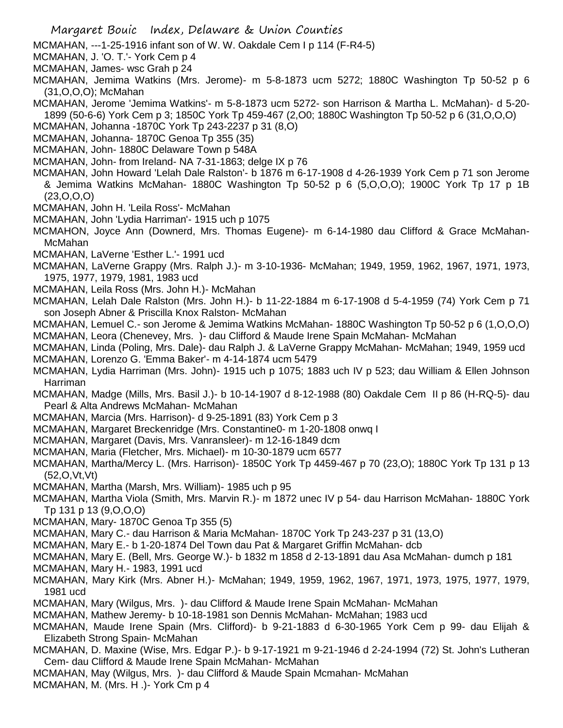MCMAHAN, ---1-25-1916 infant son of W. W. Oakdale Cem I p 114 (F-R4-5)

MCMAHAN, J. 'O. T.'- York Cem p 4

MCMAHAN, James- wsc Grah p 24

MCMAHAN, Jemima Watkins (Mrs. Jerome)- m 5-8-1873 ucm 5272; 1880C Washington Tp 50-52 p 6 (31,O,O,O); McMahan

MCMAHAN, Jerome 'Jemima Watkins'- m 5-8-1873 ucm 5272- son Harrison & Martha L. McMahan)- d 5-20-1899 (50-6-6) York Cem p 3; 1850C York Tp 459-467 (2,O0; 1880C Washington Tp 50-52 p 6 (31,O,O,O)

MCMAHAN, Johanna -1870C York Tp 243-2237 p 31 (8,O)

MCMAHAN, Johanna- 1870C Genoa Tp 355 (35)

MCMAHAN, John- 1880C Delaware Town p 548A

MCMAHAN, John- from Ireland- NA 7-31-1863; delge IX p 76

MCMAHAN, John Howard 'Lelah Dale Ralston'- b 1876 m 6-17-1908 d 4-26-1939 York Cem p 71 son Jerome & Jemima Watkins McMahan- 1880C Washington Tp 50-52 p 6 (5,O,O,O); 1900C York Tp 17 p 1B (23,O,O,O)

MCMAHAN, John H. 'Leila Ross'- McMahan

MCMAHAN, John 'Lydia Harriman'- 1915 uch p 1075

MCMAHON, Joyce Ann (Downerd, Mrs. Thomas Eugene)- m 6-14-1980 dau Clifford & Grace McMahan-McMahan

MCMAHAN, LaVerne 'Esther L.'- 1991 ucd

MCMAHAN, LaVerne Grappy (Mrs. Ralph J.)- m 3-10-1936- McMahan; 1949, 1959, 1962, 1967, 1971, 1973, 1975, 1977, 1979, 1981, 1983 ucd

MCMAHAN, Leila Ross (Mrs. John H.)- McMahan

MCMAHAN, Lelah Dale Ralston (Mrs. John H.)- b 11-22-1884 m 6-17-1908 d 5-4-1959 (74) York Cem p 71 son Joseph Abner & Priscilla Knox Ralston- McMahan

MCMAHAN, Lemuel C.- son Jerome & Jemima Watkins McMahan- 1880C Washington Tp 50-52 p 6 (1,O,O,O)

MCMAHAN, Leora (Chenevey, Mrs. )- dau Clifford & Maude Irene Spain McMahan- McMahan

MCMAHAN, Linda (Poling, Mrs. Dale)- dau Ralph J. & LaVerne Grappy McMahan- McMahan; 1949, 1959 ucd

MCMAHAN, Lorenzo G. 'Emma Baker'- m 4-14-1874 ucm 5479

MCMAHAN, Lydia Harriman (Mrs. John)- 1915 uch p 1075; 1883 uch IV p 523; dau William & Ellen Johnson Harriman

MCMAHAN, Madge (Mills, Mrs. Basil J.)- b 10-14-1907 d 8-12-1988 (80) Oakdale Cem II p 86 (H-RQ-5)- dau Pearl & Alta Andrews McMahan- McMahan

MCMAHAN, Marcia (Mrs. Harrison)- d 9-25-1891 (83) York Cem p 3

MCMAHAN, Margaret Breckenridge (Mrs. Constantine0- m 1-20-1808 onwq I

MCMAHON, Margaret (Davis, Mrs. Vanransleer)- m 12-16-1849 dcm

MCMAHAN, Maria (Fletcher, Mrs. Michael)- m 10-30-1879 ucm 6577

MCMAHAN, Martha/Mercy L. (Mrs. Harrison)- 1850C York Tp 4459-467 p 70 (23,O); 1880C York Tp 131 p 13 (52,O,Vt,Vt)

MCMAHAN, Martha (Marsh, Mrs. William)- 1985 uch p 95

MCMAHAN, Martha Viola (Smith, Mrs. Marvin R.)- m 1872 unec IV p 54- dau Harrison McMahan- 1880C York Tp 131 p 13 (9,O,O,O)

MCMAHAN, Mary- 1870C Genoa Tp 355 (5)

MCMAHAN, Mary C.- dau Harrison & Maria McMahan- 1870C York Tp 243-237 p 31 (13,O)

MCMAHAN, Mary E.- b 1-20-1874 Del Town dau Pat & Margaret Griffin McMahan- dcb

MCMAHAN, Mary E. (Bell, Mrs. George W.)- b 1832 m 1858 d 2-13-1891 dau Asa McMahan- dumch p 181

MCMAHAN, Mary H.- 1983, 1991 ucd

MCMAHAN, Mary Kirk (Mrs. Abner H.)- McMahan; 1949, 1959, 1962, 1967, 1971, 1973, 1975, 1977, 1979, 1981 ucd

MCMAHAN, Mary (Wilgus, Mrs. )- dau Clifford & Maude Irene Spain McMahan- McMahan

MCMAHAN, Mathew Jeremy- b 10-18-1981 son Dennis McMahan- McMahan; 1983 ucd

MCMAHAN, Maude Irene Spain (Mrs. Clifford)- b 9-21-1883 d 6-30-1965 York Cem p 99- dau Elijah & Elizabeth Strong Spain- McMahan

MCMAHAN, D. Maxine (Wise, Mrs. Edgar P.)- b 9-17-1921 m 9-21-1946 d 2-24-1994 (72) St. John's Lutheran Cem- dau Clifford & Maude Irene Spain McMahan- McMahan

MCMAHAN, May (Wilgus, Mrs. )- dau Clifford & Maude Spain Mcmahan- McMahan

MCMAHAN, M. (Mrs. H .)- York Cm p 4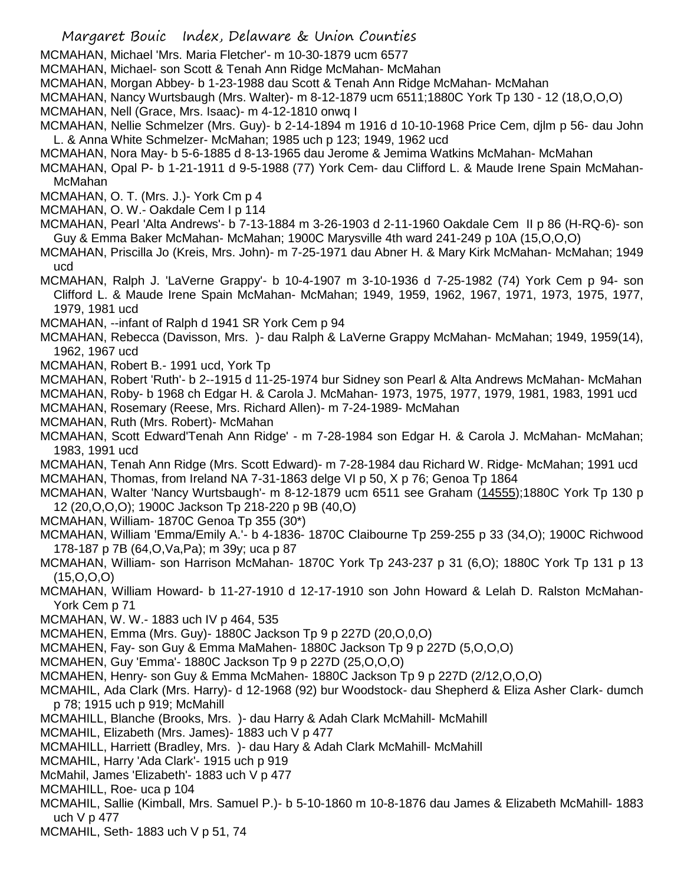MCMAHAN, Michael 'Mrs. Maria Fletcher'- m 10-30-1879 ucm 6577

MCMAHAN, Michael- son Scott & Tenah Ann Ridge McMahan- McMahan

MCMAHAN, Morgan Abbey- b 1-23-1988 dau Scott & Tenah Ann Ridge McMahan- McMahan

MCMAHAN, Nancy Wurtsbaugh (Mrs. Walter)- m 8-12-1879 ucm 6511;1880C York Tp 130 - 12 (18,O,O,O)

MCMAHAN, Nell (Grace, Mrs. Isaac)- m 4-12-1810 onwq I

MCMAHAN, Nellie Schmelzer (Mrs. Guy)- b 2-14-1894 m 1916 d 10-10-1968 Price Cem, djlm p 56- dau John L. & Anna White Schmelzer- McMahan; 1985 uch p 123; 1949, 1962 ucd

MCMAHAN, Nora May- b 5-6-1885 d 8-13-1965 dau Jerome & Jemima Watkins McMahan- McMahan

MCMAHAN, Opal P- b 1-21-1911 d 9-5-1988 (77) York Cem- dau Clifford L. & Maude Irene Spain McMahan- McMahan

MCMAHAN, O. T. (Mrs. J.)- York Cm p 4

MCMAHAN, O. W.- Oakdale Cem I p 114

MCMAHAN, Pearl 'Alta Andrews'- b 7-13-1884 m 3-26-1903 d 2-11-1960 Oakdale Cem II p 86 (H-RQ-6)- son Guy & Emma Baker McMahan- McMahan; 1900C Marysville 4th ward 241-249 p 10A (15,O,O,O)

MCMAHAN, Priscilla Jo (Kreis, Mrs. John)- m 7-25-1971 dau Abner H. & Mary Kirk McMahan- McMahan; 1949 ucd

MCMAHAN, Ralph J. 'LaVerne Grappy'- b 10-4-1907 m 3-10-1936 d 7-25-1982 (74) York Cem p 94- son Clifford L. & Maude Irene Spain McMahan- McMahan; 1949, 1959, 1962, 1967, 1971, 1973, 1975, 1977, 1979, 1981 ucd

MCMAHAN, --infant of Ralph d 1941 SR York Cem p 94

MCMAHAN, Rebecca (Davisson, Mrs. )- dau Ralph & LaVerne Grappy McMahan- McMahan; 1949, 1959(14), 1962, 1967 ucd

MCMAHAN, Robert B.- 1991 ucd, York Tp

MCMAHAN, Robert 'Ruth'- b 2--1915 d 11-25-1974 bur Sidney son Pearl & Alta Andrews McMahan- McMahan

MCMAHAN, Roby- b 1968 ch Edgar H. & Carola J. McMahan- 1973, 1975, 1977, 1979, 1981, 1983, 1991 ucd

MCMAHAN, Rosemary (Reese, Mrs. Richard Allen)- m 7-24-1989- McMahan

MCMAHAN, Ruth (Mrs. Robert)- McMahan

MCMAHAN, Scott Edward'Tenah Ann Ridge' - m 7-28-1984 son Edgar H. & Carola J. McMahan- McMahan; 1983, 1991 ucd

MCMAHAN, Tenah Ann Ridge (Mrs. Scott Edward)- m 7-28-1984 dau Richard W. Ridge- McMahan; 1991 ucd

MCMAHAN, Thomas, from Ireland NA 7-31-1863 delge VI p 50, X p 76; Genoa Tp 1864

MCMAHAN, Walter 'Nancy Wurtsbaugh'- m 8-12-1879 ucm 6511 see Graham (14555);1880C York Tp 130 p 12 (20,O,O,O); 1900C Jackson Tp 218-220 p 9B (40,O)

MCMAHAN, William- 1870C Genoa Tp 355 (30*)

MCMAHAN, William 'Emma/Emily A.'- b 4-1836- 1870C Claibourne Tp 259-255 p 33 (34,O); 1900C Richwood 178-187 p 7B (64,O,Va,Pa); m 39y; uca p 87

MCMAHAN, William- son Harrison McMahan- 1870C York Tp 243-237 p 31 (6,O); 1880C York Tp 131 p 13 (15,O,O,O)

MCMAHAN, William Howard- b 11-27-1910 d 12-17-1910 son John Howard & Lelah D. Ralston McMahan- York Cem p 71

MCMAHAN, W. W.- 1883 uch IV p 464, 535

MCMAHEN, Emma (Mrs. Guy)- 1880C Jackson Tp 9 p 227D (20,O,0,O)

MCMAHEN, Fay- son Guy & Emma MaMahen- 1880C Jackson Tp 9 p 227D (5,O,O,O)

MCMAHEN, Guy 'Emma'- 1880C Jackson Tp 9 p 227D (25,O,O,O)

MCMAHEN, Henry- son Guy & Emma McMahen- 1880C Jackson Tp 9 p 227D (2/12,O,O,O)

MCMAHIL, Ada Clark (Mrs. Harry)- d 12-1968 (92) bur Woodstock- dau Shepherd & Eliza Asher Clark- dumch p 78; 1915 uch p 919; McMahill

MCMAHILL, Blanche (Brooks, Mrs. )- dau Harry & Adah Clark McMahill- McMahill

MCMAHIL, Elizabeth (Mrs. James)- 1883 uch V p 477

MCMAHILL, Harriett (Bradley, Mrs. )- dau Hary & Adah Clark McMahill- McMahill

MCMAHIL, Harry 'Ada Clark'- 1915 uch p 919

McMahil, James 'Elizabeth'- 1883 uch V p 477

MCMAHILL, Roe- uca p 104

MCMAHIL, Sallie (Kimball, Mrs. Samuel P.)- b 5-10-1860 m 10-8-1876 dau James & Elizabeth McMahill- 1883 uch V p 477

MCMAHIL, Seth- 1883 uch V p 51, 74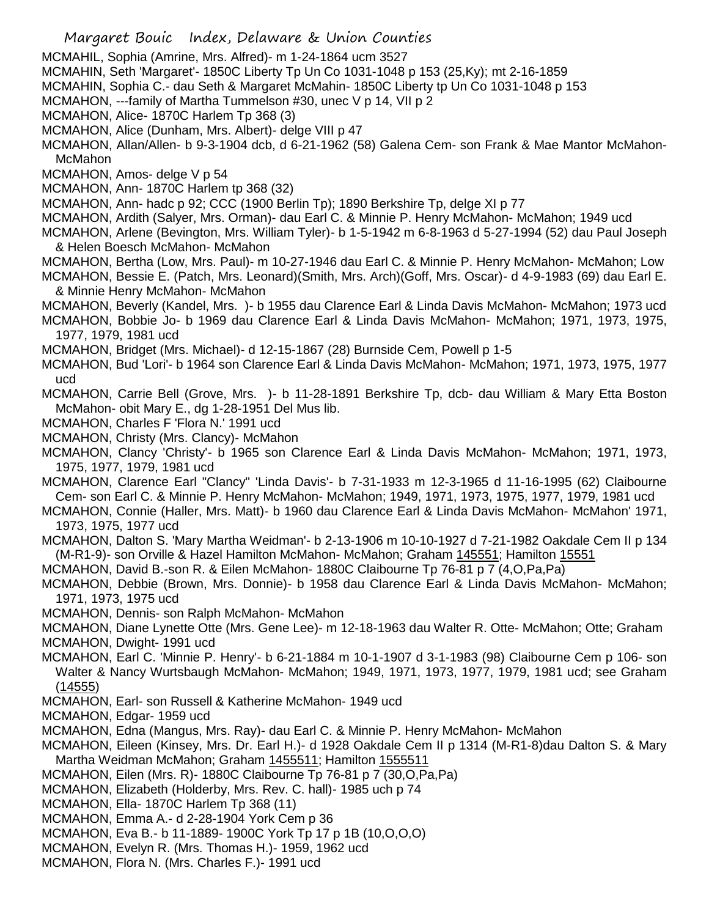MCMAHIL, Sophia (Amrine, Mrs. Alfred)- m 1-24-1864 ucm 3527

MCMAHIN, Seth 'Margaret'- 1850C Liberty Tp Un Co 1031-1048 p 153 (25,Ky); mt 2-16-1859

MCMAHIN, Sophia C.- dau Seth & Margaret McMahin- 1850C Liberty tp Un Co 1031-1048 p 153

MCMAHON, ---family of Martha Tummelson #30, unec V p 14, VII p 2

MCMAHON, Alice- 1870C Harlem Tp 368 (3)

MCMAHON, Alice (Dunham, Mrs. Albert)- delge VIII p 47

MCMAHON, Allan/Allen- b 9-3-1904 dcb, d 6-21-1962 (58) Galena Cem- son Frank & Mae Mantor McMahon- McMahon

MCMAHON, Amos- delge V p 54

MCMAHON, Ann- 1870C Harlem tp 368 (32)

MCMAHON, Ann- hadc p 92; CCC (1900 Berlin Tp); 1890 Berkshire Tp, delge XI p 77

MCMAHON, Ardith (Salyer, Mrs. Orman)- dau Earl C. & Minnie P. Henry McMahon- McMahon; 1949 ucd

MCMAHON, Arlene (Bevington, Mrs. William Tyler)- b 1-5-1942 m 6-8-1963 d 5-27-1994 (52) dau Paul Joseph & Helen Boesch McMahon- McMahon

MCMAHON, Bertha (Low, Mrs. Paul)- m 10-27-1946 dau Earl C. & Minnie P. Henry McMahon- McMahon; Low

MCMAHON, Bessie E. (Patch, Mrs. Leonard)(Smith, Mrs. Arch)(Goff, Mrs. Oscar)- d 4-9-1983 (69) dau Earl E. & Minnie Henry McMahon- McMahon

MCMAHON, Beverly (Kandel, Mrs. )- b 1955 dau Clarence Earl & Linda Davis McMahon- McMahon; 1973 ucd

MCMAHON, Bobbie Jo- b 1969 dau Clarence Earl & Linda Davis McMahon- McMahon; 1971, 1973, 1975, 1977, 1979, 1981 ucd

MCMAHON, Bridget (Mrs. Michael)- d 12-15-1867 (28) Burnside Cem, Powell p 1-5

MCMAHON, Bud 'Lori'- b 1964 son Clarence Earl & Linda Davis McMahon- McMahon; 1971, 1973, 1975, 1977 ucd

MCMAHON, Carrie Bell (Grove, Mrs. )- b 11-28-1891 Berkshire Tp, dcb- dau William & Mary Etta Boston McMahon- obit Mary E., dg 1-28-1951 Del Mus lib.

MCMAHON, Charles F 'Flora N.' 1991 ucd

MCMAHON, Christy (Mrs. Clancy)- McMahon

MCMAHON, Clancy 'Christy'- b 1965 son Clarence Earl & Linda Davis McMahon- McMahon; 1971, 1973, 1975, 1977, 1979, 1981 ucd

MCMAHON, Clarence Earl "Clancy" 'Linda Davis'- b 7-31-1933 m 12-3-1965 d 11-16-1995 (62) Claibourne Cem- son Earl C. & Minnie P. Henry McMahon- McMahon; 1949, 1971, 1973, 1975, 1977, 1979, 1981 ucd

MCMAHON, Connie (Haller, Mrs. Matt)- b 1960 dau Clarence Earl & Linda Davis McMahon- McMahon' 1971, 1973, 1975, 1977 ucd

MCMAHON, Dalton S. 'Mary Martha Weidman'- b 2-13-1906 m 10-10-1927 d 7-21-1982 Oakdale Cem II p 134 (M-R1-9)- son Orville & Hazel Hamilton McMahon- McMahon; Graham 145551; Hamilton 15551

MCMAHON, David B.-son R. & Eilen McMahon- 1880C Claibourne Tp 76-81 p 7 (4,O,Pa,Pa)

MCMAHON, Debbie (Brown, Mrs. Donnie)- b 1958 dau Clarence Earl & Linda Davis McMahon- McMahon; 1971, 1973, 1975 ucd

MCMAHON, Dennis- son Ralph McMahon- McMahon

MCMAHON, Diane Lynette Otte (Mrs. Gene Lee)- m 12-18-1963 dau Walter R. Otte- McMahon; Otte; Graham

MCMAHON, Dwight- 1991 ucd

MCMAHON, Earl C. 'Minnie P. Henry'- b 6-21-1884 m 10-1-1907 d 3-1-1983 (98) Claibourne Cem p 106- son Walter & Nancy Wurtsbaugh McMahon- McMahon; 1949, 1971, 1973, 1977, 1979, 1981 ucd; see Graham (14555)

MCMAHON, Earl- son Russell & Katherine McMahon- 1949 ucd

MCMAHON, Edgar- 1959 ucd

MCMAHON, Edna (Mangus, Mrs. Ray)- dau Earl C. & Minnie P. Henry McMahon- McMahon

MCMAHON, Eileen (Kinsey, Mrs. Dr. Earl H.)- d 1928 Oakdale Cem II p 1314 (M-R1-8)dau Dalton S. & Mary Martha Weidman McMahon; Graham 1455511; Hamilton 1555511

MCMAHON, Eilen (Mrs. R)- 1880C Claibourne Tp 76-81 p 7 (30,O,Pa,Pa)

MCMAHON, Elizabeth (Holderby, Mrs. Rev. C. hall)- 1985 uch p 74

MCMAHON, Ella- 1870C Harlem Tp 368 (11)

MCMAHON, Emma A.- d 2-28-1904 York Cem p 36

MCMAHON, Eva B.- b 11-1889- 1900C York Tp 17 p 1B (10,O,O,O)

MCMAHON, Evelyn R. (Mrs. Thomas H.)- 1959, 1962 ucd

MCMAHON, Flora N. (Mrs. Charles F.)- 1991 ucd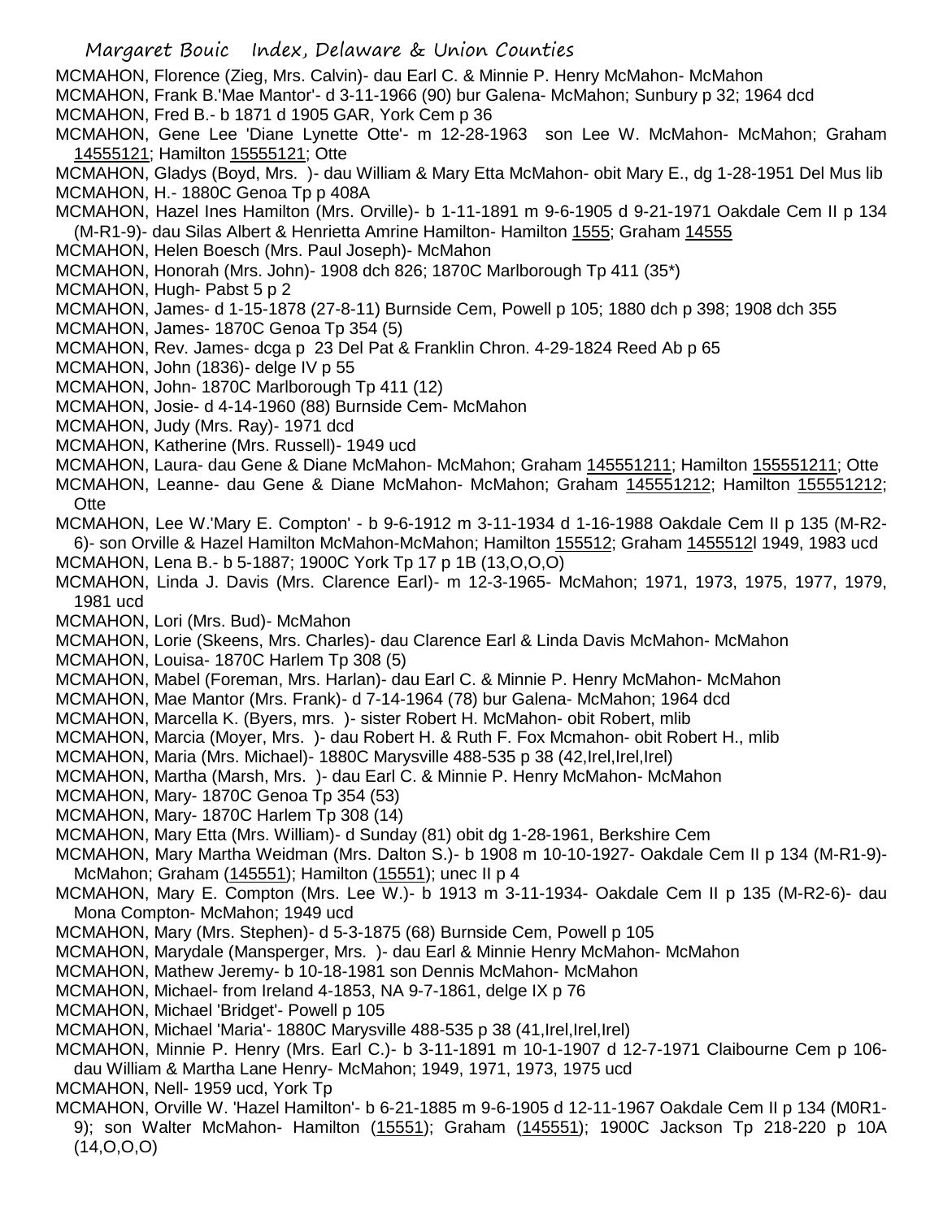MCMAHON, Florence (Zieg, Mrs. Calvin)- dau Earl C. & Minnie P. Henry McMahon- McMahon

MCMAHON, Frank B.'Mae Mantor'- d 3-11-1966 (90) bur Galena- McMahon; Sunbury p 32; 1964 dcd

MCMAHON, Fred B.- b 1871 d 1905 GAR, York Cem p 36

MCMAHON, Gene Lee 'Diane Lynette Otte'- m 12-28-1963 son Lee W. McMahon- McMahon; Graham 14555121; Hamilton 15555121; Otte

MCMAHON, Gladys (Boyd, Mrs. )- dau William & Mary Etta McMahon- obit Mary E., dg 1-28-1951 Del Mus lib

MCMAHON, H.- 1880C Genoa Tp p 408A

MCMAHON, Hazel Ines Hamilton (Mrs. Orville)- b 1-11-1891 m 9-6-1905 d 9-21-1971 Oakdale Cem II p 134 (M-R1-9)- dau Silas Albert & Henrietta Amrine Hamilton- Hamilton 1555; Graham 14555

MCMAHON, Helen Boesch (Mrs. Paul Joseph)- McMahon

MCMAHON, Honorah (Mrs. John)- 1908 dch 826; 1870C Marlborough Tp 411 (35*)

MCMAHON, Hugh- Pabst 5 p 2

MCMAHON, James- d 1-15-1878 (27-8-11) Burnside Cem, Powell p 105; 1880 dch p 398; 1908 dch 355

MCMAHON, James- 1870C Genoa Tp 354 (5)

MCMAHON, Rev. James- dcga p 23 Del Pat & Franklin Chron. 4-29-1824 Reed Ab p 65

MCMAHON, John (1836)- delge IV p 55

MCMAHON, John- 1870C Marlborough Tp 411 (12)

MCMAHON, Josie- d 4-14-1960 (88) Burnside Cem- McMahon

MCMAHON, Judy (Mrs. Ray)- 1971 dcd

MCMAHON, Katherine (Mrs. Russell)- 1949 ucd

MCMAHON, Laura- dau Gene & Diane McMahon- McMahon; Graham 145551211; Hamilton 155551211; Otte

MCMAHON, Leanne- dau Gene & Diane McMahon- McMahon; Graham 145551212; Hamilton 155551212; Otte

MCMAHON, Lee W.'Mary E. Compton' - b 9-6-1912 m 3-11-1934 d 1-16-1988 Oakdale Cem II p 135 (M-R2-6)- son Orville & Hazel Hamilton McMahon-McMahon; Hamilton 155512; Graham 1455512l 1949, 1983 ucd

MCMAHON, Lena B.- b 5-1887; 1900C York Tp 17 p 1B (13,O,O,O)

MCMAHON, Linda J. Davis (Mrs. Clarence Earl)- m 12-3-1965- McMahon; 1971, 1973, 1975, 1977, 1979, 1981 ucd

MCMAHON, Lori (Mrs. Bud)- McMahon

MCMAHON, Lorie (Skeens, Mrs. Charles)- dau Clarence Earl & Linda Davis McMahon- McMahon

MCMAHON, Louisa- 1870C Harlem Tp 308 (5)

MCMAHON, Mabel (Foreman, Mrs. Harlan)- dau Earl C. & Minnie P. Henry McMahon- McMahon

MCMAHON, Mae Mantor (Mrs. Frank)- d 7-14-1964 (78) bur Galena- McMahon; 1964 dcd

MCMAHON, Marcella K. (Byers, mrs. )- sister Robert H. McMahon- obit Robert, mlib

MCMAHON, Marcia (Moyer, Mrs. )- dau Robert H. & Ruth F. Fox Mcmahon- obit Robert H., mlib

MCMAHON, Maria (Mrs. Michael)- 1880C Marysville 488-535 p 38 (42,Irel,Irel,Irel)

MCMAHON, Martha (Marsh, Mrs. )- dau Earl C. & Minnie P. Henry McMahon- McMahon

MCMAHON, Mary- 1870C Genoa Tp 354 (53)

MCMAHON, Mary- 1870C Harlem Tp 308 (14)

MCMAHON, Mary Etta (Mrs. William)- d Sunday (81) obit dg 1-28-1961, Berkshire Cem

MCMAHON, Mary Martha Weidman (Mrs. Dalton S.)- b 1908 m 10-10-1927- Oakdale Cem II p 134 (M-R1-9)- McMahon; Graham (145551); Hamilton (15551); unec II p 4

MCMAHON, Mary E. Compton (Mrs. Lee W.)- b 1913 m 3-11-1934- Oakdale Cem II p 135 (M-R2-6)- dau Mona Compton- McMahon; 1949 ucd

MCMAHON, Mary (Mrs. Stephen)- d 5-3-1875 (68) Burnside Cem, Powell p 105

MCMAHON, Marydale (Mansperger, Mrs. )- dau Earl & Minnie Henry McMahon- McMahon

MCMAHON, Mathew Jeremy- b 10-18-1981 son Dennis McMahon- McMahon

MCMAHON, Michael- from Ireland 4-1853, NA 9-7-1861, delge IX p 76

MCMAHON, Michael 'Bridget'- Powell p 105

MCMAHON, Michael 'Maria'- 1880C Marysville 488-535 p 38 (41,Irel,Irel,Irel)

MCMAHON, Minnie P. Henry (Mrs. Earl C.)- b 3-11-1891 m 10-1-1907 d 12-7-1971 Claibourne Cem p 106- dau William & Martha Lane Henry- McMahon; 1949, 1971, 1973, 1975 ucd

MCMAHON, Nell- 1959 ucd, York Tp

MCMAHON, Orville W. 'Hazel Hamilton'- b 6-21-1885 m 9-6-1905 d 12-11-1967 Oakdale Cem II p 134 (M0R1-9); son Walter McMahon- Hamilton (15551); Graham (145551); 1900C Jackson Tp 218-220 p 10A (14,O,O,O)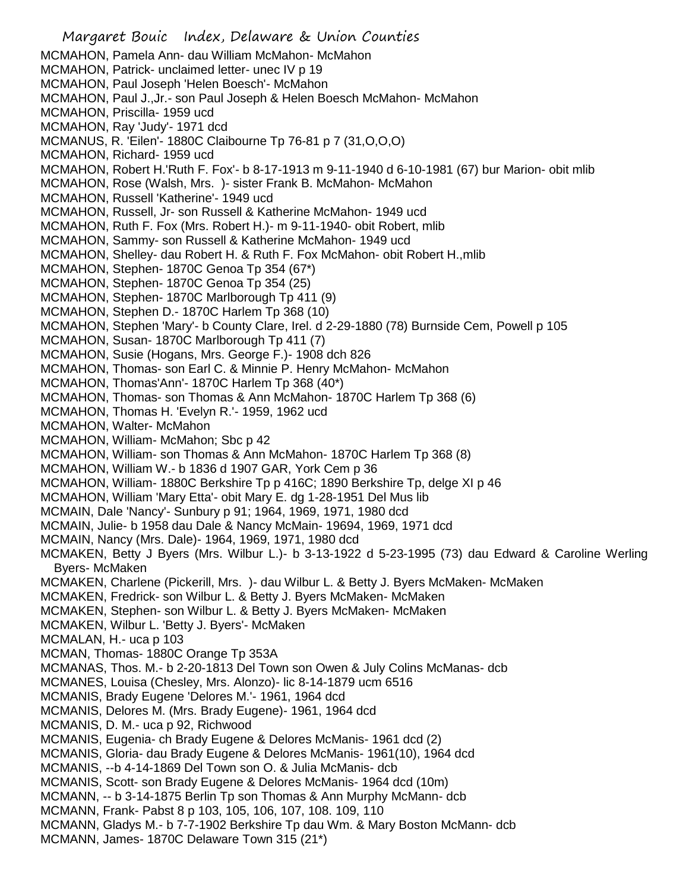MCMAHON, Pamela Ann- dau William McMahon- McMahon
MCMAHON, Patrick- unclaimed letter- unec IV p 19
MCMAHON, Paul Joseph 'Helen Boesch'- McMahon
MCMAHON, Paul J.,Jr.- son Paul Joseph & Helen Boesch McMahon- McMahon
MCMAHON, Priscilla- 1959 ucd
MCMAHON, Ray 'Judy'- 1971 dcd
MCMANUS, R. 'Eilen'- 1880C Claibourne Tp 76-81 p 7 (31,O,O,O)
MCMAHON, Richard- 1959 ucd
MCMAHON, Robert H.'Ruth F. Fox'- b 8-17-1913 m 9-11-1940 d 6-10-1981 (67) bur Marion- obit mlib
MCMAHON, Rose (Walsh, Mrs. )- sister Frank B. McMahon- McMahon
MCMAHON, Russell 'Katherine'- 1949 ucd
MCMAHON, Russell, Jr- son Russell & Katherine McMahon- 1949 ucd
MCMAHON, Ruth F. Fox (Mrs. Robert H.)- m 9-11-1940- obit Robert, mlib
MCMAHON, Sammy- son Russell & Katherine McMahon- 1949 ucd
MCMAHON, Shelley- dau Robert H. & Ruth F. Fox McMahon- obit Robert H.,mlib
MCMAHON, Stephen- 1870C Genoa Tp 354 (67*)
MCMAHON, Stephen- 1870C Genoa Tp 354 (25)
MCMAHON, Stephen- 1870C Marlborough Tp 411 (9)
MCMAHON, Stephen D.- 1870C Harlem Tp 368 (10)
MCMAHON, Stephen 'Mary'- b County Clare, Irel. d 2-29-1880 (78) Burnside Cem, Powell p 105
MCMAHON, Susan- 1870C Marlborough Tp 411 (7)
MCMAHON, Susie (Hogans, Mrs. George F.)- 1908 dch 826
MCMAHON, Thomas- son Earl C. & Minnie P. Henry McMahon- McMahon
MCMAHON, Thomas'Ann'- 1870C Harlem Tp 368 (40*)
MCMAHON, Thomas- son Thomas & Ann McMahon- 1870C Harlem Tp 368 (6)
MCMAHON, Thomas H. 'Evelyn R.'- 1959, 1962 ucd
MCMAHON, Walter- McMahon
MCMAHON, William- McMahon; Sbc p 42
MCMAHON, William- son Thomas & Ann McMahon- 1870C Harlem Tp 368 (8)
MCMAHON, William W.- b 1836 d 1907 GAR, York Cem p 36
MCMAHON, William- 1880C Berkshire Tp p 416C; 1890 Berkshire Tp, delge XI p 46
MCMAHON, William 'Mary Etta'- obit Mary E. dg 1-28-1951 Del Mus lib
MCMAIN, Dale 'Nancy'- Sunbury p 91; 1964, 1969, 1971, 1980 dcd
MCMAIN, Julie- b 1958 dau Dale & Nancy McMain- 19694, 1969, 1971 dcd
MCMAIN, Nancy (Mrs. Dale)- 1964, 1969, 1971, 1980 dcd
MCMAKEN, Betty J Byers (Mrs. Wilbur L.)- b 3-13-1922 d 5-23-1995 (73) dau Edward & Caroline Werling Byers- McMaken
MCMAKEN, Charlene (Pickerill, Mrs. )- dau Wilbur L. & Betty J. Byers McMaken- McMaken
MCMAKEN, Fredrick- son Wilbur L. & Betty J. Byers McMaken- McMaken
MCMAKEN, Stephen- son Wilbur L. & Betty J. Byers McMaken- McMaken
MCMAKEN, Wilbur L. 'Betty J. Byers'- McMaken
MCMALAN, H.- uca p 103
MCMAN, Thomas- 1880C Orange Tp 353A
MCMANAS, Thos. M.- b 2-20-1813 Del Town son Owen & July Colins McManas- dcb
MCMANES, Louisa (Chesley, Mrs. Alonzo)- lic 8-14-1879 ucm 6516
MCMANIS, Brady Eugene 'Delores M.'- 1961, 1964 dcd
MCMANIS, Delores M. (Mrs. Brady Eugene)- 1961, 1964 dcd
MCMANIS, D. M.- uca p 92, Richwood
MCMANIS, Eugenia- ch Brady Eugene & Delores McManis- 1961 dcd (2)
MCMANIS, Gloria- dau Brady Eugene & Delores McManis- 1961(10), 1964 dcd
MCMANIS, --b 4-14-1869 Del Town son O. & Julia McManis- dcb
MCMANIS, Scott- son Brady Eugene & Delores McManis- 1964 dcd (10m)
MCMANN, -- b 3-14-1875 Berlin Tp son Thomas & Ann Murphy McMann- dcb
MCMANN, Frank- Pabst 8 p 103, 105, 106, 107, 108. 109, 110
MCMANN, Gladys M.- b 7-7-1902 Berkshire Tp dau Wm. & Mary Boston McMann- dcb
MCMANN, James- 1870C Delaware Town 315 (21*)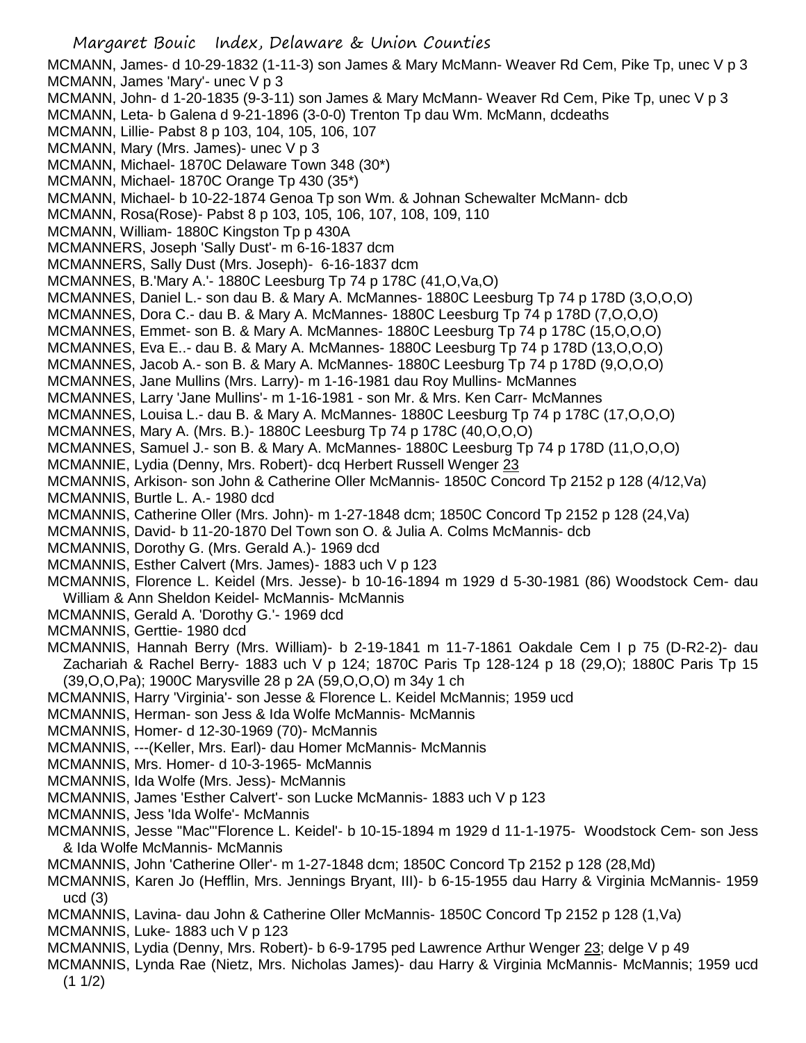MCMANN, James- d 10-29-1832 (1-11-3) son James & Mary McMann- Weaver Rd Cem, Pike Tp, unec V p 3

MCMANN, James 'Mary'- unec V p 3

MCMANN, John- d 1-20-1835 (9-3-11) son James & Mary McMann- Weaver Rd Cem, Pike Tp, unec V p 3

MCMANN, Leta- b Galena d 9-21-1896 (3-0-0) Trenton Tp dau Wm. McMann, dcdeaths

MCMANN, Lillie- Pabst 8 p 103, 104, 105, 106, 107

MCMANN, Mary (Mrs. James)- unec V p 3

MCMANN, Michael- 1870C Delaware Town 348 (30*)

MCMANN, Michael- 1870C Orange Tp 430 (35*)

MCMANN, Michael- b 10-22-1874 Genoa Tp son Wm. & Johnan Schewalter McMann- dcb

MCMANN, Rosa(Rose)- Pabst 8 p 103, 105, 106, 107, 108, 109, 110

MCMANN, William- 1880C Kingston Tp p 430A

MCMANNERS, Joseph 'Sally Dust'- m 6-16-1837 dcm

MCMANNERS, Sally Dust (Mrs. Joseph)- 6-16-1837 dcm

MCMANNES, B.'Mary A.'- 1880C Leesburg Tp 74 p 178C (41,O,Va,O)

MCMANNES, Daniel L.- son dau B. & Mary A. McMannes- 1880C Leesburg Tp 74 p 178D (3,O,O,O)

MCMANNES, Dora C.- dau B. & Mary A. McMannes- 1880C Leesburg Tp 74 p 178D (7,O,O,O)

MCMANNES, Emmet- son B. & Mary A. McMannes- 1880C Leesburg Tp 74 p 178C (15,O,O,O)

MCMANNES, Eva E..- dau B. & Mary A. McMannes- 1880C Leesburg Tp 74 p 178D (13,O,O,O)

MCMANNES, Jacob A.- son B. & Mary A. McMannes- 1880C Leesburg Tp 74 p 178D (9,O,O,O)

MCMANNES, Jane Mullins (Mrs. Larry)- m 1-16-1981 dau Roy Mullins- McMannes

MCMANNES, Larry 'Jane Mullins'- m 1-16-1981 - son Mr. & Mrs. Ken Carr- McMannes

MCMANNES, Louisa L.- dau B. & Mary A. McMannes- 1880C Leesburg Tp 74 p 178C (17,O,O,O)

MCMANNES, Mary A. (Mrs. B.)- 1880C Leesburg Tp 74 p 178C (40,O,O,O)

MCMANNES, Samuel J.- son B. & Mary A. McMannes- 1880C Leesburg Tp 74 p 178D (11,O,O,O)

MCMANNIE, Lydia (Denny, Mrs. Robert)- dcq Herbert Russell Wenger 23

MCMANNIS, Arkison- son John & Catherine Oller McMannis- 1850C Concord Tp 2152 p 128 (4/12,Va)

MCMANNIS, Burtle L. A.- 1980 dcd

MCMANNIS, Catherine Oller (Mrs. John)- m 1-27-1848 dcm; 1850C Concord Tp 2152 p 128 (24,Va)

MCMANNIS, David- b 11-20-1870 Del Town son O. & Julia A. Colms McMannis- dcb

MCMANNIS, Dorothy G. (Mrs. Gerald A.)- 1969 dcd

MCMANNIS, Esther Calvert (Mrs. James)- 1883 uch V p 123

MCMANNIS, Florence L. Keidel (Mrs. Jesse)- b 10-16-1894 m 1929 d 5-30-1981 (86) Woodstock Cem- dau William & Ann Sheldon Keidel- McMannis- McMannis

MCMANNIS, Gerald A. 'Dorothy G.'- 1969 dcd

MCMANNIS, Gerttie- 1980 dcd

MCMANNIS, Hannah Berry (Mrs. William)- b 2-19-1841 m 11-7-1861 Oakdale Cem I p 75 (D-R2-2)- dau Zachariah & Rachel Berry- 1883 uch V p 124; 1870C Paris Tp 128-124 p 18 (29,O); 1880C Paris Tp 15 (39,O,O,Pa); 1900C Marysville 28 p 2A (59,O,O,O) m 34y 1 ch

MCMANNIS, Harry 'Virginia'- son Jesse & Florence L. Keidel McMannis; 1959 ucd

MCMANNIS, Herman- son Jess & Ida Wolfe McMannis- McMannis

MCMANNIS, Homer- d 12-30-1969 (70)- McMannis

MCMANNIS, ---(Keller, Mrs. Earl)- dau Homer McMannis- McMannis

MCMANNIS, Mrs. Homer- d 10-3-1965- McMannis

MCMANNIS, Ida Wolfe (Mrs. Jess)- McMannis

MCMANNIS, James 'Esther Calvert'- son Lucke McMannis- 1883 uch V p 123

MCMANNIS, Jess 'Ida Wolfe'- McMannis

MCMANNIS, Jesse "Mac"'Florence L. Keidel'- b 10-15-1894 m 1929 d 11-1-1975- Woodstock Cem- son Jess & Ida Wolfe McMannis- McMannis

MCMANNIS, John 'Catherine Oller'- m 1-27-1848 dcm; 1850C Concord Tp 2152 p 128 (28,Md)

MCMANNIS, Karen Jo (Hefflin, Mrs. Jennings Bryant, III)- b 6-15-1955 dau Harry & Virginia McMannis- 1959 ucd (3)

MCMANNIS, Lavina- dau John & Catherine Oller McMannis- 1850C Concord Tp 2152 p 128 (1,Va)

MCMANNIS, Luke- 1883 uch V p 123

MCMANNIS, Lydia (Denny, Mrs. Robert)- b 6-9-1795 ped Lawrence Arthur Wenger 23; delge V p 49

MCMANNIS, Lynda Rae (Nietz, Mrs. Nicholas James)- dau Harry & Virginia McMannis- McMannis; 1959 ucd (1 1/2)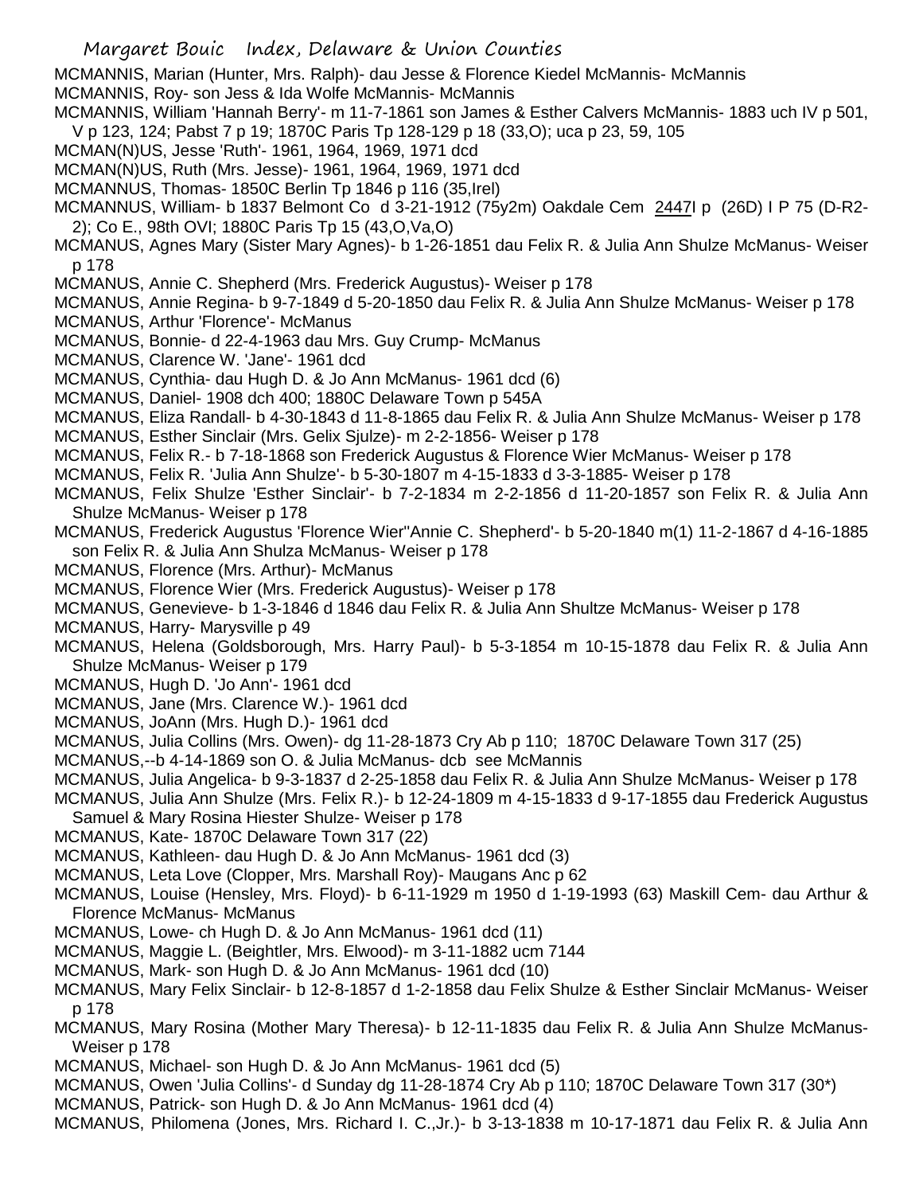MCMANNIS, Marian (Hunter, Mrs. Ralph)- dau Jesse & Florence Kiedel McMannis- McMannis

MCMANNIS, Roy- son Jess & Ida Wolfe McMannis- McMannis

MCMANNIS, William 'Hannah Berry'- m 11-7-1861 son James & Esther Calvers McMannis- 1883 uch IV p 501, V p 123, 124; Pabst 7 p 19; 1870C Paris Tp 128-129 p 18 (33,O); uca p 23, 59, 105

MCMAN(N)US, Jesse 'Ruth'- 1961, 1964, 1969, 1971 dcd

MCMAN(N)US, Ruth (Mrs. Jesse)- 1961, 1964, 1969, 1971 dcd

MCMANNUS, Thomas- 1850C Berlin Tp 1846 p 116 (35,Irel)

MCMANNUS, William- b 1837 Belmont Co d 3-21-1912 (75y2m) Oakdale Cem 2447I p (26D) I P 75 (D-R2-2); Co E., 98th OVI; 1880C Paris Tp 15 (43,O,Va,O)

MCMANUS, Agnes Mary (Sister Mary Agnes)- b 1-26-1851 dau Felix R. & Julia Ann Shulze McManus- Weiser p 178

MCMANUS, Annie C. Shepherd (Mrs. Frederick Augustus)- Weiser p 178

MCMANUS, Annie Regina- b 9-7-1849 d 5-20-1850 dau Felix R. & Julia Ann Shulze McManus- Weiser p 178

MCMANUS, Arthur 'Florence'- McManus

MCMANUS, Bonnie- d 22-4-1963 dau Mrs. Guy Crump- McManus

MCMANUS, Clarence W. 'Jane'- 1961 dcd

MCMANUS, Cynthia- dau Hugh D. & Jo Ann McManus- 1961 dcd (6)

MCMANUS, Daniel- 1908 dch 400; 1880C Delaware Town p 545A

MCMANUS, Eliza Randall- b 4-30-1843 d 11-8-1865 dau Felix R. & Julia Ann Shulze McManus- Weiser p 178

MCMANUS, Esther Sinclair (Mrs. Gelix Sjulze)- m 2-2-1856- Weiser p 178

MCMANUS, Felix R.- b 7-18-1868 son Frederick Augustus & Florence Wier McManus- Weiser p 178

MCMANUS, Felix R. 'Julia Ann Shulze'- b 5-30-1807 m 4-15-1833 d 3-3-1885- Weiser p 178

MCMANUS, Felix Shulze 'Esther Sinclair'- b 7-2-1834 m 2-2-1856 d 11-20-1857 son Felix R. & Julia Ann Shulze McManus- Weiser p 178

MCMANUS, Frederick Augustus 'Florence Wier''Annie C. Shepherd'- b 5-20-1840 m(1) 11-2-1867 d 4-16-1885 son Felix R. & Julia Ann Shulza McManus- Weiser p 178

MCMANUS, Florence (Mrs. Arthur)- McManus

MCMANUS, Florence Wier (Mrs. Frederick Augustus)- Weiser p 178

MCMANUS, Genevieve- b 1-3-1846 d 1846 dau Felix R. & Julia Ann Shultze McManus- Weiser p 178

MCMANUS, Harry- Marysville p 49

MCMANUS, Helena (Goldsborough, Mrs. Harry Paul)- b 5-3-1854 m 10-15-1878 dau Felix R. & Julia Ann Shulze McManus- Weiser p 179

MCMANUS, Hugh D. 'Jo Ann'- 1961 dcd

MCMANUS, Jane (Mrs. Clarence W.)- 1961 dcd

MCMANUS, JoAnn (Mrs. Hugh D.)- 1961 dcd

MCMANUS, Julia Collins (Mrs. Owen)- dg 11-28-1873 Cry Ab p 110; 1870C Delaware Town 317 (25)

MCMANUS,--b 4-14-1869 son O. & Julia McManus- dcb see McMannis

MCMANUS, Julia Angelica- b 9-3-1837 d 2-25-1858 dau Felix R. & Julia Ann Shulze McManus- Weiser p 178

MCMANUS, Julia Ann Shulze (Mrs. Felix R.)- b 12-24-1809 m 4-15-1833 d 9-17-1855 dau Frederick Augustus Samuel & Mary Rosina Hiester Shulze- Weiser p 178

MCMANUS, Kate- 1870C Delaware Town 317 (22)

MCMANUS, Kathleen- dau Hugh D. & Jo Ann McManus- 1961 dcd (3)

MCMANUS, Leta Love (Clopper, Mrs. Marshall Roy)- Maugans Anc p 62

MCMANUS, Louise (Hensley, Mrs. Floyd)- b 6-11-1929 m 1950 d 1-19-1993 (63) Maskill Cem- dau Arthur & Florence McManus- McManus

MCMANUS, Lowe- ch Hugh D. & Jo Ann McManus- 1961 dcd (11)

MCMANUS, Maggie L. (Beightler, Mrs. Elwood)- m 3-11-1882 ucm 7144

MCMANUS, Mark- son Hugh D. & Jo Ann McManus- 1961 dcd (10)

MCMANUS, Mary Felix Sinclair- b 12-8-1857 d 1-2-1858 dau Felix Shulze & Esther Sinclair McManus- Weiser p 178

MCMANUS, Mary Rosina (Mother Mary Theresa)- b 12-11-1835 dau Felix R. & Julia Ann Shulze McManus- Weiser p 178

MCMANUS, Michael- son Hugh D. & Jo Ann McManus- 1961 dcd (5)

MCMANUS, Owen 'Julia Collins'- d Sunday dg 11-28-1874 Cry Ab p 110; 1870C Delaware Town 317 (30*)

MCMANUS, Patrick- son Hugh D. & Jo Ann McManus- 1961 dcd (4)

MCMANUS, Philomena (Jones, Mrs. Richard I. C.,Jr.)- b 3-13-1838 m 10-17-1871 dau Felix R. & Julia Ann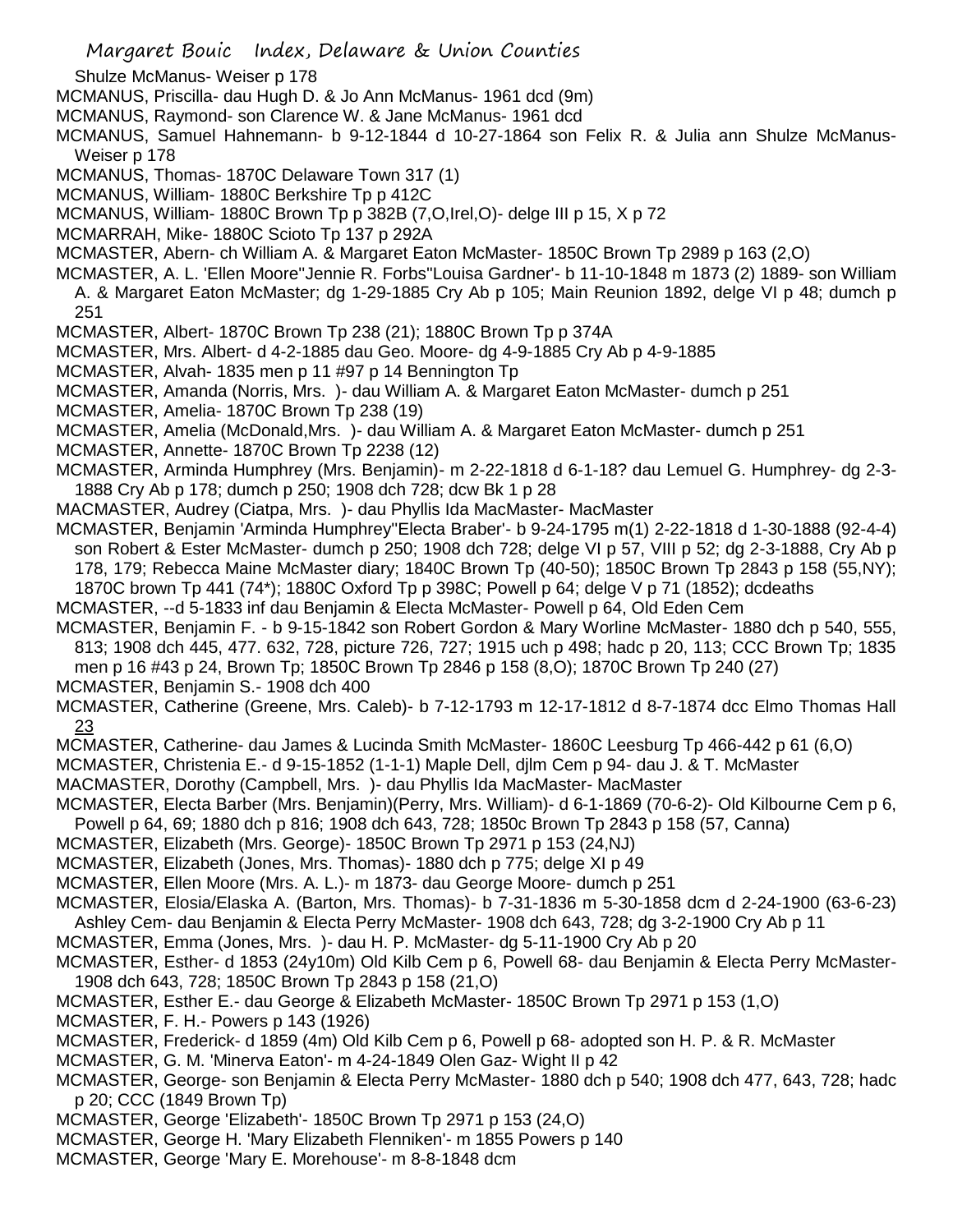Shulze McManus- Weiser p 178

MCMANUS, Priscilla- dau Hugh D. & Jo Ann McManus- 1961 dcd (9m)

MCMANUS, Raymond- son Clarence W. & Jane McManus- 1961 dcd

MCMANUS, Samuel Hahnemann- b 9-12-1844 d 10-27-1864 son Felix R. & Julia ann Shulze McManus- Weiser p 178

MCMANUS, Thomas- 1870C Delaware Town 317 (1)

MCMANUS, William- 1880C Berkshire Tp p 412C

MCMANUS, William- 1880C Brown Tp p 382B (7,O,Irel,O)- delge III p 15, X p 72

MCMARRAH, Mike- 1880C Scioto Tp 137 p 292A

MCMASTER, Abern- ch William A. & Margaret Eaton McMaster- 1850C Brown Tp 2989 p 163 (2,O)

MCMASTER, A. L. 'Ellen Moore''Jennie R. Forbs''Louisa Gardner'- b 11-10-1848 m 1873 (2) 1889- son William A. & Margaret Eaton McMaster; dg 1-29-1885 Cry Ab p 105; Main Reunion 1892, delge VI p 48; dumch p 251

MCMASTER, Albert- 1870C Brown Tp 238 (21); 1880C Brown Tp p 374A

MCMASTER, Mrs. Albert- d 4-2-1885 dau Geo. Moore- dg 4-9-1885 Cry Ab p 4-9-1885

MCMASTER, Alvah- 1835 men p 11 #97 p 14 Bennington Tp

MCMASTER, Amanda (Norris, Mrs. )- dau William A. & Margaret Eaton McMaster- dumch p 251

MCMASTER, Amelia- 1870C Brown Tp 238 (19)

MCMASTER, Amelia (McDonald,Mrs. )- dau William A. & Margaret Eaton McMaster- dumch p 251

MCMASTER, Annette- 1870C Brown Tp 2238 (12)

MCMASTER, Arminda Humphrey (Mrs. Benjamin)- m 2-22-1818 d 6-1-18? dau Lemuel G. Humphrey- dg 2-3-1888 Cry Ab p 178; dumch p 250; 1908 dch 728; dcw Bk 1 p 28

MACMASTER, Audrey (Ciatpa, Mrs. )- dau Phyllis Ida MacMaster- MacMaster

MCMASTER, Benjamin 'Arminda Humphrey''Electa Braber'- b 9-24-1795 m(1) 2-22-1818 d 1-30-1888 (92-4-4) son Robert & Ester McMaster- dumch p 250; 1908 dch 728; delge VI p 57, VIII p 52; dg 2-3-1888, Cry Ab p 178, 179; Rebecca Maine McMaster diary; 1840C Brown Tp (40-50); 1850C Brown Tp 2843 p 158 (55,NY); 1870C brown Tp 441 (74*); 1880C Oxford Tp p 398C; Powell p 64; delge V p 71 (1852); dcdeaths

MCMASTER, --d 5-1833 inf dau Benjamin & Electa McMaster- Powell p 64, Old Eden Cem

MCMASTER, Benjamin F. - b 9-15-1842 son Robert Gordon & Mary Worline McMaster- 1880 dch p 540, 555, 813; 1908 dch 445, 477. 632, 728, picture 726, 727; 1915 uch p 498; hadc p 20, 113; CCC Brown Tp; 1835 men p 16 #43 p 24, Brown Tp; 1850C Brown Tp 2846 p 158 (8,O); 1870C Brown Tp 240 (27)

MCMASTER, Benjamin S.- 1908 dch 400

MCMASTER, Catherine (Greene, Mrs. Caleb)- b 7-12-1793 m 12-17-1812 d 8-7-1874 dcc Elmo Thomas Hall 23

MCMASTER, Catherine- dau James & Lucinda Smith McMaster- 1860C Leesburg Tp 466-442 p 61 (6,O)

MCMASTER, Christenia E.- d 9-15-1852 (1-1-1) Maple Dell, djlm Cem p 94- dau J. & T. McMaster

MACMASTER, Dorothy (Campbell, Mrs. )- dau Phyllis Ida MacMaster- MacMaster

MCMASTER, Electa Barber (Mrs. Benjamin)(Perry, Mrs. William)- d 6-1-1869 (70-6-2)- Old Kilbourne Cem p 6, Powell p 64, 69; 1880 dch p 816; 1908 dch 643, 728; 1850c Brown Tp 2843 p 158 (57, Canna)

MCMASTER, Elizabeth (Mrs. George)- 1850C Brown Tp 2971 p 153 (24,NJ)

MCMASTER, Elizabeth (Jones, Mrs. Thomas)- 1880 dch p 775; delge XI p 49

MCMASTER, Ellen Moore (Mrs. A. L.)- m 1873- dau George Moore- dumch p 251

MCMASTER, Elosia/Elaska A. (Barton, Mrs. Thomas)- b 7-31-1836 m 5-30-1858 dcm d 2-24-1900 (63-6-23) Ashley Cem- dau Benjamin & Electa Perry McMaster- 1908 dch 643, 728; dg 3-2-1900 Cry Ab p 11

MCMASTER, Emma (Jones, Mrs. )- dau H. P. McMaster- dg 5-11-1900 Cry Ab p 20

MCMASTER, Esther- d 1853 (24y10m) Old Kilb Cem p 6, Powell 68- dau Benjamin & Electa Perry McMaster- 1908 dch 643, 728; 1850C Brown Tp 2843 p 158 (21,O)

MCMASTER, Esther E.- dau George & Elizabeth McMaster- 1850C Brown Tp 2971 p 153 (1,O)

MCMASTER, F. H.- Powers p 143 (1926)

MCMASTER, Frederick- d 1859 (4m) Old Kilb Cem p 6, Powell p 68- adopted son H. P. & R. McMaster

MCMASTER, G. M. 'Minerva Eaton'- m 4-24-1849 Olen Gaz- Wight II p 42

MCMASTER, George- son Benjamin & Electa Perry McMaster- 1880 dch p 540; 1908 dch 477, 643, 728; hadc p 20; CCC (1849 Brown Tp)

MCMASTER, George 'Elizabeth'- 1850C Brown Tp 2971 p 153 (24,O)

MCMASTER, George H. 'Mary Elizabeth Flenniken'- m 1855 Powers p 140

MCMASTER, George 'Mary E. Morehouse'- m 8-8-1848 dcm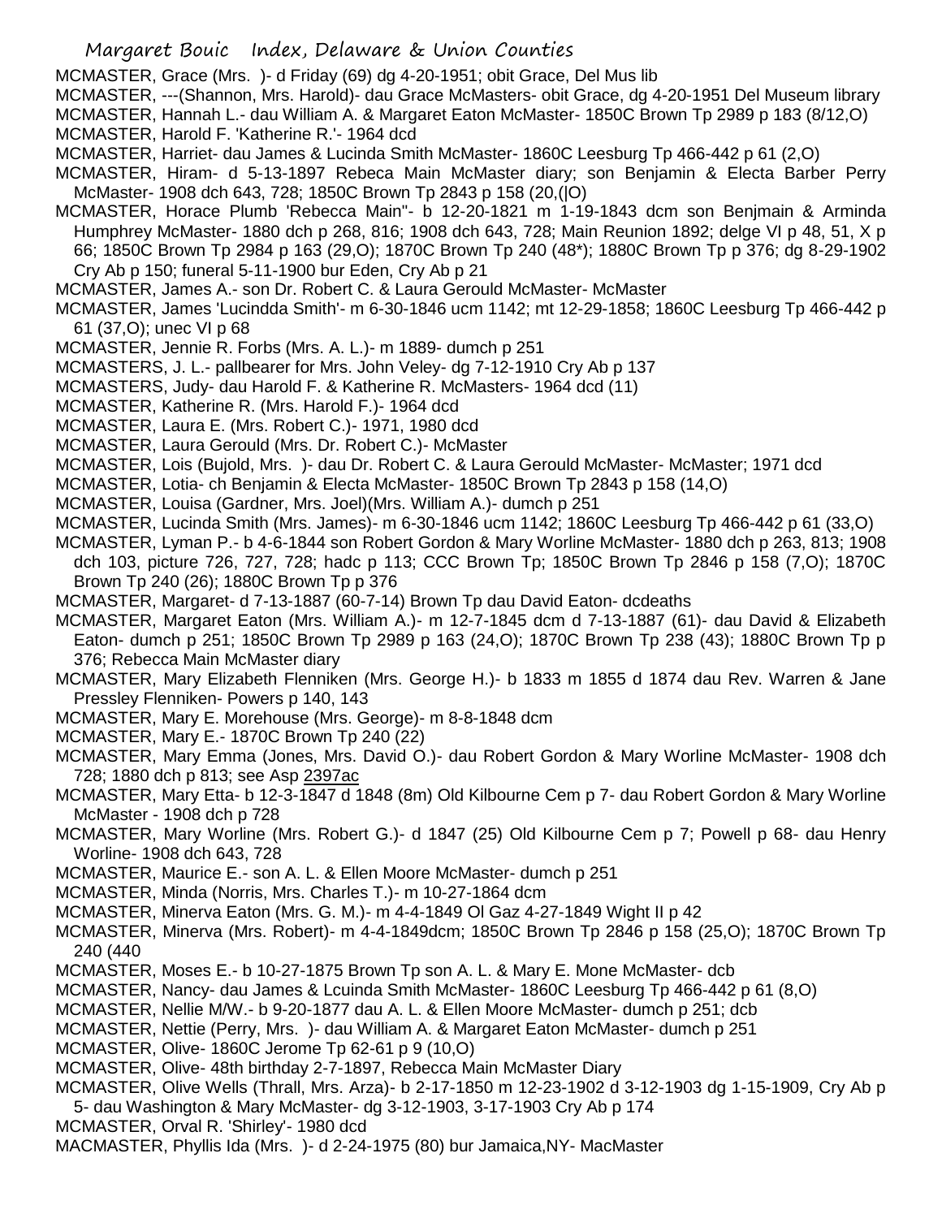MCMASTER, Grace (Mrs. )- d Friday (69) dg 4-20-1951; obit Grace, Del Mus lib

MCMASTER, ---(Shannon, Mrs. Harold)- dau Grace McMasters- obit Grace, dg 4-20-1951 Del Museum library

MCMASTER, Hannah L.- dau William A. & Margaret Eaton McMaster- 1850C Brown Tp 2989 p 183 (8/12,O)

MCMASTER, Harold F. 'Katherine R.'- 1964 dcd

MCMASTER, Harriet- dau James & Lucinda Smith McMaster- 1860C Leesburg Tp 466-442 p 61 (2,O)

MCMASTER, Hiram- d 5-13-1897 Rebeca Main McMaster diary; son Benjamin & Electa Barber Perry McMaster- 1908 dch 643, 728; 1850C Brown Tp 2843 p 158 (20,(|O)

MCMASTER, Horace Plumb 'Rebecca Main''- b 12-20-1821 m 1-19-1843 dcm son Benjmain & Arminda Humphrey McMaster- 1880 dch p 268, 816; 1908 dch 643, 728; Main Reunion 1892; delge VI p 48, 51, X p 66; 1850C Brown Tp 2984 p 163 (29,O); 1870C Brown Tp 240 (48*); 1880C Brown Tp p 376; dg 8-29-1902 Cry Ab p 150; funeral 5-11-1900 bur Eden, Cry Ab p 21

MCMASTER, James A.- son Dr. Robert C. & Laura Gerould McMaster- McMaster

MCMASTER, James 'Lucindda Smith'- m 6-30-1846 ucm 1142; mt 12-29-1858; 1860C Leesburg Tp 466-442 p 61 (37,O); unec VI p 68

MCMASTER, Jennie R. Forbs (Mrs. A. L.)- m 1889- dumch p 251

MCMASTERS, J. L.- pallbearer for Mrs. John Veley- dg 7-12-1910 Cry Ab p 137

MCMASTERS, Judy- dau Harold F. & Katherine R. McMasters- 1964 dcd (11)

MCMASTER, Katherine R. (Mrs. Harold F.)- 1964 dcd

MCMASTER, Laura E. (Mrs. Robert C.)- 1971, 1980 dcd

MCMASTER, Laura Gerould (Mrs. Dr. Robert C.)- McMaster

MCMASTER, Lois (Bujold, Mrs. )- dau Dr. Robert C. & Laura Gerould McMaster- McMaster; 1971 dcd

MCMASTER, Lotia- ch Benjamin & Electa McMaster- 1850C Brown Tp 2843 p 158 (14,O)

MCMASTER, Louisa (Gardner, Mrs. Joel)(Mrs. William A.)- dumch p 251

MCMASTER, Lucinda Smith (Mrs. James)- m 6-30-1846 ucm 1142; 1860C Leesburg Tp 466-442 p 61 (33,O)

MCMASTER, Lyman P.- b 4-6-1844 son Robert Gordon & Mary Worline McMaster- 1880 dch p 263, 813; 1908 dch 103, picture 726, 727, 728; hadc p 113; CCC Brown Tp; 1850C Brown Tp 2846 p 158 (7,O); 1870C Brown Tp 240 (26); 1880C Brown Tp p 376

MCMASTER, Margaret- d 7-13-1887 (60-7-14) Brown Tp dau David Eaton- dcdeaths

MCMASTER, Margaret Eaton (Mrs. William A.)- m 12-7-1845 dcm d 7-13-1887 (61)- dau David & Elizabeth Eaton- dumch p 251; 1850C Brown Tp 2989 p 163 (24,O); 1870C Brown Tp 238 (43); 1880C Brown Tp p 376; Rebecca Main McMaster diary

MCMASTER, Mary Elizabeth Flenniken (Mrs. George H.)- b 1833 m 1855 d 1874 dau Rev. Warren & Jane Pressley Flenniken- Powers p 140, 143

MCMASTER, Mary E. Morehouse (Mrs. George)- m 8-8-1848 dcm

MCMASTER, Mary E.- 1870C Brown Tp 240 (22)

MCMASTER, Mary Emma (Jones, Mrs. David O.)- dau Robert Gordon & Mary Worline McMaster- 1908 dch 728; 1880 dch p 813; see Asp 2397ac

MCMASTER, Mary Etta- b 12-3-1847 d 1848 (8m) Old Kilbourne Cem p 7- dau Robert Gordon & Mary Worline McMaster - 1908 dch p 728

MCMASTER, Mary Worline (Mrs. Robert G.)- d 1847 (25) Old Kilbourne Cem p 7; Powell p 68- dau Henry Worline- 1908 dch 643, 728

MCMASTER, Maurice E.- son A. L. & Ellen Moore McMaster- dumch p 251

MCMASTER, Minda (Norris, Mrs. Charles T.)- m 10-27-1864 dcm

MCMASTER, Minerva Eaton (Mrs. G. M.)- m 4-4-1849 Ol Gaz 4-27-1849 Wight II p 42

MCMASTER, Minerva (Mrs. Robert)- m 4-4-1849dcm; 1850C Brown Tp 2846 p 158 (25,O); 1870C Brown Tp 240 (440

MCMASTER, Moses E.- b 10-27-1875 Brown Tp son A. L. & Mary E. Mone McMaster- dcb

MCMASTER, Nancy- dau James & Lcuinda Smith McMaster- 1860C Leesburg Tp 466-442 p 61 (8,O)

MCMASTER, Nellie M/W.- b 9-20-1877 dau A. L. & Ellen Moore McMaster- dumch p 251; dcb

MCMASTER, Nettie (Perry, Mrs. )- dau William A. & Margaret Eaton McMaster- dumch p 251

MCMASTER, Olive- 1860C Jerome Tp 62-61 p 9 (10,O)

MCMASTER, Olive- 48th birthday 2-7-1897, Rebecca Main McMaster Diary

MCMASTER, Olive Wells (Thrall, Mrs. Arza)- b 2-17-1850 m 12-23-1902 d 3-12-1903 dg 1-15-1909, Cry Ab p 5- dau Washington & Mary McMaster- dg 3-12-1903, 3-17-1903 Cry Ab p 174

MCMASTER, Orval R. 'Shirley'- 1980 dcd

MACMASTER, Phyllis Ida (Mrs. )- d 2-24-1975 (80) bur Jamaica,NY- MacMaster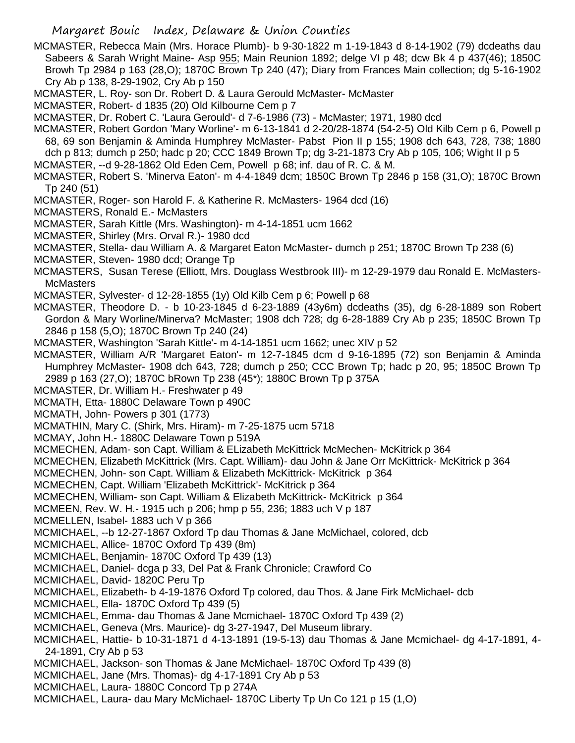MCMASTER, Rebecca Main (Mrs. Horace Plumb)- b 9-30-1822 m 1-19-1843 d 8-14-1902 (79) dcdeaths dau Sabeers & Sarah Wright Maine- Asp 955; Main Reunion 1892; delge VI p 48; dcw Bk 4 p 437(46); 1850C Browh Tp 2984 p 163 (28,O); 1870C Brown Tp 240 (47); Diary from Frances Main collection; dg 5-16-1902 Cry Ab p 138, 8-29-1902, Cry Ab p 150

MCMASTER, L. Roy- son Dr. Robert D. & Laura Gerould McMaster- McMaster

MCMASTER, Robert- d 1835 (20) Old Kilbourne Cem p 7

MCMASTER, Dr. Robert C. 'Laura Gerould'- d 7-6-1986 (73) - McMaster; 1971, 1980 dcd

MCMASTER, Robert Gordon 'Mary Worline'- m 6-13-1841 d 2-20/28-1874 (54-2-5) Old Kilb Cem p 6, Powell p 68, 69 son Benjamin & Aminda Humphrey McMaster- Pabst Pion II p 155; 1908 dch 643, 728, 738; 1880 dch p 813; dumch p 250; hadc p 20; CCC 1849 Brown Tp; dg 3-21-1873 Cry Ab p 105, 106; Wight II p 5

MCMASTER, --d 9-28-1862 Old Eden Cem, Powell p 68; inf. dau of R. C. & M.

MCMASTER, Robert S. 'Minerva Eaton'- m 4-4-1849 dcm; 1850C Brown Tp 2846 p 158 (31,O); 1870C Brown Tp 240 (51)

MCMASTER, Roger- son Harold F. & Katherine R. McMasters- 1964 dcd (16)

MCMASTERS, Ronald E.- McMasters

MCMASTER, Sarah Kittle (Mrs. Washington)- m 4-14-1851 ucm 1662

MCMASTER, Shirley (Mrs. Orval R.)- 1980 dcd

MCMASTER, Stella- dau William A. & Margaret Eaton McMaster- dumch p 251; 1870C Brown Tp 238 (6)

MCMASTER, Steven- 1980 dcd; Orange Tp

MCMASTERS, Susan Terese (Elliott, Mrs. Douglass Westbrook III)- m 12-29-1979 dau Ronald E. McMasters- McMasters

MCMASTER, Sylvester- d 12-28-1855 (1y) Old Kilb Cem p 6; Powell p 68

MCMASTER, Theodore D. - b 10-23-1845 d 6-23-1889 (43y6m) dcdeaths (35), dg 6-28-1889 son Robert Gordon & Mary Worline/Minerva? McMaster; 1908 dch 728; dg 6-28-1889 Cry Ab p 235; 1850C Brown Tp 2846 p 158 (5,O); 1870C Brown Tp 240 (24)

MCMASTER, Washington 'Sarah Kittle'- m 4-14-1851 ucm 1662; unec XIV p 52

MCMASTER, William A/R 'Margaret Eaton'- m 12-7-1845 dcm d 9-16-1895 (72) son Benjamin & Aminda Humphrey McMaster- 1908 dch 643, 728; dumch p 250; CCC Brown Tp; hadc p 20, 95; 1850C Brown Tp 2989 p 163 (27,O); 1870C bRown Tp 238 (45*); 1880C Brown Tp p 375A

MCMASTER, Dr. William H.- Freshwater p 49

MCMATH, Etta- 1880C Delaware Town p 490C

MCMATH, John- Powers p 301 (1773)

MCMATHIN, Mary C. (Shirk, Mrs. Hiram)- m 7-25-1875 ucm 5718

MCMAY, John H.- 1880C Delaware Town p 519A

MCMECHEN, Adam- son Capt. William & ELizabeth McKittrick McMechen- McKitrick p 364

MCMECHEN, Elizabeth McKittrick (Mrs. Capt. William)- dau John & Jane Orr McKittrick- McKitrick p 364

MCMECHEN, John- son Capt. William & Elizabeth McKittrick- McKitrick p 364

MCMECHEN, Capt. William 'Elizabeth McKittrick'- McKitrick p 364

MCMECHEN, William- son Capt. William & Elizabeth McKittrick- McKitrick p 364

MCMEEN, Rev. W. H.- 1915 uch p 206; hmp p 55, 236; 1883 uch V p 187

MCMELLEN, Isabel- 1883 uch V p 366

MCMICHAEL, --b 12-27-1867 Oxford Tp dau Thomas & Jane McMichael, colored, dcb

MCMICHAEL, Allice- 1870C Oxford Tp 439 (8m)

MCMICHAEL, Benjamin- 1870C Oxford Tp 439 (13)

MCMICHAEL, Daniel- dcga p 33, Del Pat & Frank Chronicle; Crawford Co

MCMICHAEL, David- 1820C Peru Tp

MCMICHAEL, Elizabeth- b 4-19-1876 Oxford Tp colored, dau Thos. & Jane Firk McMichael- dcb

MCMICHAEL, Ella- 1870C Oxford Tp 439 (5)

MCMICHAEL, Emma- dau Thomas & Jane Mcmichael- 1870C Oxford Tp 439 (2)

MCMICHAEL, Geneva (Mrs. Maurice)- dg 3-27-1947, Del Museum library.

MCMICHAEL, Hattie- b 10-31-1871 d 4-13-1891 (19-5-13) dau Thomas & Jane Mcmichael- dg 4-17-1891, 4-24-1891, Cry Ab p 53

MCMICHAEL, Jackson- son Thomas & Jane McMichael- 1870C Oxford Tp 439 (8)

MCMICHAEL, Jane (Mrs. Thomas)- dg 4-17-1891 Cry Ab p 53

MCMICHAEL, Laura- 1880C Concord Tp p 274A

MCMICHAEL, Laura- dau Mary McMichael- 1870C Liberty Tp Un Co 121 p 15 (1,O)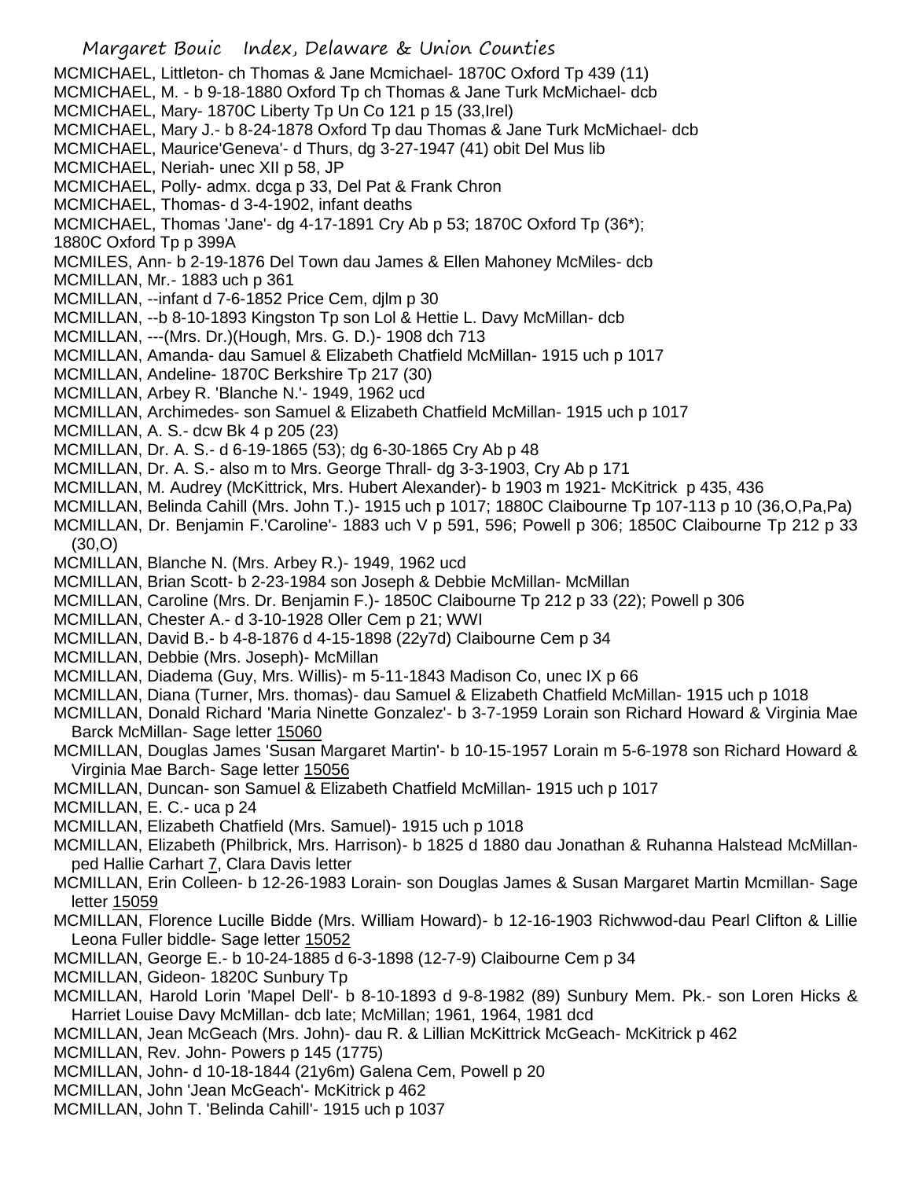MCMICHAEL, Littleton- ch Thomas & Jane Mcmichael- 1870C Oxford Tp 439 (11)
MCMICHAEL, M. - b 9-18-1880 Oxford Tp ch Thomas & Jane Turk McMichael- dcb
MCMICHAEL, Mary- 1870C Liberty Tp Un Co 121 p 15 (33,Irel)
MCMICHAEL, Mary J.- b 8-24-1878 Oxford Tp dau Thomas & Jane Turk McMichael- dcb
MCMICHAEL, Maurice'Geneva'- d Thurs, dg 3-27-1947 (41) obit Del Mus lib
MCMICHAEL, Neriah- unec XII p 58, JP
MCMICHAEL, Polly- admx. dcga p 33, Del Pat & Frank Chron
MCMICHAEL, Thomas- d 3-4-1902, infant deaths
MCMICHAEL, Thomas 'Jane'- dg 4-17-1891 Cry Ab p 53; 1870C Oxford Tp (36*); 1880C Oxford Tp p 399A
MCMILES, Ann- b 2-19-1876 Del Town dau James & Ellen Mahoney McMiles- dcb
MCMILLAN, Mr.- 1883 uch p 361
MCMILLAN, --infant d 7-6-1852 Price Cem, djlm p 30
MCMILLAN, --b 8-10-1893 Kingston Tp son Lol & Hettie L. Davy McMillan- dcb
MCMILLAN, ---(Mrs. Dr.)(Hough, Mrs. G. D.)- 1908 dch 713
MCMILLAN, Amanda- dau Samuel & Elizabeth Chatfield McMillan- 1915 uch p 1017
MCMILLAN, Andeline- 1870C Berkshire Tp 217 (30)
MCMILLAN, Arbey R. 'Blanche N.'- 1949, 1962 ucd
MCMILLAN, Archimedes- son Samuel & Elizabeth Chatfield McMillan- 1915 uch p 1017
MCMILLAN, A. S.- dcw Bk 4 p 205 (23)
MCMILLAN, Dr. A. S.- d 6-19-1865 (53); dg 6-30-1865 Cry Ab p 48
MCMILLAN, Dr. A. S.- also m to Mrs. George Thrall- dg 3-3-1903, Cry Ab p 171
MCMILLAN, M. Audrey (McKittrick, Mrs. Hubert Alexander)- b 1903 m 1921- McKitrick p 435, 436
MCMILLAN, Belinda Cahill (Mrs. John T.)- 1915 uch p 1017; 1880C Claibourne Tp 107-113 p 10 (36,O,Pa,Pa)
MCMILLAN, Dr. Benjamin F.'Caroline'- 1883 uch V p 591, 596; Powell p 306; 1850C Claibourne Tp 212 p 33 (30,O)
MCMILLAN, Blanche N. (Mrs. Arbey R.)- 1949, 1962 ucd
MCMILLAN, Brian Scott- b 2-23-1984 son Joseph & Debbie McMillan- McMillan
MCMILLAN, Caroline (Mrs. Dr. Benjamin F.)- 1850C Claibourne Tp 212 p 33 (22); Powell p 306
MCMILLAN, Chester A.- d 3-10-1928 Oller Cem p 21; WWI
MCMILLAN, David B.- b 4-8-1876 d 4-15-1898 (22y7d) Claibourne Cem p 34
MCMILLAN, Debbie (Mrs. Joseph)- McMillan
MCMILLAN, Diadema (Guy, Mrs. Willis)- m 5-11-1843 Madison Co, unec IX p 66
MCMILLAN, Diana (Turner, Mrs. thomas)- dau Samuel & Elizabeth Chatfield McMillan- 1915 uch p 1018
MCMILLAN, Donald Richard 'Maria Ninette Gonzalez'- b 3-7-1959 Lorain son Richard Howard & Virginia Mae Barck McMillan- Sage letter 15060
MCMILLAN, Douglas James 'Susan Margaret Martin'- b 10-15-1957 Lorain m 5-6-1978 son Richard Howard & Virginia Mae Barch- Sage letter 15056
MCMILLAN, Duncan- son Samuel & Elizabeth Chatfield McMillan- 1915 uch p 1017
MCMILLAN, E. C.- uca p 24
MCMILLAN, Elizabeth Chatfield (Mrs. Samuel)- 1915 uch p 1018
MCMILLAN, Elizabeth (Philbrick, Mrs. Harrison)- b 1825 d 1880 dau Jonathan & Ruhanna Halstead McMillan- ped Hallie Carhart 7, Clara Davis letter
MCMILLAN, Erin Colleen- b 12-26-1983 Lorain- son Douglas James & Susan Margaret Martin Mcmillan- Sage letter 15059
MCMILLAN, Florence Lucille Bidde (Mrs. William Howard)- b 12-16-1903 Richwwod-dau Pearl Clifton & Lillie Leona Fuller biddle- Sage letter 15052
MCMILLAN, George E.- b 10-24-1885 d 6-3-1898 (12-7-9) Claibourne Cem p 34
MCMILLAN, Gideon- 1820C Sunbury Tp
MCMILLAN, Harold Lorin 'Mapel Dell'- b 8-10-1893 d 9-8-1982 (89) Sunbury Mem. Pk.- son Loren Hicks & Harriet Louise Davy McMillan- dcb late; McMillan; 1961, 1964, 1981 dcd
MCMILLAN, Jean McGeach (Mrs. John)- dau R. & Lillian McKittrick McGeach- McKitrick p 462
MCMILLAN, Rev. John- Powers p 145 (1775)
MCMILLAN, John- d 10-18-1844 (21y6m) Galena Cem, Powell p 20
MCMILLAN, John 'Jean McGeach'- McKitrick p 462
MCMILLAN, John T. 'Belinda Cahill'- 1915 uch p 1037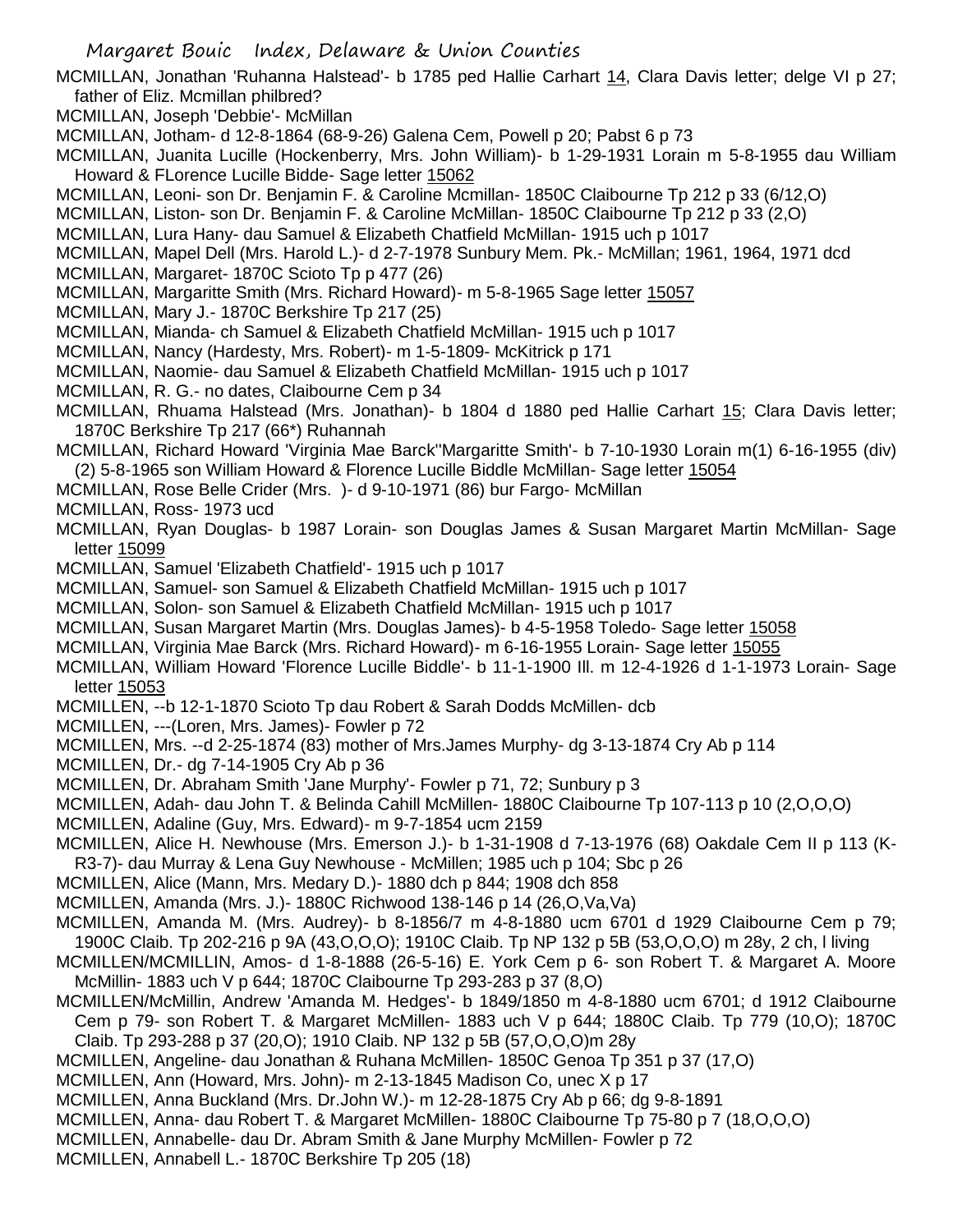MCMILLAN, Jonathan 'Ruhanna Halstead'- b 1785 ped Hallie Carhart 14, Clara Davis letter; delge VI p 27; father of Eliz. Mcmillan philbred?

MCMILLAN, Joseph 'Debbie'- McMillan

MCMILLAN, Jotham- d 12-8-1864 (68-9-26) Galena Cem, Powell p 20; Pabst 6 p 73

MCMILLAN, Juanita Lucille (Hockenberry, Mrs. John William)- b 1-29-1931 Lorain m 5-8-1955 dau William Howard & FLorence Lucille Bidde- Sage letter 15062

MCMILLAN, Leoni- son Dr. Benjamin F. & Caroline Mcmillan- 1850C Claibourne Tp 212 p 33 (6/12,O)

MCMILLAN, Liston- son Dr. Benjamin F. & Caroline McMillan- 1850C Claibourne Tp 212 p 33 (2,O)

MCMILLAN, Lura Hany- dau Samuel & Elizabeth Chatfield McMillan- 1915 uch p 1017

MCMILLAN, Mapel Dell (Mrs. Harold L.)- d 2-7-1978 Sunbury Mem. Pk.- McMillan; 1961, 1964, 1971 dcd

MCMILLAN, Margaret- 1870C Scioto Tp p 477 (26)

MCMILLAN, Margaritte Smith (Mrs. Richard Howard)- m 5-8-1965 Sage letter 15057

MCMILLAN, Mary J.- 1870C Berkshire Tp 217 (25)

MCMILLAN, Mianda- ch Samuel & Elizabeth Chatfield McMillan- 1915 uch p 1017

MCMILLAN, Nancy (Hardesty, Mrs. Robert)- m 1-5-1809- McKitrick p 171

MCMILLAN, Naomie- dau Samuel & Elizabeth Chatfield McMillan- 1915 uch p 1017

MCMILLAN, R. G.- no dates, Claibourne Cem p 34

MCMILLAN, Rhuama Halstead (Mrs. Jonathan)- b 1804 d 1880 ped Hallie Carhart 15; Clara Davis letter; 1870C Berkshire Tp 217 (66*) Ruhannah

MCMILLAN, Richard Howard 'Virginia Mae Barck''Margaritte Smith'- b 7-10-1930 Lorain m(1) 6-16-1955 (div) (2) 5-8-1965 son William Howard & Florence Lucille Biddle McMillan- Sage letter 15054

MCMILLAN, Rose Belle Crider (Mrs. )- d 9-10-1971 (86) bur Fargo- McMillan

MCMILLAN, Ross- 1973 ucd

MCMILLAN, Ryan Douglas- b 1987 Lorain- son Douglas James & Susan Margaret Martin McMillan- Sage letter 15099

MCMILLAN, Samuel 'Elizabeth Chatfield'- 1915 uch p 1017

MCMILLAN, Samuel- son Samuel & Elizabeth Chatfield McMillan- 1915 uch p 1017

MCMILLAN, Solon- son Samuel & Elizabeth Chatfield McMillan- 1915 uch p 1017

MCMILLAN, Susan Margaret Martin (Mrs. Douglas James)- b 4-5-1958 Toledo- Sage letter 15058

MCMILLAN, Virginia Mae Barck (Mrs. Richard Howard)- m 6-16-1955 Lorain- Sage letter 15055

MCMILLAN, William Howard 'Florence Lucille Biddle'- b 11-1-1900 Ill. m 12-4-1926 d 1-1-1973 Lorain- Sage letter 15053

MCMILLEN, --b 12-1-1870 Scioto Tp dau Robert & Sarah Dodds McMillen- dcb

MCMILLEN, ---(Loren, Mrs. James)- Fowler p 72

MCMILLEN, Mrs. --d 2-25-1874 (83) mother of Mrs.James Murphy- dg 3-13-1874 Cry Ab p 114

MCMILLEN, Dr.- dg 7-14-1905 Cry Ab p 36

MCMILLEN, Dr. Abraham Smith 'Jane Murphy'- Fowler p 71, 72; Sunbury p 3

MCMILLEN, Adah- dau John T. & Belinda Cahill McMillen- 1880C Claibourne Tp 107-113 p 10 (2,O,O,O)

MCMILLEN, Adaline (Guy, Mrs. Edward)- m 9-7-1854 ucm 2159

MCMILLEN, Alice H. Newhouse (Mrs. Emerson J.)- b 1-31-1908 d 7-13-1976 (68) Oakdale Cem II p 113 (K-R3-7)- dau Murray & Lena Guy Newhouse - McMillen; 1985 uch p 104; Sbc p 26

MCMILLEN, Alice (Mann, Mrs. Medary D.)- 1880 dch p 844; 1908 dch 858

MCMILLEN, Amanda (Mrs. J.)- 1880C Richwood 138-146 p 14 (26,O,Va,Va)

MCMILLEN, Amanda M. (Mrs. Audrey)- b 8-1856/7 m 4-8-1880 ucm 6701 d 1929 Claibourne Cem p 79; 1900C Claib. Tp 202-216 p 9A (43,O,O,O); 1910C Claib. Tp NP 132 p 5B (53,O,O,O) m 28y, 2 ch, l living

MCMILLEN/MCMILLIN, Amos- d 1-8-1888 (26-5-16) E. York Cem p 6- son Robert T. & Margaret A. Moore McMillin- 1883 uch V p 644; 1870C Claibourne Tp 293-283 p 37 (8,O)

MCMILLEN/McMillin, Andrew 'Amanda M. Hedges'- b 1849/1850 m 4-8-1880 ucm 6701; d 1912 Claibourne Cem p 79- son Robert T. & Margaret McMillen- 1883 uch V p 644; 1880C Claib. Tp 779 (10,O); 1870C Claib. Tp 293-288 p 37 (20,O); 1910 Claib. NP 132 p 5B (57,O,O,O)m 28y

MCMILLEN, Angeline- dau Jonathan & Ruhana McMillen- 1850C Genoa Tp 351 p 37 (17,O)

MCMILLEN, Ann (Howard, Mrs. John)- m 2-13-1845 Madison Co, unec X p 17

MCMILLEN, Anna Buckland (Mrs. Dr.John W.)- m 12-28-1875 Cry Ab p 66; dg 9-8-1891

MCMILLEN, Anna- dau Robert T. & Margaret McMillen- 1880C Claibourne Tp 75-80 p 7 (18,O,O,O)

MCMILLEN, Annabelle- dau Dr. Abram Smith & Jane Murphy McMillen- Fowler p 72

MCMILLEN, Annabell L.- 1870C Berkshire Tp 205 (18)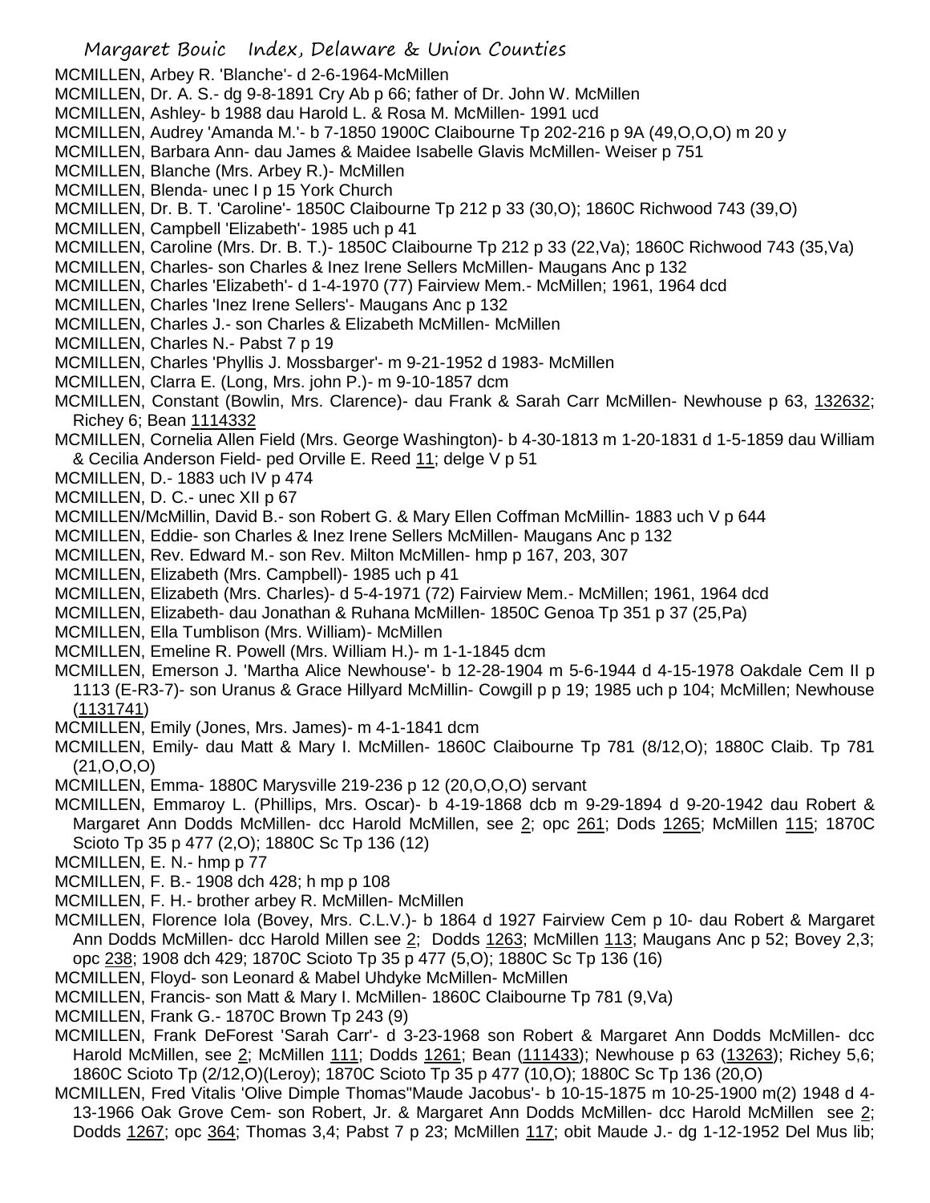MCMILLEN, Arbey R. 'Blanche'- d 2-6-1964-McMillen

MCMILLEN, Dr. A. S.- dg 9-8-1891 Cry Ab p 66; father of Dr. John W. McMillen

MCMILLEN, Ashley- b 1988 dau Harold L. & Rosa M. McMillen- 1991 ucd

MCMILLEN, Audrey 'Amanda M.'- b 7-1850 1900C Claibourne Tp 202-216 p 9A (49,O,O,O) m 20 y

MCMILLEN, Barbara Ann- dau James & Maidee Isabelle Glavis McMillen- Weiser p 751

MCMILLEN, Blanche (Mrs. Arbey R.)- McMillen

MCMILLEN, Blenda- unec I p 15 York Church

MCMILLEN, Dr. B. T. 'Caroline'- 1850C Claibourne Tp 212 p 33 (30,O); 1860C Richwood 743 (39,O)

MCMILLEN, Campbell 'Elizabeth'- 1985 uch p 41

MCMILLEN, Caroline (Mrs. Dr. B. T.)- 1850C Claibourne Tp 212 p 33 (22,Va); 1860C Richwood 743 (35,Va)

MCMILLEN, Charles- son Charles & Inez Irene Sellers McMillen- Maugans Anc p 132

MCMILLEN, Charles 'Elizabeth'- d 1-4-1970 (77) Fairview Mem.- McMillen; 1961, 1964 dcd

MCMILLEN, Charles 'Inez Irene Sellers'- Maugans Anc p 132

MCMILLEN, Charles J.- son Charles & Elizabeth McMillen- McMillen

MCMILLEN, Charles N.- Pabst 7 p 19

MCMILLEN, Charles 'Phyllis J. Mossbarger'- m 9-21-1952 d 1983- McMillen

MCMILLEN, Clarra E. (Long, Mrs. john P.)- m 9-10-1857 dcm

MCMILLEN, Constant (Bowlin, Mrs. Clarence)- dau Frank & Sarah Carr McMillen- Newhouse p 63, 132632; Richey 6; Bean 1114332

MCMILLEN, Cornelia Allen Field (Mrs. George Washington)- b 4-30-1813 m 1-20-1831 d 1-5-1859 dau William & Cecilia Anderson Field- ped Orville E. Reed 11; delge V p 51

MCMILLEN, D.- 1883 uch IV p 474

MCMILLEN, D. C.- unec XII p 67

MCMILLEN/McMillin, David B.- son Robert G. & Mary Ellen Coffman McMillin- 1883 uch V p 644

MCMILLEN, Eddie- son Charles & Inez Irene Sellers McMillen- Maugans Anc p 132

MCMILLEN, Rev. Edward M.- son Rev. Milton McMillen- hmp p 167, 203, 307

MCMILLEN, Elizabeth (Mrs. Campbell)- 1985 uch p 41

MCMILLEN, Elizabeth (Mrs. Charles)- d 5-4-1971 (72) Fairview Mem.- McMillen; 1961, 1964 dcd

MCMILLEN, Elizabeth- dau Jonathan & Ruhana McMillen- 1850C Genoa Tp 351 p 37 (25,Pa)

MCMILLEN, Ella Tumblison (Mrs. William)- McMillen

MCMILLEN, Emeline R. Powell (Mrs. William H.)- m 1-1-1845 dcm

MCMILLEN, Emerson J. 'Martha Alice Newhouse'- b 12-28-1904 m 5-6-1944 d 4-15-1978 Oakdale Cem II p 1113 (E-R3-7)- son Uranus & Grace Hillyard McMillin- Cowgill p p 19; 1985 uch p 104; McMillen; Newhouse (1131741)

MCMILLEN, Emily (Jones, Mrs. James)- m 4-1-1841 dcm

MCMILLEN, Emily- dau Matt & Mary I. McMillen- 1860C Claibourne Tp 781 (8/12,O); 1880C Claib. Tp 781 (21,O,O,O)

MCMILLEN, Emma- 1880C Marysville 219-236 p 12 (20,O,O,O) servant

MCMILLEN, Emmaroy L. (Phillips, Mrs. Oscar)- b 4-19-1868 dcb m 9-29-1894 d 9-20-1942 dau Robert & Margaret Ann Dodds McMillen- dcc Harold McMillen, see 2; opc 261; Dods 1265; McMillen 115; 1870C Scioto Tp 35 p 477 (2,O); 1880C Sc Tp 136 (12)

MCMILLEN, E. N.- hmp p 77

MCMILLEN, F. B.- 1908 dch 428; h mp p 108

MCMILLEN, F. H.- brother arbey R. McMillen- McMillen

MCMILLEN, Florence Iola (Bovey, Mrs. C.L.V.)- b 1864 d 1927 Fairview Cem p 10- dau Robert & Margaret Ann Dodds McMillen- dcc Harold Millen see 2; Dodds 1263; McMillen 113; Maugans Anc p 52; Bovey 2,3; opc 238; 1908 dch 429; 1870C Scioto Tp 35 p 477 (5,O); 1880C Sc Tp 136 (16)

MCMILLEN, Floyd- son Leonard & Mabel Uhdyke McMillen- McMillen

MCMILLEN, Francis- son Matt & Mary I. McMillen- 1860C Claibourne Tp 781 (9,Va)

MCMILLEN, Frank G.- 1870C Brown Tp 243 (9)

MCMILLEN, Frank DeForest 'Sarah Carr'- d 3-23-1968 son Robert & Margaret Ann Dodds McMillen- dcc Harold McMillen, see 2; McMillen 111; Dodds 1261; Bean (111433); Newhouse p 63 (13263); Richey 5,6; 1860C Scioto Tp (2/12,O)(Leroy); 1870C Scioto Tp 35 p 477 (10,O); 1880C Sc Tp 136 (20,O)

MCMILLEN, Fred Vitalis 'Olive Dimple Thomas''Maude Jacobus'- b 10-15-1875 m 10-25-1900 m(2) 1948 d 4-13-1966 Oak Grove Cem- son Robert, Jr. & Margaret Ann Dodds McMillen- dcc Harold McMillen see 2; Dodds 1267; opc 364; Thomas 3,4; Pabst 7 p 23; McMillen 117; obit Maude J.- dg 1-12-1952 Del Mus lib;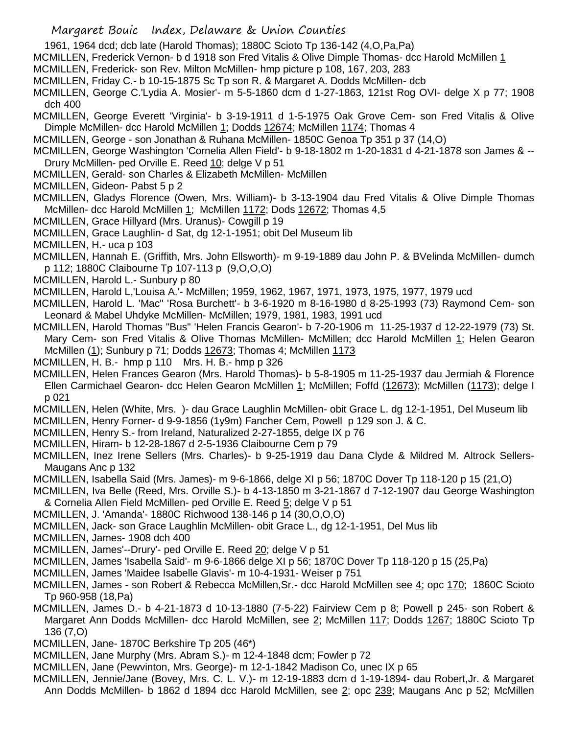1961, 1964 dcd; dcb late (Harold Thomas); 1880C Scioto Tp 136-142 (4,O,Pa,Pa)

MCMILLEN, Frederick Vernon- b d 1918 son Fred Vitalis & Olive Dimple Thomas- dcc Harold McMillen 1

MCMILLEN, Frederick- son Rev. Milton McMillen- hmp picture p 108, 167, 203, 283

MCMILLEN, Friday C.- b 10-15-1875 Sc Tp son R. & Margaret A. Dodds McMillen- dcb

MCMILLEN, George C.'Lydia A. Mosier'- m 5-5-1860 dcm d 1-27-1863, 121st Rog OVI- delge X p 77; 1908 dch 400

MCMILLEN, George Everett 'Virginia'- b 3-19-1911 d 1-5-1975 Oak Grove Cem- son Fred Vitalis & Olive Dimple McMillen- dcc Harold McMillen 1; Dodds 12674; McMillen 1174; Thomas 4

MCMILLEN, George - son Jonathan & Ruhana McMillen- 1850C Genoa Tp 351 p 37 (14,O)

MCMILLEN, George Washington 'Cornelia Allen Field'- b 9-18-1802 m 1-20-1831 d 4-21-1878 son James & --Drury McMillen- ped Orville E. Reed 10; delge V p 51

MCMILLEN, Gerald- son Charles & Elizabeth McMillen- McMillen

MCMILLEN, Gideon- Pabst 5 p 2

MCMILLEN, Gladys Florence (Owen, Mrs. William)- b 3-13-1904 dau Fred Vitalis & Olive Dimple Thomas McMillen- dcc Harold McMillen 1; McMillen 1172; Dods 12672; Thomas 4,5

MCMILLEN, Grace Hillyard (Mrs. Uranus)- Cowgill p 19

MCMILLEN, Grace Laughlin- d Sat, dg 12-1-1951; obit Del Museum lib

MCMILLEN, H.- uca p 103

MCMILLEN, Hannah E. (Griffith, Mrs. John Ellsworth)- m 9-19-1889 dau John P. & BVelinda McMillen- dumch p 112; 1880C Claibourne Tp 107-113 p (9,O,O,O)

MCMILLEN, Harold L.- Sunbury p 80

MCMILLEN, Harold L,'Louisa A.'- McMillen; 1959, 1962, 1967, 1971, 1973, 1975, 1977, 1979 ucd

MCMILLEN, Harold L. 'Mac" 'Rosa Burchett'- b 3-6-1920 m 8-16-1980 d 8-25-1993 (73) Raymond Cem- son Leonard & Mabel Uhdyke McMillen- McMillen; 1979, 1981, 1983, 1991 ucd

MCMILLEN, Harold Thomas "Bus" 'Helen Francis Gearon'- b 7-20-1906 m 11-25-1937 d 12-22-1979 (73) St. Mary Cem- son Fred Vitalis & Olive Thomas McMillen- McMillen; dcc Harold McMillen 1; Helen Gearon McMillen (1); Sunbury p 71; Dodds 12673; Thomas 4; McMillen 1173

MCMILLEN, H. B.- hmp p 110 Mrs. H. B.- hmp p 326

MCMILLEN, Helen Frances Gearon (Mrs. Harold Thomas)- b 5-8-1905 m 11-25-1937 dau Jermiah & Florence Ellen Carmichael Gearon- dcc Helen Gearon McMillen 1; McMillen; Foffd (12673); McMillen (1173); delge I p 021

MCMILLEN, Helen (White, Mrs. )- dau Grace Laughlin McMillen- obit Grace L. dg 12-1-1951, Del Museum lib

MCMILLEN, Henry Forner- d 9-9-1856 (1y9m) Fancher Cem, Powell p 129 son J. & C.

MCMILLEN, Henry S.- from Ireland, Naturalized 2-27-1855, delge IX p 76

MCMILLEN, Hiram- b 12-28-1867 d 2-5-1936 Claibourne Cem p 79

MCMILLEN, Inez Irene Sellers (Mrs. Charles)- b 9-25-1919 dau Dana Clyde & Mildred M. Altrock Sellers- Maugans Anc p 132

MCMILLEN, Isabella Said (Mrs. James)- m 9-6-1866, delge XI p 56; 1870C Dover Tp 118-120 p 15 (21,O)

MCMILLEN, Iva Belle (Reed, Mrs. Orville S.)- b 4-13-1850 m 3-21-1867 d 7-12-1907 dau George Washington & Cornelia Allen Field McMillen- ped Orville E. Reed 5; delge V p 51

MCMILLEN, J. 'Amanda'- 1880C Richwood 138-146 p 14 (30,O,O,O)

MCMILLEN, Jack- son Grace Laughlin McMillen- obit Grace L., dg 12-1-1951, Del Mus lib

MCMILLEN, James- 1908 dch 400

MCMILLEN, James'--Drury'- ped Orville E. Reed 20; delge V p 51

MCMILLEN, James 'Isabella Said'- m 9-6-1866 delge XI p 56; 1870C Dover Tp 118-120 p 15 (25,Pa)

MCMILLEN, James 'Maidee Isabelle Glavis'- m 10-4-1931- Weiser p 751

MCMILLEN, James - son Robert & Rebecca McMillen,Sr.- dcc Harold McMillen see 4; opc 170; 1860C Scioto Tp 960-958 (18,Pa)

MCMILLEN, James D.- b 4-21-1873 d 10-13-1880 (7-5-22) Fairview Cem p 8; Powell p 245- son Robert & Margaret Ann Dodds McMillen- dcc Harold McMillen, see 2; McMillen 117; Dodds 1267; 1880C Scioto Tp 136 (7,O)

MCMILLEN, Jane- 1870C Berkshire Tp 205 (46*)

MCMILLEN, Jane Murphy (Mrs. Abram S.)- m 12-4-1848 dcm; Fowler p 72

MCMILLEN, Jane (Pewvinton, Mrs. George)- m 12-1-1842 Madison Co, unec IX p 65

MCMILLEN, Jennie/Jane (Bovey, Mrs. C. L. V.)- m 12-19-1883 dcm d 1-19-1894- dau Robert,Jr. & Margaret Ann Dodds McMillen- b 1862 d 1894 dcc Harold McMillen, see 2; opc 239; Maugans Anc p 52; McMillen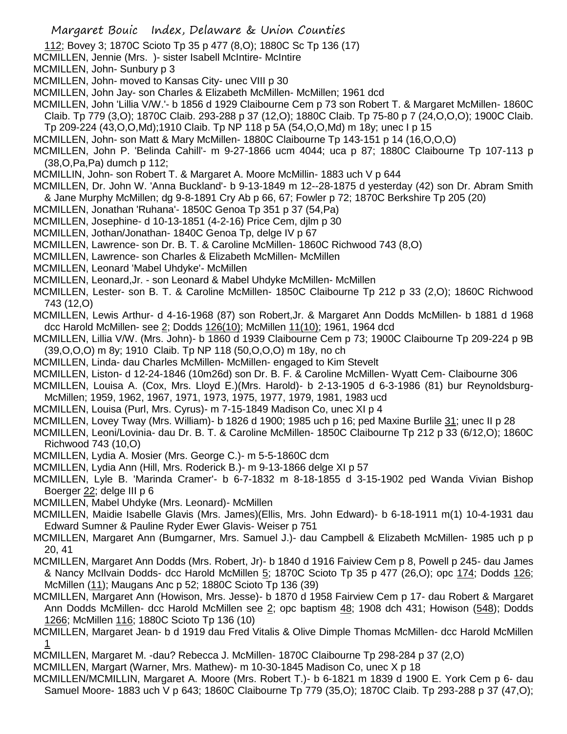112; Bovey 3; 1870C Scioto Tp 35 p 477 (8,O); 1880C Sc Tp 136 (17)

MCMILLEN, Jennie (Mrs. )- sister Isabell McIntire- McIntire

MCMILLEN, John- Sunbury p 3

MCMILLEN, John- moved to Kansas City- unec VIII p 30

MCMILLEN, John Jay- son Charles & Elizabeth McMillen- McMillen; 1961 dcd

MCMILLEN, John 'Lillia V/W.'- b 1856 d 1929 Claibourne Cem p 73 son Robert T. & Margaret McMillen- 1860C Claib. Tp 779 (3,O); 1870C Claib. 293-288 p 37 (12,O); 1880C Claib. Tp 75-80 p 7 (24,O,O,O); 1900C Claib. Tp 209-224 (43,O,O,Md);1910 Claib. Tp NP 118 p 5A (54,O,O,Md) m 18y; unec I p 15

MCMILLEN, John- son Matt & Mary McMillen- 1880C Claibourne Tp 143-151 p 14 (16,O,O,O)

MCMILLEN, John P. 'Belinda Cahill'- m 9-27-1866 ucm 4044; uca p 87; 1880C Claibourne Tp 107-113 p (38,O,Pa,Pa) dumch p 112;

MCMILLIN, John- son Robert T. & Margaret A. Moore McMillin- 1883 uch V p 644

MCMILLEN, Dr. John W. 'Anna Buckland'- b 9-13-1849 m 12--28-1875 d yesterday (42) son Dr. Abram Smith & Jane Murphy McMillen; dg 9-8-1891 Cry Ab p 66, 67; Fowler p 72; 1870C Berkshire Tp 205 (20)

MCMILLEN, Jonathan 'Ruhana'- 1850C Genoa Tp 351 p 37 (54,Pa)

MCMILLEN, Josephine- d 10-13-1851 (4-2-16) Price Cem, djlm p 30

MCMILLEN, Jothan/Jonathan- 1840C Genoa Tp, delge IV p 67

MCMILLEN, Lawrence- son Dr. B. T. & Caroline McMillen- 1860C Richwood 743 (8,O)

MCMILLEN, Lawrence- son Charles & Elizabeth McMillen- McMillen

MCMILLEN, Leonard 'Mabel Uhdyke'- McMillen

MCMILLEN, Leonard,Jr. - son Leonard & Mabel Uhdyke McMillen- McMillen

MCMILLEN, Lester- son B. T. & Caroline McMillen- 1850C Claibourne Tp 212 p 33 (2,O); 1860C Richwood 743 (12,O)

MCMILLEN, Lewis Arthur- d 4-16-1968 (87) son Robert,Jr. & Margaret Ann Dodds McMillen- b 1881 d 1968 dcc Harold McMillen- see 2; Dodds 126(10); McMillen 11(10); 1961, 1964 dcd

MCMILLEN, Lillia V/W. (Mrs. John)- b 1860 d 1939 Claibourne Cem p 73; 1900C Claibourne Tp 209-224 p 9B (39,O,O,O) m 8y; 1910 Claib. Tp NP 118 (50,O,O,O) m 18y, no ch

MCMILLEN, Linda- dau Charles McMillen- McMillen- engaged to Kim Stevelt

MCMILLEN, Liston- d 12-24-1846 (10m26d) son Dr. B. F. & Caroline McMillen- Wyatt Cem- Claibourne 306

MCMILLEN, Louisa A. (Cox, Mrs. Lloyd E.)(Mrs. Harold)- b 2-13-1905 d 6-3-1986 (81) bur Reynoldsburg- McMillen; 1959, 1962, 1967, 1971, 1973, 1975, 1977, 1979, 1981, 1983 ucd

MCMILLEN, Louisa (Purl, Mrs. Cyrus)- m 7-15-1849 Madison Co, unec XI p 4

MCMILLEN, Lovey Tway (Mrs. William)- b 1826 d 1900; 1985 uch p 16; ped Maxine Burlile 31; unec II p 28

MCMILLEN, Leoni/Lovinia- dau Dr. B. T. & Caroline McMillen- 1850C Claibourne Tp 212 p 33 (6/12,O); 1860C Richwood 743 (10,O)

MCMILLEN, Lydia A. Mosier (Mrs. George C.)- m 5-5-1860C dcm

MCMILLEN, Lydia Ann (Hill, Mrs. Roderick B.)- m 9-13-1866 delge XI p 57

MCMILLEN, Lyle B. 'Marinda Cramer'- b 6-7-1832 m 8-18-1855 d 3-15-1902 ped Wanda Vivian Bishop Boerger 22; delge III p 6

MCMILLEN, Mabel Uhdyke (Mrs. Leonard)- McMillen

MCMILLEN, Maidie Isabelle Glavis (Mrs. James)(Ellis, Mrs. John Edward)- b 6-18-1911 m(1) 10-4-1931 dau Edward Sumner & Pauline Ryder Ewer Glavis- Weiser p 751

MCMILLEN, Margaret Ann (Bumgarner, Mrs. Samuel J.)- dau Campbell & Elizabeth McMillen- 1985 uch p p 20, 41

MCMILLEN, Margaret Ann Dodds (Mrs. Robert, Jr)- b 1840 d 1916 Faiview Cem p 8, Powell p 245- dau James & Nancy McIlvain Dodds- dcc Harold McMillen 5; 1870C Scioto Tp 35 p 477 (26,O); opc 174; Dodds 126; McMillen (11); Maugans Anc p 52; 1880C Scioto Tp 136 (39)

MCMILLEN, Margaret Ann (Howison, Mrs. Jesse)- b 1870 d 1958 Fairview Cem p 17- dau Robert & Margaret Ann Dodds McMillen- dcc Harold McMillen see 2; opc baptism 48; 1908 dch 431; Howison (548); Dodds 1266; McMillen 116; 1880C Scioto Tp 136 (10)

MCMILLEN, Margaret Jean- b d 1919 dau Fred Vitalis & Olive Dimple Thomas McMillen- dcc Harold McMillen 1

MCMILLEN, Margaret M. -dau? Rebecca J. McMillen- 1870C Claibourne Tp 298-284 p 37 (2,O)

MCMILLEN, Margart (Warner, Mrs. Mathew)- m 10-30-1845 Madison Co, unec X p 18

MCMILLEN/MCMILLIN, Margaret A. Moore (Mrs. Robert T.)- b 6-1821 m 1839 d 1900 E. York Cem p 6- dau Samuel Moore- 1883 uch V p 643; 1860C Claibourne Tp 779 (35,O); 1870C Claib. Tp 293-288 p 37 (47,O);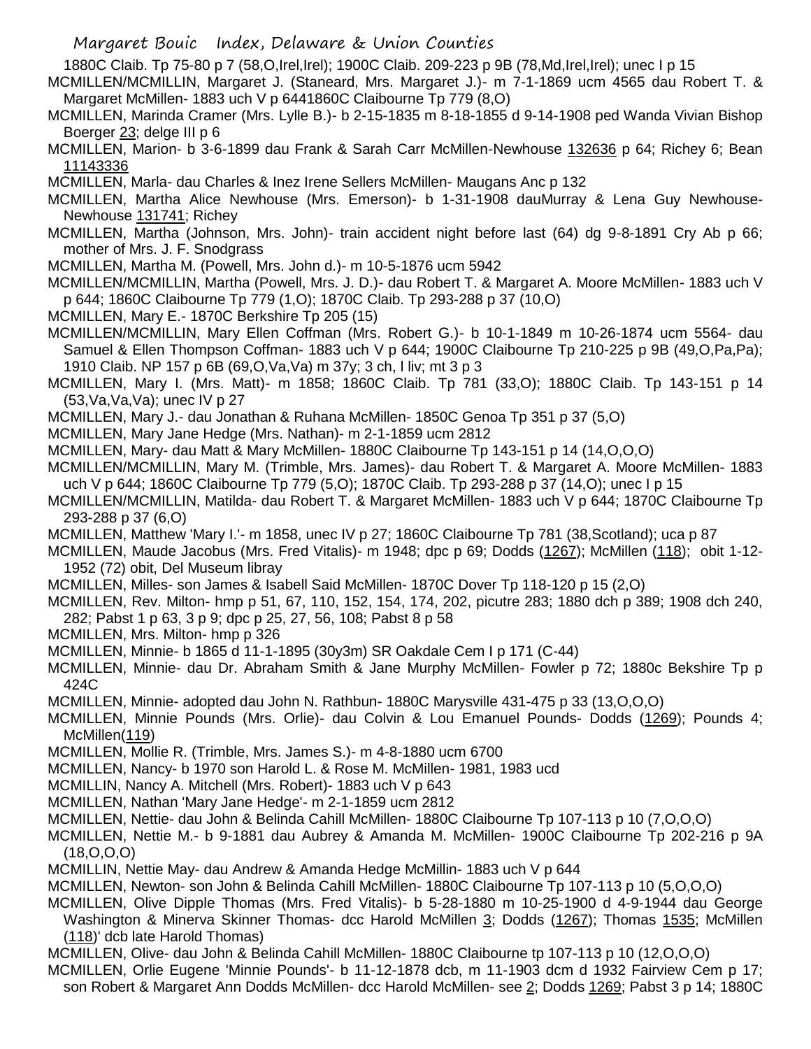1880C Claib. Tp 75-80 p 7 (58,O,Irel,Irel); 1900C Claib. 209-223 p 9B (78,Md,Irel,Irel); unec I p 15

MCMILLEN/MCMILLIN, Margaret J. (Staneard, Mrs. Margaret J.)- m 7-1-1869 ucm 4565 dau Robert T. & Margaret McMillen- 1883 uch V p 6441860C Claibourne Tp 779 (8,O)

MCMILLEN, Marinda Cramer (Mrs. Lylle B.)- b 2-15-1835 m 8-18-1855 d 9-14-1908 ped Wanda Vivian Bishop Boerger 23; delge III p 6

MCMILLEN, Marion- b 3-6-1899 dau Frank & Sarah Carr McMillen-Newhouse 132636 p 64; Richey 6; Bean 11143336

MCMILLEN, Marla- dau Charles & Inez Irene Sellers McMillen- Maugans Anc p 132

MCMILLEN, Martha Alice Newhouse (Mrs. Emerson)- b 1-31-1908 dauMurray & Lena Guy Newhouse-Newhouse 131741; Richey

MCMILLEN, Martha (Johnson, Mrs. John)- train accident night before last (64) dg 9-8-1891 Cry Ab p 66; mother of Mrs. J. F. Snodgrass

MCMILLEN, Martha M. (Powell, Mrs. John d.)- m 10-5-1876 ucm 5942

MCMILLEN/MCMILLIN, Martha (Powell, Mrs. J. D.)- dau Robert T. & Margaret A. Moore McMillen- 1883 uch V p 644; 1860C Claibourne Tp 779 (1,O); 1870C Claib. Tp 293-288 p 37 (10,O)

MCMILLEN, Mary E.- 1870C Berkshire Tp 205 (15)

MCMILLEN/MCMILLIN, Mary Ellen Coffman (Mrs. Robert G.)- b 10-1-1849 m 10-26-1874 ucm 5564- dau Samuel & Ellen Thompson Coffman- 1883 uch V p 644; 1900C Claibourne Tp 210-225 p 9B (49,O,Pa,Pa); 1910 Claib. NP 157 p 6B (69,O,Va,Va) m 37y; 3 ch, l liv; mt 3 p 3

MCMILLEN, Mary I. (Mrs. Matt)- m 1858; 1860C Claib. Tp 781 (33,O); 1880C Claib. Tp 143-151 p 14 (53,Va,Va,Va); unec IV p 27

MCMILLEN, Mary J.- dau Jonathan & Ruhana McMillen- 1850C Genoa Tp 351 p 37 (5,O)

MCMILLEN, Mary Jane Hedge (Mrs. Nathan)- m 2-1-1859 ucm 2812

MCMILLEN, Mary- dau Matt & Mary McMillen- 1880C Claibourne Tp 143-151 p 14 (14,O,O,O)

MCMILLEN/MCMILLIN, Mary M. (Trimble, Mrs. James)- dau Robert T. & Margaret A. Moore McMillen- 1883 uch V p 644; 1860C Claibourne Tp 779 (5,O); 1870C Claib. Tp 293-288 p 37 (14,O); unec I p 15

MCMILLEN/MCMILLIN, Matilda- dau Robert T. & Margaret McMillen- 1883 uch V p 644; 1870C Claibourne Tp 293-288 p 37 (6,O)

MCMILLEN, Matthew 'Mary I.'- m 1858, unec IV p 27; 1860C Claibourne Tp 781 (38,Scotland); uca p 87

MCMILLEN, Maude Jacobus (Mrs. Fred Vitalis)- m 1948; dpc p 69; Dodds (1267); McMillen (118); obit 1-12-1952 (72) obit, Del Museum libray

MCMILLEN, Milles- son James & Isabell Said McMillen- 1870C Dover Tp 118-120 p 15 (2,O)

MCMILLEN, Rev. Milton- hmp p 51, 67, 110, 152, 154, 174, 202, picutre 283; 1880 dch p 389; 1908 dch 240, 282; Pabst 1 p 63, 3 p 9; dpc p 25, 27, 56, 108; Pabst 8 p 58

MCMILLEN, Mrs. Milton- hmp p 326

MCMILLEN, Minnie- b 1865 d 11-1-1895 (30y3m) SR Oakdale Cem I p 171 (C-44)

MCMILLEN, Minnie- dau Dr. Abraham Smith & Jane Murphy McMillen- Fowler p 72; 1880c Bekshire Tp p 424C

MCMILLEN, Minnie- adopted dau John N. Rathbun- 1880C Marysville 431-475 p 33 (13,O,O,O)

MCMILLEN, Minnie Pounds (Mrs. Orlie)- dau Colvin & Lou Emanuel Pounds- Dodds (1269); Pounds 4; McMillen(119)

MCMILLEN, Mollie R. (Trimble, Mrs. James S.)- m 4-8-1880 ucm 6700

MCMILLEN, Nancy- b 1970 son Harold L. & Rose M. McMillen- 1981, 1983 ucd

MCMILLIN, Nancy A. Mitchell (Mrs. Robert)- 1883 uch V p 643

MCMILLEN, Nathan 'Mary Jane Hedge'- m 2-1-1859 ucm 2812

MCMILLEN, Nettie- dau John & Belinda Cahill McMillen- 1880C Claibourne Tp 107-113 p 10 (7,O,O,O)

MCMILLEN, Nettie M.- b 9-1881 dau Aubrey & Amanda M. McMillen- 1900C Claibourne Tp 202-216 p 9A (18,O,O,O)

MCMILLIN, Nettie May- dau Andrew & Amanda Hedge McMillin- 1883 uch V p 644

MCMILLEN, Newton- son John & Belinda Cahill McMillen- 1880C Claibourne Tp 107-113 p 10 (5,O,O,O)

MCMILLEN, Olive Dipple Thomas (Mrs. Fred Vitalis)- b 5-28-1880 m 10-25-1900 d 4-9-1944 dau George Washington & Minerva Skinner Thomas- dcc Harold McMillen 3; Dodds (1267); Thomas 1535; McMillen (118)' dcb late Harold Thomas)

MCMILLEN, Olive- dau John & Belinda Cahill McMillen- 1880C Claibourne tp 107-113 p 10 (12,O,O,O)

MCMILLEN, Orlie Eugene 'Minnie Pounds'- b 11-12-1878 dcb, m 11-1903 dcm d 1932 Fairview Cem p 17; son Robert & Margaret Ann Dodds McMillen- dcc Harold McMillen- see 2; Dodds 1269; Pabst 3 p 14; 1880C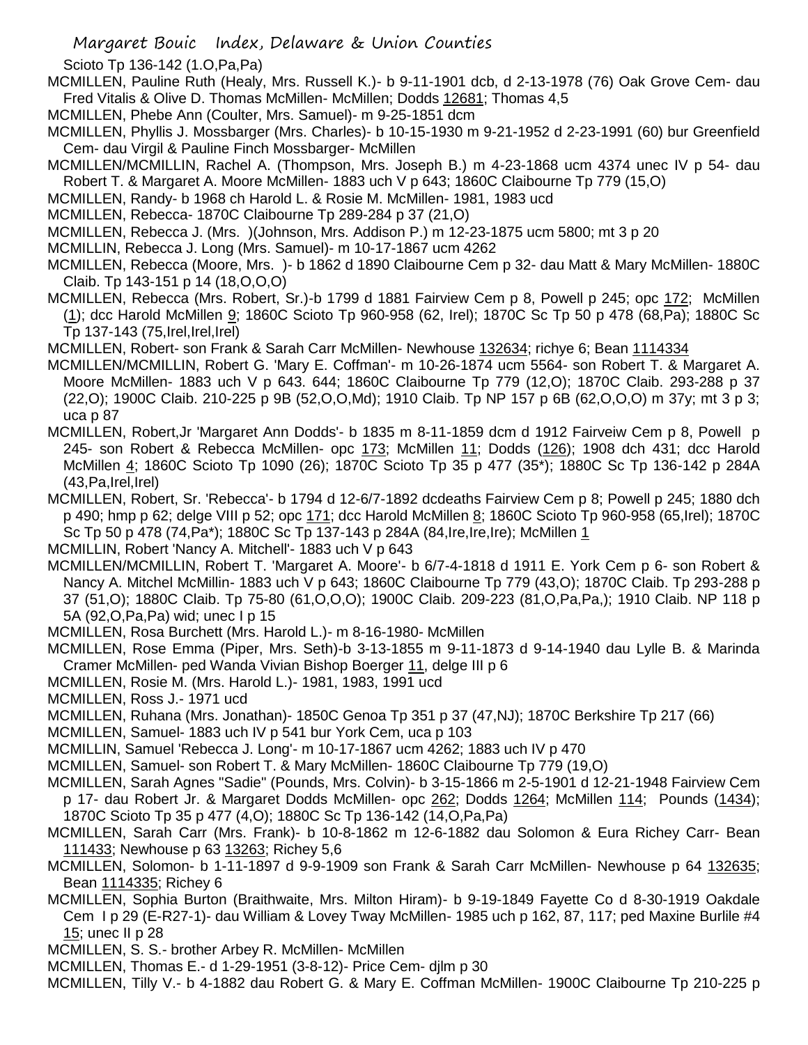Scioto Tp 136-142 (1.O,Pa,Pa)

MCMILLEN, Pauline Ruth (Healy, Mrs. Russell K.)- b 9-11-1901 dcb, d 2-13-1978 (76) Oak Grove Cem- dau Fred Vitalis & Olive D. Thomas McMillen- McMillen; Dodds 12681; Thomas 4,5

MCMILLEN, Phebe Ann (Coulter, Mrs. Samuel)- m 9-25-1851 dcm

MCMILLEN, Phyllis J. Mossbarger (Mrs. Charles)- b 10-15-1930 m 9-21-1952 d 2-23-1991 (60) bur Greenfield Cem- dau Virgil & Pauline Finch Mossbarger- McMillen

MCMILLEN/MCMILLIN, Rachel A. (Thompson, Mrs. Joseph B.) m 4-23-1868 ucm 4374 unec IV p 54- dau Robert T. & Margaret A. Moore McMillen- 1883 uch V p 643; 1860C Claibourne Tp 779 (15,O)

MCMILLEN, Randy- b 1968 ch Harold L. & Rosie M. McMillen- 1981, 1983 ucd

MCMILLEN, Rebecca- 1870C Claibourne Tp 289-284 p 37 (21,O)

MCMILLEN, Rebecca J. (Mrs. )(Johnson, Mrs. Addison P.) m 12-23-1875 ucm 5800; mt 3 p 20

MCMILLIN, Rebecca J. Long (Mrs. Samuel)- m 10-17-1867 ucm 4262

MCMILLEN, Rebecca (Moore, Mrs. )- b 1862 d 1890 Claibourne Cem p 32- dau Matt & Mary McMillen- 1880C Claib. Tp 143-151 p 14 (18,O,O,O)

MCMILLEN, Rebecca (Mrs. Robert, Sr.)-b 1799 d 1881 Fairview Cem p 8, Powell p 245; opc 172; McMillen (1); dcc Harold McMillen 9; 1860C Scioto Tp 960-958 (62, Irel); 1870C Sc Tp 50 p 478 (68,Pa); 1880C Sc Tp 137-143 (75,Irel,Irel,Irel)

MCMILLEN, Robert- son Frank & Sarah Carr McMillen- Newhouse 132634; richye 6; Bean 1114334

MCMILLEN/MCMILLIN, Robert G. 'Mary E. Coffman'- m 10-26-1874 ucm 5564- son Robert T. & Margaret A. Moore McMillen- 1883 uch V p 643. 644; 1860C Claibourne Tp 779 (12,O); 1870C Claib. 293-288 p 37 (22,O); 1900C Claib. 210-225 p 9B (52,O,O,Md); 1910 Claib. Tp NP 157 p 6B (62,O,O,O) m 37y; mt 3 p 3; uca p 87

MCMILLEN, Robert,Jr 'Margaret Ann Dodds'- b 1835 m 8-11-1859 dcm d 1912 Fairveiw Cem p 8, Powell p 245- son Robert & Rebecca McMillen- opc 173; McMillen 11; Dodds (126); 1908 dch 431; dcc Harold McMillen 4; 1860C Scioto Tp 1090 (26); 1870C Scioto Tp 35 p 477 (35*); 1880C Sc Tp 136-142 p 284A (43,Pa,Irel,Irel)

MCMILLEN, Robert, Sr. 'Rebecca'- b 1794 d 12-6/7-1892 dcdeaths Fairview Cem p 8; Powell p 245; 1880 dch p 490; hmp p 62; delge VIII p 52; opc 171; dcc Harold McMillen 8; 1860C Scioto Tp 960-958 (65,Irel); 1870C Sc Tp 50 p 478 (74,Pa*); 1880C Sc Tp 137-143 p 284A (84,Ire,Ire,Ire); McMillen 1

MCMILLIN, Robert 'Nancy A. Mitchell'- 1883 uch V p 643

MCMILLEN/MCMILLIN, Robert T. 'Margaret A. Moore'- b 6/7-4-1818 d 1911 E. York Cem p 6- son Robert & Nancy A. Mitchel McMillin- 1883 uch V p 643; 1860C Claibourne Tp 779 (43,O); 1870C Claib. Tp 293-288 p 37 (51,O); 1880C Claib. Tp 75-80 (61,O,O,O); 1900C Claib. 209-223 (81,O,Pa,Pa,); 1910 Claib. NP 118 p 5A (92,O,Pa,Pa) wid; unec I p 15

MCMILLEN, Rosa Burchett (Mrs. Harold L.)- m 8-16-1980- McMillen

MCMILLEN, Rose Emma (Piper, Mrs. Seth)-b 3-13-1855 m 9-11-1873 d 9-14-1940 dau Lylle B. & Marinda Cramer McMillen- ped Wanda Vivian Bishop Boerger 11, delge III p 6

MCMILLEN, Rosie M. (Mrs. Harold L.)- 1981, 1983, 1991 ucd

MCMILLEN, Ross J.- 1971 ucd

MCMILLEN, Ruhana (Mrs. Jonathan)- 1850C Genoa Tp 351 p 37 (47,NJ); 1870C Berkshire Tp 217 (66)

MCMILLEN, Samuel- 1883 uch IV p 541 bur York Cem, uca p 103

MCMILLIN, Samuel 'Rebecca J. Long'- m 10-17-1867 ucm 4262; 1883 uch IV p 470

MCMILLEN, Samuel- son Robert T. & Mary McMillen- 1860C Claibourne Tp 779 (19,O)

MCMILLEN, Sarah Agnes "Sadie" (Pounds, Mrs. Colvin)- b 3-15-1866 m 2-5-1901 d 12-21-1948 Fairview Cem p 17- dau Robert Jr. & Margaret Dodds McMillen- opc 262; Dodds 1264; McMillen 114; Pounds (1434); 1870C Scioto Tp 35 p 477 (4,O); 1880C Sc Tp 136-142 (14,O,Pa,Pa)

MCMILLEN, Sarah Carr (Mrs. Frank)- b 10-8-1862 m 12-6-1882 dau Solomon & Eura Richey Carr- Bean 111433; Newhouse p 63 13263; Richey 5,6

MCMILLEN, Solomon- b 1-11-1897 d 9-9-1909 son Frank & Sarah Carr McMillen- Newhouse p 64 132635; Bean 1114335; Richey 6

MCMILLEN, Sophia Burton (Braithwaite, Mrs. Milton Hiram)- b 9-19-1849 Fayette Co d 8-30-1919 Oakdale Cem I p 29 (E-R27-1)- dau William & Lovey Tway McMillen- 1985 uch p 162, 87, 117; ped Maxine Burlile #4 15; unec II p 28

MCMILLEN, S. S.- brother Arbey R. McMillen- McMillen

MCMILLEN, Thomas E.- d 1-29-1951 (3-8-12)- Price Cem- djlm p 30

MCMILLEN, Tilly V.- b 4-1882 dau Robert G. & Mary E. Coffman McMillen- 1900C Claibourne Tp 210-225 p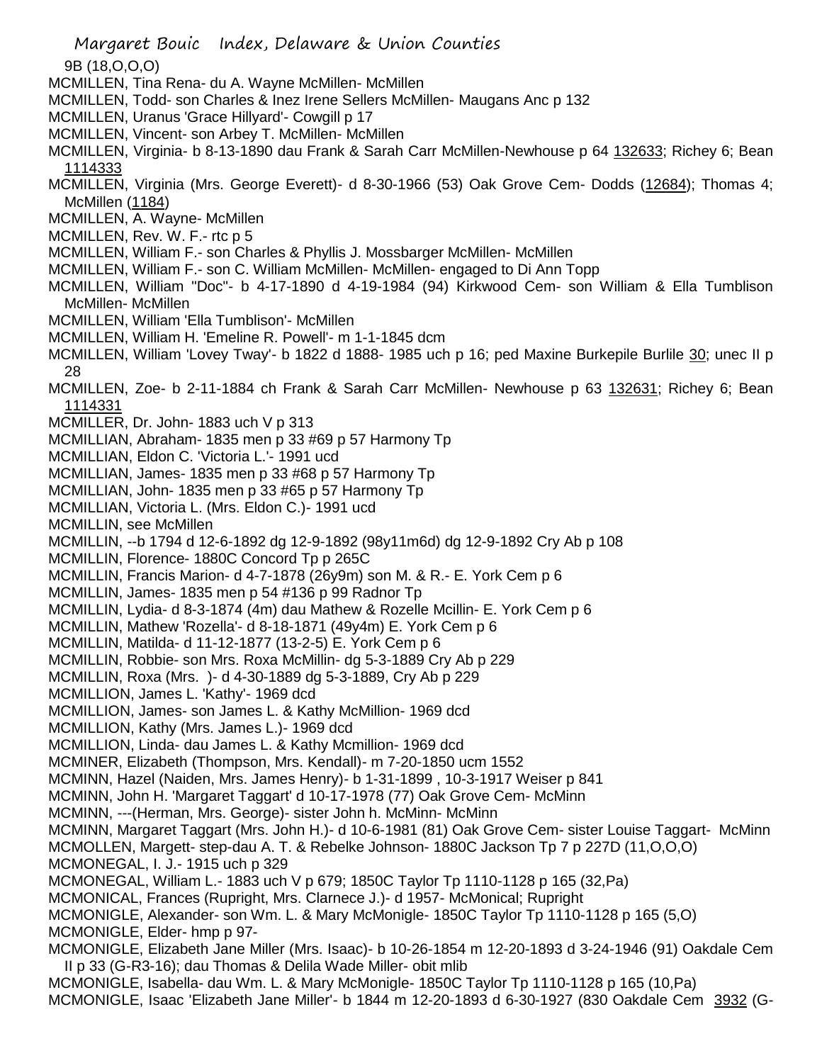9B (18,O,O,O)

MCMILLEN, Tina Rena- du A. Wayne McMillen- McMillen

MCMILLEN, Todd- son Charles & Inez Irene Sellers McMillen- Maugans Anc p 132

MCMILLEN, Uranus 'Grace Hillyard'- Cowgill p 17

MCMILLEN, Vincent- son Arbey T. McMillen- McMillen

MCMILLEN, Virginia- b 8-13-1890 dau Frank & Sarah Carr McMillen-Newhouse p 64 132633; Richey 6; Bean 1114333

MCMILLEN, Virginia (Mrs. George Everett)- d 8-30-1966 (53) Oak Grove Cem- Dodds (12684); Thomas 4; McMillen (1184)

MCMILLEN, A. Wayne- McMillen

MCMILLEN, Rev. W. F.- rtc p 5

MCMILLEN, William F.- son Charles & Phyllis J. Mossbarger McMillen- McMillen

MCMILLEN, William F.- son C. William McMillen- McMillen- engaged to Di Ann Topp

MCMILLEN, William "Doc"- b 4-17-1890 d 4-19-1984 (94) Kirkwood Cem- son William & Ella Tumblison McMillen- McMillen

MCMILLEN, William 'Ella Tumblison'- McMillen

MCMILLEN, William H. 'Emeline R. Powell'- m 1-1-1845 dcm

MCMILLEN, William 'Lovey Tway'- b 1822 d 1888- 1985 uch p 16; ped Maxine Burkepile Burlile 30; unec II p 28

MCMILLEN, Zoe- b 2-11-1884 ch Frank & Sarah Carr McMillen- Newhouse p 63 132631; Richey 6; Bean 1114331

MCMILLER, Dr. John- 1883 uch V p 313

MCMILLIAN, Abraham- 1835 men p 33 #69 p 57 Harmony Tp

MCMILLIAN, Eldon C. 'Victoria L.'- 1991 ucd

MCMILLIAN, James- 1835 men p 33 #68 p 57 Harmony Tp

MCMILLIAN, John- 1835 men p 33 #65 p 57 Harmony Tp

MCMILLIAN, Victoria L. (Mrs. Eldon C.)- 1991 ucd

MCMILLIN, see McMillen

MCMILLIN, --b 1794 d 12-6-1892 dg 12-9-1892 (98y11m6d) dg 12-9-1892 Cry Ab p 108

MCMILLIN, Florence- 1880C Concord Tp p 265C

MCMILLIN, Francis Marion- d 4-7-1878 (26y9m) son M. & R.- E. York Cem p 6

MCMILLIN, James- 1835 men p 54 #136 p 99 Radnor Tp

MCMILLIN, Lydia- d 8-3-1874 (4m) dau Mathew & Rozelle Mcillin- E. York Cem p 6

MCMILLIN, Mathew 'Rozella'- d 8-18-1871 (49y4m) E. York Cem p 6

MCMILLIN, Matilda- d 11-12-1877 (13-2-5) E. York Cem p 6

MCMILLIN, Robbie- son Mrs. Roxa McMillin- dg 5-3-1889 Cry Ab p 229

MCMILLIN, Roxa (Mrs. )- d 4-30-1889 dg 5-3-1889, Cry Ab p 229

MCMILLION, James L. 'Kathy'- 1969 dcd

MCMILLION, James- son James L. & Kathy McMillion- 1969 dcd

MCMILLION, Kathy (Mrs. James L.)- 1969 dcd

MCMILLION, Linda- dau James L. & Kathy Mcmillion- 1969 dcd

MCMINER, Elizabeth (Thompson, Mrs. Kendall)- m 7-20-1850 ucm 1552

MCMINN, Hazel (Naiden, Mrs. James Henry)- b 1-31-1899 , 10-3-1917 Weiser p 841

MCMINN, John H. 'Margaret Taggart' d 10-17-1978 (77) Oak Grove Cem- McMinn

MCMINN, ---(Herman, Mrs. George)- sister John h. McMinn- McMinn

MCMINN, Margaret Taggart (Mrs. John H.)- d 10-6-1981 (81) Oak Grove Cem- sister Louise Taggart- McMinn

MCMOLLEN, Margett- step-dau A. T. & Rebelke Johnson- 1880C Jackson Tp 7 p 227D (11,O,O,O)

MCMONEGAL, I. J.- 1915 uch p 329

MCMONEGAL, William L.- 1883 uch V p 679; 1850C Taylor Tp 1110-1128 p 165 (32,Pa)

MCMONICAL, Frances (Rupright, Mrs. Clarnece J.)- d 1957- McMonical; Rupright

MCMONIGLE, Alexander- son Wm. L. & Mary McMonigle- 1850C Taylor Tp 1110-1128 p 165 (5,O)

MCMONIGLE, Elder- hmp p 97-

MCMONIGLE, Elizabeth Jane Miller (Mrs. Isaac)- b 10-26-1854 m 12-20-1893 d 3-24-1946 (91) Oakdale Cem II p 33 (G-R3-16); dau Thomas & Delila Wade Miller- obit mlib

MCMONIGLE, Isabella- dau Wm. L. & Mary McMonigle- 1850C Taylor Tp 1110-1128 p 165 (10,Pa)

MCMONIGLE, Isaac 'Elizabeth Jane Miller'- b 1844 m 12-20-1893 d 6-30-1927 (830 Oakdale Cem 3932 (G-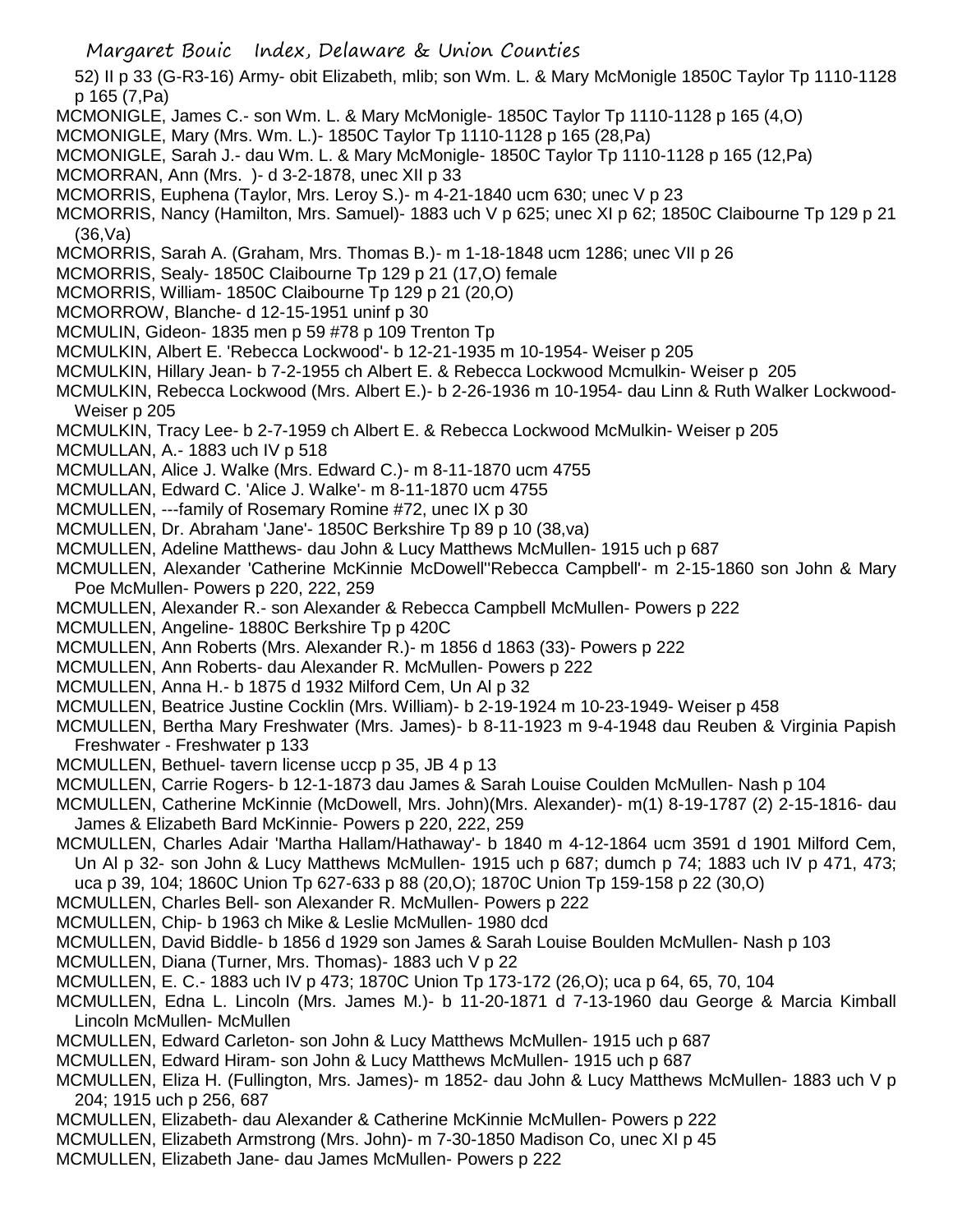52) II p 33 (G-R3-16) Army- obit Elizabeth, mlib; son Wm. L. & Mary McMonigle 1850C Taylor Tp 1110-1128 p 165 (7,Pa)

MCMONIGLE, James C.- son Wm. L. & Mary McMonigle- 1850C Taylor Tp 1110-1128 p 165 (4,O)

MCMONIGLE, Mary (Mrs. Wm. L.)- 1850C Taylor Tp 1110-1128 p 165 (28,Pa)

MCMONIGLE, Sarah J.- dau Wm. L. & Mary McMonigle- 1850C Taylor Tp 1110-1128 p 165 (12,Pa)

MCMORRAN, Ann (Mrs. )- d 3-2-1878, unec XII p 33

MCMORRIS, Euphena (Taylor, Mrs. Leroy S.)- m 4-21-1840 ucm 630; unec V p 23

MCMORRIS, Nancy (Hamilton, Mrs. Samuel)- 1883 uch V p 625; unec XI p 62; 1850C Claibourne Tp 129 p 21 (36,Va)

MCMORRIS, Sarah A. (Graham, Mrs. Thomas B.)- m 1-18-1848 ucm 1286; unec VII p 26

MCMORRIS, Sealy- 1850C Claibourne Tp 129 p 21 (17,O) female

MCMORRIS, William- 1850C Claibourne Tp 129 p 21 (20,O)

MCMORROW, Blanche- d 12-15-1951 uninf p 30

MCMULIN, Gideon- 1835 men p 59 #78 p 109 Trenton Tp

MCMULKIN, Albert E. 'Rebecca Lockwood'- b 12-21-1935 m 10-1954- Weiser p 205

MCMULKIN, Hillary Jean- b 7-2-1955 ch Albert E. & Rebecca Lockwood Mcmulkin- Weiser p 205

MCMULKIN, Rebecca Lockwood (Mrs. Albert E.)- b 2-26-1936 m 10-1954- dau Linn & Ruth Walker Lockwood- Weiser p 205

MCMULKIN, Tracy Lee- b 2-7-1959 ch Albert E. & Rebecca Lockwood McMulkin- Weiser p 205

MCMULLAN, A.- 1883 uch IV p 518

MCMULLAN, Alice J. Walke (Mrs. Edward C.)- m 8-11-1870 ucm 4755

MCMULLAN, Edward C. 'Alice J. Walke'- m 8-11-1870 ucm 4755

MCMULLEN, ---family of Rosemary Romine #72, unec IX p 30

MCMULLEN, Dr. Abraham 'Jane'- 1850C Berkshire Tp 89 p 10 (38,va)

MCMULLEN, Adeline Matthews- dau John & Lucy Matthews McMullen- 1915 uch p 687

MCMULLEN, Alexander 'Catherine McKinnie McDowell''Rebecca Campbell'- m 2-15-1860 son John & Mary Poe McMullen- Powers p 220, 222, 259

MCMULLEN, Alexander R.- son Alexander & Rebecca Campbell McMullen- Powers p 222

MCMULLEN, Angeline- 1880C Berkshire Tp p 420C

MCMULLEN, Ann Roberts (Mrs. Alexander R.)- m 1856 d 1863 (33)- Powers p 222

MCMULLEN, Ann Roberts- dau Alexander R. McMullen- Powers p 222

MCMULLEN, Anna H.- b 1875 d 1932 Milford Cem, Un Al p 32

MCMULLEN, Beatrice Justine Cocklin (Mrs. William)- b 2-19-1924 m 10-23-1949- Weiser p 458

MCMULLEN, Bertha Mary Freshwater (Mrs. James)- b 8-11-1923 m 9-4-1948 dau Reuben & Virginia Papish Freshwater - Freshwater p 133

MCMULLEN, Bethuel- tavern license uccp p 35, JB 4 p 13

MCMULLEN, Carrie Rogers- b 12-1-1873 dau James & Sarah Louise Coulden McMullen- Nash p 104

MCMULLEN, Catherine McKinnie (McDowell, Mrs. John)(Mrs. Alexander)- m(1) 8-19-1787 (2) 2-15-1816- dau James & Elizabeth Bard McKinnie- Powers p 220, 222, 259

MCMULLEN, Charles Adair 'Martha Hallam/Hathaway'- b 1840 m 4-12-1864 ucm 3591 d 1901 Milford Cem, Un Al p 32- son John & Lucy Matthews McMullen- 1915 uch p 687; dumch p 74; 1883 uch IV p 471, 473; uca p 39, 104; 1860C Union Tp 627-633 p 88 (20,O); 1870C Union Tp 159-158 p 22 (30,O)

MCMULLEN, Charles Bell- son Alexander R. McMullen- Powers p 222

MCMULLEN, Chip- b 1963 ch Mike & Leslie McMullen- 1980 dcd

MCMULLEN, David Biddle- b 1856 d 1929 son James & Sarah Louise Boulden McMullen- Nash p 103

MCMULLEN, Diana (Turner, Mrs. Thomas)- 1883 uch V p 22

MCMULLEN, E. C.- 1883 uch IV p 473; 1870C Union Tp 173-172 (26,O); uca p 64, 65, 70, 104

MCMULLEN, Edna L. Lincoln (Mrs. James M.)- b 11-20-1871 d 7-13-1960 dau George & Marcia Kimball Lincoln McMullen- McMullen

MCMULLEN, Edward Carleton- son John & Lucy Matthews McMullen- 1915 uch p 687

MCMULLEN, Edward Hiram- son John & Lucy Matthews McMullen- 1915 uch p 687

MCMULLEN, Eliza H. (Fullington, Mrs. James)- m 1852- dau John & Lucy Matthews McMullen- 1883 uch V p 204; 1915 uch p 256, 687

MCMULLEN, Elizabeth- dau Alexander & Catherine McKinnie McMullen- Powers p 222

MCMULLEN, Elizabeth Armstrong (Mrs. John)- m 7-30-1850 Madison Co, unec XI p 45

MCMULLEN, Elizabeth Jane- dau James McMullen- Powers p 222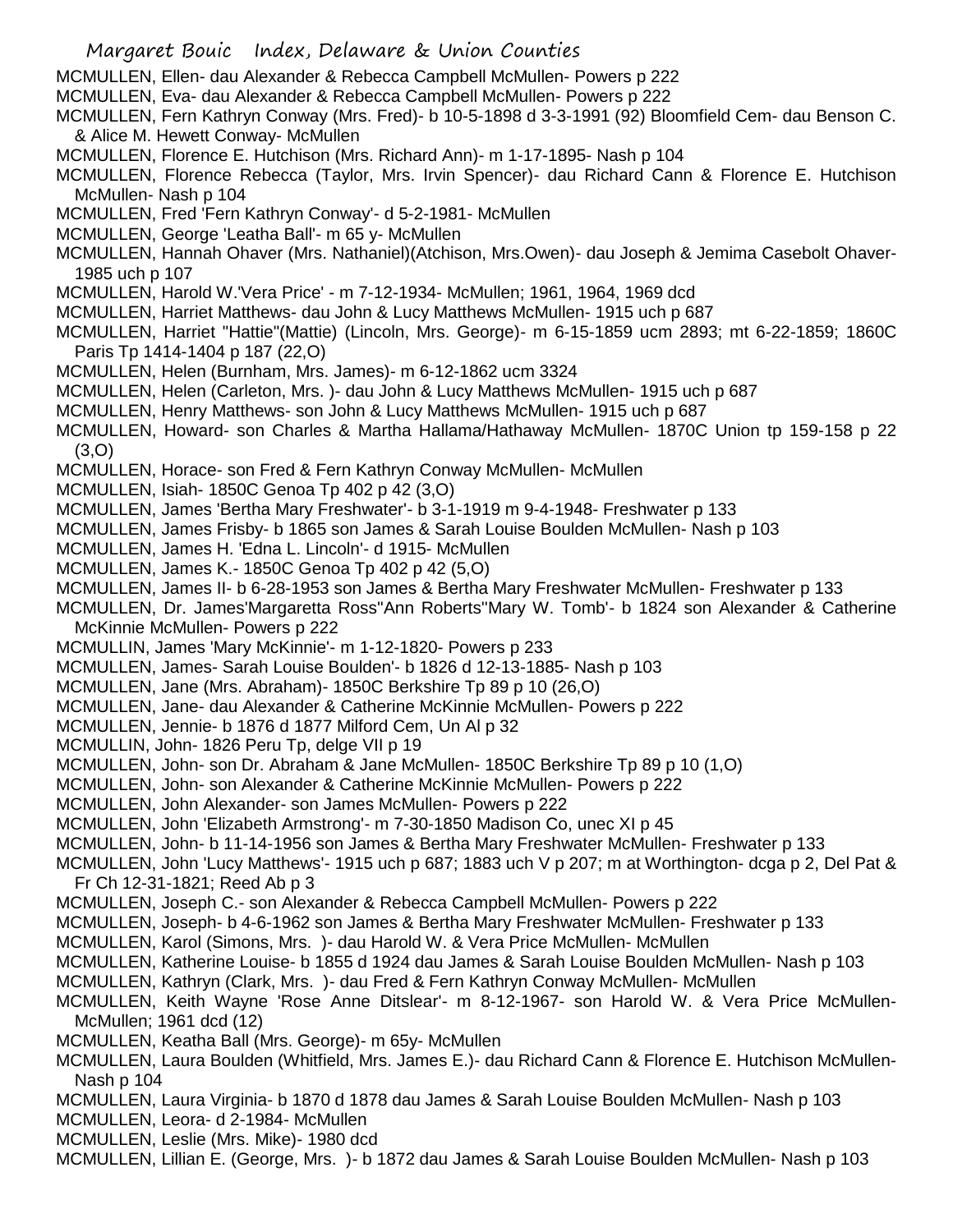MCMULLEN, Ellen- dau Alexander & Rebecca Campbell McMullen- Powers p 222

MCMULLEN, Eva- dau Alexander & Rebecca Campbell McMullen- Powers p 222

MCMULLEN, Fern Kathryn Conway (Mrs. Fred)- b 10-5-1898 d 3-3-1991 (92) Bloomfield Cem- dau Benson C. & Alice M. Hewett Conway- McMullen

MCMULLEN, Florence E. Hutchison (Mrs. Richard Ann)- m 1-17-1895- Nash p 104

MCMULLEN, Florence Rebecca (Taylor, Mrs. Irvin Spencer)- dau Richard Cann & Florence E. Hutchison McMullen- Nash p 104

MCMULLEN, Fred 'Fern Kathryn Conway'- d 5-2-1981- McMullen

MCMULLEN, George 'Leatha Ball'- m 65 y- McMullen

MCMULLEN, Hannah Ohaver (Mrs. Nathaniel)(Atchison, Mrs.Owen)- dau Joseph & Jemima Casebolt Ohaver- 1985 uch p 107

MCMULLEN, Harold W.'Vera Price' - m 7-12-1934- McMullen; 1961, 1964, 1969 dcd

MCMULLEN, Harriet Matthews- dau John & Lucy Matthews McMullen- 1915 uch p 687

MCMULLEN, Harriet "Hattie"(Mattie) (Lincoln, Mrs. George)- m 6-15-1859 ucm 2893; mt 6-22-1859; 1860C Paris Tp 1414-1404 p 187 (22,O)

MCMULLEN, Helen (Burnham, Mrs. James)- m 6-12-1862 ucm 3324

MCMULLEN, Helen (Carleton, Mrs. )- dau John & Lucy Matthews McMullen- 1915 uch p 687

MCMULLEN, Henry Matthews- son John & Lucy Matthews McMullen- 1915 uch p 687

MCMULLEN, Howard- son Charles & Martha Hallama/Hathaway McMullen- 1870C Union tp 159-158 p 22 (3,O)

MCMULLEN, Horace- son Fred & Fern Kathryn Conway McMullen- McMullen

MCMULLEN, Isiah- 1850C Genoa Tp 402 p 42 (3,O)

MCMULLEN, James 'Bertha Mary Freshwater'- b 3-1-1919 m 9-4-1948- Freshwater p 133

MCMULLEN, James Frisby- b 1865 son James & Sarah Louise Boulden McMullen- Nash p 103

MCMULLEN, James H. 'Edna L. Lincoln'- d 1915- McMullen

MCMULLEN, James K.- 1850C Genoa Tp 402 p 42 (5,O)

MCMULLEN, James II- b 6-28-1953 son James & Bertha Mary Freshwater McMullen- Freshwater p 133

MCMULLEN, Dr. James'Margaretta Ross''Ann Roberts''Mary W. Tomb'- b 1824 son Alexander & Catherine McKinnie McMullen- Powers p 222

MCMULLIN, James 'Mary McKinnie'- m 1-12-1820- Powers p 233

MCMULLEN, James- Sarah Louise Boulden'- b 1826 d 12-13-1885- Nash p 103

MCMULLEN, Jane (Mrs. Abraham)- 1850C Berkshire Tp 89 p 10 (26,O)

MCMULLEN, Jane- dau Alexander & Catherine McKinnie McMullen- Powers p 222

MCMULLEN, Jennie- b 1876 d 1877 Milford Cem, Un Al p 32

MCMULLIN, John- 1826 Peru Tp, delge VII p 19

MCMULLEN, John- son Dr. Abraham & Jane McMullen- 1850C Berkshire Tp 89 p 10 (1,O)

MCMULLEN, John- son Alexander & Catherine McKinnie McMullen- Powers p 222

MCMULLEN, John Alexander- son James McMullen- Powers p 222

MCMULLEN, John 'Elizabeth Armstrong'- m 7-30-1850 Madison Co, unec XI p 45

MCMULLEN, John- b 11-14-1956 son James & Bertha Mary Freshwater McMullen- Freshwater p 133

MCMULLEN, John 'Lucy Matthews'- 1915 uch p 687; 1883 uch V p 207; m at Worthington- dcga p 2, Del Pat & Fr Ch 12-31-1821; Reed Ab p 3

MCMULLEN, Joseph C.- son Alexander & Rebecca Campbell McMullen- Powers p 222

MCMULLEN, Joseph- b 4-6-1962 son James & Bertha Mary Freshwater McMullen- Freshwater p 133

MCMULLEN, Karol (Simons, Mrs. )- dau Harold W. & Vera Price McMullen- McMullen

MCMULLEN, Katherine Louise- b 1855 d 1924 dau James & Sarah Louise Boulden McMullen- Nash p 103

MCMULLEN, Kathryn (Clark, Mrs. )- dau Fred & Fern Kathryn Conway McMullen- McMullen

MCMULLEN, Keith Wayne 'Rose Anne Ditslear'- m 8-12-1967- son Harold W. & Vera Price McMullen- McMullen; 1961 dcd (12)

MCMULLEN, Keatha Ball (Mrs. George)- m 65y- McMullen

MCMULLEN, Laura Boulden (Whitfield, Mrs. James E.)- dau Richard Cann & Florence E. Hutchison McMullen- Nash p 104

MCMULLEN, Laura Virginia- b 1870 d 1878 dau James & Sarah Louise Boulden McMullen- Nash p 103

MCMULLEN, Leora- d 2-1984- McMullen

MCMULLEN, Leslie (Mrs. Mike)- 1980 dcd

MCMULLEN, Lillian E. (George, Mrs. )- b 1872 dau James & Sarah Louise Boulden McMullen- Nash p 103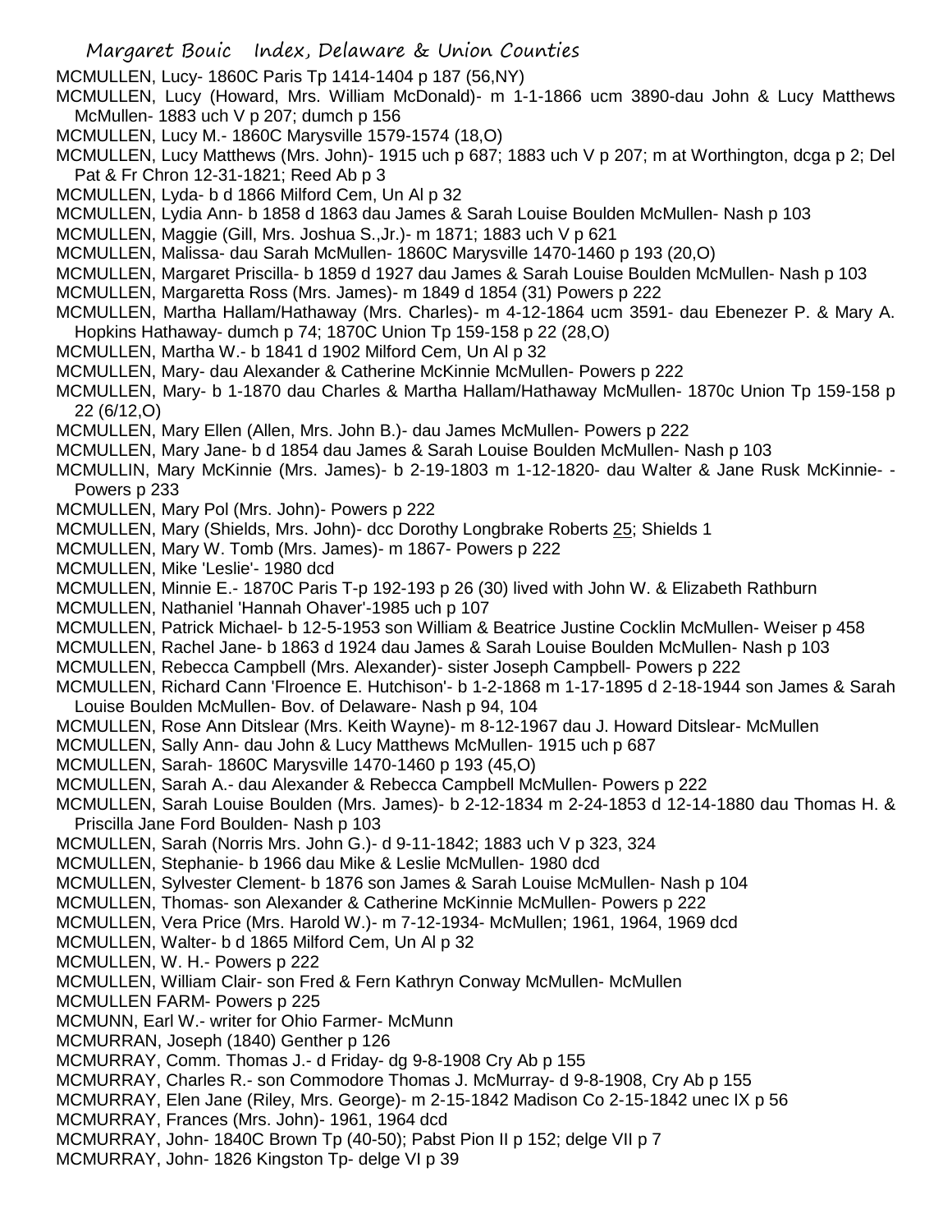MCMULLEN, Lucy- 1860C Paris Tp 1414-1404 p 187 (56,NY)

MCMULLEN, Lucy (Howard, Mrs. William McDonald)- m 1-1-1866 ucm 3890-dau John & Lucy Matthews McMullen- 1883 uch V p 207; dumch p 156

MCMULLEN, Lucy M.- 1860C Marysville 1579-1574 (18,O)

MCMULLEN, Lucy Matthews (Mrs. John)- 1915 uch p 687; 1883 uch V p 207; m at Worthington, dcga p 2; Del Pat & Fr Chron 12-31-1821; Reed Ab p 3

MCMULLEN, Lyda- b d 1866 Milford Cem, Un Al p 32

MCMULLEN, Lydia Ann- b 1858 d 1863 dau James & Sarah Louise Boulden McMullen- Nash p 103

MCMULLEN, Maggie (Gill, Mrs. Joshua S.,Jr.)- m 1871; 1883 uch V p 621

MCMULLEN, Malissa- dau Sarah McMullen- 1860C Marysville 1470-1460 p 193 (20,O)

MCMULLEN, Margaret Priscilla- b 1859 d 1927 dau James & Sarah Louise Boulden McMullen- Nash p 103

MCMULLEN, Margaretta Ross (Mrs. James)- m 1849 d 1854 (31) Powers p 222

MCMULLEN, Martha Hallam/Hathaway (Mrs. Charles)- m 4-12-1864 ucm 3591- dau Ebenezer P. & Mary A. Hopkins Hathaway- dumch p 74; 1870C Union Tp 159-158 p 22 (28,O)

MCMULLEN, Martha W.- b 1841 d 1902 Milford Cem, Un Al p 32

MCMULLEN, Mary- dau Alexander & Catherine McKinnie McMullen- Powers p 222

MCMULLEN, Mary- b 1-1870 dau Charles & Martha Hallam/Hathaway McMullen- 1870c Union Tp 159-158 p 22 (6/12,O)

MCMULLEN, Mary Ellen (Allen, Mrs. John B.)- dau James McMullen- Powers p 222

MCMULLEN, Mary Jane- b d 1854 dau James & Sarah Louise Boulden McMullen- Nash p 103

MCMULLIN, Mary McKinnie (Mrs. James)- b 2-19-1803 m 1-12-1820- dau Walter & Jane Rusk McKinnie- - Powers p 233

MCMULLEN, Mary Pol (Mrs. John)- Powers p 222

MCMULLEN, Mary (Shields, Mrs. John)- dcc Dorothy Longbrake Roberts 25; Shields 1

MCMULLEN, Mary W. Tomb (Mrs. James)- m 1867- Powers p 222

MCMULLEN, Mike 'Leslie'- 1980 dcd

MCMULLEN, Minnie E.- 1870C Paris T-p 192-193 p 26 (30) lived with John W. & Elizabeth Rathburn

MCMULLEN, Nathaniel 'Hannah Ohaver'-1985 uch p 107

MCMULLEN, Patrick Michael- b 12-5-1953 son William & Beatrice Justine Cocklin McMullen- Weiser p 458

MCMULLEN, Rachel Jane- b 1863 d 1924 dau James & Sarah Louise Boulden McMullen- Nash p 103

MCMULLEN, Rebecca Campbell (Mrs. Alexander)- sister Joseph Campbell- Powers p 222

MCMULLEN, Richard Cann 'Flroence E. Hutchison'- b 1-2-1868 m 1-17-1895 d 2-18-1944 son James & Sarah Louise Boulden McMullen- Bov. of Delaware- Nash p 94, 104

MCMULLEN, Rose Ann Ditslear (Mrs. Keith Wayne)- m 8-12-1967 dau J. Howard Ditslear- McMullen

MCMULLEN, Sally Ann- dau John & Lucy Matthews McMullen- 1915 uch p 687

MCMULLEN, Sarah- 1860C Marysville 1470-1460 p 193 (45,O)

MCMULLEN, Sarah A.- dau Alexander & Rebecca Campbell McMullen- Powers p 222

MCMULLEN, Sarah Louise Boulden (Mrs. James)- b 2-12-1834 m 2-24-1853 d 12-14-1880 dau Thomas H. & Priscilla Jane Ford Boulden- Nash p 103

MCMULLEN, Sarah (Norris Mrs. John G.)- d 9-11-1842; 1883 uch V p 323, 324

MCMULLEN, Stephanie- b 1966 dau Mike & Leslie McMullen- 1980 dcd

MCMULLEN, Sylvester Clement- b 1876 son James & Sarah Louise McMullen- Nash p 104

MCMULLEN, Thomas- son Alexander & Catherine McKinnie McMullen- Powers p 222

MCMULLEN, Vera Price (Mrs. Harold W.)- m 7-12-1934- McMullen; 1961, 1964, 1969 dcd

MCMULLEN, Walter- b d 1865 Milford Cem, Un Al p 32

MCMULLEN, W. H.- Powers p 222

MCMULLEN, William Clair- son Fred & Fern Kathryn Conway McMullen- McMullen

MCMULLEN FARM- Powers p 225

MCMUNN, Earl W.- writer for Ohio Farmer- McMunn

MCMURRAN, Joseph (1840) Genther p 126

MCMURRAY, Comm. Thomas J.- d Friday- dg 9-8-1908 Cry Ab p 155

MCMURRAY, Charles R.- son Commodore Thomas J. McMurray- d 9-8-1908, Cry Ab p 155

MCMURRAY, Elen Jane (Riley, Mrs. George)- m 2-15-1842 Madison Co 2-15-1842 unec IX p 56

MCMURRAY, Frances (Mrs. John)- 1961, 1964 dcd

MCMURRAY, John- 1840C Brown Tp (40-50); Pabst Pion II p 152; delge VII p 7

MCMURRAY, John- 1826 Kingston Tp- delge VI p 39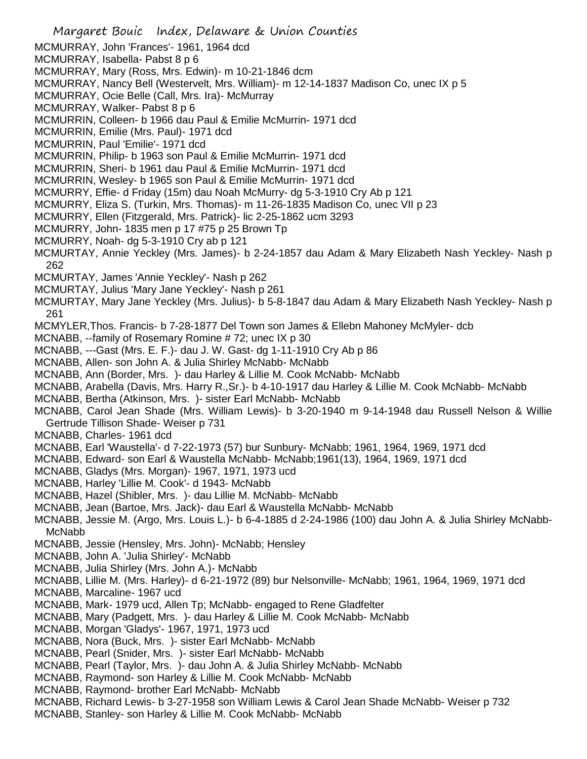MCMURRAY, John 'Frances'- 1961, 1964 dcd
MCMURRAY, Isabella- Pabst 8 p 6
MCMURRAY, Mary (Ross, Mrs. Edwin)- m 10-21-1846 dcm
MCMURRAY, Nancy Bell (Westervelt, Mrs. William)- m 12-14-1837 Madison Co, unec IX p 5
MCMURRAY, Ocie Belle (Call, Mrs. Ira)- McMurray
MCMURRAY, Walker- Pabst 8 p 6
MCMURRIN, Colleen- b 1966 dau Paul & Emilie McMurrin- 1971 dcd
MCMURRIN, Emilie (Mrs. Paul)- 1971 dcd
MCMURRIN, Paul 'Emilie'- 1971 dcd
MCMURRIN, Philip- b 1963 son Paul & Emilie McMurrin- 1971 dcd
MCMURRIN, Sheri- b 1961 dau Paul & Emilie McMurrin- 1971 dcd
MCMURRIN, Wesley- b 1965 son Paul & Emilie McMurrin- 1971 dcd
MCMURRY, Effie- d Friday (15m) dau Noah McMurry- dg 5-3-1910 Cry Ab p 121
MCMURRY, Eliza S. (Turkin, Mrs. Thomas)- m 11-26-1835 Madison Co, unec VII p 23
MCMURRY, Ellen (Fitzgerald, Mrs. Patrick)- lic 2-25-1862 ucm 3293
MCMURRY, John- 1835 men p 17 #75 p 25 Brown Tp
MCMURRY, Noah- dg 5-3-1910 Cry ab p 121
MCMURTAY, Annie Yeckley (Mrs. James)- b 2-24-1857 dau Adam & Mary Elizabeth Nash Yeckley- Nash p 262
MCMURTAY, James 'Annie Yeckley'- Nash p 262
MCMURTAY, Julius 'Mary Jane Yeckley'- Nash p 261
MCMURTAY, Mary Jane Yeckley (Mrs. Julius)- b 5-8-1847 dau Adam & Mary Elizabeth Nash Yeckley- Nash p 261
MCMYLER,Thos. Francis- b 7-28-1877 Del Town son James & Ellebn Mahoney McMyler- dcb
MCNABB, --family of Rosemary Romine # 72; unec IX p 30
MCNABB, ---Gast (Mrs. E. F.)- dau J. W. Gast- dg 1-11-1910 Cry Ab p 86
MCNABB, Allen- son John A. & Julia Shirley McNabb- McNabb
MCNABB, Ann (Border, Mrs. )- dau Harley & Lillie M. Cook McNabb- McNabb
MCNABB, Arabella (Davis, Mrs. Harry R.,Sr.)- b 4-10-1917 dau Harley & Lillie M. Cook McNabb- McNabb
MCNABB, Bertha (Atkinson, Mrs. )- sister Earl McNabb- McNabb
MCNABB, Carol Jean Shade (Mrs. William Lewis)- b 3-20-1940 m 9-14-1948 dau Russell Nelson & Willie Gertrude Tillison Shade- Weiser p 731
MCNABB, Charles- 1961 dcd
MCNABB, Earl 'Waustella'- d 7-22-1973 (57) bur Sunbury- McNabb; 1961, 1964, 1969, 1971 dcd
MCNABB, Edward- son Earl & Waustella McNabb- McNabb;1961(13), 1964, 1969, 1971 dcd
MCNABB, Gladys (Mrs. Morgan)- 1967, 1971, 1973 ucd
MCNABB, Harley 'Lillie M. Cook'- d 1943- McNabb
MCNABB, Hazel (Shibler, Mrs. )- dau Lillie M. McNabb- McNabb
MCNABB, Jean (Bartoe, Mrs. Jack)- dau Earl & Waustella McNabb- McNabb
MCNABB, Jessie M. (Argo, Mrs. Louis L.)- b 6-4-1885 d 2-24-1986 (100) dau John A. & Julia Shirley McNabb- McNabb
MCNABB, Jessie (Hensley, Mrs. John)- McNabb; Hensley
MCNABB, John A. 'Julia Shirley'- McNabb
MCNABB, Julia Shirley (Mrs. John A.)- McNabb
MCNABB, Lillie M. (Mrs. Harley)- d 6-21-1972 (89) bur Nelsonville- McNabb; 1961, 1964, 1969, 1971 dcd
MCNABB, Marcaline- 1967 ucd
MCNABB, Mark- 1979 ucd, Allen Tp; McNabb- engaged to Rene Gladfelter
MCNABB, Mary (Padgett, Mrs. )- dau Harley & Lillie M. Cook McNabb- McNabb
MCNABB, Morgan 'Gladys'- 1967, 1971, 1973 ucd
MCNABB, Nora (Buck, Mrs. )- sister Earl McNabb- McNabb
MCNABB, Pearl (Snider, Mrs. )- sister Earl McNabb- McNabb
MCNABB, Pearl (Taylor, Mrs. )- dau John A. & Julia Shirley McNabb- McNabb
MCNABB, Raymond- son Harley & Lillie M. Cook McNabb- McNabb
MCNABB, Raymond- brother Earl McNabb- McNabb
MCNABB, Richard Lewis- b 3-27-1958 son William Lewis & Carol Jean Shade McNabb- Weiser p 732
MCNABB, Stanley- son Harley & Lillie M. Cook McNabb- McNabb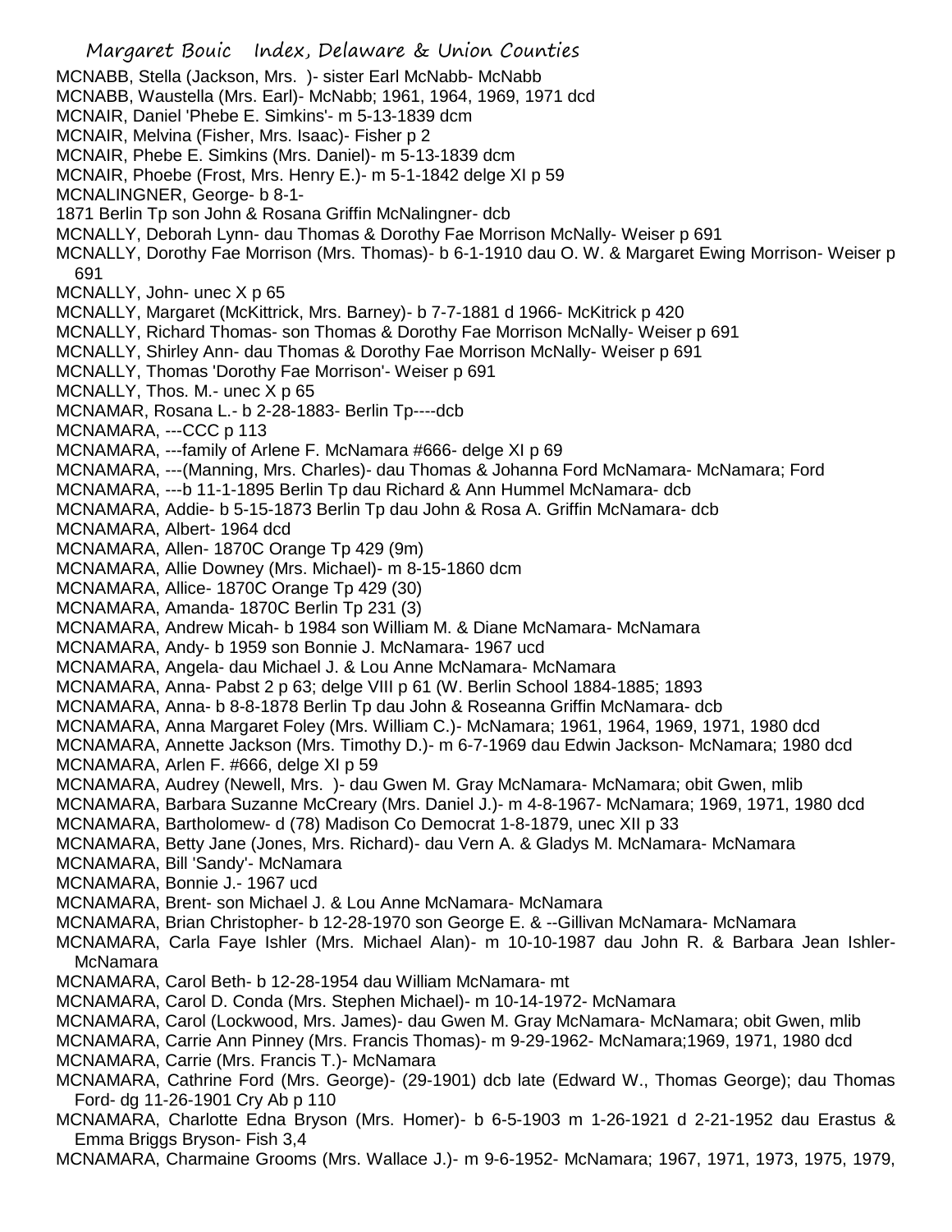MCNABB, Stella (Jackson, Mrs. )- sister Earl McNabb- McNabb
MCNABB, Waustella (Mrs. Earl)- McNabb; 1961, 1964, 1969, 1971 dcd
MCNAIR, Daniel 'Phebe E. Simkins'- m 5-13-1839 dcm
MCNAIR, Melvina (Fisher, Mrs. Isaac)- Fisher p 2
MCNAIR, Phebe E. Simkins (Mrs. Daniel)- m 5-13-1839 dcm
MCNAIR, Phoebe (Frost, Mrs. Henry E.)- m 5-1-1842 delge XI p 59
MCNALINGNER, George- b 8-1-1871 Berlin Tp son John & Rosana Griffin McNalingner- dcb
MCNALLY, Deborah Lynn- dau Thomas & Dorothy Fae Morrison McNally- Weiser p 691
MCNALLY, Dorothy Fae Morrison (Mrs. Thomas)- b 6-1-1910 dau O. W. & Margaret Ewing Morrison- Weiser p 691
MCNALLY, John- unec X p 65
MCNALLY, Margaret (McKittrick, Mrs. Barney)- b 7-7-1881 d 1966- McKitrick p 420
MCNALLY, Richard Thomas- son Thomas & Dorothy Fae Morrison McNally- Weiser p 691
MCNALLY, Shirley Ann- dau Thomas & Dorothy Fae Morrison McNally- Weiser p 691
MCNALLY, Thomas 'Dorothy Fae Morrison'- Weiser p 691
MCNALLY, Thos. M.- unec X p 65
MCNAMAR, Rosana L.- b 2-28-1883- Berlin Tp----dcb
MCNAMARA, ---CCC p 113
MCNAMARA, ---family of Arlene F. McNamara #666- delge XI p 69
MCNAMARA, ---(Manning, Mrs. Charles)- dau Thomas & Johanna Ford McNamara- McNamara; Ford
MCNAMARA, ---b 11-1-1895 Berlin Tp dau Richard & Ann Hummel McNamara- dcb
MCNAMARA, Addie- b 5-15-1873 Berlin Tp dau John & Rosa A. Griffin McNamara- dcb
MCNAMARA, Albert- 1964 dcd
MCNAMARA, Allen- 1870C Orange Tp 429 (9m)
MCNAMARA, Allie Downey (Mrs. Michael)- m 8-15-1860 dcm
MCNAMARA, Allice- 1870C Orange Tp 429 (30)
MCNAMARA, Amanda- 1870C Berlin Tp 231 (3)
MCNAMARA, Andrew Micah- b 1984 son William M. & Diane McNamara- McNamara
MCNAMARA, Andy- b 1959 son Bonnie J. McNamara- 1967 ucd
MCNAMARA, Angela- dau Michael J. & Lou Anne McNamara- McNamara
MCNAMARA, Anna- Pabst 2 p 63; delge VIII p 61 (W. Berlin School 1884-1885; 1893
MCNAMARA, Anna- b 8-8-1878 Berlin Tp dau John & Roseanna Griffin McNamara- dcb
MCNAMARA, Anna Margaret Foley (Mrs. William C.)- McNamara; 1961, 1964, 1969, 1971, 1980 dcd
MCNAMARA, Annette Jackson (Mrs. Timothy D.)- m 6-7-1969 dau Edwin Jackson- McNamara; 1980 dcd
MCNAMARA, Arlen F. #666, delge XI p 59
MCNAMARA, Audrey (Newell, Mrs. )- dau Gwen M. Gray McNamara- McNamara; obit Gwen, mlib
MCNAMARA, Barbara Suzanne McCreary (Mrs. Daniel J.)- m 4-8-1967- McNamara; 1969, 1971, 1980 dcd
MCNAMARA, Bartholomew- d (78) Madison Co Democrat 1-8-1879, unec XII p 33
MCNAMARA, Betty Jane (Jones, Mrs. Richard)- dau Vern A. & Gladys M. McNamara- McNamara
MCNAMARA, Bill 'Sandy'- McNamara
MCNAMARA, Bonnie J.- 1967 ucd
MCNAMARA, Brent- son Michael J. & Lou Anne McNamara- McNamara
MCNAMARA, Brian Christopher- b 12-28-1970 son George E. & --Gillivan McNamara- McNamara
MCNAMARA, Carla Faye Ishler (Mrs. Michael Alan)- m 10-10-1987 dau John R. & Barbara Jean Ishler- McNamara
MCNAMARA, Carol Beth- b 12-28-1954 dau William McNamara- mt
MCNAMARA, Carol D. Conda (Mrs. Stephen Michael)- m 10-14-1972- McNamara
MCNAMARA, Carol (Lockwood, Mrs. James)- dau Gwen M. Gray McNamara- McNamara; obit Gwen, mlib
MCNAMARA, Carrie Ann Pinney (Mrs. Francis Thomas)- m 9-29-1962- McNamara;1969, 1971, 1980 dcd
MCNAMARA, Carrie (Mrs. Francis T.)- McNamara
MCNAMARA, Cathrine Ford (Mrs. George)- (29-1901) dcb late (Edward W., Thomas George); dau Thomas Ford- dg 11-26-1901 Cry Ab p 110
MCNAMARA, Charlotte Edna Bryson (Mrs. Homer)- b 6-5-1903 m 1-26-1921 d 2-21-1952 dau Erastus & Emma Briggs Bryson- Fish 3,4
MCNAMARA, Charmaine Grooms (Mrs. Wallace J.)- m 9-6-1952- McNamara; 1967, 1971, 1973, 1975, 1979,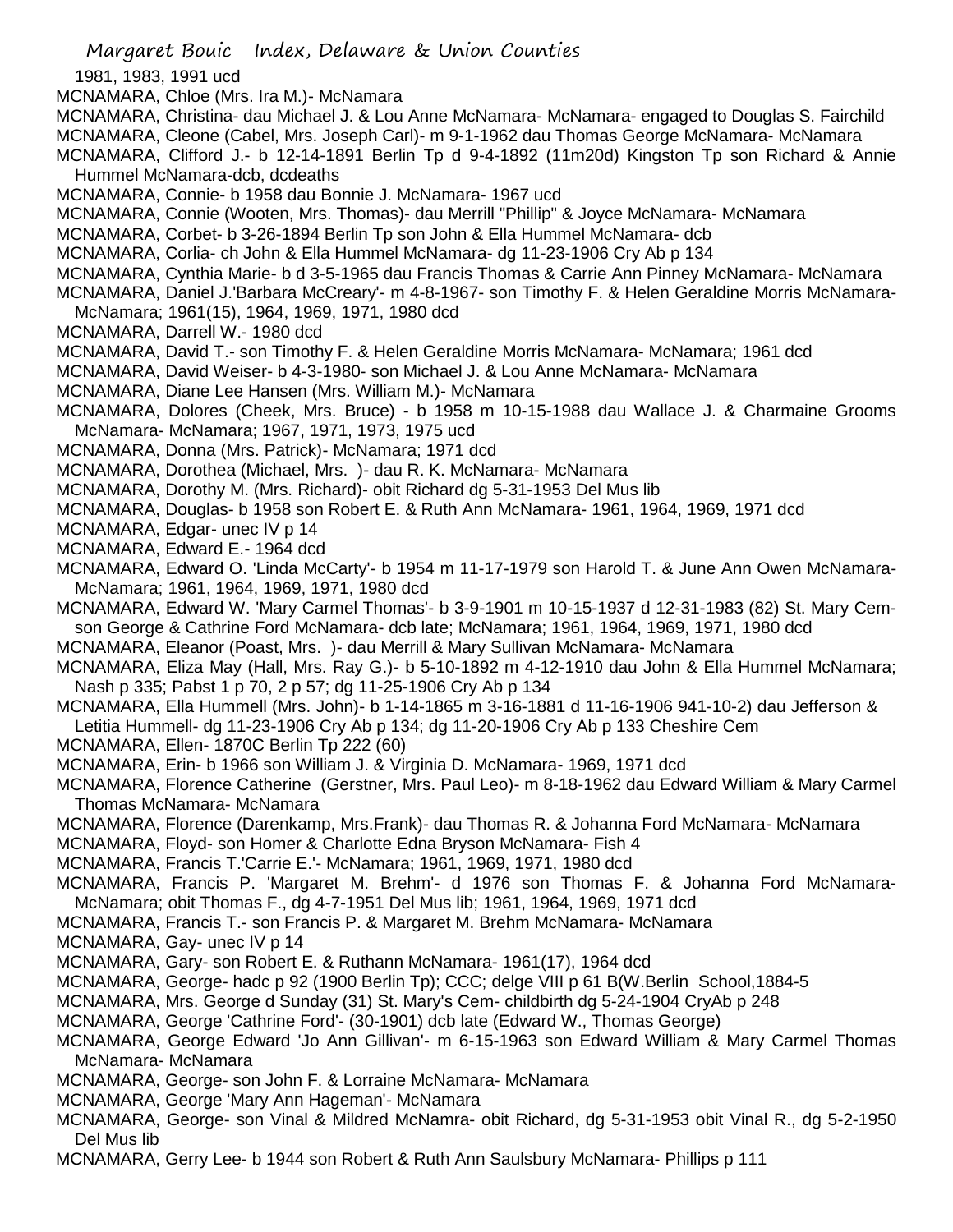1981, 1983, 1991 ucd

MCNAMARA, Chloe (Mrs. Ira M.)- McNamara

MCNAMARA, Christina- dau Michael J. & Lou Anne McNamara- McNamara- engaged to Douglas S. Fairchild

MCNAMARA, Cleone (Cabel, Mrs. Joseph Carl)- m 9-1-1962 dau Thomas George McNamara- McNamara

MCNAMARA, Clifford J.- b 12-14-1891 Berlin Tp d 9-4-1892 (11m20d) Kingston Tp son Richard & Annie Hummel McNamara-dcb, dcdeaths

MCNAMARA, Connie- b 1958 dau Bonnie J. McNamara- 1967 ucd

MCNAMARA, Connie (Wooten, Mrs. Thomas)- dau Merrill "Phillip" & Joyce McNamara- McNamara

MCNAMARA, Corbet- b 3-26-1894 Berlin Tp son John & Ella Hummel McNamara- dcb

MCNAMARA, Corlia- ch John & Ella Hummel McNamara- dg 11-23-1906 Cry Ab p 134

MCNAMARA, Cynthia Marie- b d 3-5-1965 dau Francis Thomas & Carrie Ann Pinney McNamara- McNamara

MCNAMARA, Daniel J.'Barbara McCreary'- m 4-8-1967- son Timothy F. & Helen Geraldine Morris McNamara- McNamara; 1961(15), 1964, 1969, 1971, 1980 dcd

MCNAMARA, Darrell W.- 1980 dcd

MCNAMARA, David T.- son Timothy F. & Helen Geraldine Morris McNamara- McNamara; 1961 dcd

MCNAMARA, David Weiser- b 4-3-1980- son Michael J. & Lou Anne McNamara- McNamara

MCNAMARA, Diane Lee Hansen (Mrs. William M.)- McNamara

MCNAMARA, Dolores (Cheek, Mrs. Bruce) - b 1958 m 10-15-1988 dau Wallace J. & Charmaine Grooms McNamara- McNamara; 1967, 1971, 1973, 1975 ucd

MCNAMARA, Donna (Mrs. Patrick)- McNamara; 1971 dcd

MCNAMARA, Dorothea (Michael, Mrs. )- dau R. K. McNamara- McNamara

MCNAMARA, Dorothy M. (Mrs. Richard)- obit Richard dg 5-31-1953 Del Mus lib

MCNAMARA, Douglas- b 1958 son Robert E. & Ruth Ann McNamara- 1961, 1964, 1969, 1971 dcd

MCNAMARA, Edgar- unec IV p 14

MCNAMARA, Edward E.- 1964 dcd

MCNAMARA, Edward O. 'Linda McCarty'- b 1954 m 11-17-1979 son Harold T. & June Ann Owen McNamara- McNamara; 1961, 1964, 1969, 1971, 1980 dcd

MCNAMARA, Edward W. 'Mary Carmel Thomas'- b 3-9-1901 m 10-15-1937 d 12-31-1983 (82) St. Mary Cem- son George & Cathrine Ford McNamara- dcb late; McNamara; 1961, 1964, 1969, 1971, 1980 dcd

MCNAMARA, Eleanor (Poast, Mrs. )- dau Merrill & Mary Sullivan McNamara- McNamara

MCNAMARA, Eliza May (Hall, Mrs. Ray G.)- b 5-10-1892 m 4-12-1910 dau John & Ella Hummel McNamara; Nash p 335; Pabst 1 p 70, 2 p 57; dg 11-25-1906 Cry Ab p 134

MCNAMARA, Ella Hummell (Mrs. John)- b 1-14-1865 m 3-16-1881 d 11-16-1906 941-10-2) dau Jefferson & Letitia Hummell- dg 11-23-1906 Cry Ab p 134; dg 11-20-1906 Cry Ab p 133 Cheshire Cem

MCNAMARA, Ellen- 1870C Berlin Tp 222 (60)

MCNAMARA, Erin- b 1966 son William J. & Virginia D. McNamara- 1969, 1971 dcd

MCNAMARA, Florence Catherine (Gerstner, Mrs. Paul Leo)- m 8-18-1962 dau Edward William & Mary Carmel Thomas McNamara- McNamara

MCNAMARA, Florence (Darenkamp, Mrs.Frank)- dau Thomas R. & Johanna Ford McNamara- McNamara

MCNAMARA, Floyd- son Homer & Charlotte Edna Bryson McNamara- Fish 4

MCNAMARA, Francis T.'Carrie E.'- McNamara; 1961, 1969, 1971, 1980 dcd

MCNAMARA, Francis P. 'Margaret M. Brehm'- d 1976 son Thomas F. & Johanna Ford McNamara- McNamara; obit Thomas F., dg 4-7-1951 Del Mus lib; 1961, 1964, 1969, 1971 dcd

MCNAMARA, Francis T.- son Francis P. & Margaret M. Brehm McNamara- McNamara

MCNAMARA, Gay- unec IV p 14

MCNAMARA, Gary- son Robert E. & Ruthann McNamara- 1961(17), 1964 dcd

MCNAMARA, George- hadc p 92 (1900 Berlin Tp); CCC; delge VIII p 61 B(W.Berlin School,1884-5

MCNAMARA, Mrs. George d Sunday (31) St. Mary's Cem- childbirth dg 5-24-1904 CryAb p 248

MCNAMARA, George 'Cathrine Ford'- (30-1901) dcb late (Edward W., Thomas George)

MCNAMARA, George Edward 'Jo Ann Gillivan'- m 6-15-1963 son Edward William & Mary Carmel Thomas McNamara- McNamara

MCNAMARA, George- son John F. & Lorraine McNamara- McNamara

MCNAMARA, George 'Mary Ann Hageman'- McNamara

MCNAMARA, George- son Vinal & Mildred McNamra- obit Richard, dg 5-31-1953 obit Vinal R., dg 5-2-1950 Del Mus lib

MCNAMARA, Gerry Lee- b 1944 son Robert & Ruth Ann Saulsbury McNamara- Phillips p 111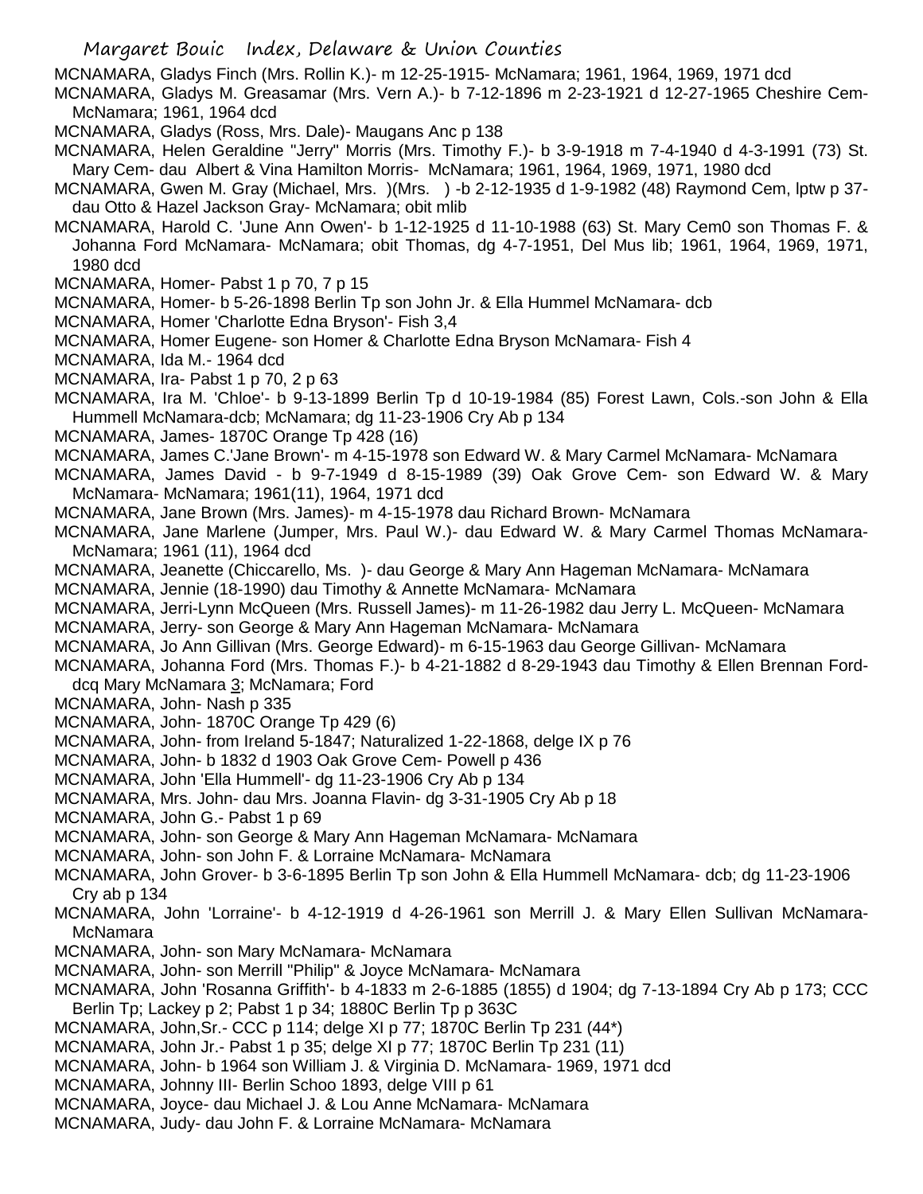MCNAMARA, Gladys Finch (Mrs. Rollin K.)- m 12-25-1915- McNamara; 1961, 1964, 1969, 1971 dcd

MCNAMARA, Gladys M. Greasamar (Mrs. Vern A.)- b 7-12-1896 m 2-23-1921 d 12-27-1965 Cheshire Cem- McNamara; 1961, 1964 dcd

MCNAMARA, Gladys (Ross, Mrs. Dale)- Maugans Anc p 138

MCNAMARA, Helen Geraldine "Jerry" Morris (Mrs. Timothy F.)- b 3-9-1918 m 7-4-1940 d 4-3-1991 (73) St. Mary Cem- dau Albert & Vina Hamilton Morris- McNamara; 1961, 1964, 1969, 1971, 1980 dcd

MCNAMARA, Gwen M. Gray (Michael, Mrs. )(Mrs. ) -b 2-12-1935 d 1-9-1982 (48) Raymond Cem, lptw p 37- dau Otto & Hazel Jackson Gray- McNamara; obit mlib

MCNAMARA, Harold C. 'June Ann Owen'- b 1-12-1925 d 11-10-1988 (63) St. Mary Cem0 son Thomas F. & Johanna Ford McNamara- McNamara; obit Thomas, dg 4-7-1951, Del Mus lib; 1961, 1964, 1969, 1971, 1980 dcd

MCNAMARA, Homer- Pabst 1 p 70, 7 p 15

MCNAMARA, Homer- b 5-26-1898 Berlin Tp son John Jr. & Ella Hummel McNamara- dcb

MCNAMARA, Homer 'Charlotte Edna Bryson'- Fish 3,4

MCNAMARA, Homer Eugene- son Homer & Charlotte Edna Bryson McNamara- Fish 4

MCNAMARA, Ida M.- 1964 dcd

MCNAMARA, Ira- Pabst 1 p 70, 2 p 63

MCNAMARA, Ira M. 'Chloe'- b 9-13-1899 Berlin Tp d 10-19-1984 (85) Forest Lawn, Cols.-son John & Ella Hummell McNamara-dcb; McNamara; dg 11-23-1906 Cry Ab p 134

MCNAMARA, James- 1870C Orange Tp 428 (16)

MCNAMARA, James C.'Jane Brown'- m 4-15-1978 son Edward W. & Mary Carmel McNamara- McNamara

MCNAMARA, James David - b 9-7-1949 d 8-15-1989 (39) Oak Grove Cem- son Edward W. & Mary McNamara- McNamara; 1961(11), 1964, 1971 dcd

MCNAMARA, Jane Brown (Mrs. James)- m 4-15-1978 dau Richard Brown- McNamara

MCNAMARA, Jane Marlene (Jumper, Mrs. Paul W.)- dau Edward W. & Mary Carmel Thomas McNamara- McNamara; 1961 (11), 1964 dcd

MCNAMARA, Jeanette (Chiccarello, Ms. )- dau George & Mary Ann Hageman McNamara- McNamara

MCNAMARA, Jennie (18-1990) dau Timothy & Annette McNamara- McNamara

MCNAMARA, Jerri-Lynn McQueen (Mrs. Russell James)- m 11-26-1982 dau Jerry L. McQueen- McNamara

MCNAMARA, Jerry- son George & Mary Ann Hageman McNamara- McNamara

MCNAMARA, Jo Ann Gillivan (Mrs. George Edward)- m 6-15-1963 dau George Gillivan- McNamara

MCNAMARA, Johanna Ford (Mrs. Thomas F.)- b 4-21-1882 d 8-29-1943 dau Timothy & Ellen Brennan Ford- dcq Mary McNamara 3; McNamara; Ford

MCNAMARA, John- Nash p 335

MCNAMARA, John- 1870C Orange Tp 429 (6)

MCNAMARA, John- from Ireland 5-1847; Naturalized 1-22-1868, delge IX p 76

MCNAMARA, John- b 1832 d 1903 Oak Grove Cem- Powell p 436

MCNAMARA, John 'Ella Hummell'- dg 11-23-1906 Cry Ab p 134

MCNAMARA, Mrs. John- dau Mrs. Joanna Flavin- dg 3-31-1905 Cry Ab p 18

MCNAMARA, John G.- Pabst 1 p 69

MCNAMARA, John- son George & Mary Ann Hageman McNamara- McNamara

MCNAMARA, John- son John F. & Lorraine McNamara- McNamara

MCNAMARA, John Grover- b 3-6-1895 Berlin Tp son John & Ella Hummell McNamara- dcb; dg 11-23-1906 Cry ab p 134

MCNAMARA, John 'Lorraine'- b 4-12-1919 d 4-26-1961 son Merrill J. & Mary Ellen Sullivan McNamara- McNamara

MCNAMARA, John- son Mary McNamara- McNamara

MCNAMARA, John- son Merrill "Philip" & Joyce McNamara- McNamara

MCNAMARA, John 'Rosanna Griffith'- b 4-1833 m 2-6-1885 (1855) d 1904; dg 7-13-1894 Cry Ab p 173; CCC Berlin Tp; Lackey p 2; Pabst 1 p 34; 1880C Berlin Tp p 363C

MCNAMARA, John,Sr.- CCC p 114; delge XI p 77; 1870C Berlin Tp 231 (44*)

MCNAMARA, John Jr.- Pabst 1 p 35; delge XI p 77; 1870C Berlin Tp 231 (11)

MCNAMARA, John- b 1964 son William J. & Virginia D. McNamara- 1969, 1971 dcd

MCNAMARA, Johnny III- Berlin Schoo 1893, delge VIII p 61

MCNAMARA, Joyce- dau Michael J. & Lou Anne McNamara- McNamara

MCNAMARA, Judy- dau John F. & Lorraine McNamara- McNamara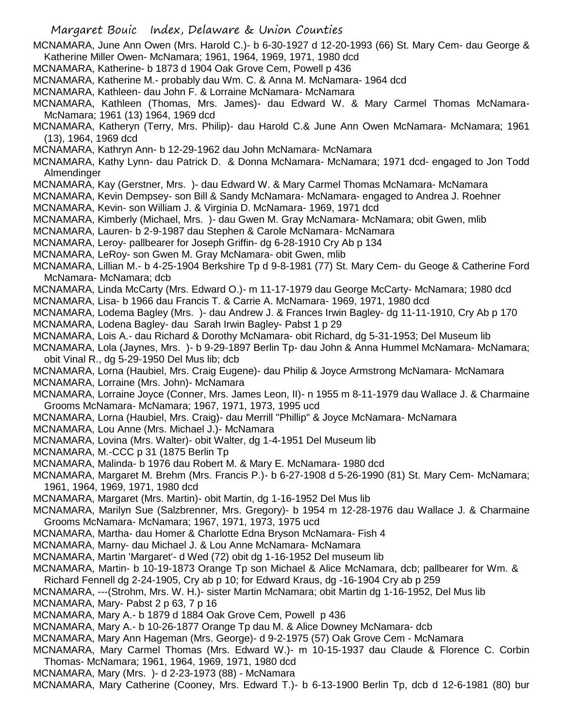MCNAMARA, June Ann Owen (Mrs. Harold C.)- b 6-30-1927 d 12-20-1993 (66) St. Mary Cem- dau George & Katherine Miller Owen- McNamara; 1961, 1964, 1969, 1971, 1980 dcd

MCNAMARA, Katherine- b 1873 d 1904 Oak Grove Cem, Powell p 436

MCNAMARA, Katherine M.- probably dau Wm. C. & Anna M. McNamara- 1964 dcd

MCNAMARA, Kathleen- dau John F. & Lorraine McNamara- McNamara

MCNAMARA, Kathleen (Thomas, Mrs. James)- dau Edward W. & Mary Carmel Thomas McNamara- McNamara; 1961 (13) 1964, 1969 dcd

MCNAMARA, Katheryn (Terry, Mrs. Philip)- dau Harold C.& June Ann Owen McNamara- McNamara; 1961 (13), 1964, 1969 dcd

MCNAMARA, Kathryn Ann- b 12-29-1962 dau John McNamara- McNamara

MCNAMARA, Kathy Lynn- dau Patrick D. & Donna McNamara- McNamara; 1971 dcd- engaged to Jon Todd Almendinger

MCNAMARA, Kay (Gerstner, Mrs. )- dau Edward W. & Mary Carmel Thomas McNamara- McNamara

MCNAMARA, Kevin Dempsey- son Bill & Sandy McNamara- McNamara- engaged to Andrea J. Roehner

MCNAMARA, Kevin- son William J. & Virginia D. McNamara- 1969, 1971 dcd

MCNAMARA, Kimberly (Michael, Mrs. )- dau Gwen M. Gray McNamara- McNamara; obit Gwen, mlib

MCNAMARA, Lauren- b 2-9-1987 dau Stephen & Carole McNamara- McNamara

MCNAMARA, Leroy- pallbearer for Joseph Griffin- dg 6-28-1910 Cry Ab p 134

MCNAMARA, LeRoy- son Gwen M. Gray McNamara- obit Gwen, mlib

MCNAMARA, Lillian M.- b 4-25-1904 Berkshire Tp d 9-8-1981 (77) St. Mary Cem- du Geoge & Catherine Ford McNamara- McNamara; dcb

MCNAMARA, Linda McCarty (Mrs. Edward O.)- m 11-17-1979 dau George McCarty- McNamara; 1980 dcd

MCNAMARA, Lisa- b 1966 dau Francis T. & Carrie A. McNamara- 1969, 1971, 1980 dcd

MCNAMARA, Lodema Bagley (Mrs. )- dau Andrew J. & Frances Irwin Bagley- dg 11-11-1910, Cry Ab p 170

MCNAMARA, Lodena Bagley- dau Sarah Irwin Bagley- Pabst 1 p 29

MCNAMARA, Lois A.- dau Richard & Dorothy McNamara- obit Richard, dg 5-31-1953; Del Museum lib

MCNAMARA, Lola (Jaynes, Mrs. )- b 9-29-1897 Berlin Tp- dau John & Anna Hummel McNamara- McNamara; obit Vinal R., dg 5-29-1950 Del Mus lib; dcb

MCNAMARA, Lorna (Haubiel, Mrs. Craig Eugene)- dau Philip & Joyce Armstrong McNamara- McNamara

MCNAMARA, Lorraine (Mrs. John)- McNamara

MCNAMARA, Lorraine Joyce (Conner, Mrs. James Leon, II)- n 1955 m 8-11-1979 dau Wallace J. & Charmaine Grooms McNamara- McNamara; 1967, 1971, 1973, 1995 ucd

MCNAMARA, Lorna (Haubiel, Mrs. Craig)- dau Merrill "Phillip" & Joyce McNamara- McNamara

MCNAMARA, Lou Anne (Mrs. Michael J.)- McNamara

MCNAMARA, Lovina (Mrs. Walter)- obit Walter, dg 1-4-1951 Del Museum lib

MCNAMARA, M.-CCC p 31 (1875 Berlin Tp

MCNAMARA, Malinda- b 1976 dau Robert M. & Mary E. McNamara- 1980 dcd

MCNAMARA, Margaret M. Brehm (Mrs. Francis P.)- b 6-27-1908 d 5-26-1990 (81) St. Mary Cem- McNamara; 1961, 1964, 1969, 1971, 1980 dcd

MCNAMARA, Margaret (Mrs. Martin)- obit Martin, dg 1-16-1952 Del Mus lib

MCNAMARA, Marilyn Sue (Salzbrenner, Mrs. Gregory)- b 1954 m 12-28-1976 dau Wallace J. & Charmaine Grooms McNamara- McNamara; 1967, 1971, 1973, 1975 ucd

MCNAMARA, Martha- dau Homer & Charlotte Edna Bryson McNamara- Fish 4

MCNAMARA, Marny- dau Michael J. & Lou Anne McNamara- McNamara

MCNAMARA, Martin 'Margaret'- d Wed (72) obit dg 1-16-1952 Del museum lib

MCNAMARA, Martin- b 10-19-1873 Orange Tp son Michael & Alice McNamara, dcb; pallbearer for Wm. & Richard Fennell dg 2-24-1905, Cry ab p 10; for Edward Kraus, dg -16-1904 Cry ab p 259

MCNAMARA, ---(Strohm, Mrs. W. H.)- sister Martin McNamara; obit Martin dg 1-16-1952, Del Mus lib

MCNAMARA, Mary- Pabst 2 p 63, 7 p 16

MCNAMARA, Mary A.- b 1879 d 1884 Oak Grove Cem, Powell p 436

MCNAMARA, Mary A.- b 10-26-1877 Orange Tp dau M. & Alice Downey McNamara- dcb

MCNAMARA, Mary Ann Hageman (Mrs. George)- d 9-2-1975 (57) Oak Grove Cem - McNamara

MCNAMARA, Mary Carmel Thomas (Mrs. Edward W.)- m 10-15-1937 dau Claude & Florence C. Corbin Thomas- McNamara; 1961, 1964, 1969, 1971, 1980 dcd

MCNAMARA, Mary (Mrs. )- d 2-23-1973 (88) - McNamara

MCNAMARA, Mary Catherine (Cooney, Mrs. Edward T.)- b 6-13-1900 Berlin Tp, dcb d 12-6-1981 (80) bur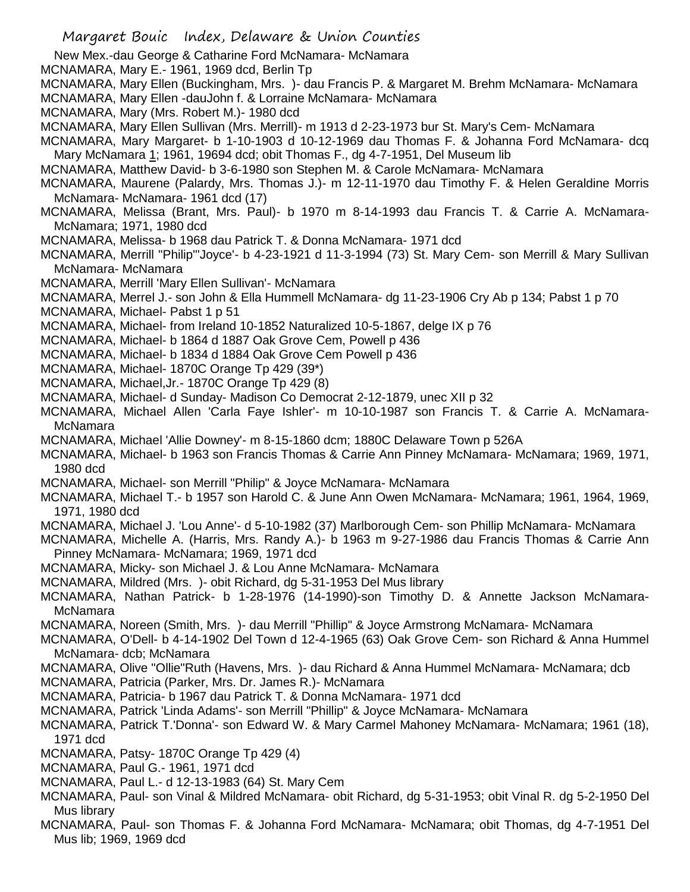New Mex.-dau George & Catharine Ford McNamara- McNamara
MCNAMARA, Mary E.- 1961, 1969 dcd, Berlin Tp
MCNAMARA, Mary Ellen (Buckingham, Mrs. )- dau Francis P. & Margaret M. Brehm McNamara- McNamara
MCNAMARA, Mary Ellen -dauJohn f. & Lorraine McNamara- McNamara
MCNAMARA, Mary (Mrs. Robert M.)- 1980 dcd
MCNAMARA, Mary Ellen Sullivan (Mrs. Merrill)- m 1913 d 2-23-1973 bur St. Mary's Cem- McNamara
MCNAMARA, Mary Margaret- b 1-10-1903 d 10-12-1969 dau Thomas F. & Johanna Ford McNamara- dcq Mary McNamara 1; 1961, 19694 dcd; obit Thomas F., dg 4-7-1951, Del Museum lib
MCNAMARA, Matthew David- b 3-6-1980 son Stephen M. & Carole McNamara- McNamara
MCNAMARA, Maurene (Palardy, Mrs. Thomas J.)- m 12-11-1970 dau Timothy F. & Helen Geraldine Morris McNamara- McNamara- 1961 dcd (17)
MCNAMARA, Melissa (Brant, Mrs. Paul)- b 1970 m 8-14-1993 dau Francis T. & Carrie A. McNamara- McNamara; 1971, 1980 dcd
MCNAMARA, Melissa- b 1968 dau Patrick T. & Donna McNamara- 1971 dcd
MCNAMARA, Merrill "Philip"'Joyce'- b 4-23-1921 d 11-3-1994 (73) St. Mary Cem- son Merrill & Mary Sullivan McNamara- McNamara
MCNAMARA, Merrill 'Mary Ellen Sullivan'- McNamara
MCNAMARA, Merrel J.- son John & Ella Hummell McNamara- dg 11-23-1906 Cry Ab p 134; Pabst 1 p 70
MCNAMARA, Michael- Pabst 1 p 51
MCNAMARA, Michael- from Ireland 10-1852 Naturalized 10-5-1867, delge IX p 76
MCNAMARA, Michael- b 1864 d 1887 Oak Grove Cem, Powell p 436
MCNAMARA, Michael- b 1834 d 1884 Oak Grove Cem Powell p 436
MCNAMARA, Michael- 1870C Orange Tp 429 (39*)
MCNAMARA, Michael,Jr.- 1870C Orange Tp 429 (8)
MCNAMARA, Michael- d Sunday- Madison Co Democrat 2-12-1879, unec XII p 32
MCNAMARA, Michael Allen 'Carla Faye Ishler'- m 10-10-1987 son Francis T. & Carrie A. McNamara- McNamara
MCNAMARA, Michael 'Allie Downey'- m 8-15-1860 dcm; 1880C Delaware Town p 526A
MCNAMARA, Michael- b 1963 son Francis Thomas & Carrie Ann Pinney McNamara- McNamara; 1969, 1971, 1980 dcd
MCNAMARA, Michael- son Merrill "Philip" & Joyce McNamara- McNamara
MCNAMARA, Michael T.- b 1957 son Harold C. & June Ann Owen McNamara- McNamara; 1961, 1964, 1969, 1971, 1980 dcd
MCNAMARA, Michael J. 'Lou Anne'- d 5-10-1982 (37) Marlborough Cem- son Phillip McNamara- McNamara
MCNAMARA, Michelle A. (Harris, Mrs. Randy A.)- b 1963 m 9-27-1986 dau Francis Thomas & Carrie Ann Pinney McNamara- McNamara; 1969, 1971 dcd
MCNAMARA, Micky- son Michael J. & Lou Anne McNamara- McNamara
MCNAMARA, Mildred (Mrs. )- obit Richard, dg 5-31-1953 Del Mus library
MCNAMARA, Nathan Patrick- b 1-28-1976 (14-1990)-son Timothy D. & Annette Jackson McNamara- McNamara
MCNAMARA, Noreen (Smith, Mrs. )- dau Merrill "Phillip" & Joyce Armstrong McNamara- McNamara
MCNAMARA, O'Dell- b 4-14-1902 Del Town d 12-4-1965 (63) Oak Grove Cem- son Richard & Anna Hummel McNamara- dcb; McNamara
MCNAMARA, Olive "Ollie"Ruth (Havens, Mrs. )- dau Richard & Anna Hummel McNamara- McNamara; dcb
MCNAMARA, Patricia (Parker, Mrs. Dr. James R.)- McNamara
MCNAMARA, Patricia- b 1967 dau Patrick T. & Donna McNamara- 1971 dcd
MCNAMARA, Patrick 'Linda Adams'- son Merrill "Phillip" & Joyce McNamara- McNamara
MCNAMARA, Patrick T.'Donna'- son Edward W. & Mary Carmel Mahoney McNamara- McNamara; 1961 (18), 1971 dcd
MCNAMARA, Patsy- 1870C Orange Tp 429 (4)
MCNAMARA, Paul G.- 1961, 1971 dcd
MCNAMARA, Paul L.- d 12-13-1983 (64) St. Mary Cem
MCNAMARA, Paul- son Vinal & Mildred McNamara- obit Richard, dg 5-31-1953; obit Vinal R. dg 5-2-1950 Del Mus library
MCNAMARA, Paul- son Thomas F. & Johanna Ford McNamara- McNamara; obit Thomas, dg 4-7-1951 Del Mus lib; 1969, 1969 dcd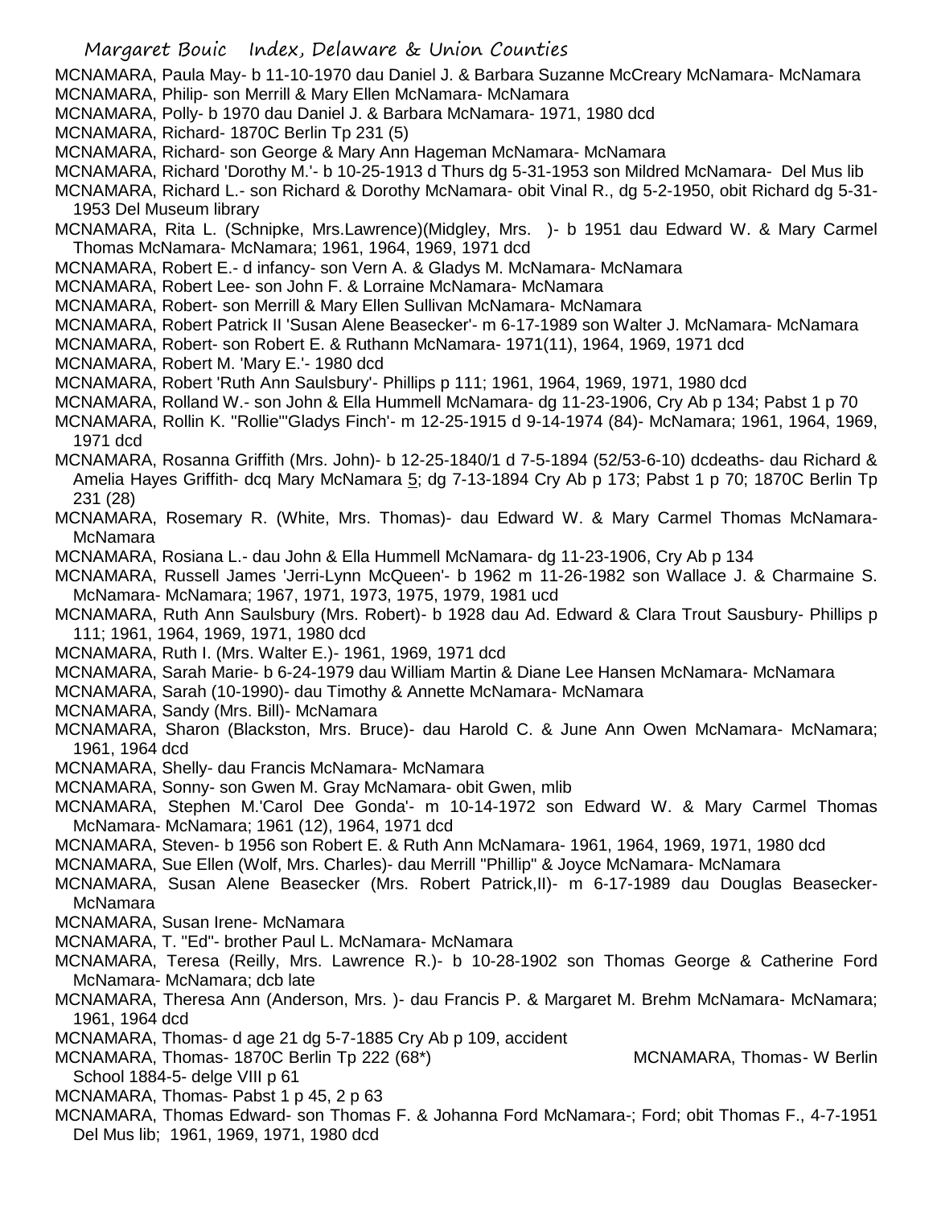MCNAMARA, Paula May- b 11-10-1970 dau Daniel J. & Barbara Suzanne McCreary McNamara- McNamara
MCNAMARA, Philip- son Merrill & Mary Ellen McNamara- McNamara
MCNAMARA, Polly- b 1970 dau Daniel J. & Barbara McNamara- 1971, 1980 dcd
MCNAMARA, Richard- 1870C Berlin Tp 231 (5)
MCNAMARA, Richard- son George & Mary Ann Hageman McNamara- McNamara
MCNAMARA, Richard 'Dorothy M.'- b 10-25-1913 d Thurs dg 5-31-1953 son Mildred McNamara- Del Mus lib
MCNAMARA, Richard L.- son Richard & Dorothy McNamara- obit Vinal R., dg 5-2-1950, obit Richard dg 5-31-1953 Del Museum library
MCNAMARA, Rita L. (Schnipke, Mrs.Lawrence)(Midgley, Mrs. )- b 1951 dau Edward W. & Mary Carmel Thomas McNamara- McNamara; 1961, 1964, 1969, 1971 dcd
MCNAMARA, Robert E.- d infancy- son Vern A. & Gladys M. McNamara- McNamara
MCNAMARA, Robert Lee- son John F. & Lorraine McNamara- McNamara
MCNAMARA, Robert- son Merrill & Mary Ellen Sullivan McNamara- McNamara
MCNAMARA, Robert Patrick II 'Susan Alene Beasecker'- m 6-17-1989 son Walter J. McNamara- McNamara
MCNAMARA, Robert- son Robert E. & Ruthann McNamara- 1971(11), 1964, 1969, 1971 dcd
MCNAMARA, Robert M. 'Mary E.'- 1980 dcd
MCNAMARA, Robert 'Ruth Ann Saulsbury'- Phillips p 111; 1961, 1964, 1969, 1971, 1980 dcd
MCNAMARA, Rolland W.- son John & Ella Hummell McNamara- dg 11-23-1906, Cry Ab p 134; Pabst 1 p 70
MCNAMARA, Rollin K. "Rollie"'Gladys Finch'- m 12-25-1915 d 9-14-1974 (84)- McNamara; 1961, 1964, 1969, 1971 dcd
MCNAMARA, Rosanna Griffith (Mrs. John)- b 12-25-1840/1 d 7-5-1894 (52/53-6-10) dcdeaths- dau Richard & Amelia Hayes Griffith- dcq Mary McNamara 5; dg 7-13-1894 Cry Ab p 173; Pabst 1 p 70; 1870C Berlin Tp 231 (28)
MCNAMARA, Rosemary R. (White, Mrs. Thomas)- dau Edward W. & Mary Carmel Thomas McNamara- McNamara
MCNAMARA, Rosiana L.- dau John & Ella Hummell McNamara- dg 11-23-1906, Cry Ab p 134
MCNAMARA, Russell James 'Jerri-Lynn McQueen'- b 1962 m 11-26-1982 son Wallace J. & Charmaine S. McNamara- McNamara; 1967, 1971, 1973, 1975, 1979, 1981 ucd
MCNAMARA, Ruth Ann Saulsbury (Mrs. Robert)- b 1928 dau Ad. Edward & Clara Trout Sausbury- Phillips p 111; 1961, 1964, 1969, 1971, 1980 dcd
MCNAMARA, Ruth I. (Mrs. Walter E.)- 1961, 1969, 1971 dcd
MCNAMARA, Sarah Marie- b 6-24-1979 dau William Martin & Diane Lee Hansen McNamara- McNamara
MCNAMARA, Sarah (10-1990)- dau Timothy & Annette McNamara- McNamara
MCNAMARA, Sandy (Mrs. Bill)- McNamara
MCNAMARA, Sharon (Blackston, Mrs. Bruce)- dau Harold C. & June Ann Owen McNamara- McNamara; 1961, 1964 dcd
MCNAMARA, Shelly- dau Francis McNamara- McNamara
MCNAMARA, Sonny- son Gwen M. Gray McNamara- obit Gwen, mlib
MCNAMARA, Stephen M.'Carol Dee Gonda'- m 10-14-1972 son Edward W. & Mary Carmel Thomas McNamara- McNamara; 1961 (12), 1964, 1971 dcd
MCNAMARA, Steven- b 1956 son Robert E. & Ruth Ann McNamara- 1961, 1964, 1969, 1971, 1980 dcd
MCNAMARA, Sue Ellen (Wolf, Mrs. Charles)- dau Merrill "Phillip" & Joyce McNamara- McNamara
MCNAMARA, Susan Alene Beasecker (Mrs. Robert Patrick,II)- m 6-17-1989 dau Douglas Beasecker- McNamara
MCNAMARA, Susan Irene- McNamara
MCNAMARA, T. "Ed"- brother Paul L. McNamara- McNamara
MCNAMARA, Teresa (Reilly, Mrs. Lawrence R.)- b 10-28-1902 son Thomas George & Catherine Ford McNamara- McNamara; dcb late
MCNAMARA, Theresa Ann (Anderson, Mrs. )- dau Francis P. & Margaret M. Brehm McNamara- McNamara; 1961, 1964 dcd
MCNAMARA, Thomas- d age 21 dg 5-7-1885 Cry Ab p 109, accident
MCNAMARA, Thomas- 1870C Berlin Tp 222 (68*)
MCNAMARA, Thomas- W Berlin School 1884-5- delge VIII p 61
MCNAMARA, Thomas- Pabst 1 p 45, 2 p 63
MCNAMARA, Thomas Edward- son Thomas F. & Johanna Ford McNamara-; Ford; obit Thomas F., 4-7-1951 Del Mus lib; 1961, 1969, 1971, 1980 dcd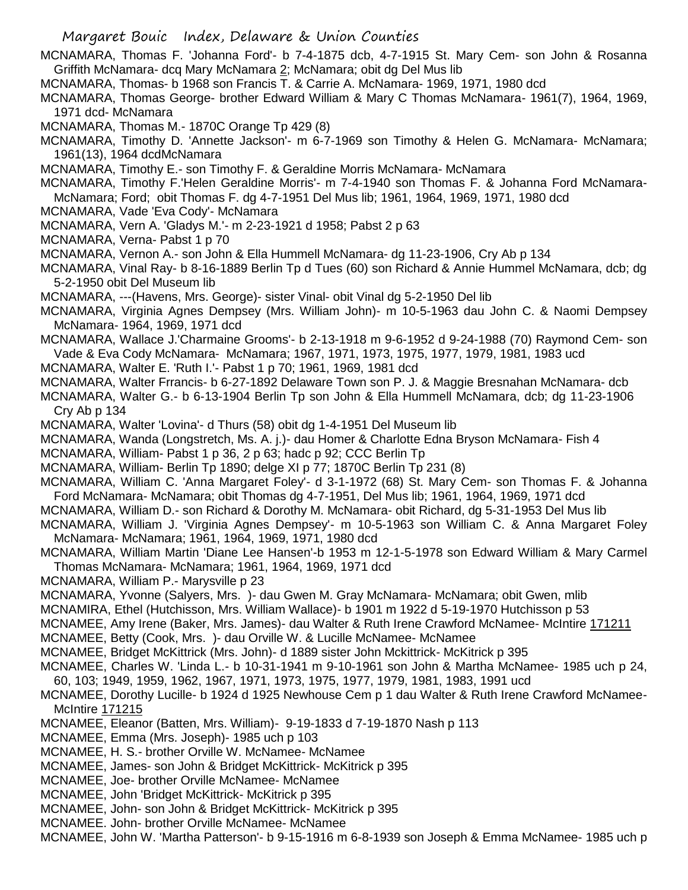MCNAMARA, Thomas F. 'Johanna Ford'- b 7-4-1875 dcb, 4-7-1915 St. Mary Cem- son John & Rosanna Griffith McNamara- dcq Mary McNamara 2; McNamara; obit dg Del Mus lib

MCNAMARA, Thomas- b 1968 son Francis T. & Carrie A. McNamara- 1969, 1971, 1980 dcd

MCNAMARA, Thomas George- brother Edward William & Mary C Thomas McNamara- 1961(7), 1964, 1969, 1971 dcd- McNamara

MCNAMARA, Thomas M.- 1870C Orange Tp 429 (8)

MCNAMARA, Timothy D. 'Annette Jackson'- m 6-7-1969 son Timothy & Helen G. McNamara- McNamara; 1961(13), 1964 dcdMcNamara

MCNAMARA, Timothy E.- son Timothy F. & Geraldine Morris McNamara- McNamara

MCNAMARA, Timothy F.'Helen Geraldine Morris'- m 7-4-1940 son Thomas F. & Johanna Ford McNamara- McNamara; Ford; obit Thomas F. dg 4-7-1951 Del Mus lib; 1961, 1964, 1969, 1971, 1980 dcd

MCNAMARA, Vade 'Eva Cody'- McNamara

MCNAMARA, Vern A. 'Gladys M.'- m 2-23-1921 d 1958; Pabst 2 p 63

MCNAMARA, Verna- Pabst 1 p 70

MCNAMARA, Vernon A.- son John & Ella Hummell McNamara- dg 11-23-1906, Cry Ab p 134

MCNAMARA, Vinal Ray- b 8-16-1889 Berlin Tp d Tues (60) son Richard & Annie Hummel McNamara, dcb; dg 5-2-1950 obit Del Museum lib

MCNAMARA, ---(Havens, Mrs. George)- sister Vinal- obit Vinal dg 5-2-1950 Del lib

MCNAMARA, Virginia Agnes Dempsey (Mrs. William John)- m 10-5-1963 dau John C. & Naomi Dempsey McNamara- 1964, 1969, 1971 dcd

MCNAMARA, Wallace J.'Charmaine Grooms'- b 2-13-1918 m 9-6-1952 d 9-24-1988 (70) Raymond Cem- son Vade & Eva Cody McNamara- McNamara; 1967, 1971, 1973, 1975, 1977, 1979, 1981, 1983 ucd

MCNAMARA, Walter E. 'Ruth I.'- Pabst 1 p 70; 1961, 1969, 1981 dcd

MCNAMARA, Walter Frrancis- b 6-27-1892 Delaware Town son P. J. & Maggie Bresnahan McNamara- dcb

MCNAMARA, Walter G.- b 6-13-1904 Berlin Tp son John & Ella Hummell McNamara, dcb; dg 11-23-1906 Cry Ab p 134

MCNAMARA, Walter 'Lovina'- d Thurs (58) obit dg 1-4-1951 Del Museum lib

MCNAMARA, Wanda (Longstretch, Ms. A. j.)- dau Homer & Charlotte Edna Bryson McNamara- Fish 4

MCNAMARA, William- Pabst 1 p 36, 2 p 63; hadc p 92; CCC Berlin Tp

MCNAMARA, William- Berlin Tp 1890; delge XI p 77; 1870C Berlin Tp 231 (8)

MCNAMARA, William C. 'Anna Margaret Foley'- d 3-1-1972 (68) St. Mary Cem- son Thomas F. & Johanna Ford McNamara- McNamara; obit Thomas dg 4-7-1951, Del Mus lib; 1961, 1964, 1969, 1971 dcd

MCNAMARA, William D.- son Richard & Dorothy M. McNamara- obit Richard, dg 5-31-1953 Del Mus lib

MCNAMARA, William J. 'Virginia Agnes Dempsey'- m 10-5-1963 son William C. & Anna Margaret Foley McNamara- McNamara; 1961, 1964, 1969, 1971, 1980 dcd

MCNAMARA, William Martin 'Diane Lee Hansen'-b 1953 m 12-1-5-1978 son Edward William & Mary Carmel Thomas McNamara- McNamara; 1961, 1964, 1969, 1971 dcd

MCNAMARA, William P.- Marysville p 23

MCNAMARA, Yvonne (Salyers, Mrs. )- dau Gwen M. Gray McNamara- McNamara; obit Gwen, mlib

MCNAMIRA, Ethel (Hutchisson, Mrs. William Wallace)- b 1901 m 1922 d 5-19-1970 Hutchisson p 53

MCNAMEE, Amy Irene (Baker, Mrs. James)- dau Walter & Ruth Irene Crawford McNamee- McIntire 171211

MCNAMEE, Betty (Cook, Mrs. )- dau Orville W. & Lucille McNamee- McNamee

MCNAMEE, Bridget McKittrick (Mrs. John)- d 1889 sister John Mckittrick- McKitrick p 395

MCNAMEE, Charles W. 'Linda L.- b 10-31-1941 m 9-10-1961 son John & Martha McNamee- 1985 uch p 24, 60, 103; 1949, 1959, 1962, 1967, 1971, 1973, 1975, 1977, 1979, 1981, 1983, 1991 ucd

MCNAMEE, Dorothy Lucille- b 1924 d 1925 Newhouse Cem p 1 dau Walter & Ruth Irene Crawford McNamee- McIntire 171215

MCNAMEE, Eleanor (Batten, Mrs. William)- 9-19-1833 d 7-19-1870 Nash p 113

MCNAMEE, Emma (Mrs. Joseph)- 1985 uch p 103

MCNAMEE, H. S.- brother Orville W. McNamee- McNamee

MCNAMEE, James- son John & Bridget McKittrick- McKitrick p 395

MCNAMEE, Joe- brother Orville McNamee- McNamee

MCNAMEE, John 'Bridget McKittrick- McKitrick p 395

MCNAMEE, John- son John & Bridget McKittrick- McKitrick p 395

MCNAMEE. John- brother Orville McNamee- McNamee

MCNAMEE, John W. 'Martha Patterson'- b 9-15-1916 m 6-8-1939 son Joseph & Emma McNamee- 1985 uch p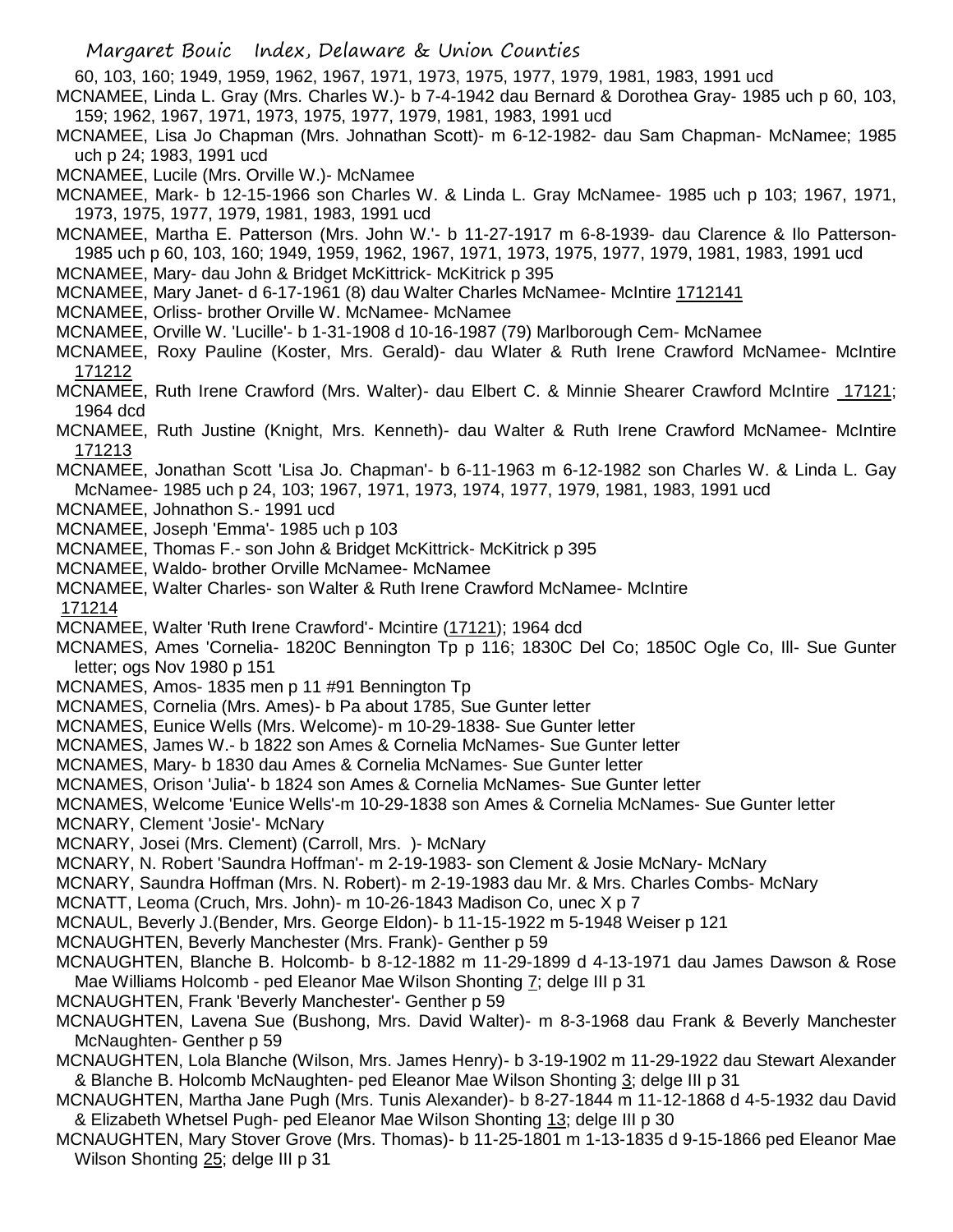60, 103, 160; 1949, 1959, 1962, 1967, 1971, 1973, 1975, 1977, 1979, 1981, 1983, 1991 ucd

MCNAMEE, Linda L. Gray (Mrs. Charles W.)- b 7-4-1942 dau Bernard & Dorothea Gray- 1985 uch p 60, 103, 159; 1962, 1967, 1971, 1973, 1975, 1977, 1979, 1981, 1983, 1991 ucd

MCNAMEE, Lisa Jo Chapman (Mrs. Johnathan Scott)- m 6-12-1982- dau Sam Chapman- McNamee; 1985 uch p 24; 1983, 1991 ucd

MCNAMEE, Lucile (Mrs. Orville W.)- McNamee

MCNAMEE, Mark- b 12-15-1966 son Charles W. & Linda L. Gray McNamee- 1985 uch p 103; 1967, 1971, 1973, 1975, 1977, 1979, 1981, 1983, 1991 ucd

MCNAMEE, Martha E. Patterson (Mrs. John W.'- b 11-27-1917 m 6-8-1939- dau Clarence & Ilo Patterson- 1985 uch p 60, 103, 160; 1949, 1959, 1962, 1967, 1971, 1973, 1975, 1977, 1979, 1981, 1983, 1991 ucd

MCNAMEE, Mary- dau John & Bridget McKittrick- McKitrick p 395

MCNAMEE, Mary Janet- d 6-17-1961 (8) dau Walter Charles McNamee- McIntire 1712141

MCNAMEE, Orliss- brother Orville W. McNamee- McNamee

MCNAMEE, Orville W. 'Lucille'- b 1-31-1908 d 10-16-1987 (79) Marlborough Cem- McNamee

MCNAMEE, Roxy Pauline (Koster, Mrs. Gerald)- dau Wlater & Ruth Irene Crawford McNamee- McIntire 171212

MCNAMEE, Ruth Irene Crawford (Mrs. Walter)- dau Elbert C. & Minnie Shearer Crawford McIntire 17121; 1964 dcd

MCNAMEE, Ruth Justine (Knight, Mrs. Kenneth)- dau Walter & Ruth Irene Crawford McNamee- McIntire 171213

MCNAMEE, Jonathan Scott 'Lisa Jo. Chapman'- b 6-11-1963 m 6-12-1982 son Charles W. & Linda L. Gay McNamee- 1985 uch p 24, 103; 1967, 1971, 1973, 1974, 1977, 1979, 1981, 1983, 1991 ucd

MCNAMEE, Johnathon S.- 1991 ucd

MCNAMEE, Joseph 'Emma'- 1985 uch p 103

MCNAMEE, Thomas F.- son John & Bridget McKittrick- McKitrick p 395

MCNAMEE, Waldo- brother Orville McNamee- McNamee

MCNAMEE, Walter Charles- son Walter & Ruth Irene Crawford McNamee- McIntire 171214

MCNAMEE, Walter 'Ruth Irene Crawford'- Mcintire (17121); 1964 dcd

MCNAMES, Ames 'Cornelia- 1820C Bennington Tp p 116; 1830C Del Co; 1850C Ogle Co, Ill- Sue Gunter letter; ogs Nov 1980 p 151

MCNAMES, Amos- 1835 men p 11 #91 Bennington Tp

MCNAMES, Cornelia (Mrs. Ames)- b Pa about 1785, Sue Gunter letter

MCNAMES, Eunice Wells (Mrs. Welcome)- m 10-29-1838- Sue Gunter letter

MCNAMES, James W.- b 1822 son Ames & Cornelia McNames- Sue Gunter letter

MCNAMES, Mary- b 1830 dau Ames & Cornelia McNames- Sue Gunter letter

MCNAMES, Orison 'Julia'- b 1824 son Ames & Cornelia McNames- Sue Gunter letter

MCNAMES, Welcome 'Eunice Wells'-m 10-29-1838 son Ames & Cornelia McNames- Sue Gunter letter

MCNARY, Clement 'Josie'- McNary

MCNARY, Josei (Mrs. Clement) (Carroll, Mrs. )- McNary

MCNARY, N. Robert 'Saundra Hoffman'- m 2-19-1983- son Clement & Josie McNary- McNary

MCNARY, Saundra Hoffman (Mrs. N. Robert)- m 2-19-1983 dau Mr. & Mrs. Charles Combs- McNary

MCNATT, Leoma (Cruch, Mrs. John)- m 10-26-1843 Madison Co, unec X p 7

MCNAUL, Beverly J.(Bender, Mrs. George Eldon)- b 11-15-1922 m 5-1948 Weiser p 121

MCNAUGHTEN, Beverly Manchester (Mrs. Frank)- Genther p 59

MCNAUGHTEN, Blanche B. Holcomb- b 8-12-1882 m 11-29-1899 d 4-13-1971 dau James Dawson & Rose Mae Williams Holcomb - ped Eleanor Mae Wilson Shonting 7; delge III p 31

MCNAUGHTEN, Frank 'Beverly Manchester'- Genther p 59

MCNAUGHTEN, Lavena Sue (Bushong, Mrs. David Walter)- m 8-3-1968 dau Frank & Beverly Manchester McNaughten- Genther p 59

MCNAUGHTEN, Lola Blanche (Wilson, Mrs. James Henry)- b 3-19-1902 m 11-29-1922 dau Stewart Alexander & Blanche B. Holcomb McNaughten- ped Eleanor Mae Wilson Shonting 3; delge III p 31

MCNAUGHTEN, Martha Jane Pugh (Mrs. Tunis Alexander)- b 8-27-1844 m 11-12-1868 d 4-5-1932 dau David & Elizabeth Whetsel Pugh- ped Eleanor Mae Wilson Shonting 13; delge III p 30

MCNAUGHTEN, Mary Stover Grove (Mrs. Thomas)- b 11-25-1801 m 1-13-1835 d 9-15-1866 ped Eleanor Mae Wilson Shonting 25; delge III p 31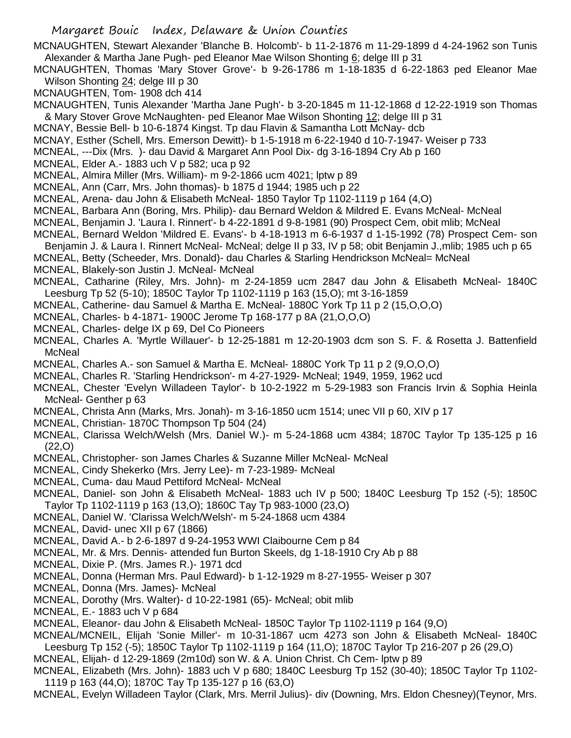MCNAUGHTEN, Stewart Alexander 'Blanche B. Holcomb'- b 11-2-1876 m 11-29-1899 d 4-24-1962 son Tunis Alexander & Martha Jane Pugh- ped Eleanor Mae Wilson Shonting 6; delge III p 31

MCNAUGHTEN, Thomas 'Mary Stover Grove'- b 9-26-1786 m 1-18-1835 d 6-22-1863 ped Eleanor Mae Wilson Shonting 24; delge III p 30

MCNAUGHTEN, Tom- 1908 dch 414

MCNAUGHTEN, Tunis Alexander 'Martha Jane Pugh'- b 3-20-1845 m 11-12-1868 d 12-22-1919 son Thomas & Mary Stover Grove McNaughten- ped Eleanor Mae Wilson Shonting 12; delge III p 31

MCNAY, Bessie Bell- b 10-6-1874 Kingst. Tp dau Flavin & Samantha Lott McNay- dcb

MCNAY, Esther (Schell, Mrs. Emerson Dewitt)- b 1-5-1918 m 6-22-1940 d 10-7-1947- Weiser p 733

MCNEAL, ---Dix (Mrs. )- dau David & Margaret Ann Pool Dix- dg 3-16-1894 Cry Ab p 160

MCNEAL, Elder A.- 1883 uch V p 582; uca p 92

MCNEAL, Almira Miller (Mrs. William)- m 9-2-1866 ucm 4021; lptw p 89

MCNEAL, Ann (Carr, Mrs. John thomas)- b 1875 d 1944; 1985 uch p 22

MCNEAL, Arena- dau John & Elisabeth McNeal- 1850 Taylor Tp 1102-1119 p 164 (4,O)

MCNEAL, Barbara Ann (Boring, Mrs. Philip)- dau Bernard Weldon & Mildred E. Evans McNeal- McNeal

MCNEAL, Benjamin J. 'Laura I. Rinnert'- b 4-22-1891 d 9-8-1981 (90) Prospect Cem, obit mlib; McNeal

MCNEAL, Bernard Weldon 'Mildred E. Evans'- b 4-18-1913 m 6-6-1937 d 1-15-1992 (78) Prospect Cem- son Benjamin J. & Laura I. Rinnert McNeal- McNeal; delge II p 33, IV p 58; obit Benjamin J.,mlib; 1985 uch p 65

MCNEAL, Betty (Scheeder, Mrs. Donald)- dau Charles & Starling Hendrickson McNeal= McNeal

MCNEAL, Blakely-son Justin J. McNeal- McNeal

MCNEAL, Catharine (Riley, Mrs. John)- m 2-24-1859 ucm 2847 dau John & Elisabeth McNeal- 1840C Leesburg Tp 52 (5-10); 1850C Taylor Tp 1102-1119 p 163 (15,O); mt 3-16-1859

MCNEAL, Catherine- dau Samuel & Martha E. McNeal- 1880C York Tp 11 p 2 (15,O,O,O)

MCNEAL, Charles- b 4-1871- 1900C Jerome Tp 168-177 p 8A (21,O,O,O)

MCNEAL, Charles- delge IX p 69, Del Co Pioneers

MCNEAL, Charles A. 'Myrtle Willauer'- b 12-25-1881 m 12-20-1903 dcm son S. F. & Rosetta J. Battenfield McNeal

MCNEAL, Charles A.- son Samuel & Martha E. McNeal- 1880C York Tp 11 p 2 (9,O,O,O)

MCNEAL, Charles R. 'Starling Hendrickson'- m 4-27-1929- McNeal; 1949, 1959, 1962 ucd

MCNEAL, Chester 'Evelyn Willadeen Taylor'- b 10-2-1922 m 5-29-1983 son Francis Irvin & Sophia Heinla McNeal- Genther p 63

MCNEAL, Christa Ann (Marks, Mrs. Jonah)- m 3-16-1850 ucm 1514; unec VII p 60, XIV p 17

MCNEAL, Christian- 1870C Thompson Tp 504 (24)

MCNEAL, Clarissa Welch/Welsh (Mrs. Daniel W.)- m 5-24-1868 ucm 4384; 1870C Taylor Tp 135-125 p 16 (22,O)

MCNEAL, Christopher- son James Charles & Suzanne Miller McNeal- McNeal

MCNEAL, Cindy Shekerko (Mrs. Jerry Lee)- m 7-23-1989- McNeal

MCNEAL, Cuma- dau Maud Pettiford McNeal- McNeal

MCNEAL, Daniel- son John & Elisabeth McNeal- 1883 uch IV p 500; 1840C Leesburg Tp 152 (-5); 1850C Taylor Tp 1102-1119 p 163 (13,O); 1860C Tay Tp 983-1000 (23,O)

MCNEAL, Daniel W. 'Clarissa Welch/Welsh'- m 5-24-1868 ucm 4384

MCNEAL, David- unec XII p 67 (1866)

MCNEAL, David A.- b 2-6-1897 d 9-24-1953 WWI Claibourne Cem p 84

MCNEAL, Mr. & Mrs. Dennis- attended fun Burton Skeels, dg 1-18-1910 Cry Ab p 88

MCNEAL, Dixie P. (Mrs. James R.)- 1971 dcd

MCNEAL, Donna (Herman Mrs. Paul Edward)- b 1-12-1929 m 8-27-1955- Weiser p 307

MCNEAL, Donna (Mrs. James)- McNeal

MCNEAL, Dorothy (Mrs. Walter)- d 10-22-1981 (65)- McNeal; obit mlib

MCNEAL, E.- 1883 uch V p 684

MCNEAL, Eleanor- dau John & Elisabeth McNeal- 1850C Taylor Tp 1102-1119 p 164 (9,O)

MCNEAL/MCNEIL, Elijah 'Sonie Miller'- m 10-31-1867 ucm 4273 son John & Elisabeth McNeal- 1840C Leesburg Tp 152 (-5); 1850C Taylor Tp 1102-1119 p 164 (11,O); 1870C Taylor Tp 216-207 p 26 (29,O)

MCNEAL, Elijah- d 12-29-1869 (2m10d) son W. & A. Union Christ. Ch Cem- lptw p 89

MCNEAL, Elizabeth (Mrs. John)- 1883 uch V p 680; 1840C Leesburg Tp 152 (30-40); 1850C Taylor Tp 1102-1119 p 163 (44,O); 1870C Tay Tp 135-127 p 16 (63,O)

MCNEAL, Evelyn Willadeen Taylor (Clark, Mrs. Merril Julius)- div (Downing, Mrs. Eldon Chesney)(Teynor, Mrs.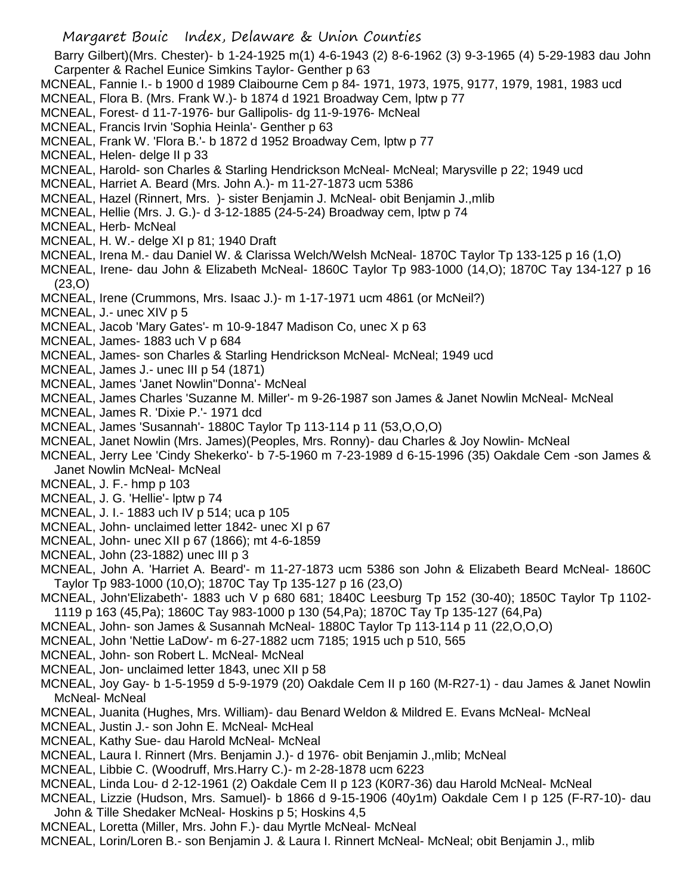Barry Gilbert)(Mrs. Chester)- b 1-24-1925 m(1) 4-6-1943 (2) 8-6-1962 (3) 9-3-1965 (4) 5-29-1983 dau John Carpenter & Rachel Eunice Simkins Taylor- Genther p 63

MCNEAL, Fannie I.- b 1900 d 1989 Claibourne Cem p 84- 1971, 1973, 1975, 9177, 1979, 1981, 1983 ucd

MCNEAL, Flora B. (Mrs. Frank W.)- b 1874 d 1921 Broadway Cem, lptw p 77

MCNEAL, Forest- d 11-7-1976- bur Gallipolis- dg 11-9-1976- McNeal

MCNEAL, Francis Irvin 'Sophia Heinla'- Genther p 63

MCNEAL, Frank W. 'Flora B.'- b 1872 d 1952 Broadway Cem, lptw p 77

MCNEAL, Helen- delge II p 33

MCNEAL, Harold- son Charles & Starling Hendrickson McNeal- McNeal; Marysville p 22; 1949 ucd

MCNEAL, Harriet A. Beard (Mrs. John A.)- m 11-27-1873 ucm 5386

MCNEAL, Hazel (Rinnert, Mrs. )- sister Benjamin J. McNeal- obit Benjamin J.,mlib

MCNEAL, Hellie (Mrs. J. G.)- d 3-12-1885 (24-5-24) Broadway cem, lptw p 74

MCNEAL, Herb- McNeal

MCNEAL, H. W.- delge XI p 81; 1940 Draft

MCNEAL, Irena M.- dau Daniel W. & Clarissa Welch/Welsh McNeal- 1870C Taylor Tp 133-125 p 16 (1,O)

MCNEAL, Irene- dau John & Elizabeth McNeal- 1860C Taylor Tp 983-1000 (14,O); 1870C Tay 134-127 p 16 (23,O)

MCNEAL, Irene (Crummons, Mrs. Isaac J.)- m 1-17-1971 ucm 4861 (or McNeil?)

MCNEAL, J.- unec XIV p 5

MCNEAL, Jacob 'Mary Gates'- m 10-9-1847 Madison Co, unec X p 63

MCNEAL, James- 1883 uch V p 684

MCNEAL, James- son Charles & Starling Hendrickson McNeal- McNeal; 1949 ucd

MCNEAL, James J.- unec III p 54 (1871)

MCNEAL, James 'Janet Nowlin''Donna'- McNeal

MCNEAL, James Charles 'Suzanne M. Miller'- m 9-26-1987 son James & Janet Nowlin McNeal- McNeal

MCNEAL, James R. 'Dixie P.'- 1971 dcd

MCNEAL, James 'Susannah'- 1880C Taylor Tp 113-114 p 11 (53,O,O,O)

MCNEAL, Janet Nowlin (Mrs. James)(Peoples, Mrs. Ronny)- dau Charles & Joy Nowlin- McNeal

MCNEAL, Jerry Lee 'Cindy Shekerko'- b 7-5-1960 m 7-23-1989 d 6-15-1996 (35) Oakdale Cem -son James & Janet Nowlin McNeal- McNeal

MCNEAL, J. F.- hmp p 103

MCNEAL, J. G. 'Hellie'- lptw p 74

MCNEAL, J. I.- 1883 uch IV p 514; uca p 105

MCNEAL, John- unclaimed letter 1842- unec XI p 67

MCNEAL, John- unec XII p 67 (1866); mt 4-6-1859

MCNEAL, John (23-1882) unec III p 3

MCNEAL, John A. 'Harriet A. Beard'- m 11-27-1873 ucm 5386 son John & Elizabeth Beard McNeal- 1860C Taylor Tp 983-1000 (10,O); 1870C Tay Tp 135-127 p 16 (23,O)

MCNEAL, John'Elizabeth'- 1883 uch V p 680 681; 1840C Leesburg Tp 152 (30-40); 1850C Taylor Tp 1102-1119 p 163 (45,Pa); 1860C Tay 983-1000 p 130 (54,Pa); 1870C Tay Tp 135-127 (64,Pa)

MCNEAL, John- son James & Susannah McNeal- 1880C Taylor Tp 113-114 p 11 (22,O,O,O)

MCNEAL, John 'Nettie LaDow'- m 6-27-1882 ucm 7185; 1915 uch p 510, 565

MCNEAL, John- son Robert L. McNeal- McNeal

MCNEAL, Jon- unclaimed letter 1843, unec XII p 58

MCNEAL, Joy Gay- b 1-5-1959 d 5-9-1979 (20) Oakdale Cem II p 160 (M-R27-1) - dau James & Janet Nowlin McNeal- McNeal

MCNEAL, Juanita (Hughes, Mrs. William)- dau Benard Weldon & Mildred E. Evans McNeal- McNeal

MCNEAL, Justin J.- son John E. McNeal- McHeal

MCNEAL, Kathy Sue- dau Harold McNeal- McNeal

MCNEAL, Laura I. Rinnert (Mrs. Benjamin J.)- d 1976- obit Benjamin J.,mlib; McNeal

MCNEAL, Libbie C. (Woodruff, Mrs.Harry C.)- m 2-28-1878 ucm 6223

MCNEAL, Linda Lou- d 2-12-1961 (2) Oakdale Cem II p 123 (K0R7-36) dau Harold McNeal- McNeal

MCNEAL, Lizzie (Hudson, Mrs. Samuel)- b 1866 d 9-15-1906 (40y1m) Oakdale Cem I p 125 (F-R7-10)- dau John & Tille Shedaker McNeal- Hoskins p 5; Hoskins 4,5

MCNEAL, Loretta (Miller, Mrs. John F.)- dau Myrtle McNeal- McNeal

MCNEAL, Lorin/Loren B.- son Benjamin J. & Laura I. Rinnert McNeal- McNeal; obit Benjamin J., mlib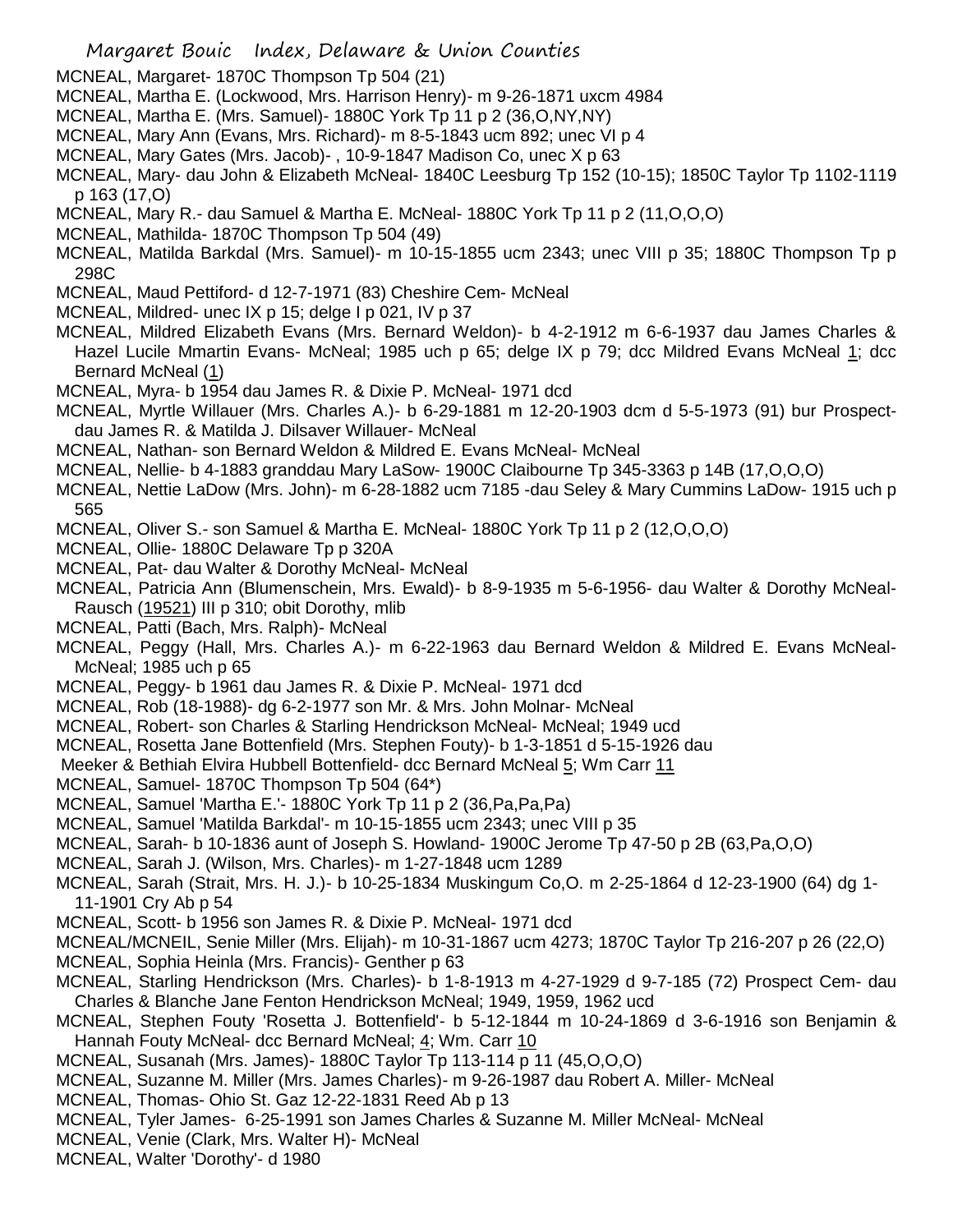MCNEAL, Margaret- 1870C Thompson Tp 504 (21)

MCNEAL, Martha E. (Lockwood, Mrs. Harrison Henry)- m 9-26-1871 uxcm 4984

MCNEAL, Martha E. (Mrs. Samuel)- 1880C York Tp 11 p 2 (36,O,NY,NY)

MCNEAL, Mary Ann (Evans, Mrs. Richard)- m 8-5-1843 ucm 892; unec VI p 4

MCNEAL, Mary Gates (Mrs. Jacob)- , 10-9-1847 Madison Co, unec X p 63

MCNEAL, Mary- dau John & Elizabeth McNeal- 1840C Leesburg Tp 152 (10-15); 1850C Taylor Tp 1102-1119 p 163 (17,O)

MCNEAL, Mary R.- dau Samuel & Martha E. McNeal- 1880C York Tp 11 p 2 (11,O,O,O)

MCNEAL, Mathilda- 1870C Thompson Tp 504 (49)

MCNEAL, Matilda Barkdal (Mrs. Samuel)- m 10-15-1855 ucm 2343; unec VIII p 35; 1880C Thompson Tp p 298C

MCNEAL, Maud Pettiford- d 12-7-1971 (83) Cheshire Cem- McNeal

MCNEAL, Mildred- unec IX p 15; delge I p 021, IV p 37

MCNEAL, Mildred Elizabeth Evans (Mrs. Bernard Weldon)- b 4-2-1912 m 6-6-1937 dau James Charles & Hazel Lucile Mmartin Evans- McNeal; 1985 uch p 65; delge IX p 79; dcc Mildred Evans McNeal 1; dcc Bernard McNeal (1)

MCNEAL, Myra- b 1954 dau James R. & Dixie P. McNeal- 1971 dcd

MCNEAL, Myrtle Willauer (Mrs. Charles A.)- b 6-29-1881 m 12-20-1903 dcm d 5-5-1973 (91) bur Prospect- dau James R. & Matilda J. Dilsaver Willauer- McNeal

MCNEAL, Nathan- son Bernard Weldon & Mildred E. Evans McNeal- McNeal

MCNEAL, Nellie- b 4-1883 granddau Mary LaSow- 1900C Claibourne Tp 345-3363 p 14B (17,O,O,O)

MCNEAL, Nettie LaDow (Mrs. John)- m 6-28-1882 ucm 7185 -dau Seley & Mary Cummins LaDow- 1915 uch p 565

MCNEAL, Oliver S.- son Samuel & Martha E. McNeal- 1880C York Tp 11 p 2 (12,O,O,O)

MCNEAL, Ollie- 1880C Delaware Tp p 320A

MCNEAL, Pat- dau Walter & Dorothy McNeal- McNeal

MCNEAL, Patricia Ann (Blumenschein, Mrs. Ewald)- b 8-9-1935 m 5-6-1956- dau Walter & Dorothy McNeal- Rausch (19521) III p 310; obit Dorothy, mlib

MCNEAL, Patti (Bach, Mrs. Ralph)- McNeal

MCNEAL, Peggy (Hall, Mrs. Charles A.)- m 6-22-1963 dau Bernard Weldon & Mildred E. Evans McNeal- McNeal; 1985 uch p 65

MCNEAL, Peggy- b 1961 dau James R. & Dixie P. McNeal- 1971 dcd

MCNEAL, Rob (18-1988)- dg 6-2-1977 son Mr. & Mrs. John Molnar- McNeal

MCNEAL, Robert- son Charles & Starling Hendrickson McNeal- McNeal; 1949 ucd

MCNEAL, Rosetta Jane Bottenfield (Mrs. Stephen Fouty)- b 1-3-1851 d 5-15-1926 dau Meeker & Bethiah Elvira Hubbell Bottenfield- dcc Bernard McNeal 5; Wm Carr 11

MCNEAL, Samuel- 1870C Thompson Tp 504 (64*)

MCNEAL, Samuel 'Martha E.'- 1880C York Tp 11 p 2 (36,Pa,Pa,Pa)

MCNEAL, Samuel 'Matilda Barkdal'- m 10-15-1855 ucm 2343; unec VIII p 35

MCNEAL, Sarah- b 10-1836 aunt of Joseph S. Howland- 1900C Jerome Tp 47-50 p 2B (63,Pa,O,O)

MCNEAL, Sarah J. (Wilson, Mrs. Charles)- m 1-27-1848 ucm 1289

MCNEAL, Sarah (Strait, Mrs. H. J.)- b 10-25-1834 Muskingum Co,O. m 2-25-1864 d 12-23-1900 (64) dg 1-11-1901 Cry Ab p 54

MCNEAL, Scott- b 1956 son James R. & Dixie P. McNeal- 1971 dcd

MCNEAL/MCNEIL, Senie Miller (Mrs. Elijah)- m 10-31-1867 ucm 4273; 1870C Taylor Tp 216-207 p 26 (22,O)

MCNEAL, Sophia Heinla (Mrs. Francis)- Genther p 63

MCNEAL, Starling Hendrickson (Mrs. Charles)- b 1-8-1913 m 4-27-1929 d 9-7-185 (72) Prospect Cem- dau Charles & Blanche Jane Fenton Hendrickson McNeal; 1949, 1959, 1962 ucd

MCNEAL, Stephen Fouty 'Rosetta J. Bottenfield'- b 5-12-1844 m 10-24-1869 d 3-6-1916 son Benjamin & Hannah Fouty McNeal- dcc Bernard McNeal; 4; Wm. Carr 10

MCNEAL, Susanah (Mrs. James)- 1880C Taylor Tp 113-114 p 11 (45,O,O,O)

MCNEAL, Suzanne M. Miller (Mrs. James Charles)- m 9-26-1987 dau Robert A. Miller- McNeal

MCNEAL, Thomas- Ohio St. Gaz 12-22-1831 Reed Ab p 13

MCNEAL, Tyler James- 6-25-1991 son James Charles & Suzanne M. Miller McNeal- McNeal

MCNEAL, Venie (Clark, Mrs. Walter H)- McNeal

MCNEAL, Walter 'Dorothy'- d 1980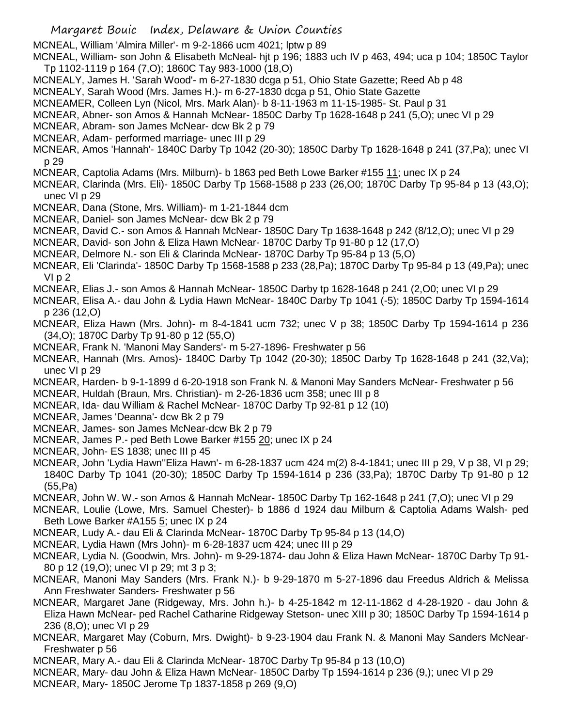MCNEAL, William 'Almira Miller'- m 9-2-1866 ucm 4021; lptw p 89

MCNEAL, William- son John & Elisabeth McNeal- hjt p 196; 1883 uch IV p 463, 494; uca p 104; 1850C Taylor Tp 1102-1119 p 164 (7,O); 1860C Tay 983-1000 (18,O)

MCNEALY, James H. 'Sarah Wood'- m 6-27-1830 dcga p 51, Ohio State Gazette; Reed Ab p 48

MCNEALY, Sarah Wood (Mrs. James H.)- m 6-27-1830 dcga p 51, Ohio State Gazette

MCNEAMER, Colleen Lyn (Nicol, Mrs. Mark Alan)- b 8-11-1963 m 11-15-1985- St. Paul p 31

MCNEAR, Abner- son Amos & Hannah McNear- 1850C Darby Tp 1628-1648 p 241 (5,O); unec VI p 29

MCNEAR, Abram- son James McNear- dcw Bk 2 p 79

MCNEAR, Adam- performed marriage- unec III p 29

MCNEAR, Amos 'Hannah'- 1840C Darby Tp 1042 (20-30); 1850C Darby Tp 1628-1648 p 241 (37,Pa); unec VI p 29

MCNEAR, Captolia Adams (Mrs. Milburn)- b 1863 ped Beth Lowe Barker #155 11; unec IX p 24

MCNEAR, Clarinda (Mrs. Eli)- 1850C Darby Tp 1568-1588 p 233 (26,O0; 1870C Darby Tp 95-84 p 13 (43,O); unec VI p 29

MCNEAR, Dana (Stone, Mrs. William)- m 1-21-1844 dcm

MCNEAR, Daniel- son James McNear- dcw Bk 2 p 79

MCNEAR, David C.- son Amos & Hannah McNear- 1850C Dary Tp 1638-1648 p 242 (8/12,O); unec VI p 29

MCNEAR, David- son John & Eliza Hawn McNear- 1870C Darby Tp 91-80 p 12 (17,O)

MCNEAR, Delmore N.- son Eli & Clarinda McNear- 1870C Darby Tp 95-84 p 13 (5,O)

MCNEAR, Eli 'Clarinda'- 1850C Darby Tp 1568-1588 p 233 (28,Pa); 1870C Darby Tp 95-84 p 13 (49,Pa); unec VI p 2

MCNEAR, Elias J.- son Amos & Hannah McNear- 1850C Darby tp 1628-1648 p 241 (2,O0; unec VI p 29

MCNEAR, Elisa A.- dau John & Lydia Hawn McNear- 1840C Darby Tp 1041 (-5); 1850C Darby Tp 1594-1614 p 236 (12,O)

MCNEAR, Eliza Hawn (Mrs. John)- m 8-4-1841 ucm 732; unec V p 38; 1850C Darby Tp 1594-1614 p 236 (34,O); 1870C Darby Tp 91-80 p 12 (55,O)

MCNEAR, Frank N. 'Manoni May Sanders'- m 5-27-1896- Freshwater p 56

MCNEAR, Hannah (Mrs. Amos)- 1840C Darby Tp 1042 (20-30); 1850C Darby Tp 1628-1648 p 241 (32,Va); unec VI p 29

MCNEAR, Harden- b 9-1-1899 d 6-20-1918 son Frank N. & Manoni May Sanders McNear- Freshwater p 56

MCNEAR, Huldah (Braun, Mrs. Christian)- m 2-26-1836 ucm 358; unec III p 8

MCNEAR, Ida- dau William & Rachel McNear- 1870C Darby Tp 92-81 p 12 (10)

MCNEAR, James 'Deanna'- dcw Bk 2 p 79

MCNEAR, James- son James McNear-dcw Bk 2 p 79

MCNEAR, James P.- ped Beth Lowe Barker #155 20; unec IX p 24

MCNEAR, John- ES 1838; unec III p 45

MCNEAR, John 'Lydia Hawn''Eliza Hawn'- m 6-28-1837 ucm 424 m(2) 8-4-1841; unec III p 29, V p 38, VI p 29; 1840C Darby Tp 1041 (20-30); 1850C Darby Tp 1594-1614 p 236 (33,Pa); 1870C Darby Tp 91-80 p 12 (55,Pa)

MCNEAR, John W. W.- son Amos & Hannah McNear- 1850C Darby Tp 162-1648 p 241 (7,O); unec VI p 29

MCNEAR, Loulie (Lowe, Mrs. Samuel Chester)- b 1886 d 1924 dau Milburn & Captolia Adams Walsh- ped Beth Lowe Barker #A155 5; unec IX p 24

MCNEAR, Ludy A.- dau Eli & Clarinda McNear- 1870C Darby Tp 95-84 p 13 (14,O)

MCNEAR, Lydia Hawn (Mrs John)- m 6-28-1837 ucm 424; unec III p 29

MCNEAR, Lydia N. (Goodwin, Mrs. John)- m 9-29-1874- dau John & Eliza Hawn McNear- 1870C Darby Tp 91-80 p 12 (19,O); unec VI p 29; mt 3 p 3;

MCNEAR, Manoni May Sanders (Mrs. Frank N.)- b 9-29-1870 m 5-27-1896 dau Freedus Aldrich & Melissa Ann Freshwater Sanders- Freshwater p 56

MCNEAR, Margaret Jane (Ridgeway, Mrs. John h.)- b 4-25-1842 m 12-11-1862 d 4-28-1920 - dau John & Eliza Hawn McNear- ped Rachel Catharine Ridgeway Stetson- unec XIII p 30; 1850C Darby Tp 1594-1614 p 236 (8,O); unec VI p 29

MCNEAR, Margaret May (Coburn, Mrs. Dwight)- b 9-23-1904 dau Frank N. & Manoni May Sanders McNear- Freshwater p 56

MCNEAR, Mary A.- dau Eli & Clarinda McNear- 1870C Darby Tp 95-84 p 13 (10,O)

MCNEAR, Mary- dau John & Eliza Hawn McNear- 1850C Darby Tp 1594-1614 p 236 (9,); unec VI p 29

MCNEAR, Mary- 1850C Jerome Tp 1837-1858 p 269 (9,O)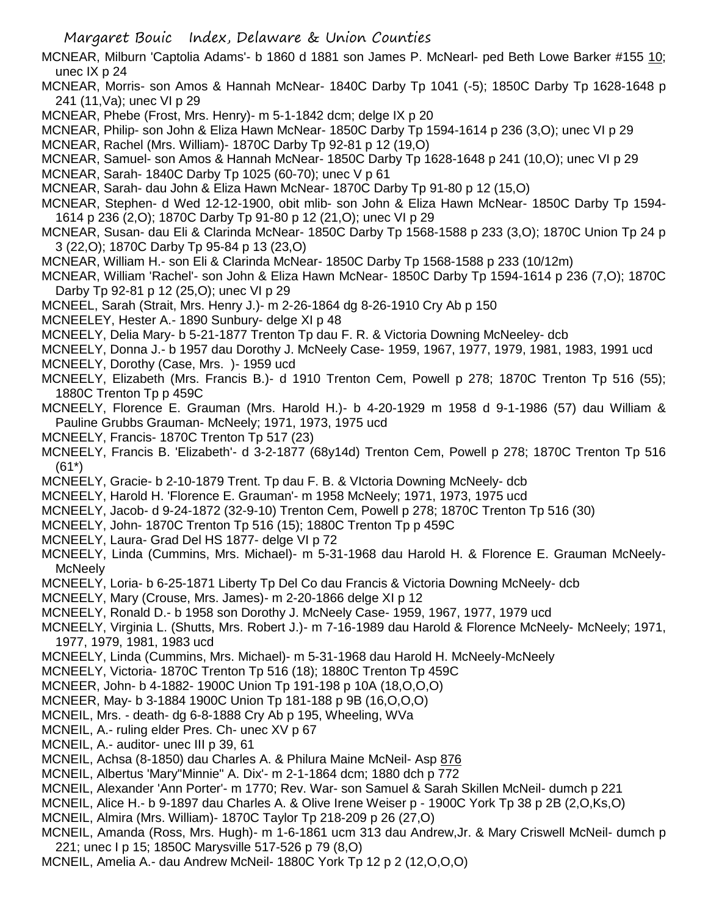MCNEAR, Milburn 'Captolia Adams'- b 1860 d 1881 son James P. McNearl- ped Beth Lowe Barker #155 10; unec IX p 24

MCNEAR, Morris- son Amos & Hannah McNear- 1840C Darby Tp 1041 (-5); 1850C Darby Tp 1628-1648 p 241 (11,Va); unec VI p 29

MCNEAR, Phebe (Frost, Mrs. Henry)- m 5-1-1842 dcm; delge IX p 20

MCNEAR, Philip- son John & Eliza Hawn McNear- 1850C Darby Tp 1594-1614 p 236 (3,O); unec VI p 29

MCNEAR, Rachel (Mrs. William)- 1870C Darby Tp 92-81 p 12 (19,O)

MCNEAR, Samuel- son Amos & Hannah McNear- 1850C Darby Tp 1628-1648 p 241 (10,O); unec VI p 29

MCNEAR, Sarah- 1840C Darby Tp 1025 (60-70); unec V p 61

MCNEAR, Sarah- dau John & Eliza Hawn McNear- 1870C Darby Tp 91-80 p 12 (15,O)

MCNEAR, Stephen- d Wed 12-12-1900, obit mlib- son John & Eliza Hawn McNear- 1850C Darby Tp 1594-1614 p 236 (2,O); 1870C Darby Tp 91-80 p 12 (21,O); unec VI p 29

MCNEAR, Susan- dau Eli & Clarinda McNear- 1850C Darby Tp 1568-1588 p 233 (3,O); 1870C Union Tp 24 p 3 (22,O); 1870C Darby Tp 95-84 p 13 (23,O)

MCNEAR, William H.- son Eli & Clarinda McNear- 1850C Darby Tp 1568-1588 p 233 (10/12m)

MCNEAR, William 'Rachel'- son John & Eliza Hawn McNear- 1850C Darby Tp 1594-1614 p 236 (7,O); 1870C Darby Tp 92-81 p 12 (25,O); unec VI p 29

MCNEEL, Sarah (Strait, Mrs. Henry J.)- m 2-26-1864 dg 8-26-1910 Cry Ab p 150

MCNEELEY, Hester A.- 1890 Sunbury- delge XI p 48

MCNEELY, Delia Mary- b 5-21-1877 Trenton Tp dau F. R. & Victoria Downing McNeeley- dcb

MCNEELY, Donna J.- b 1957 dau Dorothy J. McNeely Case- 1959, 1967, 1977, 1979, 1981, 1983, 1991 ucd

MCNEELY, Dorothy (Case, Mrs. )- 1959 ucd

MCNEELY, Elizabeth (Mrs. Francis B.)- d 1910 Trenton Cem, Powell p 278; 1870C Trenton Tp 516 (55); 1880C Trenton Tp p 459C

MCNEELY, Florence E. Grauman (Mrs. Harold H.)- b 4-20-1929 m 1958 d 9-1-1986 (57) dau William & Pauline Grubbs Grauman- McNeely; 1971, 1973, 1975 ucd

MCNEELY, Francis- 1870C Trenton Tp 517 (23)

MCNEELY, Francis B. 'Elizabeth'- d 3-2-1877 (68y14d) Trenton Cem, Powell p 278; 1870C Trenton Tp 516 (61*)

MCNEELY, Gracie- b 2-10-1879 Trent. Tp dau F. B. & VIctoria Downing McNeely- dcb

MCNEELY, Harold H. 'Florence E. Grauman'- m 1958 McNeely; 1971, 1973, 1975 ucd

MCNEELY, Jacob- d 9-24-1872 (32-9-10) Trenton Cem, Powell p 278; 1870C Trenton Tp 516 (30)

MCNEELY, John- 1870C Trenton Tp 516 (15); 1880C Trenton Tp p 459C

MCNEELY, Laura- Grad Del HS 1877- delge VI p 72

MCNEELY, Linda (Cummins, Mrs. Michael)- m 5-31-1968 dau Harold H. & Florence E. Grauman McNeely-McNeely

MCNEELY, Loria- b 6-25-1871 Liberty Tp Del Co dau Francis & Victoria Downing McNeely- dcb

MCNEELY, Mary (Crouse, Mrs. James)- m 2-20-1866 delge XI p 12

MCNEELY, Ronald D.- b 1958 son Dorothy J. McNeely Case- 1959, 1967, 1977, 1979 ucd

MCNEELY, Virginia L. (Shutts, Mrs. Robert J.)- m 7-16-1989 dau Harold & Florence McNeely- McNeely; 1971, 1977, 1979, 1981, 1983 ucd

MCNEELY, Linda (Cummins, Mrs. Michael)- m 5-31-1968 dau Harold H. McNeely-McNeely

MCNEELY, Victoria- 1870C Trenton Tp 516 (18); 1880C Trenton Tp 459C

MCNEER, John- b 4-1882- 1900C Union Tp 191-198 p 10A (18,O,O,O)

MCNEER, May- b 3-1884 1900C Union Tp 181-188 p 9B (16,O,O,O)

MCNEIL, Mrs. - death- dg 6-8-1888 Cry Ab p 195, Wheeling, WVa

MCNEIL, A.- ruling elder Pres. Ch- unec XV p 67

MCNEIL, A.- auditor- unec III p 39, 61

MCNEIL, Achsa (8-1850) dau Charles A. & Philura Maine McNeil- Asp 876

MCNEIL, Albertus 'Mary"Minnie" A. Dix'- m 2-1-1864 dcm; 1880 dch p 772

MCNEIL, Alexander 'Ann Porter'- m 1770; Rev. War- son Samuel & Sarah Skillen McNeil- dumch p 221

MCNEIL, Alice H.- b 9-1897 dau Charles A. & Olive Irene Weiser p - 1900C York Tp 38 p 2B (2,O,Ks,O)

MCNEIL, Almira (Mrs. William)- 1870C Taylor Tp 218-209 p 26 (27,O)

MCNEIL, Amanda (Ross, Mrs. Hugh)- m 1-6-1861 ucm 313 dau Andrew,Jr. & Mary Criswell McNeil- dumch p 221; unec I p 15; 1850C Marysville 517-526 p 79 (8,O)

MCNEIL, Amelia A.- dau Andrew McNeil- 1880C York Tp 12 p 2 (12,O,O,O)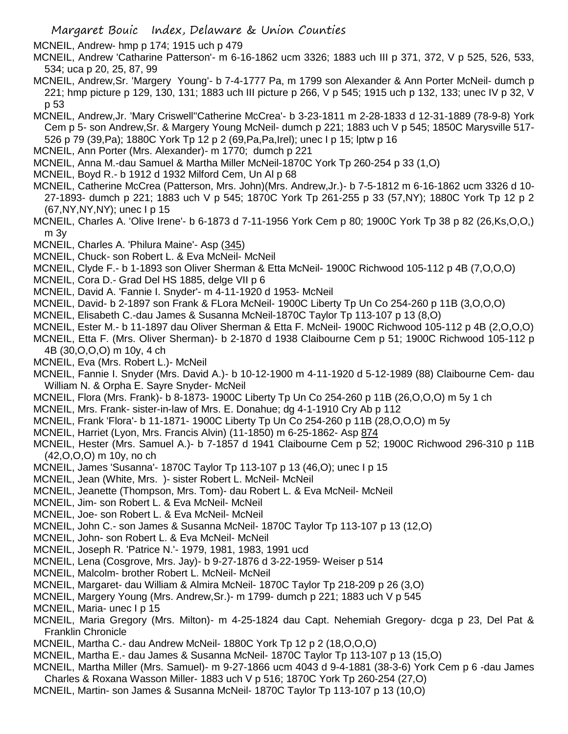MCNEIL, Andrew- hmp p 174; 1915 uch p 479

MCNEIL, Andrew 'Catharine Patterson'- m 6-16-1862 ucm 3326; 1883 uch III p 371, 372, V p 525, 526, 533, 534; uca p 20, 25, 87, 99

MCNEIL, Andrew,Sr. 'Margery Young'- b 7-4-1777 Pa, m 1799 son Alexander & Ann Porter McNeil- dumch p 221; hmp picture p 129, 130, 131; 1883 uch III picture p 266, V p 545; 1915 uch p 132, 133; unec IV p 32, V p 53

MCNEIL, Andrew,Jr. 'Mary Criswell''Catherine McCrea'- b 3-23-1811 m 2-28-1833 d 12-31-1889 (78-9-8) York Cem p 5- son Andrew,Sr. & Margery Young McNeil- dumch p 221; 1883 uch V p 545; 1850C Marysville 517-526 p 79 (39,Pa); 1880C York Tp 12 p 2 (69,Pa,Pa,Irel); unec I p 15; lptw p 16

MCNEIL, Ann Porter (Mrs. Alexander)- m 1770; dumch p 221

MCNEIL, Anna M.-dau Samuel & Martha Miller McNeil-1870C York Tp 260-254 p 33 (1,O)

MCNEIL, Boyd R.- b 1912 d 1932 Milford Cem, Un Al p 68

MCNEIL, Catherine McCrea (Patterson, Mrs. John)(Mrs. Andrew,Jr.)- b 7-5-1812 m 6-16-1862 ucm 3326 d 10-27-1893- dumch p 221; 1883 uch V p 545; 1870C York Tp 261-255 p 33 (57,NY); 1880C York Tp 12 p 2 (67,NY,NY,NY); unec I p 15

MCNEIL, Charles A. 'Olive Irene'- b 6-1873 d 7-11-1956 York Cem p 80; 1900C York Tp 38 p 82 (26,Ks,O,O,) m 3y

MCNEIL, Charles A. 'Philura Maine'- Asp (345)

MCNEIL, Chuck- son Robert L. & Eva McNeil- McNeil

MCNEIL, Clyde F.- b 1-1893 son Oliver Sherman & Etta McNeil- 1900C Richwood 105-112 p 4B (7,O,O,O)

MCNEIL, Cora D.- Grad Del HS 1885, delge VII p 6

MCNEIL, David A. 'Fannie I. Snyder'- m 4-11-1920 d 1953- McNeil

MCNEIL, David- b 2-1897 son Frank & FLora McNeil- 1900C Liberty Tp Un Co 254-260 p 11B (3,O,O,O)

MCNEIL, Elisabeth C.-dau James & Susanna McNeil-1870C Taylor Tp 113-107 p 13 (8,O)

MCNEIL, Ester M.- b 11-1897 dau Oliver Sherman & Etta F. McNeil- 1900C Richwood 105-112 p 4B (2,O,O,O)

MCNEIL, Etta F. (Mrs. Oliver Sherman)- b 2-1870 d 1938 Claibourne Cem p 51; 1900C Richwood 105-112 p 4B (30,O,O,O) m 10y, 4 ch

MCNEIL, Eva (Mrs. Robert L.)- McNeil

MCNEIL, Fannie I. Snyder (Mrs. David A.)- b 10-12-1900 m 4-11-1920 d 5-12-1989 (88) Claibourne Cem- dau William N. & Orpha E. Sayre Snyder- McNeil

MCNEIL, Flora (Mrs. Frank)- b 8-1873- 1900C Liberty Tp Un Co 254-260 p 11B (26,O,O,O) m 5y 1 ch

MCNEIL, Mrs. Frank- sister-in-law of Mrs. E. Donahue; dg 4-1-1910 Cry Ab p 112

MCNEIL, Frank 'Flora'- b 11-1871- 1900C Liberty Tp Un Co 254-260 p 11B (28,O,O,O) m 5y

MCNEIL, Harriet (Lyon, Mrs. Francis Alvin) (11-1850) m 6-25-1862- Asp 874

MCNEIL, Hester (Mrs. Samuel A.)- b 7-1857 d 1941 Claibourne Cem p 52; 1900C Richwood 296-310 p 11B (42,O,O,O) m 10y, no ch

MCNEIL, James 'Susanna'- 1870C Taylor Tp 113-107 p 13 (46,O); unec I p 15

MCNEIL, Jean (White, Mrs. )- sister Robert L. McNeil- McNeil

MCNEIL, Jeanette (Thompson, Mrs. Tom)- dau Robert L. & Eva McNeil- McNeil

MCNEIL, Jim- son Robert L. & Eva McNeil- McNeil

MCNEIL, Joe- son Robert L. & Eva McNeil- McNeil

MCNEIL, John C.- son James & Susanna McNeil- 1870C Taylor Tp 113-107 p 13 (12,O)

MCNEIL, John- son Robert L. & Eva McNeil- McNeil

MCNEIL, Joseph R. 'Patrice N.'- 1979, 1981, 1983, 1991 ucd

MCNEIL, Lena (Cosgrove, Mrs. Jay)- b 9-27-1876 d 3-22-1959- Weiser p 514

MCNEIL, Malcolm- brother Robert L. McNeil- McNeil

MCNEIL, Margaret- dau William & Almira McNeil- 1870C Taylor Tp 218-209 p 26 (3,O)

MCNEIL, Margery Young (Mrs. Andrew,Sr.)- m 1799- dumch p 221; 1883 uch V p 545

MCNEIL, Maria- unec I p 15

MCNEIL, Maria Gregory (Mrs. Milton)- m 4-25-1824 dau Capt. Nehemiah Gregory- dcga p 23, Del Pat & Franklin Chronicle

MCNEIL, Martha C.- dau Andrew McNeil- 1880C York Tp 12 p 2 (18,O,O,O)

MCNEIL, Martha E.- dau James & Susanna McNeil- 1870C Taylor Tp 113-107 p 13 (15,O)

MCNEIL, Martha Miller (Mrs. Samuel)- m 9-27-1866 ucm 4043 d 9-4-1881 (38-3-6) York Cem p 6 -dau James Charles & Roxana Wasson Miller- 1883 uch V p 516; 1870C York Tp 260-254 (27,O)

MCNEIL, Martin- son James & Susanna McNeil- 1870C Taylor Tp 113-107 p 13 (10,O)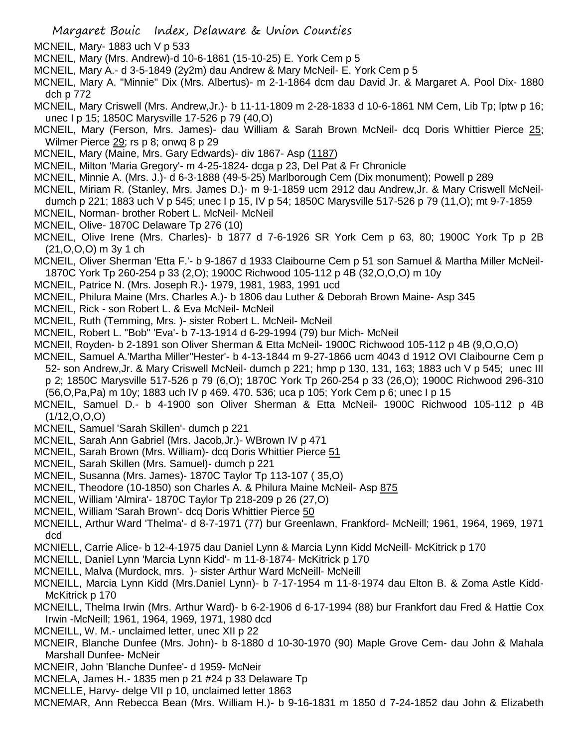MCNEIL, Mary- 1883 uch V p 533

MCNEIL, Mary (Mrs. Andrew)-d 10-6-1861 (15-10-25) E. York Cem p 5

MCNEIL, Mary A.- d 3-5-1849 (2y2m) dau Andrew & Mary McNeil- E. York Cem p 5

MCNEIL, Mary A. "Minnie" Dix (Mrs. Albertus)- m 2-1-1864 dcm dau David Jr. & Margaret A. Pool Dix- 1880 dch p 772

MCNEIL, Mary Criswell (Mrs. Andrew,Jr.)- b 11-11-1809 m 2-28-1833 d 10-6-1861 NM Cem, Lib Tp; lptw p 16; unec I p 15; 1850C Marysville 17-526 p 79 (40,O)

MCNEIL, Mary (Ferson, Mrs. James)- dau William & Sarah Brown McNeil- dcq Doris Whittier Pierce 25; Wilmer Pierce 29; rs p 8; onwq 8 p 29

MCNEIL, Mary (Maine, Mrs. Gary Edwards)- div 1867- Asp (1187)

MCNEIL, Milton 'Maria Gregory'- m 4-25-1824- dcga p 23, Del Pat & Fr Chronicle

MCNEIL, Minnie A. (Mrs. J.)- d 6-3-1888 (49-5-25) Marlborough Cem (Dix monument); Powell p 289

MCNEIL, Miriam R. (Stanley, Mrs. James D.)- m 9-1-1859 ucm 2912 dau Andrew,Jr. & Mary Criswell McNeil- dumch p 221; 1883 uch V p 545; unec I p 15, IV p 54; 1850C Marysville 517-526 p 79 (11,O); mt 9-7-1859

MCNEIL, Norman- brother Robert L. McNeil- McNeil

MCNEIL, Olive- 1870C Delaware Tp 276 (10)

MCNEIL, Olive Irene (Mrs. Charles)- b 1877 d 7-6-1926 SR York Cem p 63, 80; 1900C York Tp p 2B (21,O,O,O) m 3y 1 ch

MCNEIL, Oliver Sherman 'Etta F.'- b 9-1867 d 1933 Claibourne Cem p 51 son Samuel & Martha Miller McNeil- 1870C York Tp 260-254 p 33 (2,O); 1900C Richwood 105-112 p 4B (32,O,O,O) m 10y

MCNEIL, Patrice N. (Mrs. Joseph R.)- 1979, 1981, 1983, 1991 ucd

MCNEIL, Philura Maine (Mrs. Charles A.)- b 1806 dau Luther & Deborah Brown Maine- Asp 345

MCNEIL, Rick - son Robert L. & Eva McNeil- McNeil

MCNEIL, Ruth (Temming, Mrs. )- sister Robert L. McNeil- McNeil

MCNEIL, Robert L. "Bob" 'Eva'- b 7-13-1914 d 6-29-1994 (79) bur Mich- McNeil

MCNEIl, Royden- b 2-1891 son Oliver Sherman & Etta McNeil- 1900C Richwood 105-112 p 4B (9,O,O,O)

MCNEIL, Samuel A.'Martha Miller''Hester'- b 4-13-1844 m 9-27-1866 ucm 4043 d 1912 OVI Claibourne Cem p 52- son Andrew,Jr. & Mary Criswell McNeil- dumch p 221; hmp p 130, 131, 163; 1883 uch V p 545; unec III p 2; 1850C Marysville 517-526 p 79 (6,O); 1870C York Tp 260-254 p 33 (26,O); 1900C Richwood 296-310 (56,O,Pa,Pa) m 10y; 1883 uch IV p 469. 470. 536; uca p 105; York Cem p 6; unec I p 15

MCNEIL, Samuel D.- b 4-1900 son Oliver Sherman & Etta McNeil- 1900C Richwood 105-112 p 4B (1/12,O,O,O)

MCNEIL, Samuel 'Sarah Skillen'- dumch p 221

MCNEIL, Sarah Ann Gabriel (Mrs. Jacob,Jr.)- WBrown IV p 471

MCNEIL, Sarah Brown (Mrs. William)- dcq Doris Whittier Pierce 51

MCNEIL, Sarah Skillen (Mrs. Samuel)- dumch p 221

MCNEIL, Susanna (Mrs. James)- 1870C Taylor Tp 113-107 ( 35,O)

MCNEIL, Theodore (10-1850) son Charles A. & Philura Maine McNeil- Asp 875

MCNEIL, William 'Almira'- 1870C Taylor Tp 218-209 p 26 (27,O)

MCNEIL, William 'Sarah Brown'- dcq Doris Whittier Pierce 50

MCNEILL, Arthur Ward 'Thelma'- d 8-7-1971 (77) bur Greenlawn, Frankford- McNeill; 1961, 1964, 1969, 1971 dcd

MCNIELL, Carrie Alice- b 12-4-1975 dau Daniel Lynn & Marcia Lynn Kidd McNeill- McKitrick p 170

MCNEILL, Daniel Lynn 'Marcia Lynn Kidd'- m 11-8-1874- McKitrick p 170

MCNEILL, Malva (Murdock, mrs. )- sister Arthur Ward McNeill- McNeill

MCNEILL, Marcia Lynn Kidd (Mrs.Daniel Lynn)- b 7-17-1954 m 11-8-1974 dau Elton B. & Zoma Astle Kidd- McKitrick p 170

MCNEILL, Thelma Irwin (Mrs. Arthur Ward)- b 6-2-1906 d 6-17-1994 (88) bur Frankfort dau Fred & Hattie Cox Irwin -McNeill; 1961, 1964, 1969, 1971, 1980 dcd

MCNEILL, W. M.- unclaimed letter, unec XII p 22

MCNEIR, Blanche Dunfee (Mrs. John)- b 8-1880 d 10-30-1970 (90) Maple Grove Cem- dau John & Mahala Marshall Dunfee- McNeir

MCNEIR, John 'Blanche Dunfee'- d 1959- McNeir

MCNELA, James H.- 1835 men p 21 #24 p 33 Delaware Tp

MCNELLE, Harvy- delge VII p 10, unclaimed letter 1863

MCNEMAR, Ann Rebecca Bean (Mrs. William H.)- b 9-16-1831 m 1850 d 7-24-1852 dau John & Elizabeth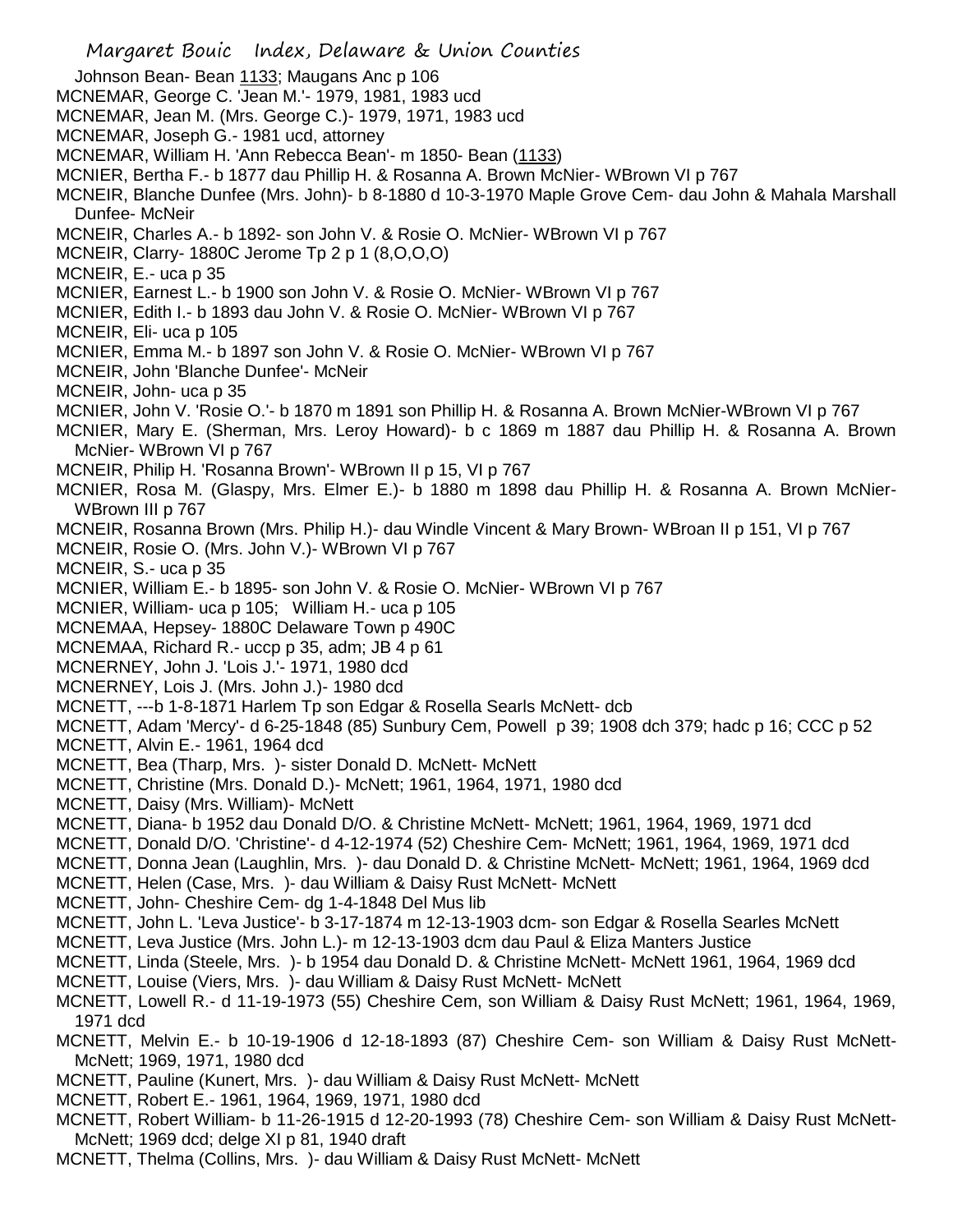Johnson Bean- Bean 1133; Maugans Anc p 106

MCNEMAR, George C. 'Jean M.'- 1979, 1981, 1983 ucd

MCNEMAR, Jean M. (Mrs. George C.)- 1979, 1971, 1983 ucd

MCNEMAR, Joseph G.- 1981 ucd, attorney

MCNEMAR, William H. 'Ann Rebecca Bean'- m 1850- Bean (1133)

MCNIER, Bertha F.- b 1877 dau Phillip H. & Rosanna A. Brown McNier- WBrown VI p 767

MCNEIR, Blanche Dunfee (Mrs. John)- b 8-1880 d 10-3-1970 Maple Grove Cem- dau John & Mahala Marshall Dunfee- McNeir

MCNEIR, Charles A.- b 1892- son John V. & Rosie O. McNier- WBrown VI p 767

MCNEIR, Clarry- 1880C Jerome Tp 2 p 1 (8,O,O,O)

MCNEIR, E.- uca p 35

MCNIER, Earnest L.- b 1900 son John V. & Rosie O. McNier- WBrown VI p 767

MCNIER, Edith I.- b 1893 dau John V. & Rosie O. McNier- WBrown VI p 767

MCNEIR, Eli- uca p 105

MCNIER, Emma M.- b 1897 son John V. & Rosie O. McNier- WBrown VI p 767

MCNEIR, John 'Blanche Dunfee'- McNeir

MCNEIR, John- uca p 35

MCNIER, John V. 'Rosie O.'- b 1870 m 1891 son Phillip H. & Rosanna A. Brown McNier-WBrown VI p 767

MCNIER, Mary E. (Sherman, Mrs. Leroy Howard)- b c 1869 m 1887 dau Phillip H. & Rosanna A. Brown McNier- WBrown VI p 767

MCNEIR, Philip H. 'Rosanna Brown'- WBrown II p 15, VI p 767

MCNIER, Rosa M. (Glaspy, Mrs. Elmer E.)- b 1880 m 1898 dau Phillip H. & Rosanna A. Brown McNier- WBrown III p 767

MCNEIR, Rosanna Brown (Mrs. Philip H.)- dau Windle Vincent & Mary Brown- WBroan II p 151, VI p 767

MCNEIR, Rosie O. (Mrs. John V.)- WBrown VI p 767

MCNEIR, S.- uca p 35

MCNIER, William E.- b 1895- son John V. & Rosie O. McNier- WBrown VI p 767

MCNIER, William- uca p 105; William H.- uca p 105

MCNEMAA, Hepsey- 1880C Delaware Town p 490C

MCNEMAA, Richard R.- uccp p 35, adm; JB 4 p 61

MCNERNEY, John J. 'Lois J.'- 1971, 1980 dcd

MCNERNEY, Lois J. (Mrs. John J.)- 1980 dcd

MCNETT, ---b 1-8-1871 Harlem Tp son Edgar & Rosella Searls McNett- dcb

MCNETT, Adam 'Mercy'- d 6-25-1848 (85) Sunbury Cem, Powell p 39; 1908 dch 379; hadc p 16; CCC p 52

MCNETT, Alvin E.- 1961, 1964 dcd

MCNETT, Bea (Tharp, Mrs. )- sister Donald D. McNett- McNett

MCNETT, Christine (Mrs. Donald D.)- McNett; 1961, 1964, 1971, 1980 dcd

MCNETT, Daisy (Mrs. William)- McNett

MCNETT, Diana- b 1952 dau Donald D/O. & Christine McNett- McNett; 1961, 1964, 1969, 1971 dcd

MCNETT, Donald D/O. 'Christine'- d 4-12-1974 (52) Cheshire Cem- McNett; 1961, 1964, 1969, 1971 dcd

MCNETT, Donna Jean (Laughlin, Mrs. )- dau Donald D. & Christine McNett- McNett; 1961, 1964, 1969 dcd

MCNETT, Helen (Case, Mrs. )- dau William & Daisy Rust McNett- McNett

MCNETT, John- Cheshire Cem- dg 1-4-1848 Del Mus lib

MCNETT, John L. 'Leva Justice'- b 3-17-1874 m 12-13-1903 dcm- son Edgar & Rosella Searles McNett

MCNETT, Leva Justice (Mrs. John L.)- m 12-13-1903 dcm dau Paul & Eliza Manters Justice

MCNETT, Linda (Steele, Mrs. )- b 1954 dau Donald D. & Christine McNett- McNett 1961, 1964, 1969 dcd

MCNETT, Louise (Viers, Mrs. )- dau William & Daisy Rust McNett- McNett

MCNETT, Lowell R.- d 11-19-1973 (55) Cheshire Cem, son William & Daisy Rust McNett; 1961, 1964, 1969, 1971 dcd

MCNETT, Melvin E.- b 10-19-1906 d 12-18-1893 (87) Cheshire Cem- son William & Daisy Rust McNett- McNett; 1969, 1971, 1980 dcd

MCNETT, Pauline (Kunert, Mrs. )- dau William & Daisy Rust McNett- McNett

MCNETT, Robert E.- 1961, 1964, 1969, 1971, 1980 dcd

MCNETT, Robert William- b 11-26-1915 d 12-20-1993 (78) Cheshire Cem- son William & Daisy Rust McNett- McNett; 1969 dcd; delge XI p 81, 1940 draft

MCNETT, Thelma (Collins, Mrs. )- dau William & Daisy Rust McNett- McNett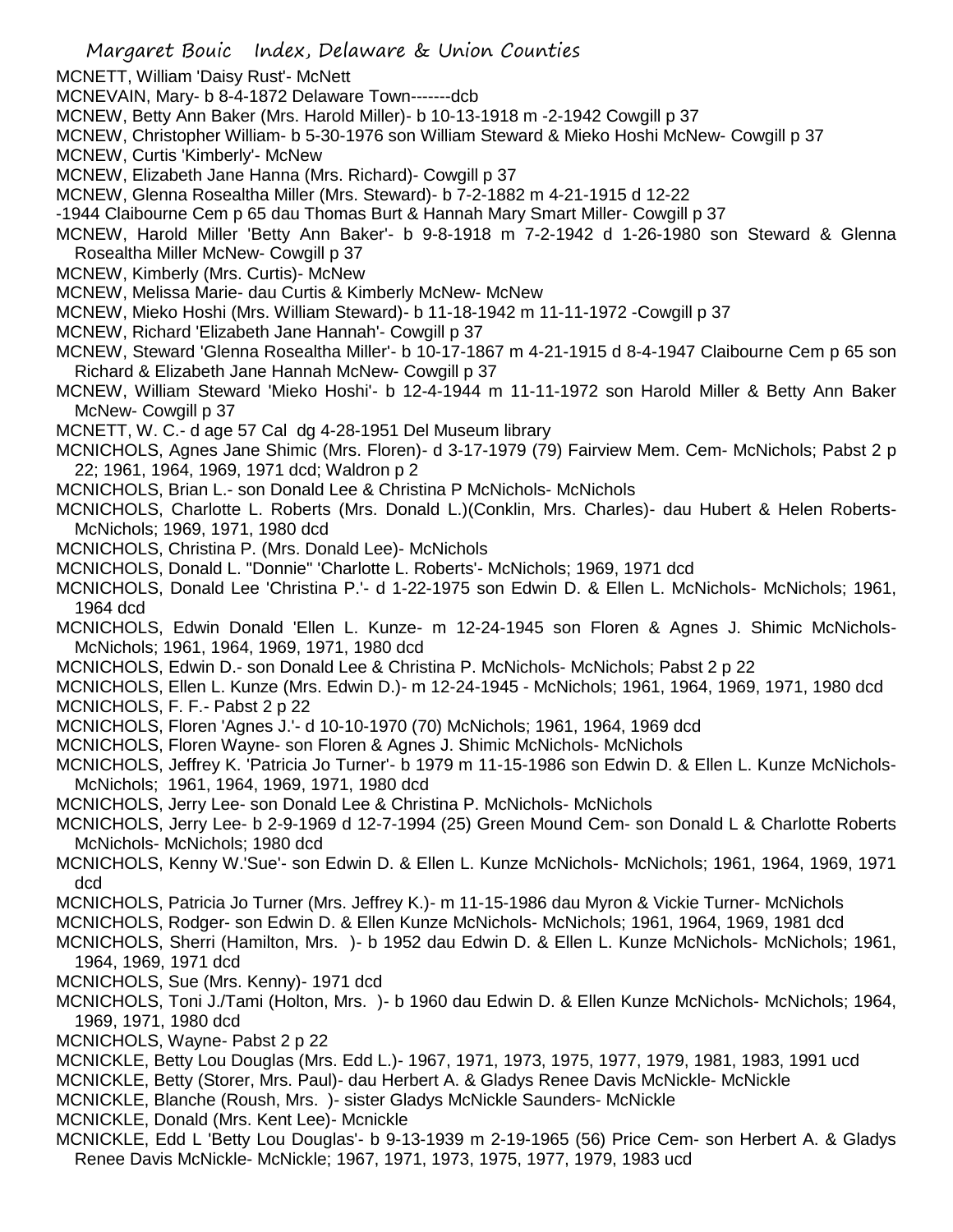MCNETT, William 'Daisy Rust'- McNett

MCNEVAIN, Mary- b 8-4-1872 Delaware Town-------dcb

MCNEW, Betty Ann Baker (Mrs. Harold Miller)- b 10-13-1918 m -2-1942 Cowgill p 37

MCNEW, Christopher William- b 5-30-1976 son William Steward & Mieko Hoshi McNew- Cowgill p 37

MCNEW, Curtis 'Kimberly'- McNew

MCNEW, Elizabeth Jane Hanna (Mrs. Richard)- Cowgill p 37

MCNEW, Glenna Rosealtha Miller (Mrs. Steward)- b 7-2-1882 m 4-21-1915 d 12-22 -1944 Claibourne Cem p 65 dau Thomas Burt & Hannah Mary Smart Miller- Cowgill p 37

MCNEW, Harold Miller 'Betty Ann Baker'- b 9-8-1918 m 7-2-1942 d 1-26-1980 son Steward & Glenna Rosealtha Miller McNew- Cowgill p 37

MCNEW, Kimberly (Mrs. Curtis)- McNew

MCNEW, Melissa Marie- dau Curtis & Kimberly McNew- McNew

MCNEW, Mieko Hoshi (Mrs. William Steward)- b 11-18-1942 m 11-11-1972 -Cowgill p 37

MCNEW, Richard 'Elizabeth Jane Hannah'- Cowgill p 37

MCNEW, Steward 'Glenna Rosealtha Miller'- b 10-17-1867 m 4-21-1915 d 8-4-1947 Claibourne Cem p 65 son Richard & Elizabeth Jane Hannah McNew- Cowgill p 37

MCNEW, William Steward 'Mieko Hoshi'- b 12-4-1944 m 11-11-1972 son Harold Miller & Betty Ann Baker McNew- Cowgill p 37

MCNETT, W. C.- d age 57 Cal dg 4-28-1951 Del Museum library

MCNICHOLS, Agnes Jane Shimic (Mrs. Floren)- d 3-17-1979 (79) Fairview Mem. Cem- McNichols; Pabst 2 p 22; 1961, 1964, 1969, 1971 dcd; Waldron p 2

MCNICHOLS, Brian L.- son Donald Lee & Christina P McNichols- McNichols

MCNICHOLS, Charlotte L. Roberts (Mrs. Donald L.)(Conklin, Mrs. Charles)- dau Hubert & Helen Roberts- McNichols; 1969, 1971, 1980 dcd

MCNICHOLS, Christina P. (Mrs. Donald Lee)- McNichols

MCNICHOLS, Donald L. "Donnie" 'Charlotte L. Roberts'- McNichols; 1969, 1971 dcd

MCNICHOLS, Donald Lee 'Christina P.'- d 1-22-1975 son Edwin D. & Ellen L. McNichols- McNichols; 1961, 1964 dcd

MCNICHOLS, Edwin Donald 'Ellen L. Kunze- m 12-24-1945 son Floren & Agnes J. Shimic McNichols- McNichols; 1961, 1964, 1969, 1971, 1980 dcd

MCNICHOLS, Edwin D.- son Donald Lee & Christina P. McNichols- McNichols; Pabst 2 p 22

MCNICHOLS, Ellen L. Kunze (Mrs. Edwin D.)- m 12-24-1945 - McNichols; 1961, 1964, 1969, 1971, 1980 dcd

MCNICHOLS, F. F.- Pabst 2 p 22

MCNICHOLS, Floren 'Agnes J.'- d 10-10-1970 (70) McNichols; 1961, 1964, 1969 dcd

MCNICHOLS, Floren Wayne- son Floren & Agnes J. Shimic McNichols- McNichols

MCNICHOLS, Jeffrey K. 'Patricia Jo Turner'- b 1979 m 11-15-1986 son Edwin D. & Ellen L. Kunze McNichols- McNichols; 1961, 1964, 1969, 1971, 1980 dcd

MCNICHOLS, Jerry Lee- son Donald Lee & Christina P. McNichols- McNichols

MCNICHOLS, Jerry Lee- b 2-9-1969 d 12-7-1994 (25) Green Mound Cem- son Donald L & Charlotte Roberts McNichols- McNichols; 1980 dcd

MCNICHOLS, Kenny W.'Sue'- son Edwin D. & Ellen L. Kunze McNichols- McNichols; 1961, 1964, 1969, 1971 dcd

MCNICHOLS, Patricia Jo Turner (Mrs. Jeffrey K.)- m 11-15-1986 dau Myron & Vickie Turner- McNichols

MCNICHOLS, Rodger- son Edwin D. & Ellen Kunze McNichols- McNichols; 1961, 1964, 1969, 1981 dcd

MCNICHOLS, Sherri (Hamilton, Mrs. )- b 1952 dau Edwin D. & Ellen L. Kunze McNichols- McNichols; 1961, 1964, 1969, 1971 dcd

MCNICHOLS, Sue (Mrs. Kenny)- 1971 dcd

MCNICHOLS, Toni J./Tami (Holton, Mrs. )- b 1960 dau Edwin D. & Ellen Kunze McNichols- McNichols; 1964, 1969, 1971, 1980 dcd

MCNICHOLS, Wayne- Pabst 2 p 22

MCNICKLE, Betty Lou Douglas (Mrs. Edd L.)- 1967, 1971, 1973, 1975, 1977, 1979, 1981, 1983, 1991 ucd

MCNICKLE, Betty (Storer, Mrs. Paul)- dau Herbert A. & Gladys Renee Davis McNickle- McNickle

MCNICKLE, Blanche (Roush, Mrs. )- sister Gladys McNickle Saunders- McNickle

MCNICKLE, Donald (Mrs. Kent Lee)- Mcnickle

MCNICKLE, Edd L 'Betty Lou Douglas'- b 9-13-1939 m 2-19-1965 (56) Price Cem- son Herbert A. & Gladys Renee Davis McNickle- McNickle; 1967, 1971, 1973, 1975, 1977, 1979, 1983 ucd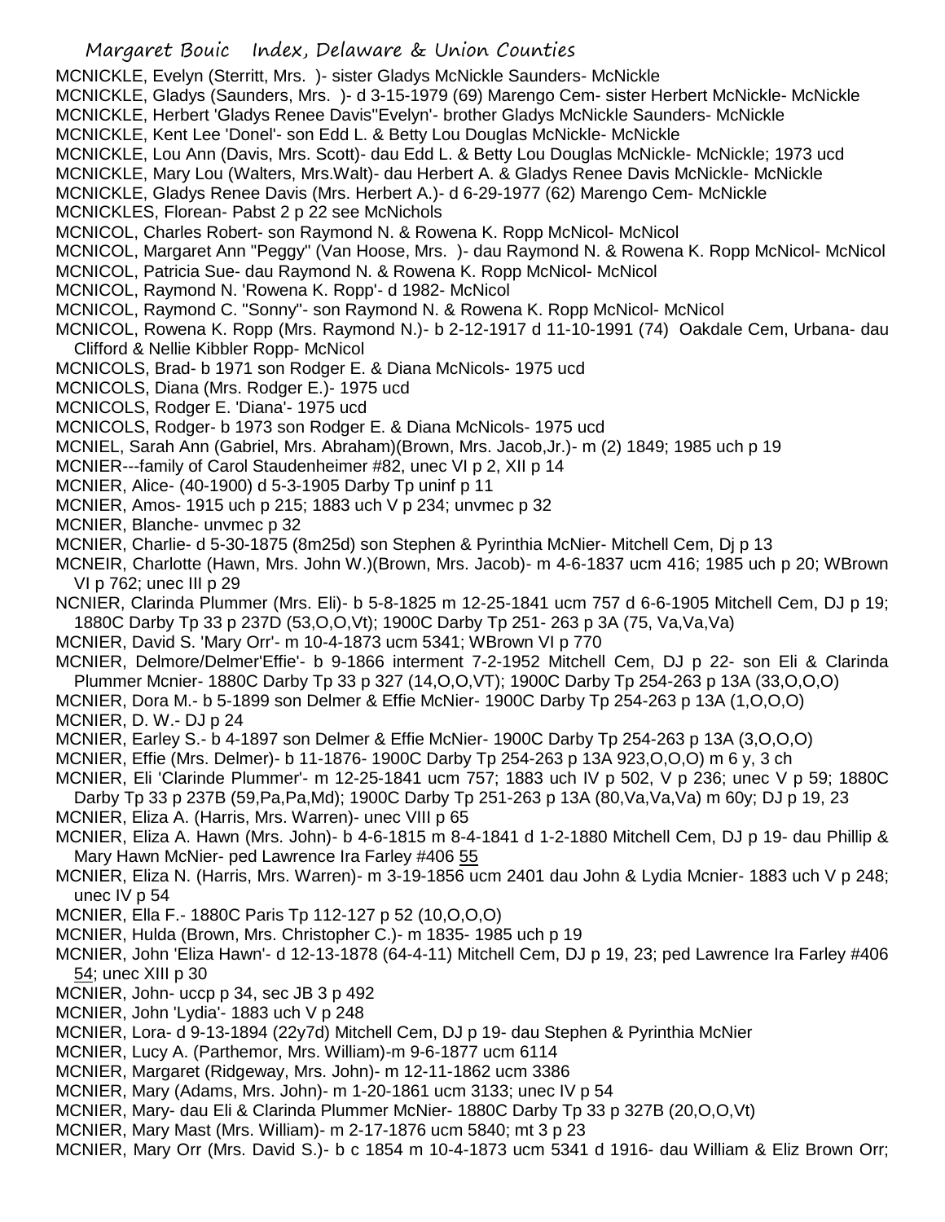MCNICKLE, Evelyn (Sterritt, Mrs. )- sister Gladys McNickle Saunders- McNickle

MCNICKLE, Gladys (Saunders, Mrs. )- d 3-15-1979 (69) Marengo Cem- sister Herbert McNickle- McNickle

MCNICKLE, Herbert 'Gladys Renee Davis''Evelyn'- brother Gladys McNickle Saunders- McNickle

MCNICKLE, Kent Lee 'Donel'- son Edd L. & Betty Lou Douglas McNickle- McNickle

MCNICKLE, Lou Ann (Davis, Mrs. Scott)- dau Edd L. & Betty Lou Douglas McNickle- McNickle; 1973 ucd

MCNICKLE, Mary Lou (Walters, Mrs.Walt)- dau Herbert A. & Gladys Renee Davis McNickle- McNickle

MCNICKLE, Gladys Renee Davis (Mrs. Herbert A.)- d 6-29-1977 (62) Marengo Cem- McNickle

MCNICKLES, Florean- Pabst 2 p 22 see McNichols

MCNICOL, Charles Robert- son Raymond N. & Rowena K. Ropp McNicol- McNicol

MCNICOL, Margaret Ann "Peggy" (Van Hoose, Mrs. )- dau Raymond N. & Rowena K. Ropp McNicol- McNicol

MCNICOL, Patricia Sue- dau Raymond N. & Rowena K. Ropp McNicol- McNicol

MCNICOL, Raymond N. 'Rowena K. Ropp'- d 1982- McNicol

MCNICOL, Raymond C. "Sonny"- son Raymond N. & Rowena K. Ropp McNicol- McNicol

MCNICOL, Rowena K. Ropp (Mrs. Raymond N.)- b 2-12-1917 d 11-10-1991 (74) Oakdale Cem, Urbana- dau Clifford & Nellie Kibbler Ropp- McNicol

MCNICOLS, Brad- b 1971 son Rodger E. & Diana McNicols- 1975 ucd

MCNICOLS, Diana (Mrs. Rodger E.)- 1975 ucd

MCNICOLS, Rodger E. 'Diana'- 1975 ucd

MCNICOLS, Rodger- b 1973 son Rodger E. & Diana McNicols- 1975 ucd

MCNIEL, Sarah Ann (Gabriel, Mrs. Abraham)(Brown, Mrs. Jacob,Jr.)- m (2) 1849; 1985 uch p 19

MCNIER---family of Carol Staudenheimer #82, unec VI p 2, XII p 14

MCNIER, Alice- (40-1900) d 5-3-1905 Darby Tp uninf p 11

MCNIER, Amos- 1915 uch p 215; 1883 uch V p 234; unvmec p 32

MCNIER, Blanche- unvmec p 32

MCNIER, Charlie- d 5-30-1875 (8m25d) son Stephen & Pyrinthia McNier- Mitchell Cem, Dj p 13

MCNEIR, Charlotte (Hawn, Mrs. John W.)(Brown, Mrs. Jacob)- m 4-6-1837 ucm 416; 1985 uch p 20; WBrown VI p 762; unec III p 29

NCNIER, Clarinda Plummer (Mrs. Eli)- b 5-8-1825 m 12-25-1841 ucm 757 d 6-6-1905 Mitchell Cem, DJ p 19; 1880C Darby Tp 33 p 237D (53,O,O,Vt); 1900C Darby Tp 251- 263 p 3A (75, Va,Va,Va)

MCNIER, David S. 'Mary Orr'- m 10-4-1873 ucm 5341; WBrown VI p 770

MCNIER, Delmore/Delmer'Effie'- b 9-1866 interment 7-2-1952 Mitchell Cem, DJ p 22- son Eli & Clarinda Plummer Mcnier- 1880C Darby Tp 33 p 327 (14,O,O,VT); 1900C Darby Tp 254-263 p 13A (33,O,O,O)

MCNIER, Dora M.- b 5-1899 son Delmer & Effie McNier- 1900C Darby Tp 254-263 p 13A (1,O,O,O)

MCNIER, D. W.- DJ p 24

MCNIER, Earley S.- b 4-1897 son Delmer & Effie McNier- 1900C Darby Tp 254-263 p 13A (3,O,O,O)

MCNIER, Effie (Mrs. Delmer)- b 11-1876- 1900C Darby Tp 254-263 p 13A 923,O,O,O) m 6 y, 3 ch

MCNIER, Eli 'Clarinde Plummer'- m 12-25-1841 ucm 757; 1883 uch IV p 502, V p 236; unec V p 59; 1880C Darby Tp 33 p 237B (59,Pa,Pa,Md); 1900C Darby Tp 251-263 p 13A (80,Va,Va,Va) m 60y; DJ p 19, 23

MCNIER, Eliza A. (Harris, Mrs. Warren)- unec VIII p 65

MCNIER, Eliza A. Hawn (Mrs. John)- b 4-6-1815 m 8-4-1841 d 1-2-1880 Mitchell Cem, DJ p 19- dau Phillip & Mary Hawn McNier- ped Lawrence Ira Farley #406 55

MCNIER, Eliza N. (Harris, Mrs. Warren)- m 3-19-1856 ucm 2401 dau John & Lydia Mcnier- 1883 uch V p 248; unec IV p 54

MCNIER, Ella F.- 1880C Paris Tp 112-127 p 52 (10,O,O,O)

MCNIER, Hulda (Brown, Mrs. Christopher C.)- m 1835- 1985 uch p 19

MCNIER, John 'Eliza Hawn'- d 12-13-1878 (64-4-11) Mitchell Cem, DJ p 19, 23; ped Lawrence Ira Farley #406 54; unec XIII p 30

MCNIER, John- uccp p 34, sec JB 3 p 492

MCNIER, John 'Lydia'- 1883 uch V p 248

MCNIER, Lora- d 9-13-1894 (22y7d) Mitchell Cem, DJ p 19- dau Stephen & Pyrinthia McNier

MCNIER, Lucy A. (Parthemor, Mrs. William)-m 9-6-1877 ucm 6114

MCNIER, Margaret (Ridgeway, Mrs. John)- m 12-11-1862 ucm 3386

MCNIER, Mary (Adams, Mrs. John)- m 1-20-1861 ucm 3133; unec IV p 54

MCNIER, Mary- dau Eli & Clarinda Plummer McNier- 1880C Darby Tp 33 p 327B (20,O,O,Vt)

MCNIER, Mary Mast (Mrs. William)- m 2-17-1876 ucm 5840; mt 3 p 23

MCNIER, Mary Orr (Mrs. David S.)- b c 1854 m 10-4-1873 ucm 5341 d 1916- dau William & Eliz Brown Orr;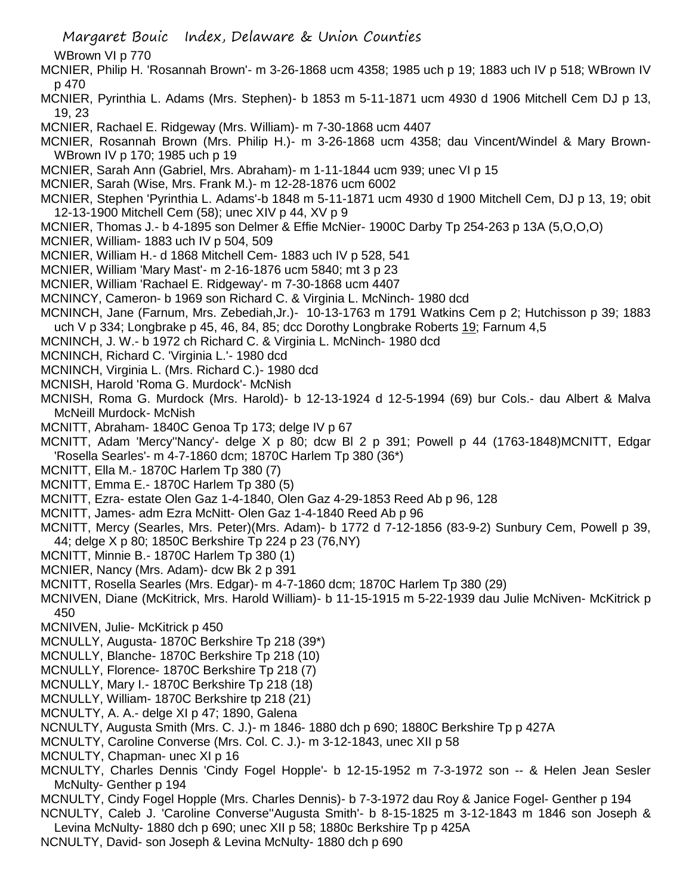WBrown VI p 770

MCNIER, Philip H. 'Rosannah Brown'- m 3-26-1868 ucm 4358; 1985 uch p 19; 1883 uch IV p 518; WBrown IV p 470

MCNIER, Pyrinthia L. Adams (Mrs. Stephen)- b 1853 m 5-11-1871 ucm 4930 d 1906 Mitchell Cem DJ p 13, 19, 23

MCNIER, Rachael E. Ridgeway (Mrs. William)- m 7-30-1868 ucm 4407

MCNIER, Rosannah Brown (Mrs. Philip H.)- m 3-26-1868 ucm 4358; dau Vincent/Windel & Mary Brown- WBrown IV p 170; 1985 uch p 19

MCNIER, Sarah Ann (Gabriel, Mrs. Abraham)- m 1-11-1844 ucm 939; unec VI p 15

MCNIER, Sarah (Wise, Mrs. Frank M.)- m 12-28-1876 ucm 6002

MCNIER, Stephen 'Pyrinthia L. Adams'-b 1848 m 5-11-1871 ucm 4930 d 1900 Mitchell Cem, DJ p 13, 19; obit 12-13-1900 Mitchell Cem (58); unec XIV p 44, XV p 9

MCNIER, Thomas J.- b 4-1895 son Delmer & Effie McNier- 1900C Darby Tp 254-263 p 13A (5,O,O,O)

MCNIER, William- 1883 uch IV p 504, 509

MCNIER, William H.- d 1868 Mitchell Cem- 1883 uch IV p 528, 541

MCNIER, William 'Mary Mast'- m 2-16-1876 ucm 5840; mt 3 p 23

MCNIER, William 'Rachael E. Ridgeway'- m 7-30-1868 ucm 4407

MCNINCY, Cameron- b 1969 son Richard C. & Virginia L. McNinch- 1980 dcd

MCNINCH, Jane (Farnum, Mrs. Zebediah,Jr.)- 10-13-1763 m 1791 Watkins Cem p 2; Hutchisson p 39; 1883 uch V p 334; Longbrake p 45, 46, 84, 85; dcc Dorothy Longbrake Roberts 19; Farnum 4,5

MCNINCH, J. W.- b 1972 ch Richard C. & Virginia L. McNinch- 1980 dcd

MCNINCH, Richard C. 'Virginia L.'- 1980 dcd

MCNINCH, Virginia L. (Mrs. Richard C.)- 1980 dcd

MCNISH, Harold 'Roma G. Murdock'- McNish

MCNISH, Roma G. Murdock (Mrs. Harold)- b 12-13-1924 d 12-5-1994 (69) bur Cols.- dau Albert & Malva McNeill Murdock- McNish

MCNITT, Abraham- 1840C Genoa Tp 173; delge IV p 67

MCNITT, Adam 'Mercy''Nancy'- delge X p 80; dcw Bl 2 p 391; Powell p 44 (1763-1848)MCNITT, Edgar 'Rosella Searles'- m 4-7-1860 dcm; 1870C Harlem Tp 380 (36*)

MCNITT, Ella M.- 1870C Harlem Tp 380 (7)

MCNITT, Emma E.- 1870C Harlem Tp 380 (5)

MCNITT, Ezra- estate Olen Gaz 1-4-1840, Olen Gaz 4-29-1853 Reed Ab p 96, 128

MCNITT, James- adm Ezra McNitt- Olen Gaz 1-4-1840 Reed Ab p 96

MCNITT, Mercy (Searles, Mrs. Peter)(Mrs. Adam)- b 1772 d 7-12-1856 (83-9-2) Sunbury Cem, Powell p 39, 44; delge X p 80; 1850C Berkshire Tp 224 p 23 (76,NY)

MCNITT, Minnie B.- 1870C Harlem Tp 380 (1)

MCNIER, Nancy (Mrs. Adam)- dcw Bk 2 p 391

MCNITT, Rosella Searles (Mrs. Edgar)- m 4-7-1860 dcm; 1870C Harlem Tp 380 (29)

MCNIVEN, Diane (McKitrick, Mrs. Harold William)- b 11-15-1915 m 5-22-1939 dau Julie McNiven- McKitrick p 450

MCNIVEN, Julie- McKitrick p 450

MCNULLY, Augusta- 1870C Berkshire Tp 218 (39*)

MCNULLY, Blanche- 1870C Berkshire Tp 218 (10)

MCNULLY, Florence- 1870C Berkshire Tp 218 (7)

MCNULLY, Mary I.- 1870C Berkshire Tp 218 (18)

MCNULLY, William- 1870C Berkshire tp 218 (21)

MCNULTY, A. A.- delge XI p 47; 1890, Galena

NCNULTY, Augusta Smith (Mrs. C. J.)- m 1846- 1880 dch p 690; 1880C Berkshire Tp p 427A

MCNULTY, Caroline Converse (Mrs. Col. C. J.)- m 3-12-1843, unec XII p 58

MCNULTY, Chapman- unec XI p 16

MCNULTY, Charles Dennis 'Cindy Fogel Hopple'- b 12-15-1952 m 7-3-1972 son -- & Helen Jean Sesler McNulty- Genther p 194

MCNULTY, Cindy Fogel Hopple (Mrs. Charles Dennis)- b 7-3-1972 dau Roy & Janice Fogel- Genther p 194

NCNULTY, Caleb J. 'Caroline Converse''Augusta Smith'- b 8-15-1825 m 3-12-1843 m 1846 son Joseph & Levina McNulty- 1880 dch p 690; unec XII p 58; 1880c Berkshire Tp p 425A

NCNULTY, David- son Joseph & Levina McNulty- 1880 dch p 690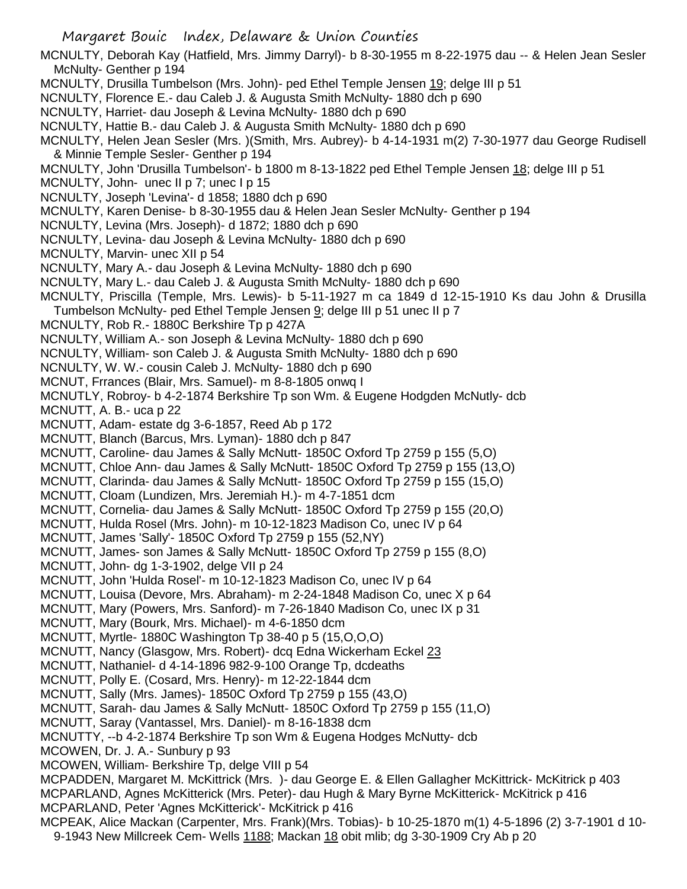MCNULTY, Deborah Kay (Hatfield, Mrs. Jimmy Darryl)- b 8-30-1955 m 8-22-1975 dau -- & Helen Jean Sesler McNulty- Genther p 194

MCNULTY, Drusilla Tumbelson (Mrs. John)- ped Ethel Temple Jensen 19; delge III p 51

NCNULTY, Florence E.- dau Caleb J. & Augusta Smith McNulty- 1880 dch p 690

NCNULTY, Harriet- dau Joseph & Levina McNulty- 1880 dch p 690

NCNULTY, Hattie B.- dau Caleb J. & Augusta Smith McNulty- 1880 dch p 690

MCNULTY, Helen Jean Sesler (Mrs. )(Smith, Mrs. Aubrey)- b 4-14-1931 m(2) 7-30-1977 dau George Rudisell & Minnie Temple Sesler- Genther p 194

MCNULTY, John 'Drusilla Tumbelson'- b 1800 m 8-13-1822 ped Ethel Temple Jensen 18; delge III p 51

MCNULTY, John- unec II p 7; unec I p 15

NCNULTY, Joseph 'Levina'- d 1858; 1880 dch p 690

MCNULTY, Karen Denise- b 8-30-1955 dau & Helen Jean Sesler McNulty- Genther p 194

NCNULTY, Levina (Mrs. Joseph)- d 1872; 1880 dch p 690

NCNULTY, Levina- dau Joseph & Levina McNulty- 1880 dch p 690

MCNULTY, Marvin- unec XII p 54

NCNULTY, Mary A.- dau Joseph & Levina McNulty- 1880 dch p 690

NCNULTY, Mary L.- dau Caleb J. & Augusta Smith McNulty- 1880 dch p 690

MCNULTY, Priscilla (Temple, Mrs. Lewis)- b 5-11-1927 m ca 1849 d 12-15-1910 Ks dau John & Drusilla Tumbelson McNulty- ped Ethel Temple Jensen 9; delge III p 51 unec II p 7

MCNULTY, Rob R.- 1880C Berkshire Tp p 427A

NCNULTY, William A.- son Joseph & Levina McNulty- 1880 dch p 690

NCNULTY, William- son Caleb J. & Augusta Smith McNulty- 1880 dch p 690

NCNULTY, W. W.- cousin Caleb J. McNulty- 1880 dch p 690

MCNUT, Frrances (Blair, Mrs. Samuel)- m 8-8-1805 onwq I

MCNUTLY, Robroy- b 4-2-1874 Berkshire Tp son Wm. & Eugene Hodgden McNutly- dcb

MCNUTT, A. B.- uca p 22

MCNUTT, Adam- estate dg 3-6-1857, Reed Ab p 172

MCNUTT, Blanch (Barcus, Mrs. Lyman)- 1880 dch p 847

MCNUTT, Caroline- dau James & Sally McNutt- 1850C Oxford Tp 2759 p 155 (5,O)

MCNUTT, Chloe Ann- dau James & Sally McNutt- 1850C Oxford Tp 2759 p 155 (13,O)

MCNUTT, Clarinda- dau James & Sally McNutt- 1850C Oxford Tp 2759 p 155 (15,O)

MCNUTT, Cloam (Lundizen, Mrs. Jeremiah H.)- m 4-7-1851 dcm

MCNUTT, Cornelia- dau James & Sally McNutt- 1850C Oxford Tp 2759 p 155 (20,O)

MCNUTT, Hulda Rosel (Mrs. John)- m 10-12-1823 Madison Co, unec IV p 64

MCNUTT, James 'Sally'- 1850C Oxford Tp 2759 p 155 (52,NY)

MCNUTT, James- son James & Sally McNutt- 1850C Oxford Tp 2759 p 155 (8,O)

MCNUTT, John- dg 1-3-1902, delge VII p 24

MCNUTT, John 'Hulda Rosel'- m 10-12-1823 Madison Co, unec IV p 64

MCNUTT, Louisa (Devore, Mrs. Abraham)- m 2-24-1848 Madison Co, unec X p 64

MCNUTT, Mary (Powers, Mrs. Sanford)- m 7-26-1840 Madison Co, unec IX p 31

MCNUTT, Mary (Bourk, Mrs. Michael)- m 4-6-1850 dcm

MCNUTT, Myrtle- 1880C Washington Tp 38-40 p 5 (15,O,O,O)

MCNUTT, Nancy (Glasgow, Mrs. Robert)- dcq Edna Wickerham Eckel 23

MCNUTT, Nathaniel- d 4-14-1896 982-9-100 Orange Tp, dcdeaths

MCNUTT, Polly E. (Cosard, Mrs. Henry)- m 12-22-1844 dcm

MCNUTT, Sally (Mrs. James)- 1850C Oxford Tp 2759 p 155 (43,O)

MCNUTT, Sarah- dau James & Sally McNutt- 1850C Oxford Tp 2759 p 155 (11,O)

MCNUTT, Saray (Vantassel, Mrs. Daniel)- m 8-16-1838 dcm

MCNUTTY, --b 4-2-1874 Berkshire Tp son Wm & Eugena Hodges McNutty- dcb

MCOWEN, Dr. J. A.- Sunbury p 93

MCOWEN, William- Berkshire Tp, delge VIII p 54

MCPADDEN, Margaret M. McKittrick (Mrs. )- dau George E. & Ellen Gallagher McKittrick- McKitrick p 403

MCPARLAND, Agnes McKitterick (Mrs. Peter)- dau Hugh & Mary Byrne McKitterick- McKitrick p 416

MCPARLAND, Peter 'Agnes McKitterick'- McKitrick p 416

MCPEAK, Alice Mackan (Carpenter, Mrs. Frank)(Mrs. Tobias)- b 10-25-1870 m(1) 4-5-1896 (2) 3-7-1901 d 10-9-1943 New Millcreek Cem- Wells 1188; Mackan 18 obit mlib; dg 3-30-1909 Cry Ab p 20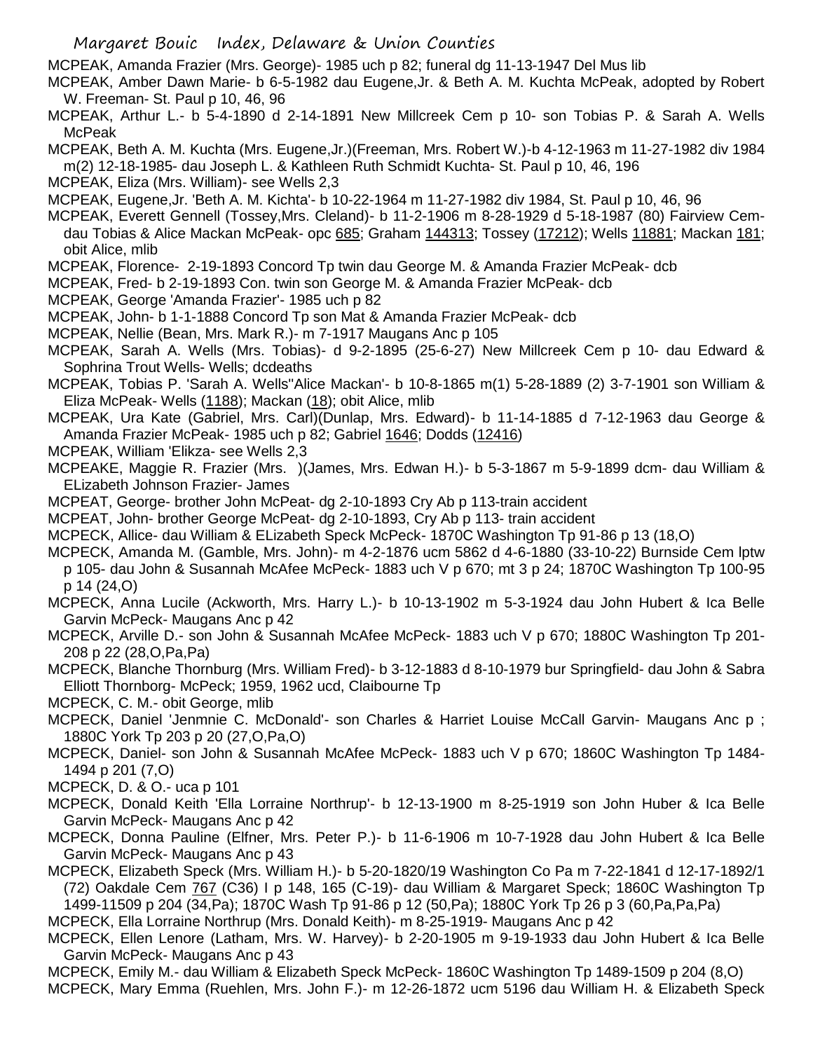MCPEAK, Amanda Frazier (Mrs. George)- 1985 uch p 82; funeral dg 11-13-1947 Del Mus lib

MCPEAK, Amber Dawn Marie- b 6-5-1982 dau Eugene,Jr. & Beth A. M. Kuchta McPeak, adopted by Robert W. Freeman- St. Paul p 10, 46, 96

MCPEAK, Arthur L.- b 5-4-1890 d 2-14-1891 New Millcreek Cem p 10- son Tobias P. & Sarah A. Wells McPeak

MCPEAK, Beth A. M. Kuchta (Mrs. Eugene,Jr.)(Freeman, Mrs. Robert W.)-b 4-12-1963 m 11-27-1982 div 1984 m(2) 12-18-1985- dau Joseph L. & Kathleen Ruth Schmidt Kuchta- St. Paul p 10, 46, 196

MCPEAK, Eliza (Mrs. William)- see Wells 2,3

MCPEAK, Eugene,Jr. 'Beth A. M. Kichta'- b 10-22-1964 m 11-27-1982 div 1984, St. Paul p 10, 46, 96

MCPEAK, Everett Gennell (Tossey,Mrs. Cleland)- b 11-2-1906 m 8-28-1929 d 5-18-1987 (80) Fairview Cem- dau Tobias & Alice Mackan McPeak- opc 685; Graham 144313; Tossey (17212); Wells 11881; Mackan 181; obit Alice, mlib

MCPEAK, Florence- 2-19-1893 Concord Tp twin dau George M. & Amanda Frazier McPeak- dcb

MCPEAK, Fred- b 2-19-1893 Con. twin son George M. & Amanda Frazier McPeak- dcb

MCPEAK, George 'Amanda Frazier'- 1985 uch p 82

MCPEAK, John- b 1-1-1888 Concord Tp son Mat & Amanda Frazier McPeak- dcb

MCPEAK, Nellie (Bean, Mrs. Mark R.)- m 7-1917 Maugans Anc p 105

MCPEAK, Sarah A. Wells (Mrs. Tobias)- d 9-2-1895 (25-6-27) New Millcreek Cem p 10- dau Edward & Sophrina Trout Wells- Wells; dcdeaths

MCPEAK, Tobias P. 'Sarah A. Wells''Alice Mackan'- b 10-8-1865 m(1) 5-28-1889 (2) 3-7-1901 son William & Eliza McPeak- Wells (1188); Mackan (18); obit Alice, mlib

MCPEAK, Ura Kate (Gabriel, Mrs. Carl)(Dunlap, Mrs. Edward)- b 11-14-1885 d 7-12-1963 dau George & Amanda Frazier McPeak- 1985 uch p 82; Gabriel 1646; Dodds (12416)

MCPEAK, William 'Elikza- see Wells 2,3

MCPEAKE, Maggie R. Frazier (Mrs. )(James, Mrs. Edwan H.)- b 5-3-1867 m 5-9-1899 dcm- dau William & ELizabeth Johnson Frazier- James

MCPEAT, George- brother John McPeat- dg 2-10-1893 Cry Ab p 113-train accident

MCPEAT, John- brother George McPeat- dg 2-10-1893, Cry Ab p 113- train accident

MCPECK, Allice- dau William & ELizabeth Speck McPeck- 1870C Washington Tp 91-86 p 13 (18,O)

MCPECK, Amanda M. (Gamble, Mrs. John)- m 4-2-1876 ucm 5862 d 4-6-1880 (33-10-22) Burnside Cem lptw p 105- dau John & Susannah McAfee McPeck- 1883 uch V p 670; mt 3 p 24; 1870C Washington Tp 100-95 p 14 (24,O)

MCPECK, Anna Lucile (Ackworth, Mrs. Harry L.)- b 10-13-1902 m 5-3-1924 dau John Hubert & Ica Belle Garvin McPeck- Maugans Anc p 42

MCPECK, Arville D.- son John & Susannah McAfee McPeck- 1883 uch V p 670; 1880C Washington Tp 201-208 p 22 (28,O,Pa,Pa)

MCPECK, Blanche Thornburg (Mrs. William Fred)- b 3-12-1883 d 8-10-1979 bur Springfield- dau John & Sabra Elliott Thornborg- McPeck; 1959, 1962 ucd, Claibourne Tp

MCPECK, C. M.- obit George, mlib

MCPECK, Daniel 'Jenmnie C. McDonald'- son Charles & Harriet Louise McCall Garvin- Maugans Anc p ; 1880C York Tp 203 p 20 (27,O,Pa,O)

MCPECK, Daniel- son John & Susannah McAfee McPeck- 1883 uch V p 670; 1860C Washington Tp 1484-1494 p 201 (7,O)

MCPECK, D. & O.- uca p 101

MCPECK, Donald Keith 'Ella Lorraine Northrup'- b 12-13-1900 m 8-25-1919 son John Huber & Ica Belle Garvin McPeck- Maugans Anc p 42

MCPECK, Donna Pauline (Elfner, Mrs. Peter P.)- b 11-6-1906 m 10-7-1928 dau John Hubert & Ica Belle Garvin McPeck- Maugans Anc p 43

MCPECK, Elizabeth Speck (Mrs. William H.)- b 5-20-1820/19 Washington Co Pa m 7-22-1841 d 12-17-1892/1 (72) Oakdale Cem 767 (C36) I p 148, 165 (C-19)- dau William & Margaret Speck; 1860C Washington Tp 1499-11509 p 204 (34,Pa); 1870C Wash Tp 91-86 p 12 (50,Pa); 1880C York Tp 26 p 3 (60,Pa,Pa,Pa)

MCPECK, Ella Lorraine Northrup (Mrs. Donald Keith)- m 8-25-1919- Maugans Anc p 42

MCPECK, Ellen Lenore (Latham, Mrs. W. Harvey)- b 2-20-1905 m 9-19-1933 dau John Hubert & Ica Belle Garvin McPeck- Maugans Anc p 43

MCPECK, Emily M.- dau William & Elizabeth Speck McPeck- 1860C Washington Tp 1489-1509 p 204 (8,O)

MCPECK, Mary Emma (Ruehlen, Mrs. John F.)- m 12-26-1872 ucm 5196 dau William H. & Elizabeth Speck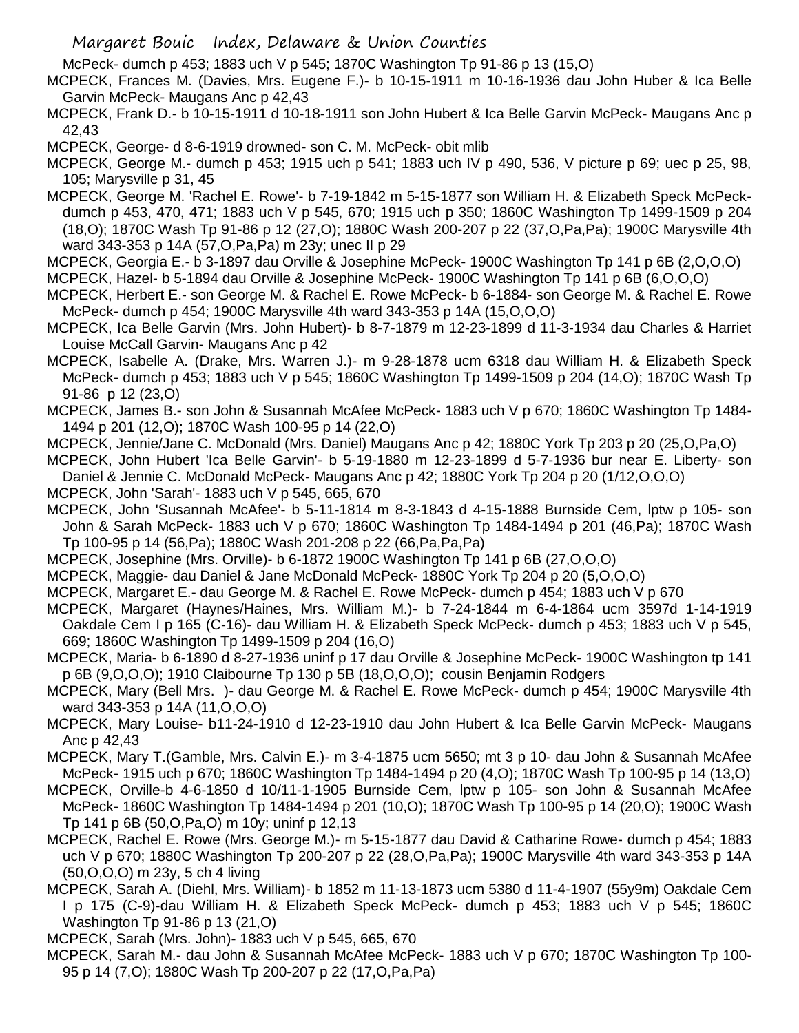McPeck- dumch p 453; 1883 uch V p 545; 1870C Washington Tp 91-86 p 13 (15,O)

MCPECK, Frances M. (Davies, Mrs. Eugene F.)- b 10-15-1911 m 10-16-1936 dau John Huber & Ica Belle Garvin McPeck- Maugans Anc p 42,43

MCPECK, Frank D.- b 10-15-1911 d 10-18-1911 son John Hubert & Ica Belle Garvin McPeck- Maugans Anc p 42,43

MCPECK, George- d 8-6-1919 drowned- son C. M. McPeck- obit mlib

MCPECK, George M.- dumch p 453; 1915 uch p 541; 1883 uch IV p 490, 536, V picture p 69; uec p 25, 98, 105; Marysville p 31, 45

MCPECK, George M. 'Rachel E. Rowe'- b 7-19-1842 m 5-15-1877 son William H. & Elizabeth Speck McPeck- dumch p 453, 470, 471; 1883 uch V p 545, 670; 1915 uch p 350; 1860C Washington Tp 1499-1509 p 204 (18,O); 1870C Wash Tp 91-86 p 12 (27,O); 1880C Wash 200-207 p 22 (37,O,Pa,Pa); 1900C Marysville 4th ward 343-353 p 14A (57,O,Pa,Pa) m 23y; unec II p 29

MCPECK, Georgia E.- b 3-1897 dau Orville & Josephine McPeck- 1900C Washington Tp 141 p 6B (2,O,O,O)

MCPECK, Hazel- b 5-1894 dau Orville & Josephine McPeck- 1900C Washington Tp 141 p 6B (6,O,O,O)

MCPECK, Herbert E.- son George M. & Rachel E. Rowe McPeck- b 6-1884- son George M. & Rachel E. Rowe McPeck- dumch p 454; 1900C Marysville 4th ward 343-353 p 14A (15,O,O,O)

MCPECK, Ica Belle Garvin (Mrs. John Hubert)- b 8-7-1879 m 12-23-1899 d 11-3-1934 dau Charles & Harriet Louise McCall Garvin- Maugans Anc p 42

MCPECK, Isabelle A. (Drake, Mrs. Warren J.)- m 9-28-1878 ucm 6318 dau William H. & Elizabeth Speck McPeck- dumch p 453; 1883 uch V p 545; 1860C Washington Tp 1499-1509 p 204 (14,O); 1870C Wash Tp 91-86 p 12 (23,O)

MCPECK, James B.- son John & Susannah McAfee McPeck- 1883 uch V p 670; 1860C Washington Tp 1484-1494 p 201 (12,O); 1870C Wash 100-95 p 14 (22,O)

MCPECK, Jennie/Jane C. McDonald (Mrs. Daniel) Maugans Anc p 42; 1880C York Tp 203 p 20 (25,O,Pa,O)

MCPECK, John Hubert 'Ica Belle Garvin'- b 5-19-1880 m 12-23-1899 d 5-7-1936 bur near E. Liberty- son Daniel & Jennie C. McDonald McPeck- Maugans Anc p 42; 1880C York Tp 204 p 20 (1/12,O,O,O)

MCPECK, John 'Sarah'- 1883 uch V p 545, 665, 670

MCPECK, John 'Susannah McAfee'- b 5-11-1814 m 8-3-1843 d 4-15-1888 Burnside Cem, lptw p 105- son John & Sarah McPeck- 1883 uch V p 670; 1860C Washington Tp 1484-1494 p 201 (46,Pa); 1870C Wash Tp 100-95 p 14 (56,Pa); 1880C Wash 201-208 p 22 (66,Pa,Pa,Pa)

MCPECK, Josephine (Mrs. Orville)- b 6-1872 1900C Washington Tp 141 p 6B (27,O,O,O)

MCPECK, Maggie- dau Daniel & Jane McDonald McPeck- 1880C York Tp 204 p 20 (5,O,O,O)

MCPECK, Margaret E.- dau George M. & Rachel E. Rowe McPeck- dumch p 454; 1883 uch V p 670

MCPECK, Margaret (Haynes/Haines, Mrs. William M.)- b 7-24-1844 m 6-4-1864 ucm 3597d 1-14-1919 Oakdale Cem I p 165 (C-16)- dau William H. & Elizabeth Speck McPeck- dumch p 453; 1883 uch V p 545, 669; 1860C Washington Tp 1499-1509 p 204 (16,O)

MCPECK, Maria- b 6-1890 d 8-27-1936 uninf p 17 dau Orville & Josephine McPeck- 1900C Washington tp 141 p 6B (9,O,O,O); 1910 Claibourne Tp 130 p 5B (18,O,O,O); cousin Benjamin Rodgers

MCPECK, Mary (Bell Mrs. )- dau George M. & Rachel E. Rowe McPeck- dumch p 454; 1900C Marysville 4th ward 343-353 p 14A (11,O,O,O)

MCPECK, Mary Louise- b11-24-1910 d 12-23-1910 dau John Hubert & Ica Belle Garvin McPeck- Maugans Anc p 42,43

MCPECK, Mary T.(Gamble, Mrs. Calvin E.)- m 3-4-1875 ucm 5650; mt 3 p 10- dau John & Susannah McAfee McPeck- 1915 uch p 670; 1860C Washington Tp 1484-1494 p 20 (4,O); 1870C Wash Tp 100-95 p 14 (13,O)

MCPECK, Orville-b 4-6-1850 d 10/11-1-1905 Burnside Cem, lptw p 105- son John & Susannah McAfee McPeck- 1860C Washington Tp 1484-1494 p 201 (10,O); 1870C Wash Tp 100-95 p 14 (20,O); 1900C Wash Tp 141 p 6B (50,O,Pa,O) m 10y; uninf p 12,13

MCPECK, Rachel E. Rowe (Mrs. George M.)- m 5-15-1877 dau David & Catharine Rowe- dumch p 454; 1883 uch V p 670; 1880C Washington Tp 200-207 p 22 (28,O,Pa,Pa); 1900C Marysville 4th ward 343-353 p 14A (50,O,O,O) m 23y, 5 ch 4 living

MCPECK, Sarah A. (Diehl, Mrs. William)- b 1852 m 11-13-1873 ucm 5380 d 11-4-1907 (55y9m) Oakdale Cem I p 175 (C-9)-dau William H. & Elizabeth Speck McPeck- dumch p 453; 1883 uch V p 545; 1860C Washington Tp 91-86 p 13 (21,O)

MCPECK, Sarah (Mrs. John)- 1883 uch V p 545, 665, 670

MCPECK, Sarah M.- dau John & Susannah McAfee McPeck- 1883 uch V p 670; 1870C Washington Tp 100-95 p 14 (7,O); 1880C Wash Tp 200-207 p 22 (17,O,Pa,Pa)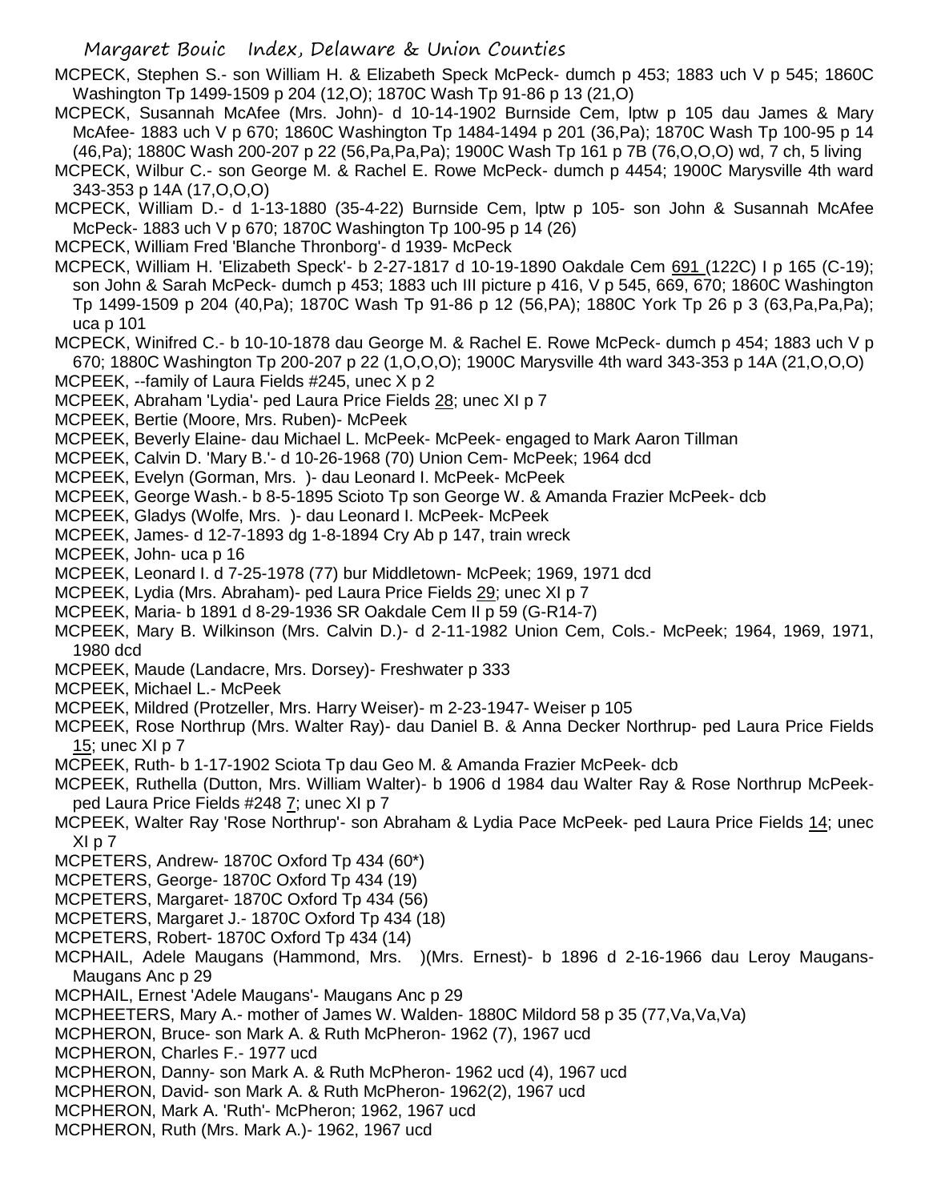MCPECK, Stephen S.- son William H. & Elizabeth Speck McPeck- dumch p 453; 1883 uch V p 545; 1860C Washington Tp 1499-1509 p 204 (12,O); 1870C Wash Tp 91-86 p 13 (21,O)

MCPECK, Susannah McAfee (Mrs. John)- d 10-14-1902 Burnside Cem, lptw p 105 dau James & Mary McAfee- 1883 uch V p 670; 1860C Washington Tp 1484-1494 p 201 (36,Pa); 1870C Wash Tp 100-95 p 14 (46,Pa); 1880C Wash 200-207 p 22 (56,Pa,Pa,Pa); 1900C Wash Tp 161 p 7B (76,O,O,O) wd, 7 ch, 5 living

MCPECK, Wilbur C.- son George M. & Rachel E. Rowe McPeck- dumch p 4454; 1900C Marysville 4th ward 343-353 p 14A (17,O,O,O)

MCPECK, William D.- d 1-13-1880 (35-4-22) Burnside Cem, lptw p 105- son John & Susannah McAfee McPeck- 1883 uch V p 670; 1870C Washington Tp 100-95 p 14 (26)

MCPECK, William Fred 'Blanche Thronborg'- d 1939- McPeck

MCPECK, William H. 'Elizabeth Speck'- b 2-27-1817 d 10-19-1890 Oakdale Cem 691 (122C) I p 165 (C-19); son John & Sarah McPeck- dumch p 453; 1883 uch III picture p 416, V p 545, 669, 670; 1860C Washington Tp 1499-1509 p 204 (40,Pa); 1870C Wash Tp 91-86 p 12 (56,PA); 1880C York Tp 26 p 3 (63,Pa,Pa,Pa); uca p 101

MCPECK, Winifred C.- b 10-10-1878 dau George M. & Rachel E. Rowe McPeck- dumch p 454; 1883 uch V p 670; 1880C Washington Tp 200-207 p 22 (1,O,O,O); 1900C Marysville 4th ward 343-353 p 14A (21,O,O,O)

MCPEEK, --family of Laura Fields #245, unec X p 2

MCPEEK, Abraham 'Lydia'- ped Laura Price Fields 28; unec XI p 7

MCPEEK, Bertie (Moore, Mrs. Ruben)- McPeek

MCPEEK, Beverly Elaine- dau Michael L. McPeek- McPeek- engaged to Mark Aaron Tillman

MCPEEK, Calvin D. 'Mary B.'- d 10-26-1968 (70) Union Cem- McPeek; 1964 dcd

MCPEEK, Evelyn (Gorman, Mrs. )- dau Leonard I. McPeek- McPeek

MCPEEK, George Wash.- b 8-5-1895 Scioto Tp son George W. & Amanda Frazier McPeek- dcb

MCPEEK, Gladys (Wolfe, Mrs. )- dau Leonard I. McPeek- McPeek

MCPEEK, James- d 12-7-1893 dg 1-8-1894 Cry Ab p 147, train wreck

MCPEEK, John- uca p 16

MCPEEK, Leonard I. d 7-25-1978 (77) bur Middletown- McPeek; 1969, 1971 dcd

MCPEEK, Lydia (Mrs. Abraham)- ped Laura Price Fields 29; unec XI p 7

MCPEEK, Maria- b 1891 d 8-29-1936 SR Oakdale Cem II p 59 (G-R14-7)

MCPEEK, Mary B. Wilkinson (Mrs. Calvin D.)- d 2-11-1982 Union Cem, Cols.- McPeek; 1964, 1969, 1971, 1980 dcd

MCPEEK, Maude (Landacre, Mrs. Dorsey)- Freshwater p 333

MCPEEK, Michael L.- McPeek

MCPEEK, Mildred (Protzeller, Mrs. Harry Weiser)- m 2-23-1947- Weiser p 105

MCPEEK, Rose Northrup (Mrs. Walter Ray)- dau Daniel B. & Anna Decker Northrup- ped Laura Price Fields 15; unec XI p 7

MCPEEK, Ruth- b 1-17-1902 Sciota Tp dau Geo M. & Amanda Frazier McPeek- dcb

MCPEEK, Ruthella (Dutton, Mrs. William Walter)- b 1906 d 1984 dau Walter Ray & Rose Northrup McPeek- ped Laura Price Fields #248 7; unec XI p 7

MCPEEK, Walter Ray 'Rose Northrup'- son Abraham & Lydia Pace McPeek- ped Laura Price Fields 14; unec XI p 7

MCPETERS, Andrew- 1870C Oxford Tp 434 (60*)

MCPETERS, George- 1870C Oxford Tp 434 (19)

MCPETERS, Margaret- 1870C Oxford Tp 434 (56)

MCPETERS, Margaret J.- 1870C Oxford Tp 434 (18)

MCPETERS, Robert- 1870C Oxford Tp 434 (14)

MCPHAIL, Adele Maugans (Hammond, Mrs. )(Mrs. Ernest)- b 1896 d 2-16-1966 dau Leroy Maugans- Maugans Anc p 29

MCPHAIL, Ernest 'Adele Maugans'- Maugans Anc p 29

MCPHEETERS, Mary A.- mother of James W. Walden- 1880C Mildord 58 p 35 (77,Va,Va,Va)

MCPHERON, Bruce- son Mark A. & Ruth McPheron- 1962 (7), 1967 ucd

MCPHERON, Charles F.- 1977 ucd

MCPHERON, Danny- son Mark A. & Ruth McPheron- 1962 ucd (4), 1967 ucd

MCPHERON, David- son Mark A. & Ruth McPheron- 1962(2), 1967 ucd

MCPHERON, Mark A. 'Ruth'- McPheron; 1962, 1967 ucd

MCPHERON, Ruth (Mrs. Mark A.)- 1962, 1967 ucd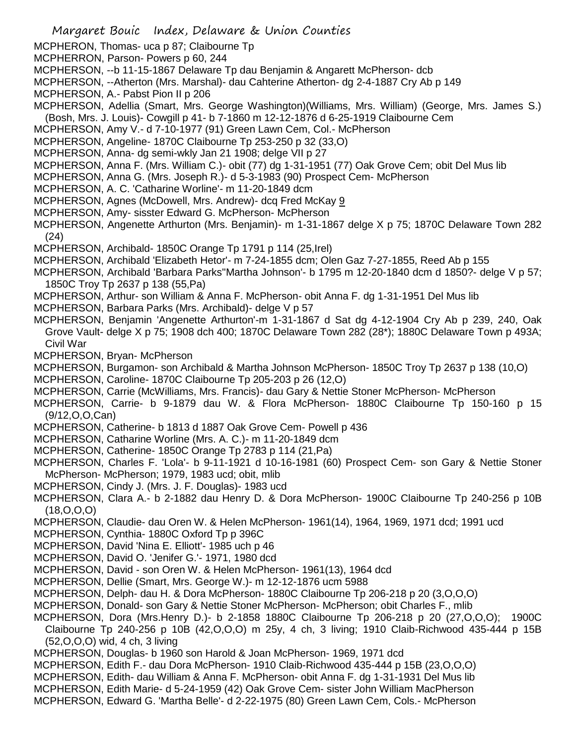MCPHERON, Thomas- uca p 87; Claibourne Tp
MCPHERRON, Parson- Powers p 60, 244
MCPHERSON, --b 11-15-1867 Delaware Tp dau Benjamin & Angarett McPherson- dcb
MCPHERSON, --Atherton (Mrs. Marshal)- dau Cahterine Atherton- dg 2-4-1887 Cry Ab p 149
MCPHERSON, A.- Pabst Pion II p 206
MCPHERSON, Adellia (Smart, Mrs. George Washington)(Williams, Mrs. William) (George, Mrs. James S.) (Bosh, Mrs. J. Louis)- Cowgill p 41- b 7-1860 m 12-12-1876 d 6-25-1919 Claibourne Cem
MCPHERSON, Amy V.- d 7-10-1977 (91) Green Lawn Cem, Col.- McPherson
MCPHERSON, Angeline- 1870C Claibourne Tp 253-250 p 32 (33,O)
MCPHERSON, Anna- dg semi-wkly Jan 21 1908; delge VII p 27
MCPHERSON, Anna F. (Mrs. William C.)- obit (77) dg 1-31-1951 (77) Oak Grove Cem; obit Del Mus lib
MCPHERSON, Anna G. (Mrs. Joseph R.)- d 5-3-1983 (90) Prospect Cem- McPherson
MCPHERSON, A. C. 'Catharine Worline'- m 11-20-1849 dcm
MCPHERSON, Agnes (McDowell, Mrs. Andrew)- dcq Fred McKay 9
MCPHERSON, Amy- sisster Edward G. McPherson- McPherson
MCPHERSON, Angenette Arthurton (Mrs. Benjamin)- m 1-31-1867 delge X p 75; 1870C Delaware Town 282 (24)
MCPHERSON, Archibald- 1850C Orange Tp 1791 p 114 (25,Irel)
MCPHERSON, Archibald 'Elizabeth Hetor'- m 7-24-1855 dcm; Olen Gaz 7-27-1855, Reed Ab p 155
MCPHERSON, Archibald 'Barbara Parks''Martha Johnson'- b 1795 m 12-20-1840 dcm d 1850?- delge V p 57; 1850C Troy Tp 2637 p 138 (55,Pa)
MCPHERSON, Arthur- son William & Anna F. McPherson- obit Anna F. dg 1-31-1951 Del Mus lib
MCPHERSON, Barbara Parks (Mrs. Archibald)- delge V p 57
MCPHERSON, Benjamin 'Angenette Arthurton'-m 1-31-1867 d Sat dg 4-12-1904 Cry Ab p 239, 240, Oak Grove Vault- delge X p 75; 1908 dch 400; 1870C Delaware Town 282 (28*); 1880C Delaware Town p 493A; Civil War
MCPHERSON, Bryan- McPherson
MCPHERSON, Burgamon- son Archibald & Martha Johnson McPherson- 1850C Troy Tp 2637 p 138 (10,O)
MCPHERSON, Caroline- 1870C Claibourne Tp 205-203 p 26 (12,O)
MCPHERSON, Carrie (McWilliams, Mrs. Francis)- dau Gary & Nettie Stoner McPherson- McPherson
MCPHERSON, Carrie- b 9-1879 dau W. & Flora McPherson- 1880C Claibourne Tp 150-160 p 15 (9/12,O,O,Can)
MCPHERSON, Catherine- b 1813 d 1887 Oak Grove Cem- Powell p 436
MCPHERSON, Catharine Worline (Mrs. A. C.)- m 11-20-1849 dcm
MCPHERSON, Catherine- 1850C Orange Tp 2783 p 114 (21,Pa)
MCPHERSON, Charles F. 'Lola'- b 9-11-1921 d 10-16-1981 (60) Prospect Cem- son Gary & Nettie Stoner McPherson- McPherson; 1979, 1983 ucd; obit, mlib
MCPHERSON, Cindy J. (Mrs. J. F. Douglas)- 1983 ucd
MCPHERSON, Clara A.- b 2-1882 dau Henry D. & Dora McPherson- 1900C Claibourne Tp 240-256 p 10B (18,O,O,O)
MCPHERSON, Claudie- dau Oren W. & Helen McPherson- 1961(14), 1964, 1969, 1971 dcd; 1991 ucd
MCPHERSON, Cynthia- 1880C Oxford Tp p 396C
MCPHERSON, David 'Nina E. Elliott'- 1985 uch p 46
MCPHERSON, David O. 'Jenifer G.'- 1971, 1980 dcd
MCPHERSON, David - son Oren W. & Helen McPherson- 1961(13), 1964 dcd
MCPHERSON, Dellie (Smart, Mrs. George W.)- m 12-12-1876 ucm 5988
MCPHERSON, Delph- dau H. & Dora McPherson- 1880C Claibourne Tp 206-218 p 20 (3,O,O,O)
MCPHERSON, Donald- son Gary & Nettie Stoner McPherson- McPherson; obit Charles F., mlib
MCPHERSON, Dora (Mrs.Henry D.)- b 2-1858 1880C Claibourne Tp 206-218 p 20 (27,O,O,O); 1900C Claibourne Tp 240-256 p 10B (42,O,O,O) m 25y, 4 ch, 3 living; 1910 Claib-Richwood 435-444 p 15B (52,O,O,O) wid, 4 ch, 3 living
MCPHERSON, Douglas- b 1960 son Harold & Joan McPherson- 1969, 1971 dcd
MCPHERSON, Edith F.- dau Dora McPherson- 1910 Claib-Richwood 435-444 p 15B (23,O,O,O)
MCPHERSON, Edith- dau William & Anna F. McPherson- obit Anna F. dg 1-31-1931 Del Mus lib
MCPHERSON, Edith Marie- d 5-24-1959 (42) Oak Grove Cem- sister John William MacPherson
MCPHERSON, Edward G. 'Martha Belle'- d 2-22-1975 (80) Green Lawn Cem, Cols.- McPherson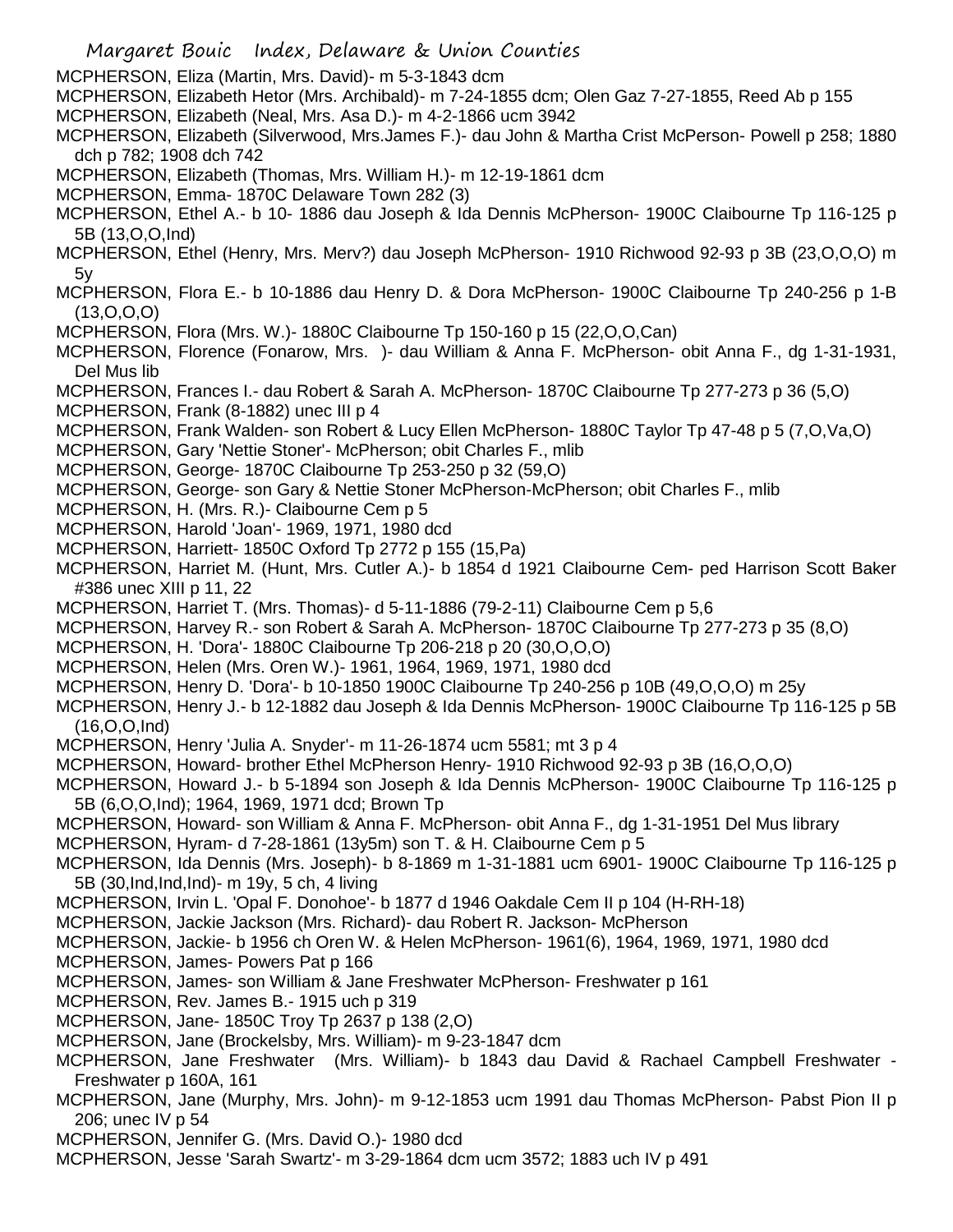MCPHERSON, Eliza (Martin, Mrs. David)- m 5-3-1843 dcm

MCPHERSON, Elizabeth Hetor (Mrs. Archibald)- m 7-24-1855 dcm; Olen Gaz 7-27-1855, Reed Ab p 155

MCPHERSON, Elizabeth (Neal, Mrs. Asa D.)- m 4-2-1866 ucm 3942

MCPHERSON, Elizabeth (Silverwood, Mrs.James F.)- dau John & Martha Crist McPerson- Powell p 258; 1880 dch p 782; 1908 dch 742

MCPHERSON, Elizabeth (Thomas, Mrs. William H.)- m 12-19-1861 dcm

MCPHERSON, Emma- 1870C Delaware Town 282 (3)

MCPHERSON, Ethel A.- b 10- 1886 dau Joseph & Ida Dennis McPherson- 1900C Claibourne Tp 116-125 p 5B (13,O,O,Ind)

MCPHERSON, Ethel (Henry, Mrs. Merv?) dau Joseph McPherson- 1910 Richwood 92-93 p 3B (23,O,O,O) m 5y

MCPHERSON, Flora E.- b 10-1886 dau Henry D. & Dora McPherson- 1900C Claibourne Tp 240-256 p 1-B (13,O,O,O)

MCPHERSON, Flora (Mrs. W.)- 1880C Claibourne Tp 150-160 p 15 (22,O,O,Can)

MCPHERSON, Florence (Fonarow, Mrs. )- dau William & Anna F. McPherson- obit Anna F., dg 1-31-1931, Del Mus lib

MCPHERSON, Frances I.- dau Robert & Sarah A. McPherson- 1870C Claibourne Tp 277-273 p 36 (5,O)

MCPHERSON, Frank (8-1882) unec III p 4

MCPHERSON, Frank Walden- son Robert & Lucy Ellen McPherson- 1880C Taylor Tp 47-48 p 5 (7,O,Va,O)

MCPHERSON, Gary 'Nettie Stoner'- McPherson; obit Charles F., mlib

MCPHERSON, George- 1870C Claibourne Tp 253-250 p 32 (59,O)

MCPHERSON, George- son Gary & Nettie Stoner McPherson-McPherson; obit Charles F., mlib

MCPHERSON, H. (Mrs. R.)- Claibourne Cem p 5

MCPHERSON, Harold 'Joan'- 1969, 1971, 1980 dcd

MCPHERSON, Harriett- 1850C Oxford Tp 2772 p 155 (15,Pa)

MCPHERSON, Harriet M. (Hunt, Mrs. Cutler A.)- b 1854 d 1921 Claibourne Cem- ped Harrison Scott Baker #386 unec XIII p 11, 22

MCPHERSON, Harriet T. (Mrs. Thomas)- d 5-11-1886 (79-2-11) Claibourne Cem p 5,6

MCPHERSON, Harvey R.- son Robert & Sarah A. McPherson- 1870C Claibourne Tp 277-273 p 35 (8,O)

MCPHERSON, H. 'Dora'- 1880C Claibourne Tp 206-218 p 20 (30,O,O,O)

MCPHERSON, Helen (Mrs. Oren W.)- 1961, 1964, 1969, 1971, 1980 dcd

MCPHERSON, Henry D. 'Dora'- b 10-1850 1900C Claibourne Tp 240-256 p 10B (49,O,O,O) m 25y

MCPHERSON, Henry J.- b 12-1882 dau Joseph & Ida Dennis McPherson- 1900C Claibourne Tp 116-125 p 5B (16,O,O,Ind)

MCPHERSON, Henry 'Julia A. Snyder'- m 11-26-1874 ucm 5581; mt 3 p 4

MCPHERSON, Howard- brother Ethel McPherson Henry- 1910 Richwood 92-93 p 3B (16,O,O,O)

MCPHERSON, Howard J.- b 5-1894 son Joseph & Ida Dennis McPherson- 1900C Claibourne Tp 116-125 p 5B (6,O,O,Ind); 1964, 1969, 1971 dcd; Brown Tp

MCPHERSON, Howard- son William & Anna F. McPherson- obit Anna F., dg 1-31-1951 Del Mus library

MCPHERSON, Hyram- d 7-28-1861 (13y5m) son T. & H. Claibourne Cem p 5

MCPHERSON, Ida Dennis (Mrs. Joseph)- b 8-1869 m 1-31-1881 ucm 6901- 1900C Claibourne Tp 116-125 p 5B (30,Ind,Ind,Ind)- m 19y, 5 ch, 4 living

MCPHERSON, Irvin L. 'Opal F. Donohoe'- b 1877 d 1946 Oakdale Cem II p 104 (H-RH-18)

MCPHERSON, Jackie Jackson (Mrs. Richard)- dau Robert R. Jackson- McPherson

MCPHERSON, Jackie- b 1956 ch Oren W. & Helen McPherson- 1961(6), 1964, 1969, 1971, 1980 dcd

MCPHERSON, James- Powers Pat p 166

MCPHERSON, James- son William & Jane Freshwater McPherson- Freshwater p 161

MCPHERSON, Rev. James B.- 1915 uch p 319

MCPHERSON, Jane- 1850C Troy Tp 2637 p 138 (2,O)

MCPHERSON, Jane (Brockelsby, Mrs. William)- m 9-23-1847 dcm

MCPHERSON, Jane Freshwater (Mrs. William)- b 1843 dau David & Rachael Campbell Freshwater - Freshwater p 160A, 161

MCPHERSON, Jane (Murphy, Mrs. John)- m 9-12-1853 ucm 1991 dau Thomas McPherson- Pabst Pion II p 206; unec IV p 54

MCPHERSON, Jennifer G. (Mrs. David O.)- 1980 dcd

MCPHERSON, Jesse 'Sarah Swartz'- m 3-29-1864 dcm ucm 3572; 1883 uch IV p 491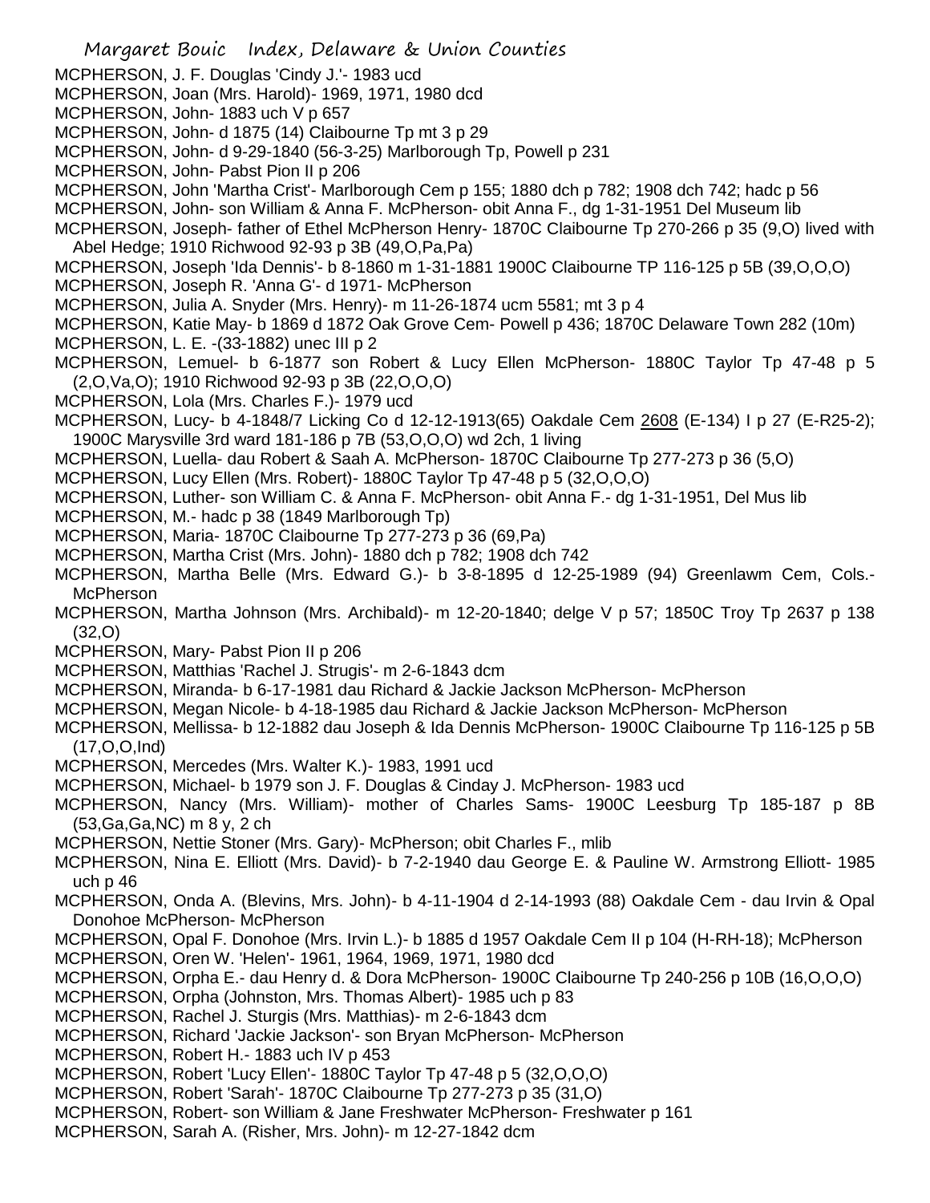MCPHERSON, J. F. Douglas 'Cindy J.'- 1983 ucd

MCPHERSON, Joan (Mrs. Harold)- 1969, 1971, 1980 dcd

MCPHERSON, John- 1883 uch V p 657

MCPHERSON, John- d 1875 (14) Claibourne Tp mt 3 p 29

MCPHERSON, John- d 9-29-1840 (56-3-25) Marlborough Tp, Powell p 231

MCPHERSON, John- Pabst Pion II p 206

MCPHERSON, John 'Martha Crist'- Marlborough Cem p 155; 1880 dch p 782; 1908 dch 742; hadc p 56

MCPHERSON, John- son William & Anna F. McPherson- obit Anna F., dg 1-31-1951 Del Museum lib

MCPHERSON, Joseph- father of Ethel McPherson Henry- 1870C Claibourne Tp 270-266 p 35 (9,O) lived with Abel Hedge; 1910 Richwood 92-93 p 3B (49,O,Pa,Pa)

MCPHERSON, Joseph 'Ida Dennis'- b 8-1860 m 1-31-1881 1900C Claibourne TP 116-125 p 5B (39,O,O,O)

MCPHERSON, Joseph R. 'Anna G'- d 1971- McPherson

MCPHERSON, Julia A. Snyder (Mrs. Henry)- m 11-26-1874 ucm 5581; mt 3 p 4

MCPHERSON, Katie May- b 1869 d 1872 Oak Grove Cem- Powell p 436; 1870C Delaware Town 282 (10m)

MCPHERSON, L. E. -(33-1882) unec III p 2

MCPHERSON, Lemuel- b 6-1877 son Robert & Lucy Ellen McPherson- 1880C Taylor Tp 47-48 p 5 (2,O,Va,O); 1910 Richwood 92-93 p 3B (22,O,O,O)

MCPHERSON, Lola (Mrs. Charles F.)- 1979 ucd

MCPHERSON, Lucy- b 4-1848/7 Licking Co d 12-12-1913(65) Oakdale Cem 2608 (E-134) I p 27 (E-R25-2); 1900C Marysville 3rd ward 181-186 p 7B (53,O,O,O) wd 2ch, 1 living

MCPHERSON, Luella- dau Robert & Saah A. McPherson- 1870C Claibourne Tp 277-273 p 36 (5,O)

MCPHERSON, Lucy Ellen (Mrs. Robert)- 1880C Taylor Tp 47-48 p 5 (32,O,O,O)

MCPHERSON, Luther- son William C. & Anna F. McPherson- obit Anna F.- dg 1-31-1951, Del Mus lib

MCPHERSON, M.- hadc p 38 (1849 Marlborough Tp)

MCPHERSON, Maria- 1870C Claibourne Tp 277-273 p 36 (69,Pa)

MCPHERSON, Martha Crist (Mrs. John)- 1880 dch p 782; 1908 dch 742

MCPHERSON, Martha Belle (Mrs. Edward G.)- b 3-8-1895 d 12-25-1989 (94) Greenlawm Cem, Cols.- McPherson

MCPHERSON, Martha Johnson (Mrs. Archibald)- m 12-20-1840; delge V p 57; 1850C Troy Tp 2637 p 138 (32,O)

MCPHERSON, Mary- Pabst Pion II p 206

MCPHERSON, Matthias 'Rachel J. Strugis'- m 2-6-1843 dcm

MCPHERSON, Miranda- b 6-17-1981 dau Richard & Jackie Jackson McPherson- McPherson

MCPHERSON, Megan Nicole- b 4-18-1985 dau Richard & Jackie Jackson McPherson- McPherson

MCPHERSON, Mellissa- b 12-1882 dau Joseph & Ida Dennis McPherson- 1900C Claibourne Tp 116-125 p 5B (17,O,O,Ind)

MCPHERSON, Mercedes (Mrs. Walter K.)- 1983, 1991 ucd

MCPHERSON, Michael- b 1979 son J. F. Douglas & Cinday J. McPherson- 1983 ucd

MCPHERSON, Nancy (Mrs. William)- mother of Charles Sams- 1900C Leesburg Tp 185-187 p 8B (53,Ga,Ga,NC) m 8 y, 2 ch

MCPHERSON, Nettie Stoner (Mrs. Gary)- McPherson; obit Charles F., mlib

MCPHERSON, Nina E. Elliott (Mrs. David)- b 7-2-1940 dau George E. & Pauline W. Armstrong Elliott- 1985 uch p 46

MCPHERSON, Onda A. (Blevins, Mrs. John)- b 4-11-1904 d 2-14-1993 (88) Oakdale Cem - dau Irvin & Opal Donohoe McPherson- McPherson

MCPHERSON, Opal F. Donohoe (Mrs. Irvin L.)- b 1885 d 1957 Oakdale Cem II p 104 (H-RH-18); McPherson

MCPHERSON, Oren W. 'Helen'- 1961, 1964, 1969, 1971, 1980 dcd

MCPHERSON, Orpha E.- dau Henry d. & Dora McPherson- 1900C Claibourne Tp 240-256 p 10B (16,O,O,O)

MCPHERSON, Orpha (Johnston, Mrs. Thomas Albert)- 1985 uch p 83

MCPHERSON, Rachel J. Sturgis (Mrs. Matthias)- m 2-6-1843 dcm

MCPHERSON, Richard 'Jackie Jackson'- son Bryan McPherson- McPherson

MCPHERSON, Robert H.- 1883 uch IV p 453

MCPHERSON, Robert 'Lucy Ellen'- 1880C Taylor Tp 47-48 p 5 (32,O,O,O)

MCPHERSON, Robert 'Sarah'- 1870C Claibourne Tp 277-273 p 35 (31,O)

MCPHERSON, Robert- son William & Jane Freshwater McPherson- Freshwater p 161

MCPHERSON, Sarah A. (Risher, Mrs. John)- m 12-27-1842 dcm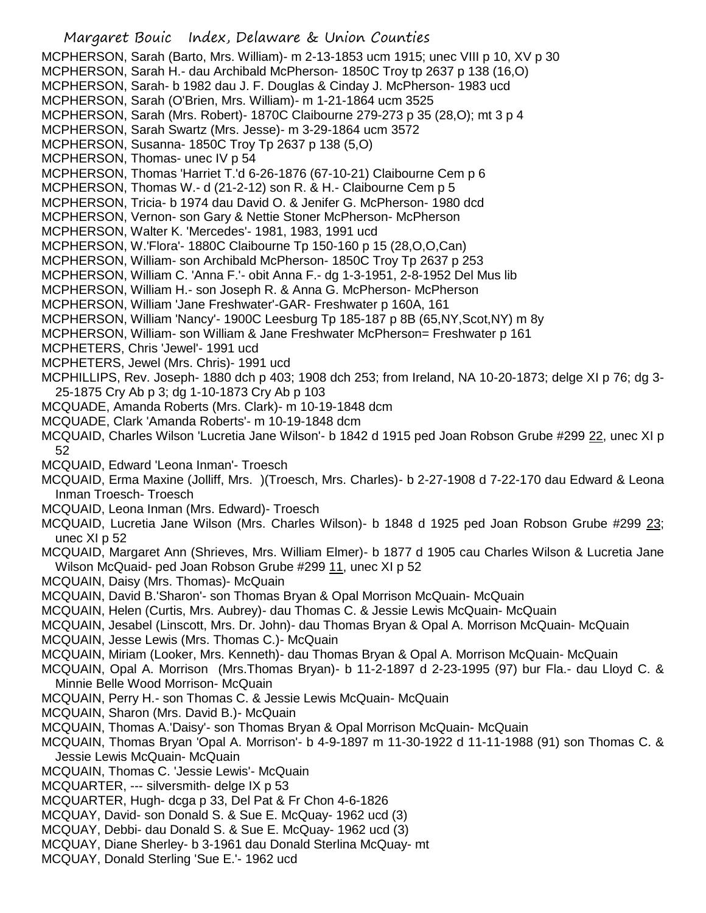MCPHERSON, Sarah (Barto, Mrs. William)- m 2-13-1853 ucm 1915; unec VIII p 10, XV p 30
MCPHERSON, Sarah H.- dau Archibald McPherson- 1850C Troy tp 2637 p 138 (16,O)
MCPHERSON, Sarah- b 1982 dau J. F. Douglas & Cinday J. McPherson- 1983 ucd
MCPHERSON, Sarah (O'Brien, Mrs. William)- m 1-21-1864 ucm 3525
MCPHERSON, Sarah (Mrs. Robert)- 1870C Claibourne 279-273 p 35 (28,O); mt 3 p 4
MCPHERSON, Sarah Swartz (Mrs. Jesse)- m 3-29-1864 ucm 3572
MCPHERSON, Susanna- 1850C Troy Tp 2637 p 138 (5,O)
MCPHERSON, Thomas- unec IV p 54
MCPHERSON, Thomas 'Harriet T.'d 6-26-1876 (67-10-21) Claibourne Cem p 6
MCPHERSON, Thomas W.- d (21-2-12) son R. & H.- Claibourne Cem p 5
MCPHERSON, Tricia- b 1974 dau David O. & Jenifer G. McPherson- 1980 dcd
MCPHERSON, Vernon- son Gary & Nettie Stoner McPherson- McPherson
MCPHERSON, Walter K. 'Mercedes'- 1981, 1983, 1991 ucd
MCPHERSON, W.'Flora'- 1880C Claibourne Tp 150-160 p 15 (28,O,O,Can)
MCPHERSON, William- son Archibald McPherson- 1850C Troy Tp 2637 p 253
MCPHERSON, William C. 'Anna F.'- obit Anna F.- dg 1-3-1951, 2-8-1952 Del Mus lib
MCPHERSON, William H.- son Joseph R. & Anna G. McPherson- McPherson
MCPHERSON, William 'Jane Freshwater'-GAR- Freshwater p 160A, 161
MCPHERSON, William 'Nancy'- 1900C Leesburg Tp 185-187 p 8B (65,NY,Scot,NY) m 8y
MCPHERSON, William- son William & Jane Freshwater McPherson= Freshwater p 161
MCPHETERS, Chris 'Jewel'- 1991 ucd
MCPHETERS, Jewel (Mrs. Chris)- 1991 ucd
MCPHILLIPS, Rev. Joseph- 1880 dch p 403; 1908 dch 253; from Ireland, NA 10-20-1873; delge XI p 76; dg 3-25-1875 Cry Ab p 3; dg 1-10-1873 Cry Ab p 103
MCQUADE, Amanda Roberts (Mrs. Clark)- m 10-19-1848 dcm
MCQUADE, Clark 'Amanda Roberts'- m 10-19-1848 dcm
MCQUAID, Charles Wilson 'Lucretia Jane Wilson'- b 1842 d 1915 ped Joan Robson Grube #299 22, unec XI p 52
MCQUAID, Edward 'Leona Inman'- Troesch
MCQUAID, Erma Maxine (Jolliff, Mrs. )(Troesch, Mrs. Charles)- b 2-27-1908 d 7-22-170 dau Edward & Leona Inman Troesch- Troesch
MCQUAID, Leona Inman (Mrs. Edward)- Troesch
MCQUAID, Lucretia Jane Wilson (Mrs. Charles Wilson)- b 1848 d 1925 ped Joan Robson Grube #299 23; unec XI p 52
MCQUAID, Margaret Ann (Shrieves, Mrs. William Elmer)- b 1877 d 1905 cau Charles Wilson & Lucretia Jane Wilson McQuaid- ped Joan Robson Grube #299 11, unec XI p 52
MCQUAIN, Daisy (Mrs. Thomas)- McQuain
MCQUAIN, David B.'Sharon'- son Thomas Bryan & Opal Morrison McQuain- McQuain
MCQUAIN, Helen (Curtis, Mrs. Aubrey)- dau Thomas C. & Jessie Lewis McQuain- McQuain
MCQUAIN, Jesabel (Linscott, Mrs. Dr. John)- dau Thomas Bryan & Opal A. Morrison McQuain- McQuain
MCQUAIN, Jesse Lewis (Mrs. Thomas C.)- McQuain
MCQUAIN, Miriam (Looker, Mrs. Kenneth)- dau Thomas Bryan & Opal A. Morrison McQuain- McQuain
MCQUAIN, Opal A. Morrison (Mrs.Thomas Bryan)- b 11-2-1897 d 2-23-1995 (97) bur Fla.- dau Lloyd C. & Minnie Belle Wood Morrison- McQuain
MCQUAIN, Perry H.- son Thomas C. & Jessie Lewis McQuain- McQuain
MCQUAIN, Sharon (Mrs. David B.)- McQuain
MCQUAIN, Thomas A.'Daisy'- son Thomas Bryan & Opal Morrison McQuain- McQuain
MCQUAIN, Thomas Bryan 'Opal A. Morrison'- b 4-9-1897 m 11-30-1922 d 11-11-1988 (91) son Thomas C. & Jessie Lewis McQuain- McQuain
MCQUAIN, Thomas C. 'Jessie Lewis'- McQuain
MCQUARTER, --- silversmith- delge IX p 53
MCQUARTER, Hugh- dcga p 33, Del Pat & Fr Chon 4-6-1826
MCQUAY, David- son Donald S. & Sue E. McQuay- 1962 ucd (3)
MCQUAY, Debbi- dau Donald S. & Sue E. McQuay- 1962 ucd (3)
MCQUAY, Diane Sherley- b 3-1961 dau Donald Sterlina McQuay- mt
MCQUAY, Donald Sterling 'Sue E.'- 1962 ucd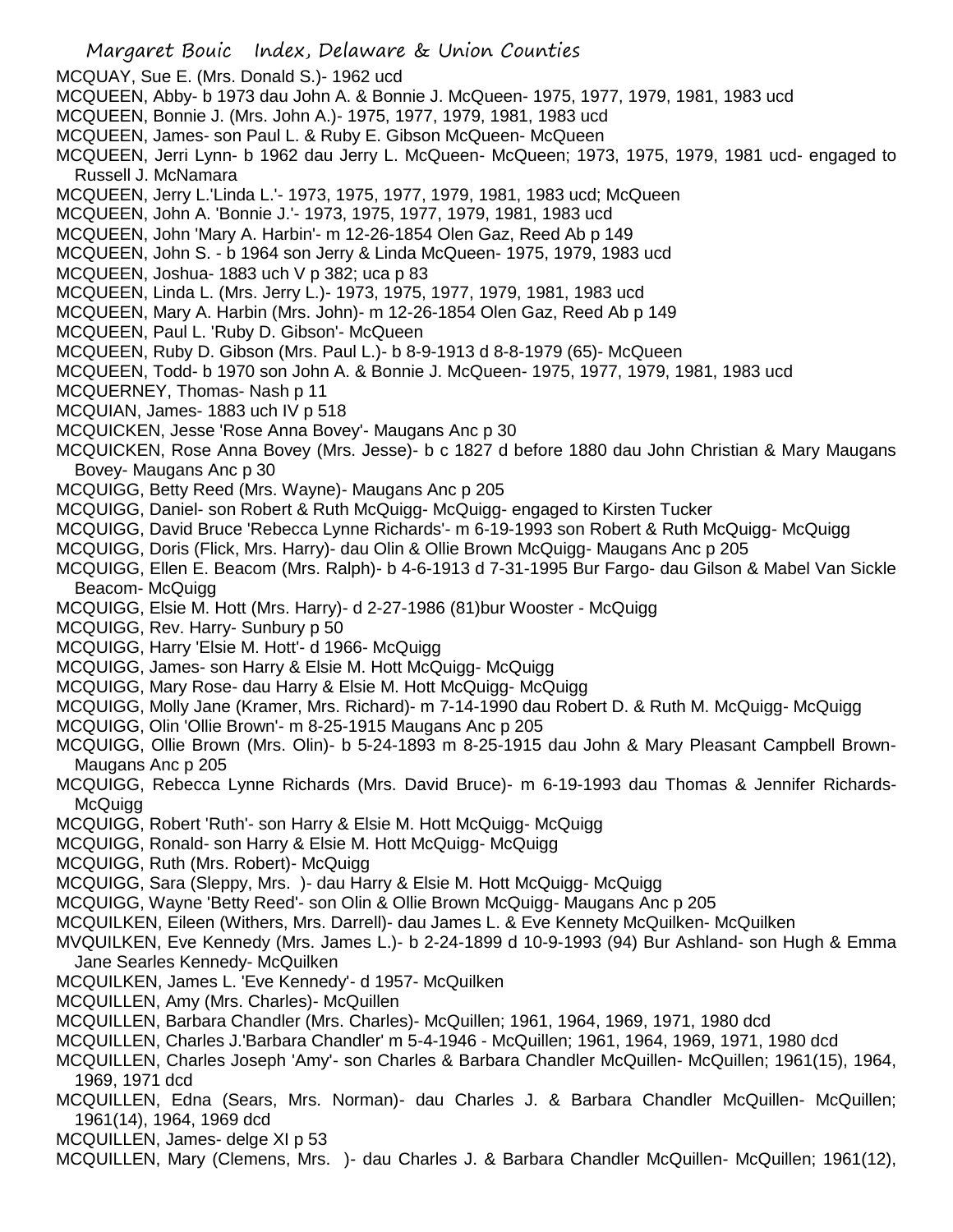MCQUAY, Sue E. (Mrs. Donald S.)- 1962 ucd

MCQUEEN, Abby- b 1973 dau John A. & Bonnie J. McQueen- 1975, 1977, 1979, 1981, 1983 ucd

MCQUEEN, Bonnie J. (Mrs. John A.)- 1975, 1977, 1979, 1981, 1983 ucd

MCQUEEN, James- son Paul L. & Ruby E. Gibson McQueen- McQueen

MCQUEEN, Jerri Lynn- b 1962 dau Jerry L. McQueen- McQueen; 1973, 1975, 1979, 1981 ucd- engaged to Russell J. McNamara

MCQUEEN, Jerry L.'Linda L.'- 1973, 1975, 1977, 1979, 1981, 1983 ucd; McQueen

MCQUEEN, John A. 'Bonnie J.'- 1973, 1975, 1977, 1979, 1981, 1983 ucd

MCQUEEN, John 'Mary A. Harbin'- m 12-26-1854 Olen Gaz, Reed Ab p 149

MCQUEEN, John S. - b 1964 son Jerry & Linda McQueen- 1975, 1979, 1983 ucd

MCQUEEN, Joshua- 1883 uch V p 382; uca p 83

MCQUEEN, Linda L. (Mrs. Jerry L.)- 1973, 1975, 1977, 1979, 1981, 1983 ucd

MCQUEEN, Mary A. Harbin (Mrs. John)- m 12-26-1854 Olen Gaz, Reed Ab p 149

MCQUEEN, Paul L. 'Ruby D. Gibson'- McQueen

MCQUEEN, Ruby D. Gibson (Mrs. Paul L.)- b 8-9-1913 d 8-8-1979 (65)- McQueen

MCQUEEN, Todd- b 1970 son John A. & Bonnie J. McQueen- 1975, 1977, 1979, 1981, 1983 ucd

MCQUERNEY, Thomas- Nash p 11

MCQUIAN, James- 1883 uch IV p 518

MCQUICKEN, Jesse 'Rose Anna Bovey'- Maugans Anc p 30

MCQUICKEN, Rose Anna Bovey (Mrs. Jesse)- b c 1827 d before 1880 dau John Christian & Mary Maugans Bovey- Maugans Anc p 30

MCQUIGG, Betty Reed (Mrs. Wayne)- Maugans Anc p 205

MCQUIGG, Daniel- son Robert & Ruth McQuigg- McQuigg- engaged to Kirsten Tucker

MCQUIGG, David Bruce 'Rebecca Lynne Richards'- m 6-19-1993 son Robert & Ruth McQuigg- McQuigg

MCQUIGG, Doris (Flick, Mrs. Harry)- dau Olin & Ollie Brown McQuigg- Maugans Anc p 205

MCQUIGG, Ellen E. Beacom (Mrs. Ralph)- b 4-6-1913 d 7-31-1995 Bur Fargo- dau Gilson & Mabel Van Sickle Beacom- McQuigg

MCQUIGG, Elsie M. Hott (Mrs. Harry)- d 2-27-1986 (81)bur Wooster - McQuigg

MCQUIGG, Rev. Harry- Sunbury p 50

MCQUIGG, Harry 'Elsie M. Hott'- d 1966- McQuigg

MCQUIGG, James- son Harry & Elsie M. Hott McQuigg- McQuigg

MCQUIGG, Mary Rose- dau Harry & Elsie M. Hott McQuigg- McQuigg

MCQUIGG, Molly Jane (Kramer, Mrs. Richard)- m 7-14-1990 dau Robert D. & Ruth M. McQuigg- McQuigg

MCQUIGG, Olin 'Ollie Brown'- m 8-25-1915 Maugans Anc p 205

MCQUIGG, Ollie Brown (Mrs. Olin)- b 5-24-1893 m 8-25-1915 dau John & Mary Pleasant Campbell Brown- Maugans Anc p 205

MCQUIGG, Rebecca Lynne Richards (Mrs. David Bruce)- m 6-19-1993 dau Thomas & Jennifer Richards- McQuigg

MCQUIGG, Robert 'Ruth'- son Harry & Elsie M. Hott McQuigg- McQuigg

MCQUIGG, Ronald- son Harry & Elsie M. Hott McQuigg- McQuigg

MCQUIGG, Ruth (Mrs. Robert)- McQuigg

MCQUIGG, Sara (Sleppy, Mrs. )- dau Harry & Elsie M. Hott McQuigg- McQuigg

MCQUIGG, Wayne 'Betty Reed'- son Olin & Ollie Brown McQuigg- Maugans Anc p 205

MCQUILKEN, Eileen (Withers, Mrs. Darrell)- dau James L. & Eve Kennety McQuilken- McQuilken

MVQUILKEN, Eve Kennedy (Mrs. James L.)- b 2-24-1899 d 10-9-1993 (94) Bur Ashland- son Hugh & Emma Jane Searles Kennedy- McQuilken

MCQUILKEN, James L. 'Eve Kennedy'- d 1957- McQuilken

MCQUILLEN, Amy (Mrs. Charles)- McQuillen

MCQUILLEN, Barbara Chandler (Mrs. Charles)- McQuillen; 1961, 1964, 1969, 1971, 1980 dcd

MCQUILLEN, Charles J.'Barbara Chandler' m 5-4-1946 - McQuillen; 1961, 1964, 1969, 1971, 1980 dcd

MCQUILLEN, Charles Joseph 'Amy'- son Charles & Barbara Chandler McQuillen- McQuillen; 1961(15), 1964, 1969, 1971 dcd

MCQUILLEN, Edna (Sears, Mrs. Norman)- dau Charles J. & Barbara Chandler McQuillen- McQuillen; 1961(14), 1964, 1969 dcd

MCQUILLEN, James- delge XI p 53

MCQUILLEN, Mary (Clemens, Mrs. )- dau Charles J. & Barbara Chandler McQuillen- McQuillen; 1961(12),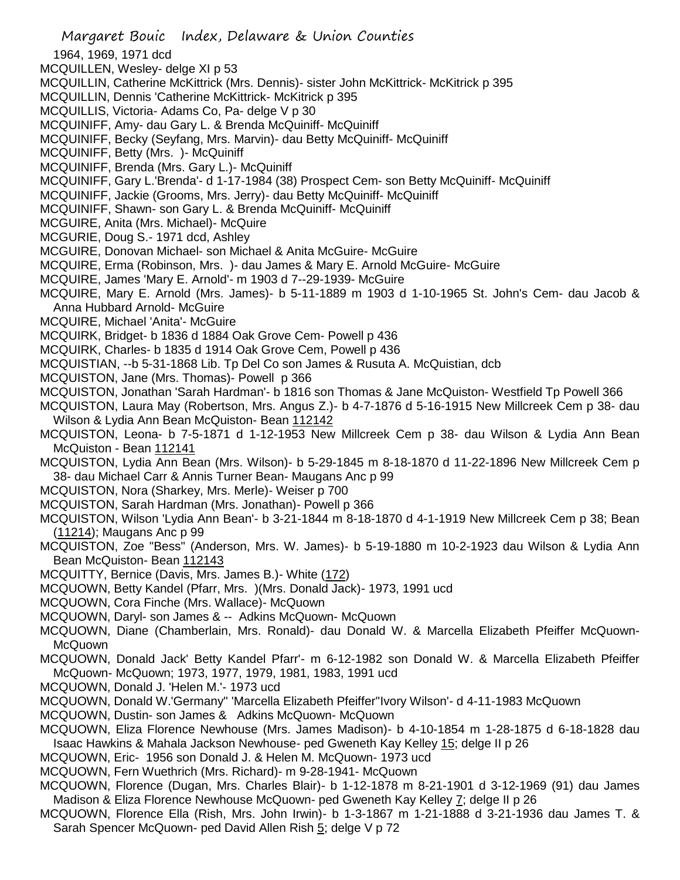1964, 1969, 1971 dcd

MCQUILLEN, Wesley- delge XI p 53

MCQUILLIN, Catherine McKittrick (Mrs. Dennis)- sister John McKittrick- McKitrick p 395

MCQUILLIN, Dennis 'Catherine McKittrick- McKitrick p 395

MCQUILLIS, Victoria- Adams Co, Pa- delge V p 30

MCQUINIFF, Amy- dau Gary L. & Brenda McQuiniff- McQuiniff

MCQUINIFF, Becky (Seyfang, Mrs. Marvin)- dau Betty McQuiniff- McQuiniff

MCQUINIFF, Betty (Mrs. )- McQuiniff

MCQUINIFF, Brenda (Mrs. Gary L.)- McQuiniff

MCQUINIFF, Gary L.'Brenda'- d 1-17-1984 (38) Prospect Cem- son Betty McQuiniff- McQuiniff

MCQUINIFF, Jackie (Grooms, Mrs. Jerry)- dau Betty McQuiniff- McQuiniff

MCQUINIFF, Shawn- son Gary L. & Brenda McQuiniff- McQuiniff

MCGUIRE, Anita (Mrs. Michael)- McQuire

MCGURIE, Doug S.- 1971 dcd, Ashley

MCGUIRE, Donovan Michael- son Michael & Anita McGuire- McGuire

MCQUIRE, Erma (Robinson, Mrs. )- dau James & Mary E. Arnold McGuire- McGuire

MCQUIRE, James 'Mary E. Arnold'- m 1903 d 7--29-1939- McGuire

MCQUIRE, Mary E. Arnold (Mrs. James)- b 5-11-1889 m 1903 d 1-10-1965 St. John's Cem- dau Jacob & Anna Hubbard Arnold- McGuire

MCQUIRE, Michael 'Anita'- McGuire

MCQUIRK, Bridget- b 1836 d 1884 Oak Grove Cem- Powell p 436

MCQUIRK, Charles- b 1835 d 1914 Oak Grove Cem, Powell p 436

MCQUISTIAN, --b 5-31-1868 Lib. Tp Del Co son James & Rusuta A. McQuistian, dcb

MCQUISTON, Jane (Mrs. Thomas)- Powell p 366

MCQUISTON, Jonathan 'Sarah Hardman'- b 1816 son Thomas & Jane McQuiston- Westfield Tp Powell 366

MCQUISTON, Laura May (Robertson, Mrs. Angus Z.)- b 4-7-1876 d 5-16-1915 New Millcreek Cem p 38- dau Wilson & Lydia Ann Bean McQuiston- Bean 112142

MCQUISTON, Leona- b 7-5-1871 d 1-12-1953 New Millcreek Cem p 38- dau Wilson & Lydia Ann Bean McQuiston - Bean 112141

MCQUISTON, Lydia Ann Bean (Mrs. Wilson)- b 5-29-1845 m 8-18-1870 d 11-22-1896 New Millcreek Cem p 38- dau Michael Carr & Annis Turner Bean- Maugans Anc p 99

MCQUISTON, Nora (Sharkey, Mrs. Merle)- Weiser p 700

MCQUISTON, Sarah Hardman (Mrs. Jonathan)- Powell p 366

MCQUISTON, Wilson 'Lydia Ann Bean'- b 3-21-1844 m 8-18-1870 d 4-1-1919 New Millcreek Cem p 38; Bean (11214); Maugans Anc p 99

MCQUISTON, Zoe "Bess" (Anderson, Mrs. W. James)- b 5-19-1880 m 10-2-1923 dau Wilson & Lydia Ann Bean McQuiston- Bean 112143

MCQUITTY, Bernice (Davis, Mrs. James B.)- White (172)

MCQUOWN, Betty Kandel (Pfarr, Mrs. )(Mrs. Donald Jack)- 1973, 1991 ucd

MCQUOWN, Cora Finche (Mrs. Wallace)- McQuown

MCQUOWN, Daryl- son James & -- Adkins McQuown- McQuown

MCQUOWN, Diane (Chamberlain, Mrs. Ronald)- dau Donald W. & Marcella Elizabeth Pfeiffer McQuown- McQuown

MCQUOWN, Donald Jack' Betty Kandel Pfarr'- m 6-12-1982 son Donald W. & Marcella Elizabeth Pfeiffer McQuown- McQuown; 1973, 1977, 1979, 1981, 1983, 1991 ucd

MCQUOWN, Donald J. 'Helen M.'- 1973 ucd

MCQUOWN, Donald W.'Germany" 'Marcella Elizabeth Pfeiffer''Ivory Wilson'- d 4-11-1983 McQuown

MCQUOWN, Dustin- son James & Adkins McQuown- McQuown

MCQUOWN, Eliza Florence Newhouse (Mrs. James Madison)- b 4-10-1854 m 1-28-1875 d 6-18-1828 dau Isaac Hawkins & Mahala Jackson Newhouse- ped Gweneth Kay Kelley 15; delge II p 26

MCQUOWN, Eric- 1956 son Donald J. & Helen M. McQuown- 1973 ucd

MCQUOWN, Fern Wuethrich (Mrs. Richard)- m 9-28-1941- McQuown

MCQUOWN, Florence (Dugan, Mrs. Charles Blair)- b 1-12-1878 m 8-21-1901 d 3-12-1969 (91) dau James Madison & Eliza Florence Newhouse McQuown- ped Gweneth Kay Kelley 7; delge II p 26

MCQUOWN, Florence Ella (Rish, Mrs. John Irwin)- b 1-3-1867 m 1-21-1888 d 3-21-1936 dau James T. & Sarah Spencer McQuown- ped David Allen Rish 5; delge V p 72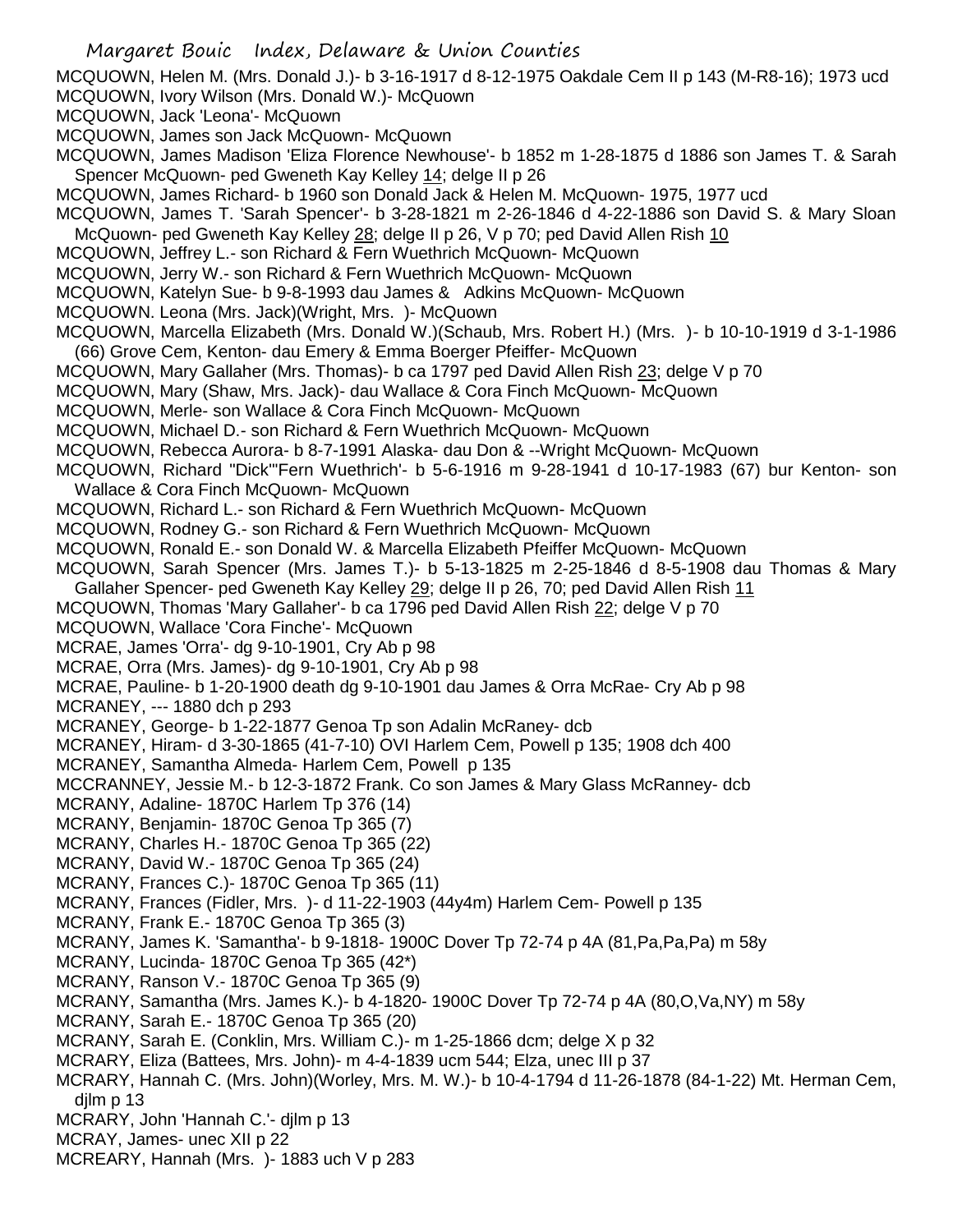MCQUOWN, Helen M. (Mrs. Donald J.)- b 3-16-1917 d 8-12-1975 Oakdale Cem II p 143 (M-R8-16); 1973 ucd

MCQUOWN, Ivory Wilson (Mrs. Donald W.)- McQuown

MCQUOWN, Jack 'Leona'- McQuown

MCQUOWN, James son Jack McQuown- McQuown

MCQUOWN, James Madison 'Eliza Florence Newhouse'- b 1852 m 1-28-1875 d 1886 son James T. & Sarah Spencer McQuown- ped Gweneth Kay Kelley 14; delge II p 26

MCQUOWN, James Richard- b 1960 son Donald Jack & Helen M. McQuown- 1975, 1977 ucd

MCQUOWN, James T. 'Sarah Spencer'- b 3-28-1821 m 2-26-1846 d 4-22-1886 son David S. & Mary Sloan McQuown- ped Gweneth Kay Kelley 28; delge II p 26, V p 70; ped David Allen Rish 10

MCQUOWN, Jeffrey L.- son Richard & Fern Wuethrich McQuown- McQuown

MCQUOWN, Jerry W.- son Richard & Fern Wuethrich McQuown- McQuown

MCQUOWN, Katelyn Sue- b 9-8-1993 dau James & Adkins McQuown- McQuown

MCQUOWN. Leona (Mrs. Jack)(Wright, Mrs. )- McQuown

MCQUOWN, Marcella Elizabeth (Mrs. Donald W.)(Schaub, Mrs. Robert H.) (Mrs. )- b 10-10-1919 d 3-1-1986 (66) Grove Cem, Kenton- dau Emery & Emma Boerger Pfeiffer- McQuown

MCQUOWN, Mary Gallaher (Mrs. Thomas)- b ca 1797 ped David Allen Rish 23; delge V p 70

MCQUOWN, Mary (Shaw, Mrs. Jack)- dau Wallace & Cora Finch McQuown- McQuown

MCQUOWN, Merle- son Wallace & Cora Finch McQuown- McQuown

MCQUOWN, Michael D.- son Richard & Fern Wuethrich McQuown- McQuown

MCQUOWN, Rebecca Aurora- b 8-7-1991 Alaska- dau Don & --Wright McQuown- McQuown

MCQUOWN, Richard "Dick"'Fern Wuethrich'- b 5-6-1916 m 9-28-1941 d 10-17-1983 (67) bur Kenton- son Wallace & Cora Finch McQuown- McQuown

MCQUOWN, Richard L.- son Richard & Fern Wuethrich McQuown- McQuown

MCQUOWN, Rodney G.- son Richard & Fern Wuethrich McQuown- McQuown

MCQUOWN, Ronald E.- son Donald W. & Marcella Elizabeth Pfeiffer McQuown- McQuown

MCQUOWN, Sarah Spencer (Mrs. James T.)- b 5-13-1825 m 2-25-1846 d 8-5-1908 dau Thomas & Mary Gallaher Spencer- ped Gweneth Kay Kelley 29; delge II p 26, 70; ped David Allen Rish 11

MCQUOWN, Thomas 'Mary Gallaher'- b ca 1796 ped David Allen Rish 22; delge V p 70

MCQUOWN, Wallace 'Cora Finche'- McQuown

MCRAE, James 'Orra'- dg 9-10-1901, Cry Ab p 98

MCRAE, Orra (Mrs. James)- dg 9-10-1901, Cry Ab p 98

MCRAE, Pauline- b 1-20-1900 death dg 9-10-1901 dau James & Orra McRae- Cry Ab p 98

MCRANEY, --- 1880 dch p 293

MCRANEY, George- b 1-22-1877 Genoa Tp son Adalin McRaney- dcb

MCRANEY, Hiram- d 3-30-1865 (41-7-10) OVI Harlem Cem, Powell p 135; 1908 dch 400

MCRANEY, Samantha Almeda- Harlem Cem, Powell p 135

MCCRANNEY, Jessie M.- b 12-3-1872 Frank. Co son James & Mary Glass McRanney- dcb

MCRANY, Adaline- 1870C Harlem Tp 376 (14)

MCRANY, Benjamin- 1870C Genoa Tp 365 (7)

MCRANY, Charles H.- 1870C Genoa Tp 365 (22)

MCRANY, David W.- 1870C Genoa Tp 365 (24)

MCRANY, Frances C.)- 1870C Genoa Tp 365 (11)

MCRANY, Frances (Fidler, Mrs. )- d 11-22-1903 (44y4m) Harlem Cem- Powell p 135

MCRANY, Frank E.- 1870C Genoa Tp 365 (3)

MCRANY, James K. 'Samantha'- b 9-1818- 1900C Dover Tp 72-74 p 4A (81,Pa,Pa,Pa) m 58y

MCRANY, Lucinda- 1870C Genoa Tp 365 (42*)

MCRANY, Ranson V.- 1870C Genoa Tp 365 (9)

MCRANY, Samantha (Mrs. James K.)- b 4-1820- 1900C Dover Tp 72-74 p 4A (80,O,Va,NY) m 58y

MCRANY, Sarah E.- 1870C Genoa Tp 365 (20)

MCRANY, Sarah E. (Conklin, Mrs. William C.)- m 1-25-1866 dcm; delge X p 32

MCRARY, Eliza (Battees, Mrs. John)- m 4-4-1839 ucm 544; Elza, unec III p 37

MCRARY, Hannah C. (Mrs. John)(Worley, Mrs. M. W.)- b 10-4-1794 d 11-26-1878 (84-1-22) Mt. Herman Cem, djlm p 13

MCRARY, John 'Hannah C.'- djlm p 13

MCRAY, James- unec XII p 22

MCREARY, Hannah (Mrs. )- 1883 uch V p 283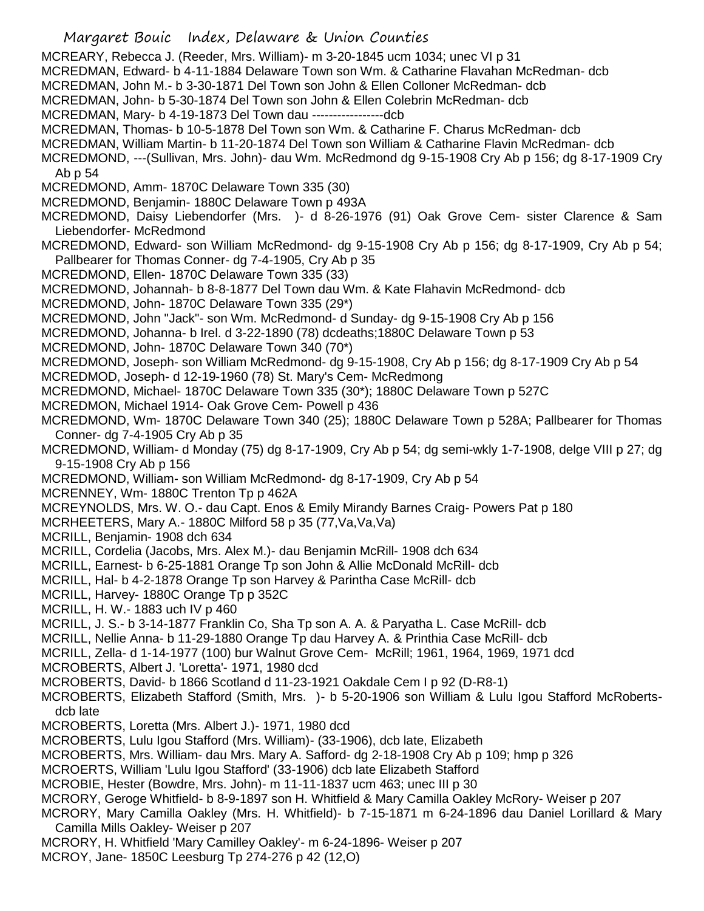MCREARY, Rebecca J. (Reeder, Mrs. William)- m 3-20-1845 ucm 1034; unec VI p 31

MCREDMAN, Edward- b 4-11-1884 Delaware Town son Wm. & Catharine Flavahan McRedman- dcb

MCREDMAN, John M.- b 3-30-1871 Del Town son John & Ellen Colloner McRedman- dcb

MCREDMAN, John- b 5-30-1874 Del Town son John & Ellen Colebrin McRedman- dcb

MCREDMAN, Mary- b 4-19-1873 Del Town dau -----------------dcb

MCREDMAN, Thomas- b 10-5-1878 Del Town son Wm. & Catharine F. Charus McRedman- dcb

MCREDMAN, William Martin- b 11-20-1874 Del Town son William & Catharine Flavin McRedman- dcb

MCREDMOND, ---(Sullivan, Mrs. John)- dau Wm. McRedmond dg 9-15-1908 Cry Ab p 156; dg 8-17-1909 Cry Ab p 54

MCREDMOND, Amm- 1870C Delaware Town 335 (30)

MCREDMOND, Benjamin- 1880C Delaware Town p 493A

MCREDMOND, Daisy Liebendorfer (Mrs. )- d 8-26-1976 (91) Oak Grove Cem- sister Clarence & Sam Liebendorfer- McRedmond

MCREDMOND, Edward- son William McRedmond- dg 9-15-1908 Cry Ab p 156; dg 8-17-1909, Cry Ab p 54; Pallbearer for Thomas Conner- dg 7-4-1905, Cry Ab p 35

MCREDMOND, Ellen- 1870C Delaware Town 335 (33)

MCREDMOND, Johannah- b 8-8-1877 Del Town dau Wm. & Kate Flahavin McRedmond- dcb

MCREDMOND, John- 1870C Delaware Town 335 (29*)

MCREDMOND, John "Jack"- son Wm. McRedmond- d Sunday- dg 9-15-1908 Cry Ab p 156

MCREDMOND, Johanna- b Irel. d 3-22-1890 (78) dcdeaths;1880C Delaware Town p 53

MCREDMOND, John- 1870C Delaware Town 340 (70*)

MCREDMOND, Joseph- son William McRedmond- dg 9-15-1908, Cry Ab p 156; dg 8-17-1909 Cry Ab p 54

MCREDMOD, Joseph- d 12-19-1960 (78) St. Mary's Cem- McRedmong

MCREDMOND, Michael- 1870C Delaware Town 335 (30*); 1880C Delaware Town p 527C

MCREDMON, Michael 1914- Oak Grove Cem- Powell p 436

MCREDMOND, Wm- 1870C Delaware Town 340 (25); 1880C Delaware Town p 528A; Pallbearer for Thomas Conner- dg 7-4-1905 Cry Ab p 35

MCREDMOND, William- d Monday (75) dg 8-17-1909, Cry Ab p 54; dg semi-wkly 1-7-1908, delge VIII p 27; dg 9-15-1908 Cry Ab p 156

MCREDMOND, William- son William McRedmond- dg 8-17-1909, Cry Ab p 54

MCRENNEY, Wm- 1880C Trenton Tp p 462A

MCREYNOLDS, Mrs. W. O.- dau Capt. Enos & Emily Mirandy Barnes Craig- Powers Pat p 180

MCRHEETERS, Mary A.- 1880C Milford 58 p 35 (77,Va,Va,Va)

MCRILL, Benjamin- 1908 dch 634

MCRILL, Cordelia (Jacobs, Mrs. Alex M.)- dau Benjamin McRill- 1908 dch 634

MCRILL, Earnest- b 6-25-1881 Orange Tp son John & Allie McDonald McRill- dcb

MCRILL, Hal- b 4-2-1878 Orange Tp son Harvey & Parintha Case McRill- dcb

MCRILL, Harvey- 1880C Orange Tp p 352C

MCRILL, H. W.- 1883 uch IV p 460

MCRILL, J. S.- b 3-14-1877 Franklin Co, Sha Tp son A. A. & Paryatha L. Case McRill- dcb

MCRILL, Nellie Anna- b 11-29-1880 Orange Tp dau Harvey A. & Printhia Case McRill- dcb

MCRILL, Zella- d 1-14-1977 (100) bur Walnut Grove Cem- McRill; 1961, 1964, 1969, 1971 dcd

MCROBERTS, Albert J. 'Loretta'- 1971, 1980 dcd

MCROBERTS, David- b 1866 Scotland d 11-23-1921 Oakdale Cem I p 92 (D-R8-1)

MCROBERTS, Elizabeth Stafford (Smith, Mrs. )- b 5-20-1906 son William & Lulu Igou Stafford McRoberts- dcb late

MCROBERTS, Loretta (Mrs. Albert J.)- 1971, 1980 dcd

MCROBERTS, Lulu Igou Stafford (Mrs. William)- (33-1906), dcb late, Elizabeth

MCROBERTS, Mrs. William- dau Mrs. Mary A. Safford- dg 2-18-1908 Cry Ab p 109; hmp p 326

MCROERTS, William 'Lulu Igou Stafford' (33-1906) dcb late Elizabeth Stafford

MCROBIE, Hester (Bowdre, Mrs. John)- m 11-11-1837 ucm 463; unec III p 30

MCRORY, Geroge Whitfield- b 8-9-1897 son H. Whitfield & Mary Camilla Oakley McRory- Weiser p 207

MCRORY, Mary Camilla Oakley (Mrs. H. Whitfield)- b 7-15-1871 m 6-24-1896 dau Daniel Lorillard & Mary Camilla Mills Oakley- Weiser p 207

MCRORY, H. Whitfield 'Mary Camilley Oakley'- m 6-24-1896- Weiser p 207

MCROY, Jane- 1850C Leesburg Tp 274-276 p 42 (12,O)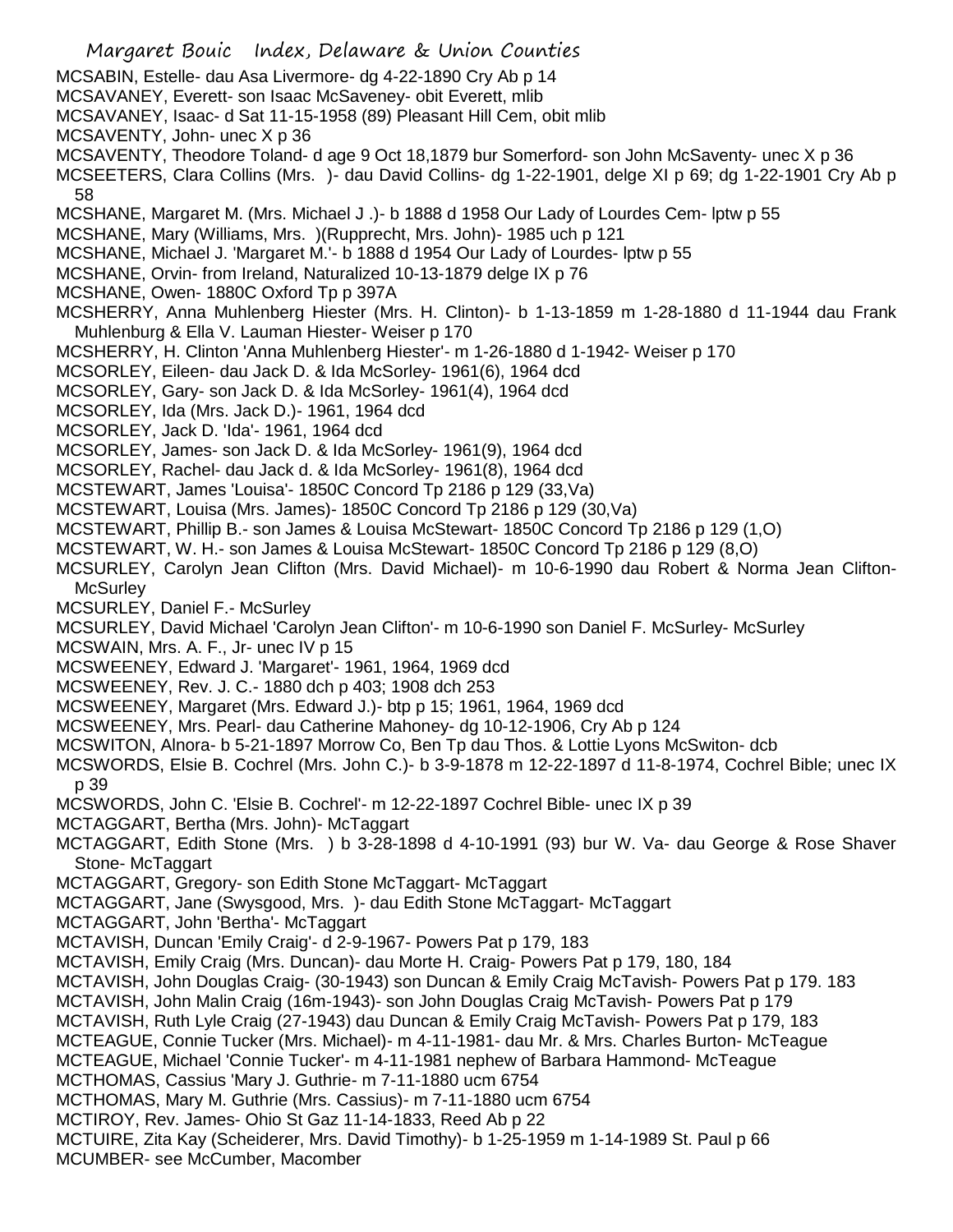MCSABIN, Estelle- dau Asa Livermore- dg 4-22-1890 Cry Ab p 14
MCSAVANEY, Everett- son Isaac McSaveney- obit Everett, mlib
MCSAVANEY, Isaac- d Sat 11-15-1958 (89) Pleasant Hill Cem, obit mlib
MCSAVENTY, John- unec X p 36
MCSAVENTY, Theodore Toland- d age 9 Oct 18,1879 bur Somerford- son John McSaventy- unec X p 36
MCSEETERS, Clara Collins (Mrs. )- dau David Collins- dg 1-22-1901, delge XI p 69; dg 1-22-1901 Cry Ab p 58
MCSHANE, Margaret M. (Mrs. Michael J .)- b 1888 d 1958 Our Lady of Lourdes Cem- lptw p 55
MCSHANE, Mary (Williams, Mrs. )(Rupprecht, Mrs. John)- 1985 uch p 121
MCSHANE, Michael J. 'Margaret M.'- b 1888 d 1954 Our Lady of Lourdes- lptw p 55
MCSHANE, Orvin- from Ireland, Naturalized 10-13-1879 delge IX p 76
MCSHANE, Owen- 1880C Oxford Tp p 397A
MCSHERRY, Anna Muhlenberg Hiester (Mrs. H. Clinton)- b 1-13-1859 m 1-28-1880 d 11-1944 dau Frank Muhlenburg & Ella V. Lauman Hiester- Weiser p 170
MCSHERRY, H. Clinton 'Anna Muhlenberg Hiester'- m 1-26-1880 d 1-1942- Weiser p 170
MCSORLEY, Eileen- dau Jack D. & Ida McSorley- 1961(6), 1964 dcd
MCSORLEY, Gary- son Jack D. & Ida McSorley- 1961(4), 1964 dcd
MCSORLEY, Ida (Mrs. Jack D.)- 1961, 1964 dcd
MCSORLEY, Jack D. 'Ida'- 1961, 1964 dcd
MCSORLEY, James- son Jack D. & Ida McSorley- 1961(9), 1964 dcd
MCSORLEY, Rachel- dau Jack d. & Ida McSorley- 1961(8), 1964 dcd
MCSTEWART, James 'Louisa'- 1850C Concord Tp 2186 p 129 (33,Va)
MCSTEWART, Louisa (Mrs. James)- 1850C Concord Tp 2186 p 129 (30,Va)
MCSTEWART, Phillip B.- son James & Louisa McStewart- 1850C Concord Tp 2186 p 129 (1,O)
MCSTEWART, W. H.- son James & Louisa McStewart- 1850C Concord Tp 2186 p 129 (8,O)
MCSURLEY, Carolyn Jean Clifton (Mrs. David Michael)- m 10-6-1990 dau Robert & Norma Jean Clifton- McSurley
MCSURLEY, Daniel F.- McSurley
MCSURLEY, David Michael 'Carolyn Jean Clifton'- m 10-6-1990 son Daniel F. McSurley- McSurley
MCSWAIN, Mrs. A. F., Jr- unec IV p 15
MCSWEENEY, Edward J. 'Margaret'- 1961, 1964, 1969 dcd
MCSWEENEY, Rev. J. C.- 1880 dch p 403; 1908 dch 253
MCSWEENEY, Margaret (Mrs. Edward J.)- btp p 15; 1961, 1964, 1969 dcd
MCSWEENEY, Mrs. Pearl- dau Catherine Mahoney- dg 10-12-1906, Cry Ab p 124
MCSWITON, Alnora- b 5-21-1897 Morrow Co, Ben Tp dau Thos. & Lottie Lyons McSwiton- dcb
MCSWORDS, Elsie B. Cochrel (Mrs. John C.)- b 3-9-1878 m 12-22-1897 d 11-8-1974, Cochrel Bible; unec IX p 39
MCSWORDS, John C. 'Elsie B. Cochrel'- m 12-22-1897 Cochrel Bible- unec IX p 39
MCTAGGART, Bertha (Mrs. John)- McTaggart
MCTAGGART, Edith Stone (Mrs. ) b 3-28-1898 d 4-10-1991 (93) bur W. Va- dau George & Rose Shaver Stone- McTaggart
MCTAGGART, Gregory- son Edith Stone McTaggart- McTaggart
MCTAGGART, Jane (Swysgood, Mrs. )- dau Edith Stone McTaggart- McTaggart
MCTAGGART, John 'Bertha'- McTaggart
MCTAVISH, Duncan 'Emily Craig'- d 2-9-1967- Powers Pat p 179, 183
MCTAVISH, Emily Craig (Mrs. Duncan)- dau Morte H. Craig- Powers Pat p 179, 180, 184
MCTAVISH, John Douglas Craig- (30-1943) son Duncan & Emily Craig McTavish- Powers Pat p 179. 183
MCTAVISH, John Malin Craig (16m-1943)- son John Douglas Craig McTavish- Powers Pat p 179
MCTAVISH, Ruth Lyle Craig (27-1943) dau Duncan & Emily Craig McTavish- Powers Pat p 179, 183
MCTEAGUE, Connie Tucker (Mrs. Michael)- m 4-11-1981- dau Mr. & Mrs. Charles Burton- McTeague
MCTEAGUE, Michael 'Connie Tucker'- m 4-11-1981 nephew of Barbara Hammond- McTeague
MCTHOMAS, Cassius 'Mary J. Guthrie- m 7-11-1880 ucm 6754
MCTHOMAS, Mary M. Guthrie (Mrs. Cassius)- m 7-11-1880 ucm 6754
MCTIROY, Rev. James- Ohio St Gaz 11-14-1833, Reed Ab p 22
MCTUIRE, Zita Kay (Scheiderer, Mrs. David Timothy)- b 1-25-1959 m 1-14-1989 St. Paul p 66
MCUMBER- see McCumber, Macomber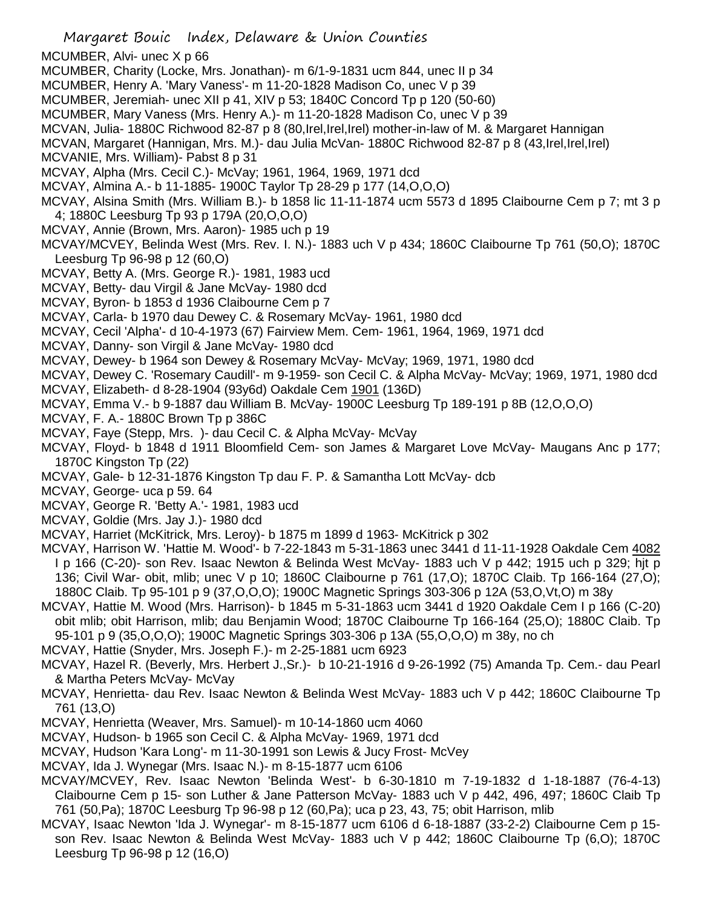MCUMBER, Alvi- unec X p 66

MCUMBER, Charity (Locke, Mrs. Jonathan)- m 6/1-9-1831 ucm 844, unec II p 34

MCUMBER, Henry A. 'Mary Vaness'- m 11-20-1828 Madison Co, unec V p 39

MCUMBER, Jeremiah- unec XII p 41, XIV p 53; 1840C Concord Tp p 120 (50-60)

MCUMBER, Mary Vaness (Mrs. Henry A.)- m 11-20-1828 Madison Co, unec V p 39

MCVAN, Julia- 1880C Richwood 82-87 p 8 (80,Irel,Irel,Irel) mother-in-law of M. & Margaret Hannigan

MCVAN, Margaret (Hannigan, Mrs. M.)- dau Julia McVan- 1880C Richwood 82-87 p 8 (43,Irel,Irel,Irel)

MCVANIE, Mrs. William)- Pabst 8 p 31

MCVAY, Alpha (Mrs. Cecil C.)- McVay; 1961, 1964, 1969, 1971 dcd

MCVAY, Almina A.- b 11-1885- 1900C Taylor Tp 28-29 p 177 (14,O,O,O)

MCVAY, Alsina Smith (Mrs. William B.)- b 1858 lic 11-11-1874 ucm 5573 d 1895 Claibourne Cem p 7; mt 3 p 4; 1880C Leesburg Tp 93 p 179A (20,O,O,O)

MCVAY, Annie (Brown, Mrs. Aaron)- 1985 uch p 19

MCVAY/MCVEY, Belinda West (Mrs. Rev. I. N.)- 1883 uch V p 434; 1860C Claibourne Tp 761 (50,O); 1870C Leesburg Tp 96-98 p 12 (60,O)

MCVAY, Betty A. (Mrs. George R.)- 1981, 1983 ucd

MCVAY, Betty- dau Virgil & Jane McVay- 1980 dcd

MCVAY, Byron- b 1853 d 1936 Claibourne Cem p 7

MCVAY, Carla- b 1970 dau Dewey C. & Rosemary McVay- 1961, 1980 dcd

MCVAY, Cecil 'Alpha'- d 10-4-1973 (67) Fairview Mem. Cem- 1961, 1964, 1969, 1971 dcd

MCVAY, Danny- son Virgil & Jane McVay- 1980 dcd

MCVAY, Dewey- b 1964 son Dewey & Rosemary McVay- McVay; 1969, 1971, 1980 dcd

MCVAY, Dewey C. 'Rosemary Caudill'- m 9-1959- son Cecil C. & Alpha McVay- McVay; 1969, 1971, 1980 dcd

MCVAY, Elizabeth- d 8-28-1904 (93y6d) Oakdale Cem 1901 (136D)

MCVAY, Emma V.- b 9-1887 dau William B. McVay- 1900C Leesburg Tp 189-191 p 8B (12,O,O,O)

MCVAY, F. A.- 1880C Brown Tp p 386C

MCVAY, Faye (Stepp, Mrs. )- dau Cecil C. & Alpha McVay- McVay

MCVAY, Floyd- b 1848 d 1911 Bloomfield Cem- son James & Margaret Love McVay- Maugans Anc p 177; 1870C Kingston Tp (22)

MCVAY, Gale- b 12-31-1876 Kingston Tp dau F. P. & Samantha Lott McVay- dcb

MCVAY, George- uca p 59. 64

MCVAY, George R. 'Betty A.'- 1981, 1983 ucd

MCVAY, Goldie (Mrs. Jay J.)- 1980 dcd

MCVAY, Harriet (McKitrick, Mrs. Leroy)- b 1875 m 1899 d 1963- McKitrick p 302

MCVAY, Harrison W. 'Hattie M. Wood'- b 7-22-1843 m 5-31-1863 unec 3441 d 11-11-1928 Oakdale Cem 4082 I p 166 (C-20)- son Rev. Isaac Newton & Belinda West McVay- 1883 uch V p 442; 1915 uch p 329; hjt p 136; Civil War- obit, mlib; unec V p 10; 1860C Claibourne p 761 (17,O); 1870C Claib. Tp 166-164 (27,O); 1880C Claib. Tp 95-101 p 9 (37,O,O,O); 1900C Magnetic Springs 303-306 p 12A (53,O,Vt,O) m 38y

MCVAY, Hattie M. Wood (Mrs. Harrison)- b 1845 m 5-31-1863 ucm 3441 d 1920 Oakdale Cem I p 166 (C-20) obit mlib; obit Harrison, mlib; dau Benjamin Wood; 1870C Claibourne Tp 166-164 (25,O); 1880C Claib. Tp 95-101 p 9 (35,O,O,O); 1900C Magnetic Springs 303-306 p 13A (55,O,O,O) m 38y, no ch

MCVAY, Hattie (Snyder, Mrs. Joseph F.)- m 2-25-1881 ucm 6923

MCVAY, Hazel R. (Beverly, Mrs. Herbert J.,Sr.)- b 10-21-1916 d 9-26-1992 (75) Amanda Tp. Cem.- dau Pearl & Martha Peters McVay- McVay

MCVAY, Henrietta- dau Rev. Isaac Newton & Belinda West McVay- 1883 uch V p 442; 1860C Claibourne Tp 761 (13,O)

MCVAY, Henrietta (Weaver, Mrs. Samuel)- m 10-14-1860 ucm 4060

MCVAY, Hudson- b 1965 son Cecil C. & Alpha McVay- 1969, 1971 dcd

MCVAY, Hudson 'Kara Long'- m 11-30-1991 son Lewis & Jucy Frost- McVey

MCVAY, Ida J. Wynegar (Mrs. Isaac N.)- m 8-15-1877 ucm 6106

MCVAY/MCVEY, Rev. Isaac Newton 'Belinda West'- b 6-30-1810 m 7-19-1832 d 1-18-1887 (76-4-13) Claibourne Cem p 15- son Luther & Jane Patterson McVay- 1883 uch V p 442, 496, 497; 1860C Claib Tp 761 (50,Pa); 1870C Leesburg Tp 96-98 p 12 (60,Pa); uca p 23, 43, 75; obit Harrison, mlib

MCVAY, Isaac Newton 'Ida J. Wynegar'- m 8-15-1877 ucm 6106 d 6-18-1887 (33-2-2) Claibourne Cem p 15- son Rev. Isaac Newton & Belinda West McVay- 1883 uch V p 442; 1860C Claibourne Tp (6,O); 1870C Leesburg Tp 96-98 p 12 (16,O)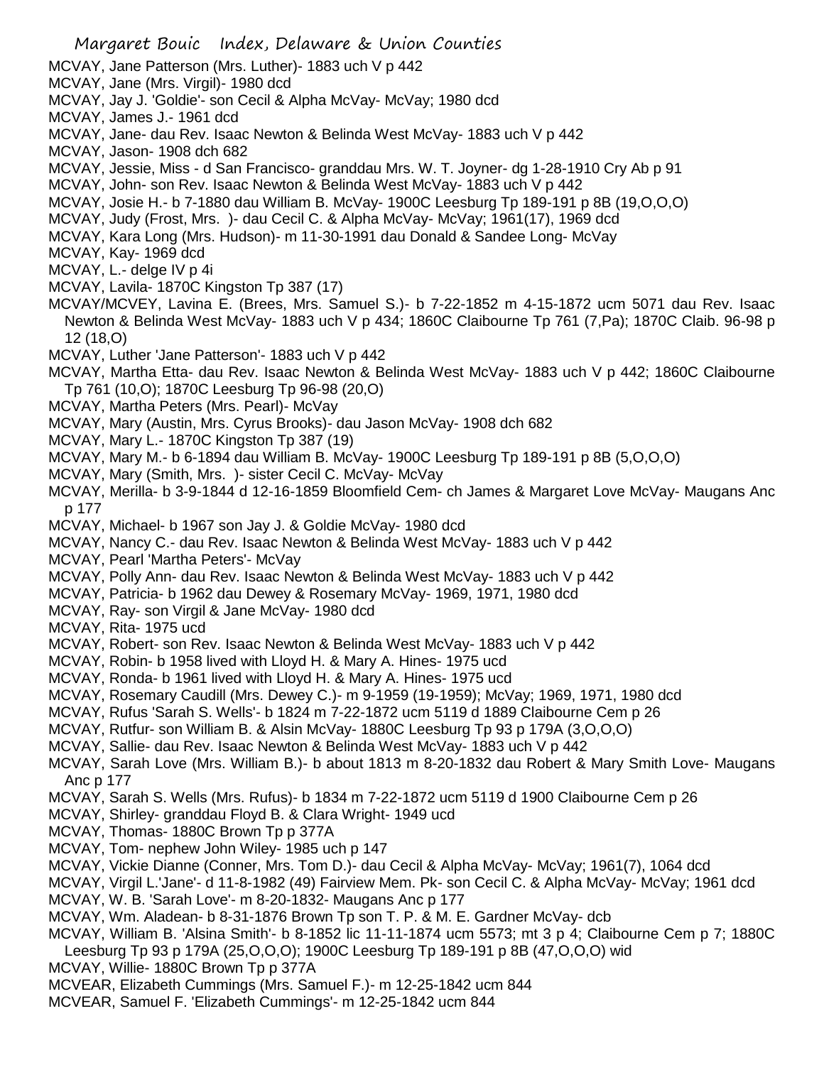MCVAY, Jane Patterson (Mrs. Luther)- 1883 uch V p 442
MCVAY, Jane (Mrs. Virgil)- 1980 dcd
MCVAY, Jay J. 'Goldie'- son Cecil & Alpha McVay- McVay; 1980 dcd
MCVAY, James J.- 1961 dcd
MCVAY, Jane- dau Rev. Isaac Newton & Belinda West McVay- 1883 uch V p 442
MCVAY, Jason- 1908 dch 682
MCVAY, Jessie, Miss - d San Francisco- granddau Mrs. W. T. Joyner- dg 1-28-1910 Cry Ab p 91
MCVAY, John- son Rev. Isaac Newton & Belinda West McVay- 1883 uch V p 442
MCVAY, Josie H.- b 7-1880 dau William B. McVay- 1900C Leesburg Tp 189-191 p 8B (19,O,O,O)
MCVAY, Judy (Frost, Mrs. )- dau Cecil C. & Alpha McVay- McVay; 1961(17), 1969 dcd
MCVAY, Kara Long (Mrs. Hudson)- m 11-30-1991 dau Donald & Sandee Long- McVay
MCVAY, Kay- 1969 dcd
MCVAY, L.- delge IV p 4i
MCVAY, Lavila- 1870C Kingston Tp 387 (17)
MCVAY/MCVEY, Lavina E. (Brees, Mrs. Samuel S.)- b 7-22-1852 m 4-15-1872 ucm 5071 dau Rev. Isaac Newton & Belinda West McVay- 1883 uch V p 434; 1860C Claibourne Tp 761 (7,Pa); 1870C Claib. 96-98 p 12 (18,O)
MCVAY, Luther 'Jane Patterson'- 1883 uch V p 442
MCVAY, Martha Etta- dau Rev. Isaac Newton & Belinda West McVay- 1883 uch V p 442; 1860C Claibourne Tp 761 (10,O); 1870C Leesburg Tp 96-98 (20,O)
MCVAY, Martha Peters (Mrs. Pearl)- McVay
MCVAY, Mary (Austin, Mrs. Cyrus Brooks)- dau Jason McVay- 1908 dch 682
MCVAY, Mary L.- 1870C Kingston Tp 387 (19)
MCVAY, Mary M.- b 6-1894 dau William B. McVay- 1900C Leesburg Tp 189-191 p 8B (5,O,O,O)
MCVAY, Mary (Smith, Mrs. )- sister Cecil C. McVay- McVay
MCVAY, Merilla- b 3-9-1844 d 12-16-1859 Bloomfield Cem- ch James & Margaret Love McVay- Maugans Anc p 177
MCVAY, Michael- b 1967 son Jay J. & Goldie McVay- 1980 dcd
MCVAY, Nancy C.- dau Rev. Isaac Newton & Belinda West McVay- 1883 uch V p 442
MCVAY, Pearl 'Martha Peters'- McVay
MCVAY, Polly Ann- dau Rev. Isaac Newton & Belinda West McVay- 1883 uch V p 442
MCVAY, Patricia- b 1962 dau Dewey & Rosemary McVay- 1969, 1971, 1980 dcd
MCVAY, Ray- son Virgil & Jane McVay- 1980 dcd
MCVAY, Rita- 1975 ucd
MCVAY, Robert- son Rev. Isaac Newton & Belinda West McVay- 1883 uch V p 442
MCVAY, Robin- b 1958 lived with Lloyd H. & Mary A. Hines- 1975 ucd
MCVAY, Ronda- b 1961 lived with Lloyd H. & Mary A. Hines- 1975 ucd
MCVAY, Rosemary Caudill (Mrs. Dewey C.)- m 9-1959 (19-1959); McVay; 1969, 1971, 1980 dcd
MCVAY, Rufus 'Sarah S. Wells'- b 1824 m 7-22-1872 ucm 5119 d 1889 Claibourne Cem p 26
MCVAY, Rutfur- son William B. & Alsin McVay- 1880C Leesburg Tp 93 p 179A (3,O,O,O)
MCVAY, Sallie- dau Rev. Isaac Newton & Belinda West McVay- 1883 uch V p 442
MCVAY, Sarah Love (Mrs. William B.)- b about 1813 m 8-20-1832 dau Robert & Mary Smith Love- Maugans Anc p 177
MCVAY, Sarah S. Wells (Mrs. Rufus)- b 1834 m 7-22-1872 ucm 5119 d 1900 Claibourne Cem p 26
MCVAY, Shirley- granddau Floyd B. & Clara Wright- 1949 ucd
MCVAY, Thomas- 1880C Brown Tp p 377A
MCVAY, Tom- nephew John Wiley- 1985 uch p 147
MCVAY, Vickie Dianne (Conner, Mrs. Tom D.)- dau Cecil & Alpha McVay- McVay; 1961(7), 1064 dcd
MCVAY, Virgil L.'Jane'- d 11-8-1982 (49) Fairview Mem. Pk- son Cecil C. & Alpha McVay- McVay; 1961 dcd
MCVAY, W. B. 'Sarah Love'- m 8-20-1832- Maugans Anc p 177
MCVAY, Wm. Aladean- b 8-31-1876 Brown Tp son T. P. & M. E. Gardner McVay- dcb
MCVAY, William B. 'Alsina Smith'- b 8-1852 lic 11-11-1874 ucm 5573; mt 3 p 4; Claibourne Cem p 7; 1880C Leesburg Tp 93 p 179A (25,O,O,O); 1900C Leesburg Tp 189-191 p 8B (47,O,O,O) wid
MCVAY, Willie- 1880C Brown Tp p 377A
MCVEAR, Elizabeth Cummings (Mrs. Samuel F.)- m 12-25-1842 ucm 844
MCVEAR, Samuel F. 'Elizabeth Cummings'- m 12-25-1842 ucm 844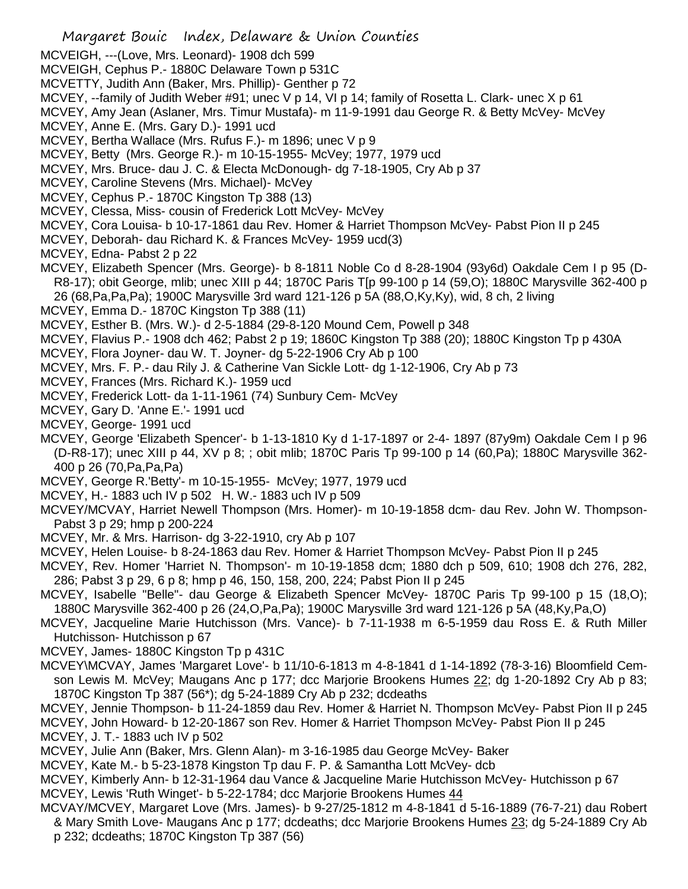MCVEIGH, ---(Love, Mrs. Leonard)- 1908 dch 599

MCVEIGH, Cephus P.- 1880C Delaware Town p 531C

MCVETTY, Judith Ann (Baker, Mrs. Phillip)- Genther p 72

MCVEY, --family of Judith Weber #91; unec V p 14, VI p 14; family of Rosetta L. Clark- unec X p 61

MCVEY, Amy Jean (Aslaner, Mrs. Timur Mustafa)- m 11-9-1991 dau George R. & Betty McVey- McVey

MCVEY, Anne E. (Mrs. Gary D.)- 1991 ucd

MCVEY, Bertha Wallace (Mrs. Rufus F.)- m 1896; unec V p 9

MCVEY, Betty (Mrs. George R.)- m 10-15-1955- McVey; 1977, 1979 ucd

MCVEY, Mrs. Bruce- dau J. C. & Electa McDonough- dg 7-18-1905, Cry Ab p 37

MCVEY, Caroline Stevens (Mrs. Michael)- McVey

MCVEY, Cephus P.- 1870C Kingston Tp 388 (13)

MCVEY, Clessa, Miss- cousin of Frederick Lott McVey- McVey

MCVEY, Cora Louisa- b 10-17-1861 dau Rev. Homer & Harriet Thompson McVey- Pabst Pion II p 245

MCVEY, Deborah- dau Richard K. & Frances McVey- 1959 ucd(3)

MCVEY, Edna- Pabst 2 p 22

MCVEY, Elizabeth Spencer (Mrs. George)- b 8-1811 Noble Co d 8-28-1904 (93y6d) Oakdale Cem I p 95 (D-R8-17); obit George, mlib; unec XIII p 44; 1870C Paris T[p 99-100 p 14 (59,O); 1880C Marysville 362-400 p 26 (68,Pa,Pa,Pa); 1900C Marysville 3rd ward 121-126 p 5A (88,O,Ky,Ky), wid, 8 ch, 2 living

MCVEY, Emma D.- 1870C Kingston Tp 388 (11)

MCVEY, Esther B. (Mrs. W.)- d 2-5-1884 (29-8-120 Mound Cem, Powell p 348

MCVEY, Flavius P.- 1908 dch 462; Pabst 2 p 19; 1860C Kingston Tp 388 (20); 1880C Kingston Tp p 430A

MCVEY, Flora Joyner- dau W. T. Joyner- dg 5-22-1906 Cry Ab p 100

MCVEY, Mrs. F. P.- dau Rily J. & Catherine Van Sickle Lott- dg 1-12-1906, Cry Ab p 73

MCVEY, Frances (Mrs. Richard K.)- 1959 ucd

MCVEY, Frederick Lott- da 1-11-1961 (74) Sunbury Cem- McVey

MCVEY, Gary D. 'Anne E.'- 1991 ucd

MCVEY, George- 1991 ucd

MCVEY, George 'Elizabeth Spencer'- b 1-13-1810 Ky d 1-17-1897 or 2-4- 1897 (87y9m) Oakdale Cem I p 96 (D-R8-17); unec XIII p 44, XV p 8; ; obit mlib; 1870C Paris Tp 99-100 p 14 (60,Pa); 1880C Marysville 362-400 p 26 (70,Pa,Pa,Pa)

MCVEY, George R.'Betty'- m 10-15-1955- McVey; 1977, 1979 ucd

MCVEY, H.- 1883 uch IV p 502 H. W.- 1883 uch IV p 509

MCVEY/MCVAY, Harriet Newell Thompson (Mrs. Homer)- m 10-19-1858 dcm- dau Rev. John W. Thompson- Pabst 3 p 29; hmp p 200-224

MCVEY, Mr. & Mrs. Harrison- dg 3-22-1910, cry Ab p 107

MCVEY, Helen Louise- b 8-24-1863 dau Rev. Homer & Harriet Thompson McVey- Pabst Pion II p 245

MCVEY, Rev. Homer 'Harriet N. Thompson'- m 10-19-1858 dcm; 1880 dch p 509, 610; 1908 dch 276, 282, 286; Pabst 3 p 29, 6 p 8; hmp p 46, 150, 158, 200, 224; Pabst Pion II p 245

MCVEY, Isabelle "Belle"- dau George & Elizabeth Spencer McVey- 1870C Paris Tp 99-100 p 15 (18,O); 1880C Marysville 362-400 p 26 (24,O,Pa,Pa); 1900C Marysville 3rd ward 121-126 p 5A (48,Ky,Pa,O)

MCVEY, Jacqueline Marie Hutchisson (Mrs. Vance)- b 7-11-1938 m 6-5-1959 dau Ross E. & Ruth Miller Hutchisson- Hutchisson p 67

MCVEY, James- 1880C Kingston Tp p 431C

MCVEY\MCVAY, James 'Margaret Love'- b 11/10-6-1813 m 4-8-1841 d 1-14-1892 (78-3-16) Bloomfield Cem- son Lewis M. McVey; Maugans Anc p 177; dcc Marjorie Brookens Humes 22; dg 1-20-1892 Cry Ab p 83; 1870C Kingston Tp 387 (56*); dg 5-24-1889 Cry Ab p 232; dcdeaths

MCVEY, Jennie Thompson- b 11-24-1859 dau Rev. Homer & Harriet N. Thompson McVey- Pabst Pion II p 245

MCVEY, John Howard- b 12-20-1867 son Rev. Homer & Harriet Thompson McVey- Pabst Pion II p 245

MCVEY, J. T.- 1883 uch IV p 502

MCVEY, Julie Ann (Baker, Mrs. Glenn Alan)- m 3-16-1985 dau George McVey- Baker

MCVEY, Kate M.- b 5-23-1878 Kingston Tp dau F. P. & Samantha Lott McVey- dcb

MCVEY, Kimberly Ann- b 12-31-1964 dau Vance & Jacqueline Marie Hutchisson McVey- Hutchisson p 67

MCVEY, Lewis 'Ruth Winget'- b 5-22-1784; dcc Marjorie Brookens Humes 44

MCVAY/MCVEY, Margaret Love (Mrs. James)- b 9-27/25-1812 m 4-8-1841 d 5-16-1889 (76-7-21) dau Robert & Mary Smith Love- Maugans Anc p 177; dcdeaths; dcc Marjorie Brookens Humes 23; dg 5-24-1889 Cry Ab p 232; dcdeaths; 1870C Kingston Tp 387 (56)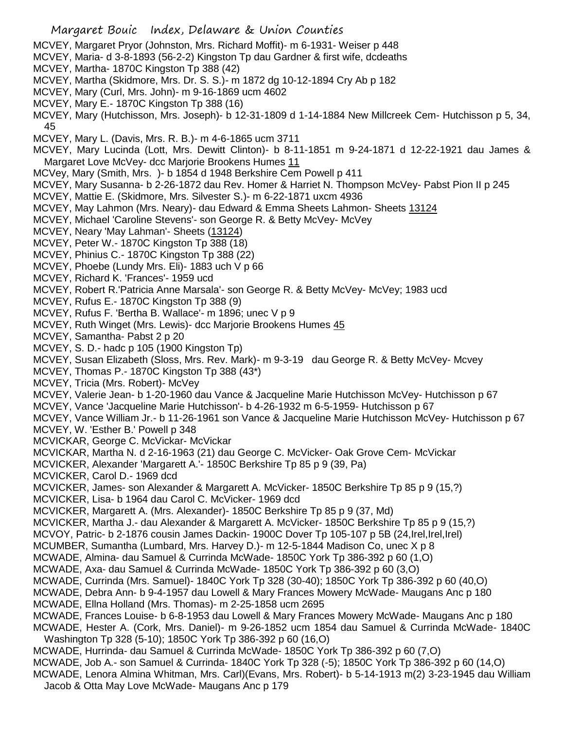MCVEY, Margaret Pryor (Johnston, Mrs. Richard Moffit)- m 6-1931- Weiser p 448
MCVEY, Maria- d 3-8-1893 (56-2-2) Kingston Tp dau Gardner & first wife, dcdeaths
MCVEY, Martha- 1870C Kingston Tp 388 (42)
MCVEY, Martha (Skidmore, Mrs. Dr. S. S.)- m 1872 dg 10-12-1894 Cry Ab p 182
MCVEY, Mary (Curl, Mrs. John)- m 9-16-1869 ucm 4602
MCVEY, Mary E.- 1870C Kingston Tp 388 (16)
MCVEY, Mary (Hutchisson, Mrs. Joseph)- b 12-31-1809 d 1-14-1884 New Millcreek Cem- Hutchisson p 5, 34, 45
MCVEY, Mary L. (Davis, Mrs. R. B.)- m 4-6-1865 ucm 3711
MCVEY, Mary Lucinda (Lott, Mrs. Dewitt Clinton)- b 8-11-1851 m 9-24-1871 d 12-22-1921 dau James & Margaret Love McVey- dcc Marjorie Brookens Humes 11
MCVey, Mary (Smith, Mrs. )- b 1854 d 1948 Berkshire Cem Powell p 411
MCVEY, Mary Susanna- b 2-26-1872 dau Rev. Homer & Harriet N. Thompson McVey- Pabst Pion II p 245
MCVEY, Mattie E. (Skidmore, Mrs. Silvester S.)- m 6-22-1871 uxcm 4936
MCVEY, May Lahmon (Mrs. Neary)- dau Edward & Emma Sheets Lahmon- Sheets 13124
MCVEY, Michael 'Caroline Stevens'- son George R. & Betty McVey- McVey
MCVEY, Neary 'May Lahman'- Sheets (13124)
MCVEY, Peter W.- 1870C Kingston Tp 388 (18)
MCVEY, Phinius C.- 1870C Kingston Tp 388 (22)
MCVEY, Phoebe (Lundy Mrs. Eli)- 1883 uch V p 66
MCVEY, Richard K. 'Frances'- 1959 ucd
MCVEY, Robert R.'Patricia Anne Marsala'- son George R. & Betty McVey- McVey; 1983 ucd
MCVEY, Rufus E.- 1870C Kingston Tp 388 (9)
MCVEY, Rufus F. 'Bertha B. Wallace'- m 1896; unec V p 9
MCVEY, Ruth Winget (Mrs. Lewis)- dcc Marjorie Brookens Humes 45
MCVEY, Samantha- Pabst 2 p 20
MCVEY, S. D.- hadc p 105 (1900 Kingston Tp)
MCVEY, Susan Elizabeth (Sloss, Mrs. Rev. Mark)- m 9-3-19 dau George R. & Betty McVey- Mcvey
MCVEY, Thomas P.- 1870C Kingston Tp 388 (43*)
MCVEY, Tricia (Mrs. Robert)- McVey
MCVEY, Valerie Jean- b 1-20-1960 dau Vance & Jacqueline Marie Hutchisson McVey- Hutchisson p 67
MCVEY, Vance 'Jacqueline Marie Hutchisson'- b 4-26-1932 m 6-5-1959- Hutchisson p 67
MCVEY, Vance William Jr.- b 11-26-1961 son Vance & Jacqueline Marie Hutchisson McVey- Hutchisson p 67
MCVEY, W. 'Esther B.' Powell p 348
MCVICKAR, George C. McVickar- McVickar
MCVICKAR, Martha N. d 2-16-1963 (21) dau George C. McVicker- Oak Grove Cem- McVickar
MCVICKER, Alexander 'Margarett A.'- 1850C Berkshire Tp 85 p 9 (39, Pa)
MCVICKER, Carol D.- 1969 dcd
MCVICKER, James- son Alexander & Margarett A. McVicker- 1850C Berkshire Tp 85 p 9 (15,?)
MCVICKER, Lisa- b 1964 dau Carol C. McVicker- 1969 dcd
MCVICKER, Margarett A. (Mrs. Alexander)- 1850C Berkshire Tp 85 p 9 (37, Md)
MCVICKER, Martha J.- dau Alexander & Margarett A. McVicker- 1850C Berkshire Tp 85 p 9 (15,?)
MCVOY, Patric- b 2-1876 cousin James Dackin- 1900C Dover Tp 105-107 p 5B (24,Irel,Irel,Irel)
MCUMBER, Sumantha (Lumbard, Mrs. Harvey D.)- m 12-5-1844 Madison Co, unec X p 8
MCWADE, Almina- dau Samuel & Currinda McWade- 1850C York Tp 386-392 p 60 (1,O)
MCWADE, Axa- dau Samuel & Currinda McWade- 1850C York Tp 386-392 p 60 (3,O)
MCWADE, Currinda (Mrs. Samuel)- 1840C York Tp 328 (30-40); 1850C York Tp 386-392 p 60 (40,O)
MCWADE, Debra Ann- b 9-4-1957 dau Lowell & Mary Frances Mowery McWade- Maugans Anc p 180
MCWADE, Ellna Holland (Mrs. Thomas)- m 2-25-1858 ucm 2695
MCWADE, Frances Louise- b 6-8-1953 dau Lowell & Mary Frances Mowery McWade- Maugans Anc p 180
MCWADE, Hester A. (Cork, Mrs. Daniel)- m 9-26-1852 ucm 1854 dau Samuel & Currinda McWade- 1840C Washington Tp 328 (5-10); 1850C York Tp 386-392 p 60 (16,O)
MCWADE, Hurrinda- dau Samuel & Currinda McWade- 1850C York Tp 386-392 p 60 (7,O)
MCWADE, Job A.- son Samuel & Currinda- 1840C York Tp 328 (-5); 1850C York Tp 386-392 p 60 (14,O)
MCWADE, Lenora Almina Whitman, Mrs. Carl)(Evans, Mrs. Robert)- b 5-14-1913 m(2) 3-23-1945 dau William Jacob & Otta May Love McWade- Maugans Anc p 179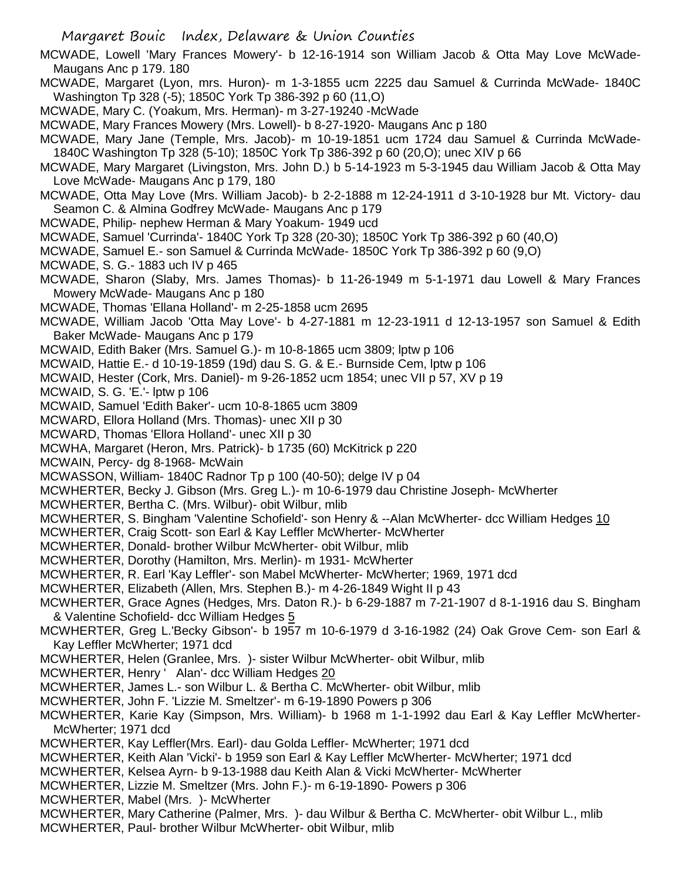MCWADE, Lowell 'Mary Frances Mowery'- b 12-16-1914 son William Jacob & Otta May Love McWade- Maugans Anc p 179. 180

MCWADE, Margaret (Lyon, mrs. Huron)- m 1-3-1855 ucm 2225 dau Samuel & Currinda McWade- 1840C Washington Tp 328 (-5); 1850C York Tp 386-392 p 60 (11,O)

MCWADE, Mary C. (Yoakum, Mrs. Herman)- m 3-27-19240 -McWade

MCWADE, Mary Frances Mowery (Mrs. Lowell)- b 8-27-1920- Maugans Anc p 180

MCWADE, Mary Jane (Temple, Mrs. Jacob)- m 10-19-1851 ucm 1724 dau Samuel & Currinda McWade- 1840C Washington Tp 328 (5-10); 1850C York Tp 386-392 p 60 (20,O); unec XIV p 66

MCWADE, Mary Margaret (Livingston, Mrs. John D.) b 5-14-1923 m 5-3-1945 dau William Jacob & Otta May Love McWade- Maugans Anc p 179, 180

MCWADE, Otta May Love (Mrs. William Jacob)- b 2-2-1888 m 12-24-1911 d 3-10-1928 bur Mt. Victory- dau Seamon C. & Almina Godfrey McWade- Maugans Anc p 179

MCWADE, Philip- nephew Herman & Mary Yoakum- 1949 ucd

MCWADE, Samuel 'Currinda'- 1840C York Tp 328 (20-30); 1850C York Tp 386-392 p 60 (40,O)

MCWADE, Samuel E.- son Samuel & Currinda McWade- 1850C York Tp 386-392 p 60 (9,O)

MCWADE, S. G.- 1883 uch IV p 465

MCWADE, Sharon (Slaby, Mrs. James Thomas)- b 11-26-1949 m 5-1-1971 dau Lowell & Mary Frances Mowery McWade- Maugans Anc p 180

MCWADE, Thomas 'Ellana Holland'- m 2-25-1858 ucm 2695

MCWADE, William Jacob 'Otta May Love'- b 4-27-1881 m 12-23-1911 d 12-13-1957 son Samuel & Edith Baker McWade- Maugans Anc p 179

MCWAID, Edith Baker (Mrs. Samuel G.)- m 10-8-1865 ucm 3809; lptw p 106

MCWAID, Hattie E.- d 10-19-1859 (19d) dau S. G. & E.- Burnside Cem, lptw p 106

MCWAID, Hester (Cork, Mrs. Daniel)- m 9-26-1852 ucm 1854; unec VII p 57, XV p 19

MCWAID, S. G. 'E.'- lptw p 106

MCWAID, Samuel 'Edith Baker'- ucm 10-8-1865 ucm 3809

MCWARD, Ellora Holland (Mrs. Thomas)- unec XII p 30

MCWARD, Thomas 'Ellora Holland'- unec XII p 30

MCWHA, Margaret (Heron, Mrs. Patrick)- b 1735 (60) McKitrick p 220

MCWAIN, Percy- dg 8-1968- McWain

MCWASSON, William- 1840C Radnor Tp p 100 (40-50); delge IV p 04

MCWHERTER, Becky J. Gibson (Mrs. Greg L.)- m 10-6-1979 dau Christine Joseph- McWherter

MCWHERTER, Bertha C. (Mrs. Wilbur)- obit Wilbur, mlib

MCWHERTER, S. Bingham 'Valentine Schofield'- son Henry & --Alan McWherter- dcc William Hedges 10

MCWHERTER, Craig Scott- son Earl & Kay Leffler McWherter- McWherter

MCWHERTER, Donald- brother Wilbur McWherter- obit Wilbur, mlib

MCWHERTER, Dorothy (Hamilton, Mrs. Merlin)- m 1931- McWherter

MCWHERTER, R. Earl 'Kay Leffler'- son Mabel McWherter- McWherter; 1969, 1971 dcd

MCWHERTER, Elizabeth (Allen, Mrs. Stephen B.)- m 4-26-1849 Wight II p 43

MCWHERTER, Grace Agnes (Hedges, Mrs. Daton R.)- b 6-29-1887 m 7-21-1907 d 8-1-1916 dau S. Bingham & Valentine Schofield- dcc William Hedges 5

MCWHERTER, Greg L.'Becky Gibson'- b 1957 m 10-6-1979 d 3-16-1982 (24) Oak Grove Cem- son Earl & Kay Leffler McWherter; 1971 dcd

MCWHERTER, Helen (Granlee, Mrs. )- sister Wilbur McWherter- obit Wilbur, mlib

MCWHERTER, Henry ' Alan'- dcc William Hedges 20

MCWHERTER, James L.- son Wilbur L. & Bertha C. McWherter- obit Wilbur, mlib

MCWHERTER, John F. 'Lizzie M. Smeltzer'- m 6-19-1890 Powers p 306

MCWHERTER, Karie Kay (Simpson, Mrs. William)- b 1968 m 1-1-1992 dau Earl & Kay Leffler McWherter- McWherter; 1971 dcd

MCWHERTER, Kay Leffler(Mrs. Earl)- dau Golda Leffler- McWherter; 1971 dcd

MCWHERTER, Keith Alan 'Vicki'- b 1959 son Earl & Kay Leffler McWherter- McWherter; 1971 dcd

MCWHERTER, Kelsea Ayrn- b 9-13-1988 dau Keith Alan & Vicki McWherter- McWherter

MCWHERTER, Lizzie M. Smeltzer (Mrs. John F.)- m 6-19-1890- Powers p 306

MCWHERTER, Mabel (Mrs. )- McWherter

MCWHERTER, Mary Catherine (Palmer, Mrs. )- dau Wilbur & Bertha C. McWherter- obit Wilbur L., mlib

MCWHERTER, Paul- brother Wilbur McWherter- obit Wilbur, mlib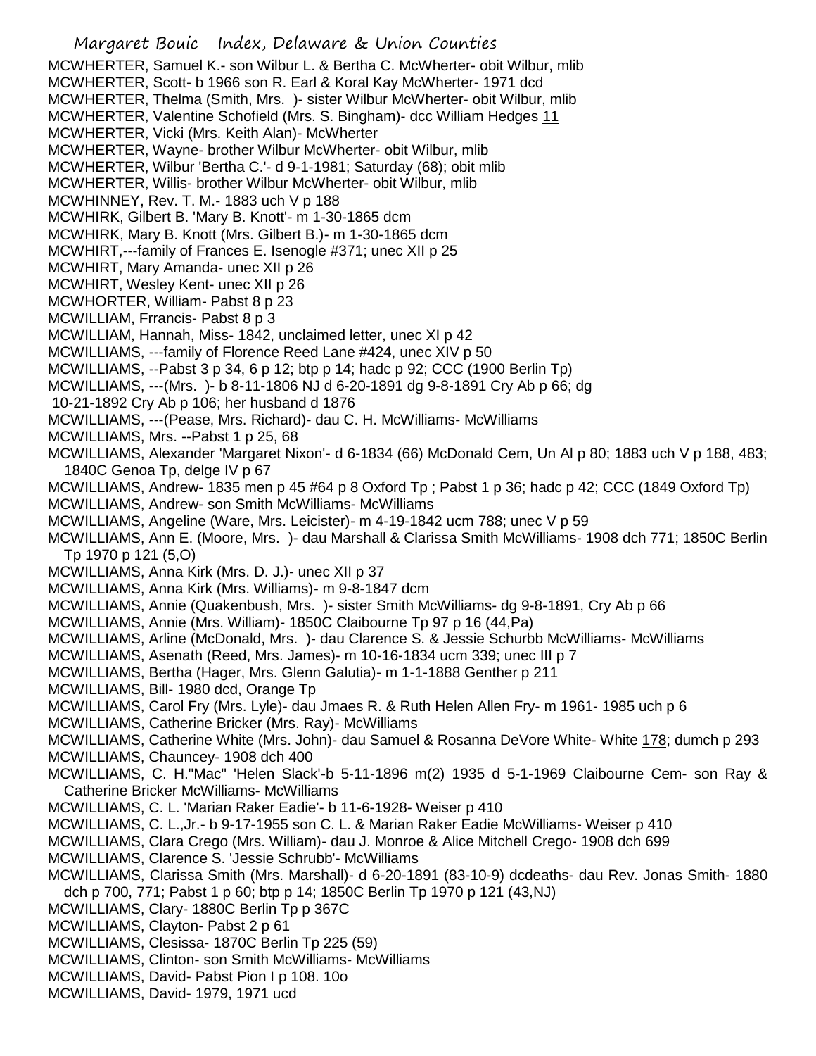MCWHERTER, Samuel K.- son Wilbur L. & Bertha C. McWherter- obit Wilbur, mlib
MCWHERTER, Scott- b 1966 son R. Earl & Koral Kay McWherter- 1971 dcd
MCWHERTER, Thelma (Smith, Mrs. )- sister Wilbur McWherter- obit Wilbur, mlib
MCWHERTER, Valentine Schofield (Mrs. S. Bingham)- dcc William Hedges 11
MCWHERTER, Vicki (Mrs. Keith Alan)- McWherter
MCWHERTER, Wayne- brother Wilbur McWherter- obit Wilbur, mlib
MCWHERTER, Wilbur 'Bertha C.'- d 9-1-1981; Saturday (68); obit mlib
MCWHERTER, Willis- brother Wilbur McWherter- obit Wilbur, mlib
MCWHINNEY, Rev. T. M.- 1883 uch V p 188
MCWHIRK, Gilbert B. 'Mary B. Knott'- m 1-30-1865 dcm
MCWHIRK, Mary B. Knott (Mrs. Gilbert B.)- m 1-30-1865 dcm
MCWHIRT,---family of Frances E. Isenogle #371; unec XII p 25
MCWHIRT, Mary Amanda- unec XII p 26
MCWHIRT, Wesley Kent- unec XII p 26
MCWHORTER, William- Pabst 8 p 23
MCWILLIAM, Frrancis- Pabst 8 p 3
MCWILLIAM, Hannah, Miss- 1842, unclaimed letter, unec XI p 42
MCWILLIAMS, ---family of Florence Reed Lane #424, unec XIV p 50
MCWILLIAMS, --Pabst 3 p 34, 6 p 12; btp p 14; hadc p 92; CCC (1900 Berlin Tp)
MCWILLIAMS, ---(Mrs. )- b 8-11-1806 NJ d 6-20-1891 dg 9-8-1891 Cry Ab p 66; dg 10-21-1892 Cry Ab p 106; her husband d 1876
MCWILLIAMS, ---(Pease, Mrs. Richard)- dau C. H. McWilliams- McWilliams
MCWILLIAMS, Mrs. --Pabst 1 p 25, 68
MCWILLIAMS, Alexander 'Margaret Nixon'- d 6-1834 (66) McDonald Cem, Un Al p 80; 1883 uch V p 188, 483; 1840C Genoa Tp, delge IV p 67
MCWILLIAMS, Andrew- 1835 men p 45 #64 p 8 Oxford Tp ; Pabst 1 p 36; hadc p 42; CCC (1849 Oxford Tp)
MCWILLIAMS, Andrew- son Smith McWilliams- McWilliams
MCWILLIAMS, Angeline (Ware, Mrs. Leicister)- m 4-19-1842 ucm 788; unec V p 59
MCWILLIAMS, Ann E. (Moore, Mrs. )- dau Marshall & Clarissa Smith McWilliams- 1908 dch 771; 1850C Berlin Tp 1970 p 121 (5,O)
MCWILLIAMS, Anna Kirk (Mrs. D. J.)- unec XII p 37
MCWILLIAMS, Anna Kirk (Mrs. Williams)- m 9-8-1847 dcm
MCWILLIAMS, Annie (Quakenbush, Mrs. )- sister Smith McWilliams- dg 9-8-1891, Cry Ab p 66
MCWILLIAMS, Annie (Mrs. William)- 1850C Claibourne Tp 97 p 16 (44,Pa)
MCWILLIAMS, Arline (McDonald, Mrs. )- dau Clarence S. & Jessie Schurbb McWilliams- McWilliams
MCWILLIAMS, Asenath (Reed, Mrs. James)- m 10-16-1834 ucm 339; unec III p 7
MCWILLIAMS, Bertha (Hager, Mrs. Glenn Galutia)- m 1-1-1888 Genther p 211
MCWILLIAMS, Bill- 1980 dcd, Orange Tp
MCWILLIAMS, Carol Fry (Mrs. Lyle)- dau Jmaes R. & Ruth Helen Allen Fry- m 1961- 1985 uch p 6
MCWILLIAMS, Catherine Bricker (Mrs. Ray)- McWilliams
MCWILLIAMS, Catherine White (Mrs. John)- dau Samuel & Rosanna DeVore White- White 178; dumch p 293
MCWILLIAMS, Chauncey- 1908 dch 400
MCWILLIAMS, C. H."Mac" 'Helen Slack'-b 5-11-1896 m(2) 1935 d 5-1-1969 Claibourne Cem- son Ray & Catherine Bricker McWilliams- McWilliams
MCWILLIAMS, C. L. 'Marian Raker Eadie'- b 11-6-1928- Weiser p 410
MCWILLIAMS, C. L.,Jr.- b 9-17-1955 son C. L. & Marian Raker Eadie McWilliams- Weiser p 410
MCWILLIAMS, Clara Crego (Mrs. William)- dau J. Monroe & Alice Mitchell Crego- 1908 dch 699
MCWILLIAMS, Clarence S. 'Jessie Schrubb'- McWilliams
MCWILLIAMS, Clarissa Smith (Mrs. Marshall)- d 6-20-1891 (83-10-9) dcdeaths- dau Rev. Jonas Smith- 1880 dch p 700, 771; Pabst 1 p 60; btp p 14; 1850C Berlin Tp 1970 p 121 (43,NJ)
MCWILLIAMS, Clary- 1880C Berlin Tp p 367C
MCWILLIAMS, Clayton- Pabst 2 p 61
MCWILLIAMS, Clesissa- 1870C Berlin Tp 225 (59)
MCWILLIAMS, Clinton- son Smith McWilliams- McWilliams
MCWILLIAMS, David- Pabst Pion I p 108. 10o
MCWILLIAMS, David- 1979, 1971 ucd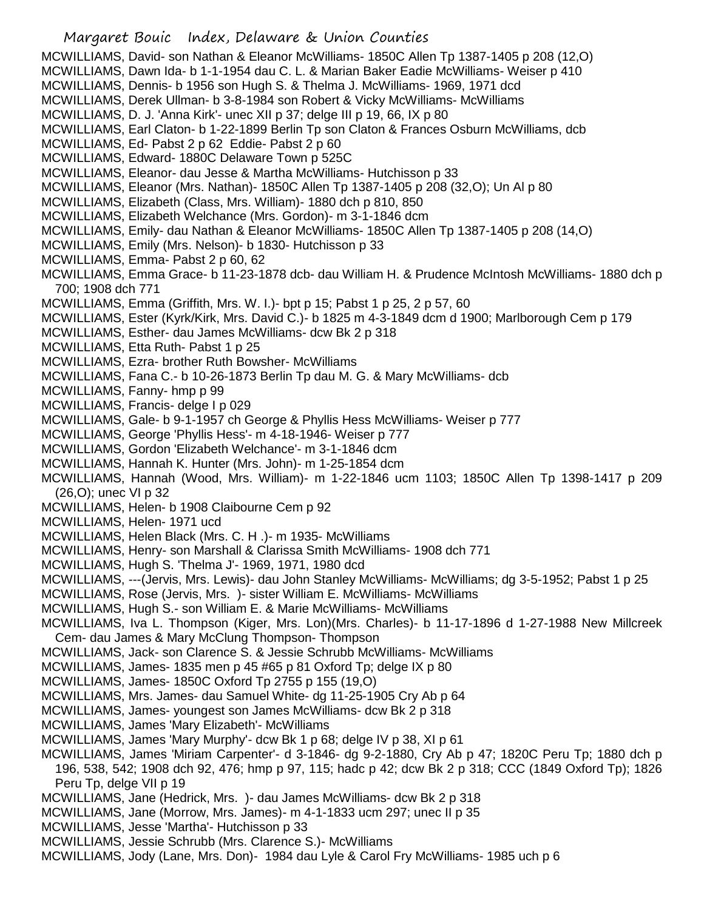MCWILLIAMS, David- son Nathan & Eleanor McWilliams- 1850C Allen Tp 1387-1405 p 208 (12,O)
MCWILLIAMS, Dawn Ida- b 1-1-1954 dau C. L. & Marian Baker Eadie McWilliams- Weiser p 410
MCWILLIAMS, Dennis- b 1956 son Hugh S. & Thelma J. McWilliams- 1969, 1971 dcd
MCWILLIAMS, Derek Ullman- b 3-8-1984 son Robert & Vicky McWilliams- McWilliams
MCWILLIAMS, D. J. 'Anna Kirk'- unec XII p 37; delge III p 19, 66, IX p 80
MCWILLIAMS, Earl Claton- b 1-22-1899 Berlin Tp son Claton & Frances Osburn McWilliams, dcb
MCWILLIAMS, Ed- Pabst 2 p 62 Eddie- Pabst 2 p 60
MCWILLIAMS, Edward- 1880C Delaware Town p 525C
MCWILLIAMS, Eleanor- dau Jesse & Martha McWilliams- Hutchisson p 33
MCWILLIAMS, Eleanor (Mrs. Nathan)- 1850C Allen Tp 1387-1405 p 208 (32,O); Un Al p 80
MCWILLIAMS, Elizabeth (Class, Mrs. William)- 1880 dch p 810, 850
MCWILLIAMS, Elizabeth Welchance (Mrs. Gordon)- m 3-1-1846 dcm
MCWILLIAMS, Emily- dau Nathan & Eleanor McWilliams- 1850C Allen Tp 1387-1405 p 208 (14,O)
MCWILLIAMS, Emily (Mrs. Nelson)- b 1830- Hutchisson p 33
MCWILLIAMS, Emma- Pabst 2 p 60, 62
MCWILLIAMS, Emma Grace- b 11-23-1878 dcb- dau William H. & Prudence McIntosh McWilliams- 1880 dch p 700; 1908 dch 771
MCWILLIAMS, Emma (Griffith, Mrs. W. I.)- bpt p 15; Pabst 1 p 25, 2 p 57, 60
MCWILLIAMS, Ester (Kyrk/Kirk, Mrs. David C.)- b 1825 m 4-3-1849 dcm d 1900; Marlborough Cem p 179
MCWILLIAMS, Esther- dau James McWilliams- dcw Bk 2 p 318
MCWILLIAMS, Etta Ruth- Pabst 1 p 25
MCWILLIAMS, Ezra- brother Ruth Bowsher- McWilliams
MCWILLIAMS, Fana C.- b 10-26-1873 Berlin Tp dau M. G. & Mary McWilliams- dcb
MCWILLIAMS, Fanny- hmp p 99
MCWILLIAMS, Francis- delge I p 029
MCWILLIAMS, Gale- b 9-1-1957 ch George & Phyllis Hess McWilliams- Weiser p 777
MCWILLIAMS, George 'Phyllis Hess'- m 4-18-1946- Weiser p 777
MCWILLIAMS, Gordon 'Elizabeth Welchance'- m 3-1-1846 dcm
MCWILLIAMS, Hannah K. Hunter (Mrs. John)- m 1-25-1854 dcm
MCWILLIAMS, Hannah (Wood, Mrs. William)- m 1-22-1846 ucm 1103; 1850C Allen Tp 1398-1417 p 209 (26,O); unec VI p 32
MCWILLIAMS, Helen- b 1908 Claibourne Cem p 92
MCWILLIAMS, Helen- 1971 ucd
MCWILLIAMS, Helen Black (Mrs. C. H .)- m 1935- McWilliams
MCWILLIAMS, Henry- son Marshall & Clarissa Smith McWilliams- 1908 dch 771
MCWILLIAMS, Hugh S. 'Thelma J'- 1969, 1971, 1980 dcd
MCWILLIAMS, ---(Jervis, Mrs. Lewis)- dau John Stanley McWilliams- McWilliams; dg 3-5-1952; Pabst 1 p 25
MCWILLIAMS, Rose (Jervis, Mrs. )- sister William E. McWilliams- McWilliams
MCWILLIAMS, Hugh S.- son William E. & Marie McWilliams- McWilliams
MCWILLIAMS, Iva L. Thompson (Kiger, Mrs. Lon)(Mrs. Charles)- b 11-17-1896 d 1-27-1988 New Millcreek Cem- dau James & Mary McClung Thompson- Thompson
MCWILLIAMS, Jack- son Clarence S. & Jessie Schrubb McWilliams- McWilliams
MCWILLIAMS, James- 1835 men p 45 #65 p 81 Oxford Tp; delge IX p 80
MCWILLIAMS, James- 1850C Oxford Tp 2755 p 155 (19,O)
MCWILLIAMS, Mrs. James- dau Samuel White- dg 11-25-1905 Cry Ab p 64
MCWILLIAMS, James- youngest son James McWilliams- dcw Bk 2 p 318
MCWILLIAMS, James 'Mary Elizabeth'- McWilliams
MCWILLIAMS, James 'Mary Murphy'- dcw Bk 1 p 68; delge IV p 38, XI p 61
MCWILLIAMS, James 'Miriam Carpenter'- d 3-1846- dg 9-2-1880, Cry Ab p 47; 1820C Peru Tp; 1880 dch p 196, 538, 542; 1908 dch 92, 476; hmp p 97, 115; hadc p 42; dcw Bk 2 p 318; CCC (1849 Oxford Tp); 1826 Peru Tp, delge VII p 19
MCWILLIAMS, Jane (Hedrick, Mrs. )- dau James McWilliams- dcw Bk 2 p 318
MCWILLIAMS, Jane (Morrow, Mrs. James)- m 4-1-1833 ucm 297; unec II p 35
MCWILLIAMS, Jesse 'Martha'- Hutchisson p 33
MCWILLIAMS, Jessie Schrubb (Mrs. Clarence S.)- McWilliams
MCWILLIAMS, Jody (Lane, Mrs. Don)- 1984 dau Lyle & Carol Fry McWilliams- 1985 uch p 6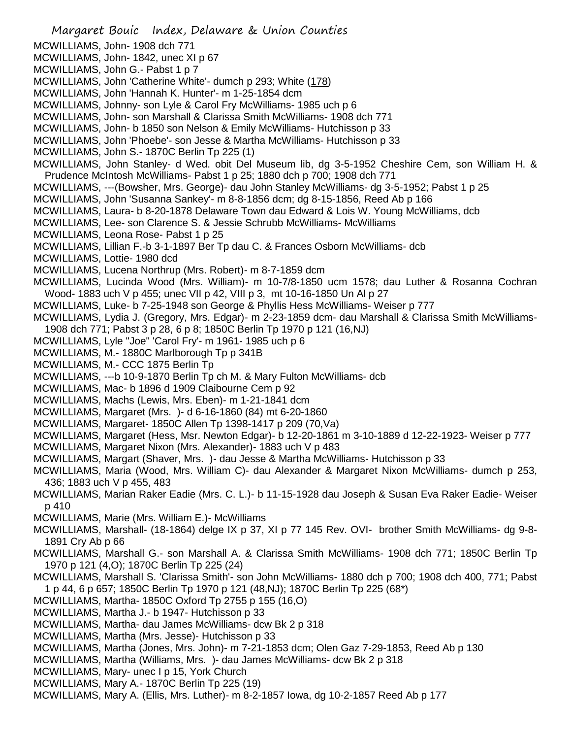MCWILLIAMS, John- 1908 dch 771
MCWILLIAMS, John- 1842, unec XI p 67
MCWILLIAMS, John G.- Pabst 1 p 7
MCWILLIAMS, John 'Catherine White'- dumch p 293; White (178)
MCWILLIAMS, John 'Hannah K. Hunter'- m 1-25-1854 dcm
MCWILLIAMS, Johnny- son Lyle & Carol Fry McWilliams- 1985 uch p 6
MCWILLIAMS, John- son Marshall & Clarissa Smith McWilliams- 1908 dch 771
MCWILLIAMS, John- b 1850 son Nelson & Emily McWilliams- Hutchisson p 33
MCWILLIAMS, John 'Phoebe'- son Jesse & Martha McWilliams- Hutchisson p 33
MCWILLIAMS, John S.- 1870C Berlin Tp 225 (1)
MCWILLIAMS, John Stanley- d Wed. obit Del Museum lib, dg 3-5-1952 Cheshire Cem, son William H. & Prudence McIntosh McWilliams- Pabst 1 p 25; 1880 dch p 700; 1908 dch 771
MCWILLIAMS, ---(Bowsher, Mrs. George)- dau John Stanley McWilliams- dg 3-5-1952; Pabst 1 p 25
MCWILLIAMS, John 'Susanna Sankey'- m 8-8-1856 dcm; dg 8-15-1856, Reed Ab p 166
MCWILLIAMS, Laura- b 8-20-1878 Delaware Town dau Edward & Lois W. Young McWilliams, dcb
MCWILLIAMS, Lee- son Clarence S. & Jessie Schrubb McWilliams- McWilliams
MCWILLIAMS, Leona Rose- Pabst 1 p 25
MCWILLIAMS, Lillian F.-b 3-1-1897 Ber Tp dau C. & Frances Osborn McWilliams- dcb
MCWILLIAMS, Lottie- 1980 dcd
MCWILLIAMS, Lucena Northrup (Mrs. Robert)- m 8-7-1859 dcm
MCWILLIAMS, Lucinda Wood (Mrs. William)- m 10-7/8-1850 ucm 1578; dau Luther & Rosanna Cochran Wood- 1883 uch V p 455; unec VII p 42, VIII p 3, mt 10-16-1850 Un Al p 27
MCWILLIAMS, Luke- b 7-25-1948 son George & Phyllis Hess McWilliams- Weiser p 777
MCWILLIAMS, Lydia J. (Gregory, Mrs. Edgar)- m 2-23-1859 dcm- dau Marshall & Clarissa Smith McWilliams- 1908 dch 771; Pabst 3 p 28, 6 p 8; 1850C Berlin Tp 1970 p 121 (16,NJ)
MCWILLIAMS, Lyle "Joe" 'Carol Fry'- m 1961- 1985 uch p 6
MCWILLIAMS, M.- 1880C Marlborough Tp p 341B
MCWILLIAMS, M.- CCC 1875 Berlin Tp
MCWILLIAMS, ---b 10-9-1870 Berlin Tp ch M. & Mary Fulton McWilliams- dcb
MCWILLIAMS, Mac- b 1896 d 1909 Claibourne Cem p 92
MCWILLIAMS, Machs (Lewis, Mrs. Eben)- m 1-21-1841 dcm
MCWILLIAMS, Margaret (Mrs. )- d 6-16-1860 (84) mt 6-20-1860
MCWILLIAMS, Margaret- 1850C Allen Tp 1398-1417 p 209 (70,Va)
MCWILLIAMS, Margaret (Hess, Msr. Newton Edgar)- b 12-20-1861 m 3-10-1889 d 12-22-1923- Weiser p 777
MCWILLIAMS, Margaret Nixon (Mrs. Alexander)- 1883 uch V p 483
MCWILLIAMS, Margart (Shaver, Mrs. )- dau Jesse & Martha McWilliams- Hutchisson p 33
MCWILLIAMS, Maria (Wood, Mrs. William C)- dau Alexander & Margaret Nixon McWilliams- dumch p 253, 436; 1883 uch V p 455, 483
MCWILLIAMS, Marian Raker Eadie (Mrs. C. L.)- b 11-15-1928 dau Joseph & Susan Eva Raker Eadie- Weiser p 410
MCWILLIAMS, Marie (Mrs. William E.)- McWilliams
MCWILLIAMS, Marshall- (18-1864) delge IX p 37, XI p 77 145 Rev. OVI- brother Smith McWilliams- dg 9-8-1891 Cry Ab p 66
MCWILLIAMS, Marshall G.- son Marshall A. & Clarissa Smith McWilliams- 1908 dch 771; 1850C Berlin Tp 1970 p 121 (4,O); 1870C Berlin Tp 225 (24)
MCWILLIAMS, Marshall S. 'Clarissa Smith'- son John McWilliams- 1880 dch p 700; 1908 dch 400, 771; Pabst 1 p 44, 6 p 657; 1850C Berlin Tp 1970 p 121 (48,NJ); 1870C Berlin Tp 225 (68*)
MCWILLIAMS, Martha- 1850C Oxford Tp 2755 p 155 (16,O)
MCWILLIAMS, Martha J.- b 1947- Hutchisson p 33
MCWILLIAMS, Martha- dau James McWilliams- dcw Bk 2 p 318
MCWILLIAMS, Martha (Mrs. Jesse)- Hutchisson p 33
MCWILLIAMS, Martha (Jones, Mrs. John)- m 7-21-1853 dcm; Olen Gaz 7-29-1853, Reed Ab p 130
MCWILLIAMS, Martha (Williams, Mrs. )- dau James McWilliams- dcw Bk 2 p 318
MCWILLIAMS, Mary- unec I p 15, York Church
MCWILLIAMS, Mary A.- 1870C Berlin Tp 225 (19)
MCWILLIAMS, Mary A. (Ellis, Mrs. Luther)- m 8-2-1857 Iowa, dg 10-2-1857 Reed Ab p 177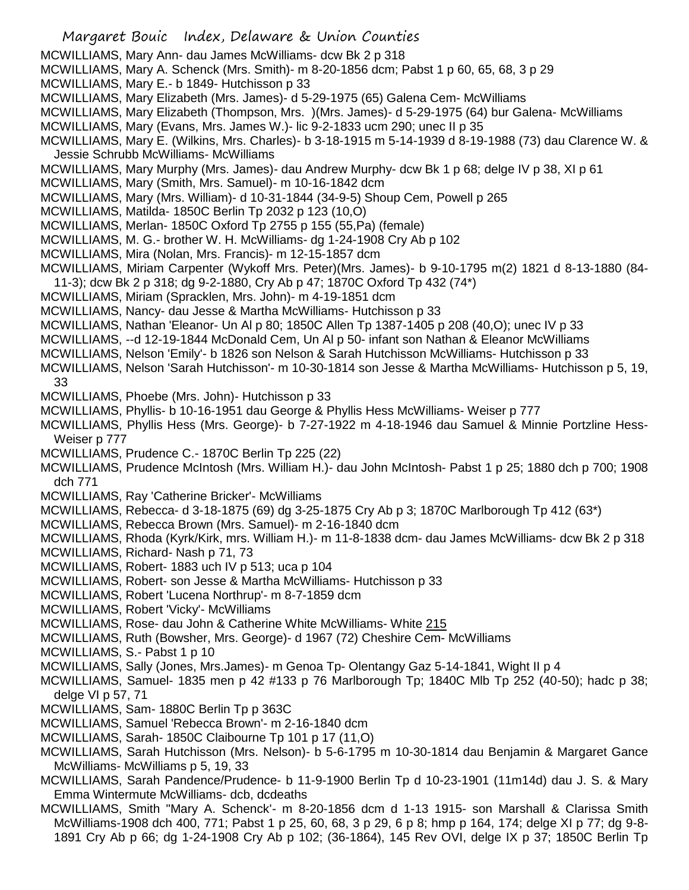MCWILLIAMS, Mary Ann- dau James McWilliams- dcw Bk 2 p 318

MCWILLIAMS, Mary A. Schenck (Mrs. Smith)- m 8-20-1856 dcm; Pabst 1 p 60, 65, 68, 3 p 29

MCWILLIAMS, Mary E.- b 1849- Hutchisson p 33

MCWILLIAMS, Mary Elizabeth (Mrs. James)- d 5-29-1975 (65) Galena Cem- McWilliams

MCWILLIAMS, Mary Elizabeth (Thompson, Mrs. )(Mrs. James)- d 5-29-1975 (64) bur Galena- McWilliams

MCWILLIAMS, Mary (Evans, Mrs. James W.)- lic 9-2-1833 ucm 290; unec II p 35

MCWILLIAMS, Mary E. (Wilkins, Mrs. Charles)- b 3-18-1915 m 5-14-1939 d 8-19-1988 (73) dau Clarence W. & Jessie Schrubb McWilliams- McWilliams

MCWILLIAMS, Mary Murphy (Mrs. James)- dau Andrew Murphy- dcw Bk 1 p 68; delge IV p 38, XI p 61

MCWILLIAMS, Mary (Smith, Mrs. Samuel)- m 10-16-1842 dcm

MCWILLIAMS, Mary (Mrs. William)- d 10-31-1844 (34-9-5) Shoup Cem, Powell p 265

MCWILLIAMS, Matilda- 1850C Berlin Tp 2032 p 123 (10,O)

MCWILLIAMS, Merlan- 1850C Oxford Tp 2755 p 155 (55,Pa) (female)

MCWILLIAMS, M. G.- brother W. H. McWilliams- dg 1-24-1908 Cry Ab p 102

MCWILLIAMS, Mira (Nolan, Mrs. Francis)- m 12-15-1857 dcm

MCWILLIAMS, Miriam Carpenter (Wykoff Mrs. Peter)(Mrs. James)- b 9-10-1795 m(2) 1821 d 8-13-1880 (84-11-3); dcw Bk 2 p 318; dg 9-2-1880, Cry Ab p 47; 1870C Oxford Tp 432 (74*)

MCWILLIAMS, Miriam (Spracklen, Mrs. John)- m 4-19-1851 dcm

MCWILLIAMS, Nancy- dau Jesse & Martha McWilliams- Hutchisson p 33

MCWILLIAMS, Nathan 'Eleanor- Un Al p 80; 1850C Allen Tp 1387-1405 p 208 (40,O); unec IV p 33

MCWILLIAMS, --d 12-19-1844 McDonald Cem, Un Al p 50- infant son Nathan & Eleanor McWilliams

MCWILLIAMS, Nelson 'Emily'- b 1826 son Nelson & Sarah Hutchisson McWilliams- Hutchisson p 33

MCWILLIAMS, Nelson 'Sarah Hutchisson'- m 10-30-1814 son Jesse & Martha McWilliams- Hutchisson p 5, 19, 33

MCWILLIAMS, Phoebe (Mrs. John)- Hutchisson p 33

MCWILLIAMS, Phyllis- b 10-16-1951 dau George & Phyllis Hess McWilliams- Weiser p 777

MCWILLIAMS, Phyllis Hess (Mrs. George)- b 7-27-1922 m 4-18-1946 dau Samuel & Minnie Portzline Hess- Weiser p 777

MCWILLIAMS, Prudence C.- 1870C Berlin Tp 225 (22)

MCWILLIAMS, Prudence McIntosh (Mrs. William H.)- dau John McIntosh- Pabst 1 p 25; 1880 dch p 700; 1908 dch 771

MCWILLIAMS, Ray 'Catherine Bricker'- McWilliams

MCWILLIAMS, Rebecca- d 3-18-1875 (69) dg 3-25-1875 Cry Ab p 3; 1870C Marlborough Tp 412 (63*)

MCWILLIAMS, Rebecca Brown (Mrs. Samuel)- m 2-16-1840 dcm

MCWILLIAMS, Rhoda (Kyrk/Kirk, mrs. William H.)- m 11-8-1838 dcm- dau James McWilliams- dcw Bk 2 p 318

MCWILLIAMS, Richard- Nash p 71, 73

MCWILLIAMS, Robert- 1883 uch IV p 513; uca p 104

MCWILLIAMS, Robert- son Jesse & Martha McWilliams- Hutchisson p 33

MCWILLIAMS, Robert 'Lucena Northrup'- m 8-7-1859 dcm

MCWILLIAMS, Robert 'Vicky'- McWilliams

MCWILLIAMS, Rose- dau John & Catherine White McWilliams- White 215

MCWILLIAMS, Ruth (Bowsher, Mrs. George)- d 1967 (72) Cheshire Cem- McWilliams

MCWILLIAMS, S.- Pabst 1 p 10

MCWILLIAMS, Sally (Jones, Mrs.James)- m Genoa Tp- Olentangy Gaz 5-14-1841, Wight II p 4

MCWILLIAMS, Samuel- 1835 men p 42 #133 p 76 Marlborough Tp; 1840C Mlb Tp 252 (40-50); hadc p 38; delge VI p 57, 71

MCWILLIAMS, Sam- 1880C Berlin Tp p 363C

MCWILLIAMS, Samuel 'Rebecca Brown'- m 2-16-1840 dcm

MCWILLIAMS, Sarah- 1850C Claibourne Tp 101 p 17 (11,O)

MCWILLIAMS, Sarah Hutchisson (Mrs. Nelson)- b 5-6-1795 m 10-30-1814 dau Benjamin & Margaret Gance McWilliams- McWilliams p 5, 19, 33

MCWILLIAMS, Sarah Pandence/Prudence- b 11-9-1900 Berlin Tp d 10-23-1901 (11m14d) dau J. S. & Mary Emma Wintermute McWilliams- dcb, dcdeaths

MCWILLIAMS, Smith "Mary A. Schenck'- m 8-20-1856 dcm d 1-13 1915- son Marshall & Clarissa Smith McWilliams-1908 dch 400, 771; Pabst 1 p 25, 60, 68, 3 p 29, 6 p 8; hmp p 164, 174; delge XI p 77; dg 9-8-1891 Cry Ab p 66; dg 1-24-1908 Cry Ab p 102; (36-1864), 145 Rev OVI, delge IX p 37; 1850C Berlin Tp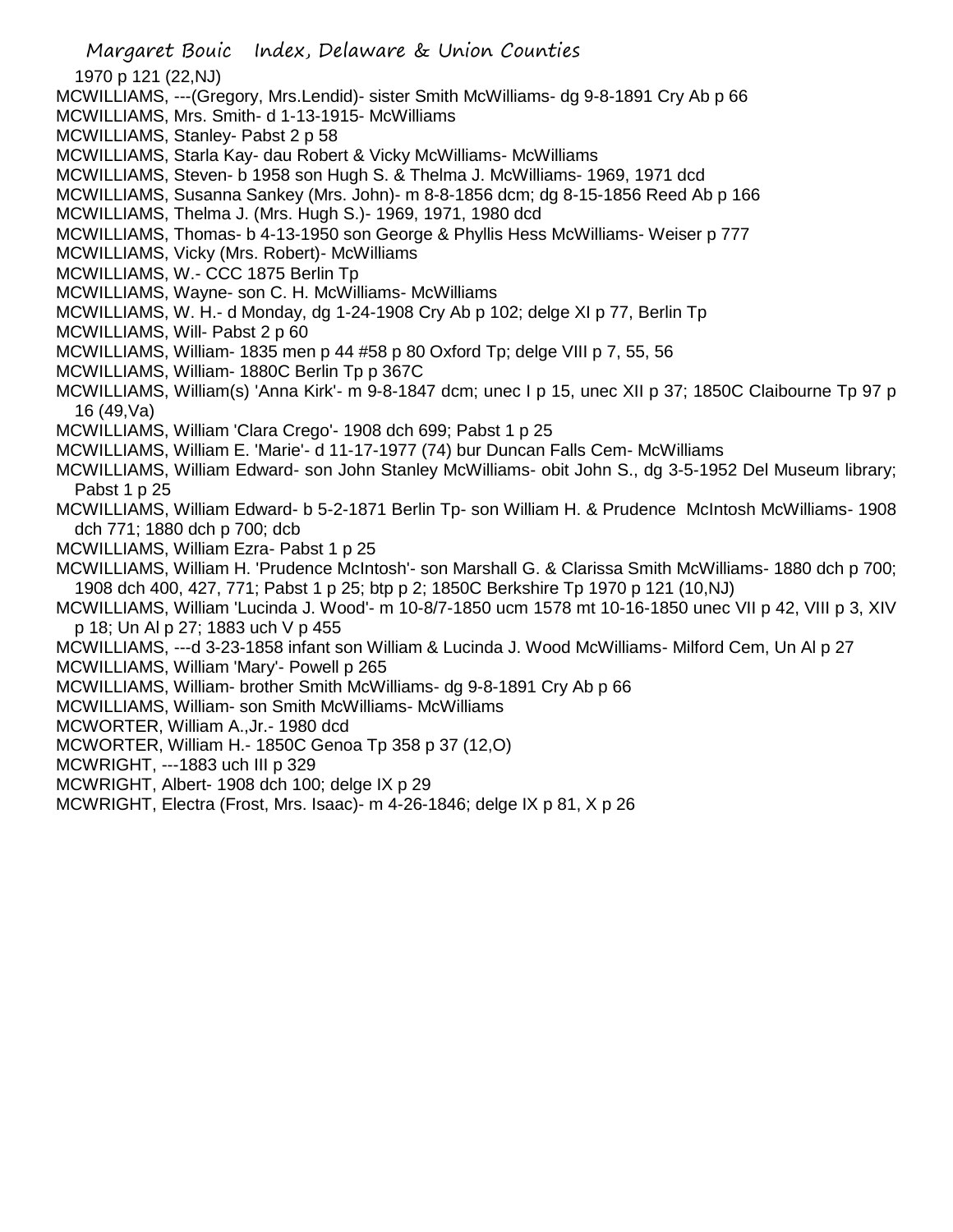1970 p 121 (22,NJ)

MCWILLIAMS, ---(Gregory, Mrs.Lendid)- sister Smith McWilliams- dg 9-8-1891 Cry Ab p 66

MCWILLIAMS, Mrs. Smith- d 1-13-1915- McWilliams

MCWILLIAMS, Stanley- Pabst 2 p 58

MCWILLIAMS, Starla Kay- dau Robert & Vicky McWilliams- McWilliams

MCWILLIAMS, Steven- b 1958 son Hugh S. & Thelma J. McWilliams- 1969, 1971 dcd

MCWILLIAMS, Susanna Sankey (Mrs. John)- m 8-8-1856 dcm; dg 8-15-1856 Reed Ab p 166

MCWILLIAMS, Thelma J. (Mrs. Hugh S.)- 1969, 1971, 1980 dcd

MCWILLIAMS, Thomas- b 4-13-1950 son George & Phyllis Hess McWilliams- Weiser p 777

MCWILLIAMS, Vicky (Mrs. Robert)- McWilliams

MCWILLIAMS, W.- CCC 1875 Berlin Tp

MCWILLIAMS, Wayne- son C. H. McWilliams- McWilliams

MCWILLIAMS, W. H.- d Monday, dg 1-24-1908 Cry Ab p 102; delge XI p 77, Berlin Tp

MCWILLIAMS, Will- Pabst 2 p 60

MCWILLIAMS, William- 1835 men p 44 #58 p 80 Oxford Tp; delge VIII p 7, 55, 56

MCWILLIAMS, William- 1880C Berlin Tp p 367C

MCWILLIAMS, William(s) 'Anna Kirk'- m 9-8-1847 dcm; unec I p 15, unec XII p 37; 1850C Claibourne Tp 97 p 16 (49,Va)

MCWILLIAMS, William 'Clara Crego'- 1908 dch 699; Pabst 1 p 25

MCWILLIAMS, William E. 'Marie'- d 11-17-1977 (74) bur Duncan Falls Cem- McWilliams

MCWILLIAMS, William Edward- son John Stanley McWilliams- obit John S., dg 3-5-1952 Del Museum library; Pabst 1 p 25

MCWILLIAMS, William Edward- b 5-2-1871 Berlin Tp- son William H. & Prudence McIntosh McWilliams- 1908 dch 771; 1880 dch p 700; dcb

MCWILLIAMS, William Ezra- Pabst 1 p 25

MCWILLIAMS, William H. 'Prudence McIntosh'- son Marshall G. & Clarissa Smith McWilliams- 1880 dch p 700; 1908 dch 400, 427, 771; Pabst 1 p 25; btp p 2; 1850C Berkshire Tp 1970 p 121 (10,NJ)

MCWILLIAMS, William 'Lucinda J. Wood'- m 10-8/7-1850 ucm 1578 mt 10-16-1850 unec VII p 42, VIII p 3, XIV p 18; Un Al p 27; 1883 uch V p 455

MCWILLIAMS, ---d 3-23-1858 infant son William & Lucinda J. Wood McWilliams- Milford Cem, Un Al p 27

MCWILLIAMS, William 'Mary'- Powell p 265

MCWILLIAMS, William- brother Smith McWilliams- dg 9-8-1891 Cry Ab p 66

MCWILLIAMS, William- son Smith McWilliams- McWilliams

MCWORTER, William A.,Jr.- 1980 dcd

MCWORTER, William H.- 1850C Genoa Tp 358 p 37 (12,O)

MCWRIGHT, ---1883 uch III p 329

MCWRIGHT, Albert- 1908 dch 100; delge IX p 29

MCWRIGHT, Electra (Frost, Mrs. Isaac)- m 4-26-1846; delge IX p 81, X p 26